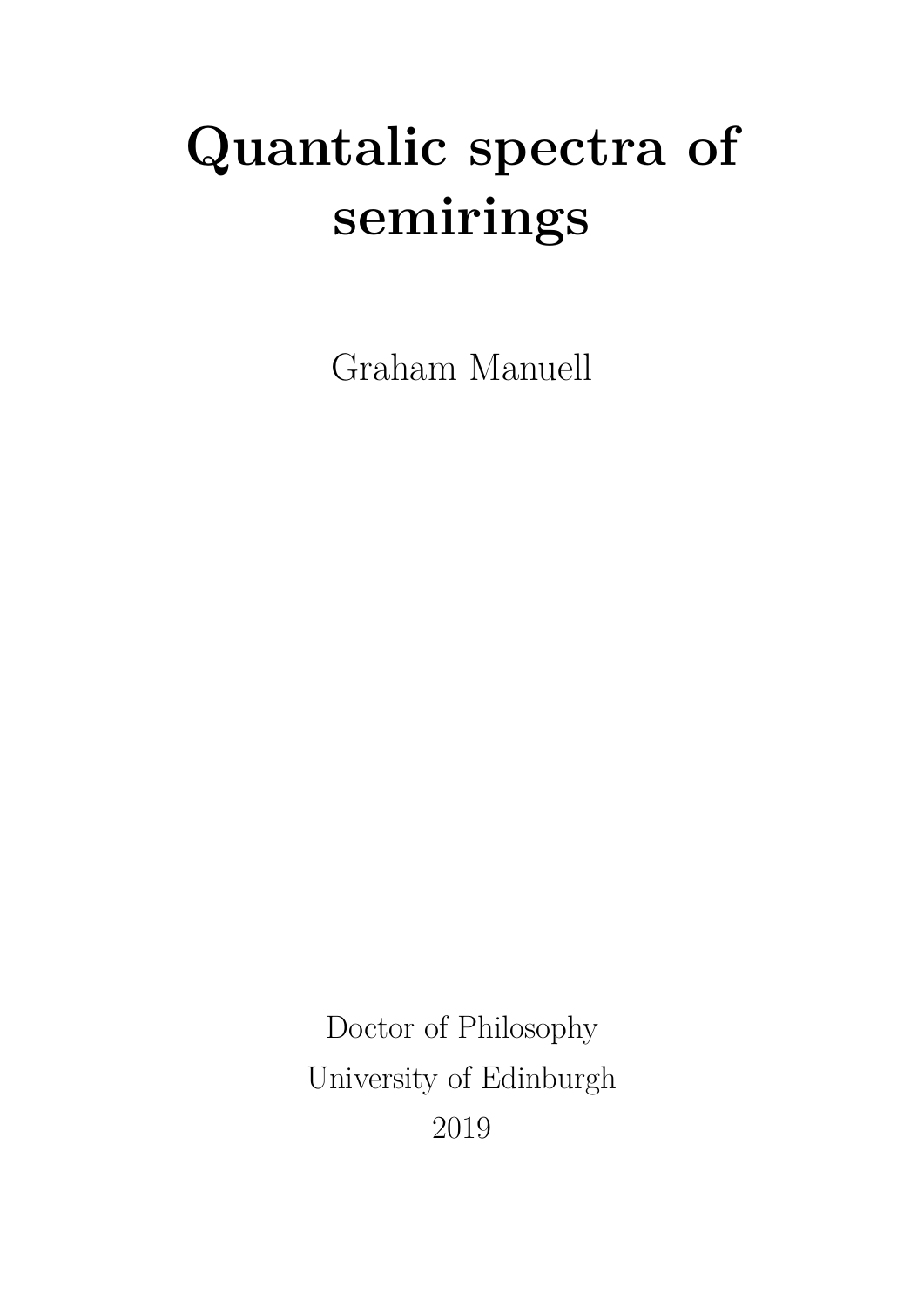# Quantalic spectra of semirings

Graham Manuell

Doctor of Philosophy

University of Edinburgh

2019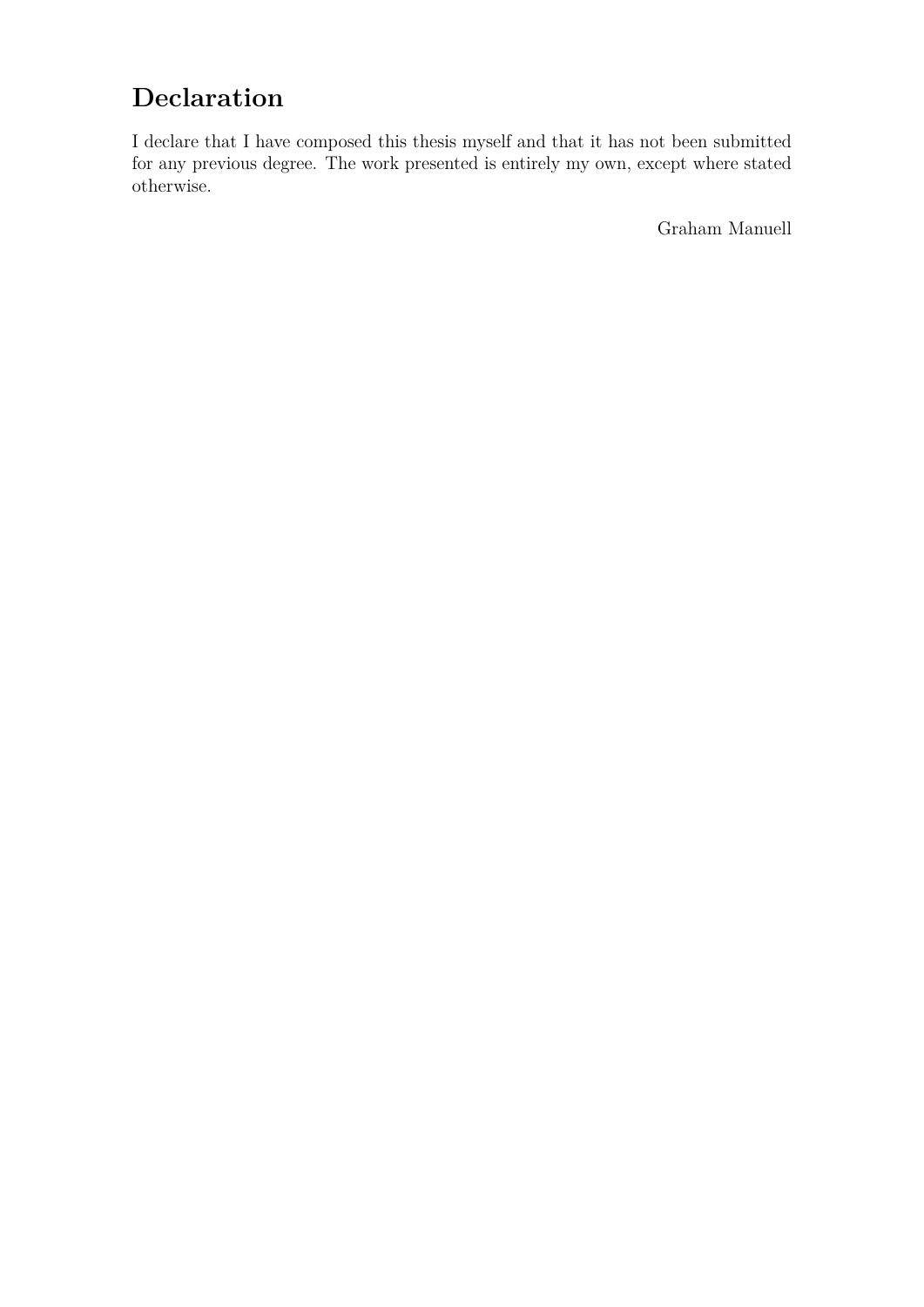# Declaration

I declare that I have composed this thesis myself and that it has not been submitted for any previous degree. The work presented is entirely my own, except where stated otherwise.

Graham Manuell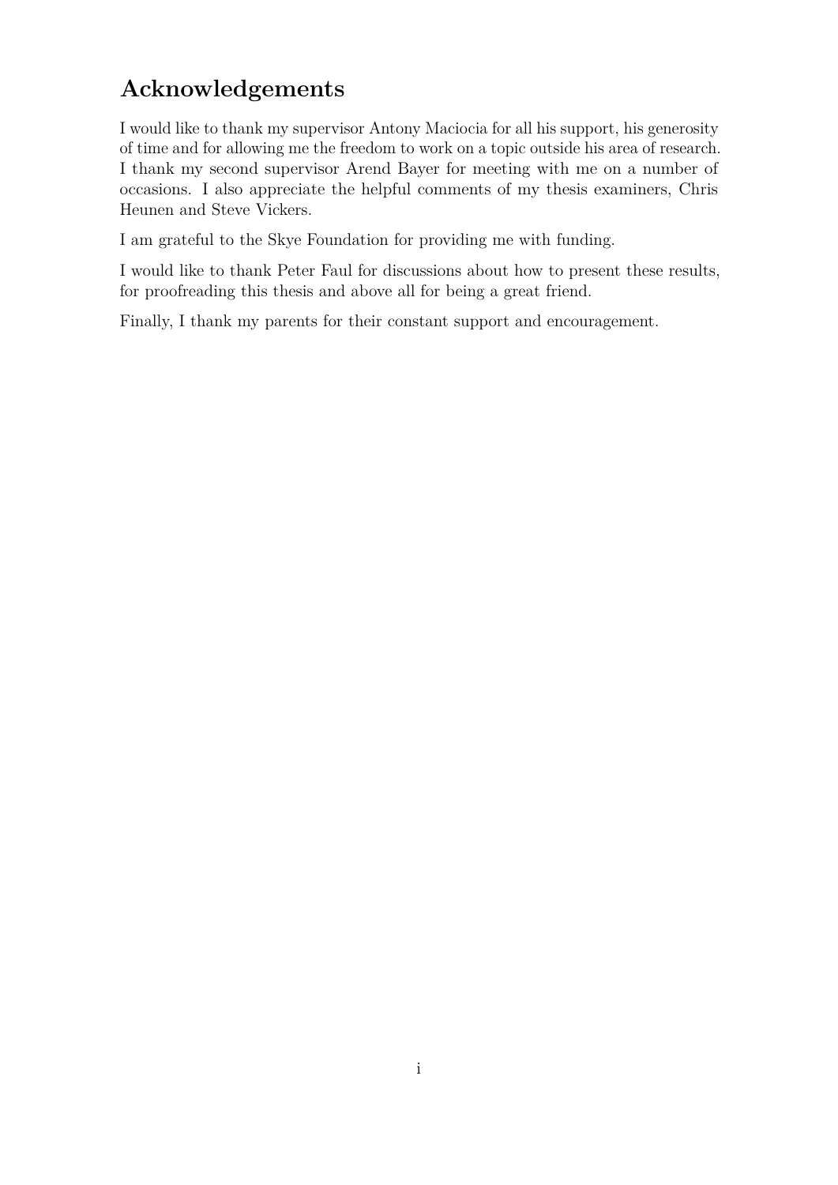# Acknowledgements

I would like to thank my supervisor Antony Maciocia for all his support, his generosity of time and for allowing me the freedom to work on a topic outside his area of research. I thank my second supervisor Arend Bayer for meeting with me on a number of occasions. I also appreciate the helpful comments of my thesis examiners, Chris Heunen and Steve Vickers.

I am grateful to the Skye Foundation for providing me with funding.

I would like to thank Peter Faul for discussions about how to present these results, for proofreading this thesis and above all for being a great friend.

Finally, I thank my parents for their constant support and encouragement.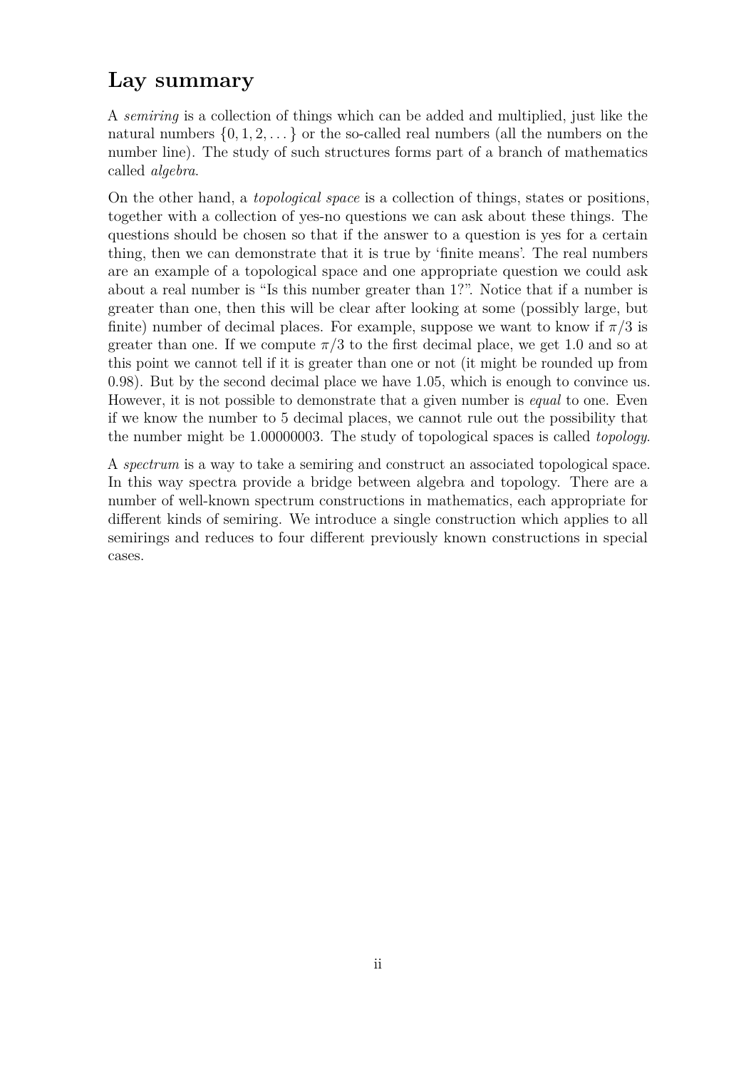# Lay summary

A *semiring* is a collection of things which can be added and multiplied, just like the natural numbers $\{0, 1, 2, \dots\}$ or the so-called real numbers (all the numbers on the number line). The study of such structures forms part of a branch of mathematics called *algebra*.

On the other hand, a *topological space* is a collection of things, states or positions, together with a collection of yes-no questions we can ask about these things. The questions should be chosen so that if the answer to a question is yes for a certain thing, then we can demonstrate that it is true by 'finite means'. The real numbers are an example of a topological space and one appropriate question we could ask about a real number is "Is this number greater than 1?". Notice that if a number is greater than one, then this will be clear after looking at some (possibly large, but finite) number of decimal places. For example, suppose we want to know if $\pi/3$ is greater than one. If we compute $\pi/3$ to the first decimal place, we get 1.0 and so at this point we cannot tell if it is greater than one or not (it might be rounded up from 0.98). But by the second decimal place we have 1.05, which is enough to convince us. However, it is not possible to demonstrate that a given number is *equal* to one. Even if we know the number to 5 decimal places, we cannot rule out the possibility that the number might be 1.00000003. The study of topological spaces is called *topology*.

A *spectrum* is a way to take a semiring and construct an associated topological space. In this way spectra provide a bridge between algebra and topology. There are a number of well-known spectrum constructions in mathematics, each appropriate for different kinds of semiring. We introduce a single construction which applies to all semirings and reduces to four different previously known constructions in special cases.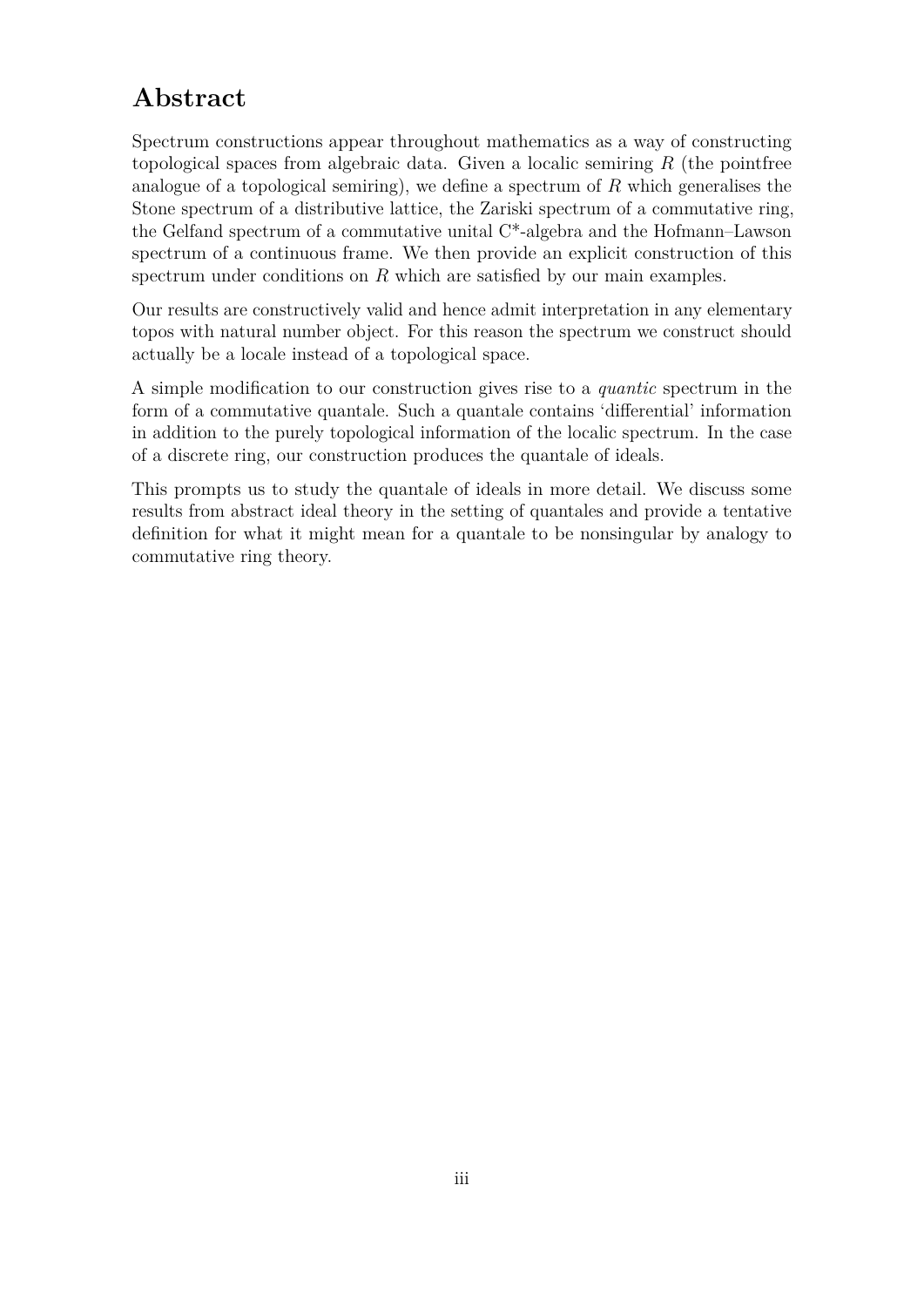# Abstract

Spectrum constructions appear throughout mathematics as a way of constructing topological spaces from algebraic data. Given a localic semiring $R$ (the pointfree analogue of a topological semiring), we define a spectrum of $R$ which generalises the Stone spectrum of a distributive lattice, the Zariski spectrum of a commutative ring, the Gelfand spectrum of a commutative unital C*-algebra and the Hofmann–Lawson spectrum of a continuous frame. We then provide an explicit construction of this spectrum under conditions on $R$ which are satisfied by our main examples.

Our results are constructively valid and hence admit interpretation in any elementary topos with natural number object. For this reason the spectrum we construct should actually be a locale instead of a topological space.

A simple modification to our construction gives rise to a *quantic* spectrum in the form of a commutative quantale. Such a quantale contains 'differential' information in addition to the purely topological information of the localic spectrum. In the case of a discrete ring, our construction produces the quantale of ideals.

This prompts us to study the quantale of ideals in more detail. We discuss some results from abstract ideal theory in the setting of quantales and provide a tentative definition for what it might mean for a quantale to be nonsingular by analogy to commutative ring theory.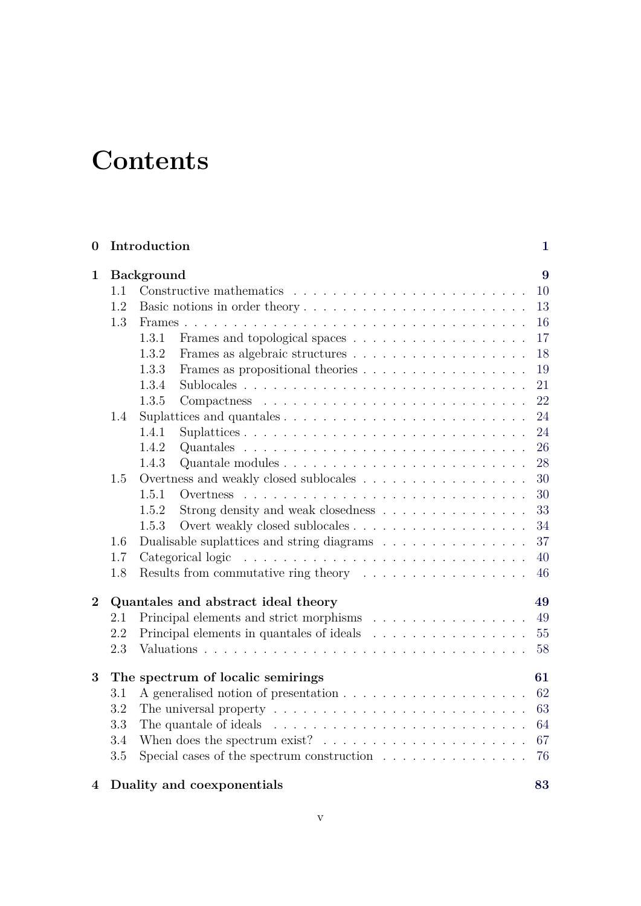# Contents

- **0 Introduction** — **1**
- **1 Background** — **9**
  - 1.1 Constructive mathematics — 10
  - 1.2 Basic notions in order theory — 13
  - 1.3 Frames — 16
    - 1.3.1 Frames and topological spaces — 17
    - 1.3.2 Frames as algebraic structures — 18
    - 1.3.3 Frames as propositional theories — 19
    - 1.3.4 Sublocales — 21
    - 1.3.5 Compactness — 22
  - 1.4 Suplattices and quantales — 24
    - 1.4.1 Suplattices — 24
    - 1.4.2 Quantales — 26
    - 1.4.3 Quantale modules — 28
  - 1.5 Overtness and weakly closed sublocales — 30
    - 1.5.1 Overtness — 30
    - 1.5.2 Strong density and weak closedness — 33
    - 1.5.3 Overt weakly closed sublocales — 34
  - 1.6 Dualisable suplattices and string diagrams — 37
  - 1.7 Categorical logic — 40
  - 1.8 Results from commutative ring theory — 46
- **2 Quantales and abstract ideal theory** — **49**
  - 2.1 Principal elements and strict morphisms — 49
  - 2.2 Principal elements in quantales of ideals — 55
  - 2.3 Valuations — 58
- **3 The spectrum of localic semirings** — **61**
  - 3.1 A generalised notion of presentation — 62
  - 3.2 The universal property — 63
  - 3.3 The quantale of ideals — 64
  - 3.4 When does the spectrum exist? — 67
  - 3.5 Special cases of the spectrum construction — 76
- **4 Duality and coexponentials** — **83**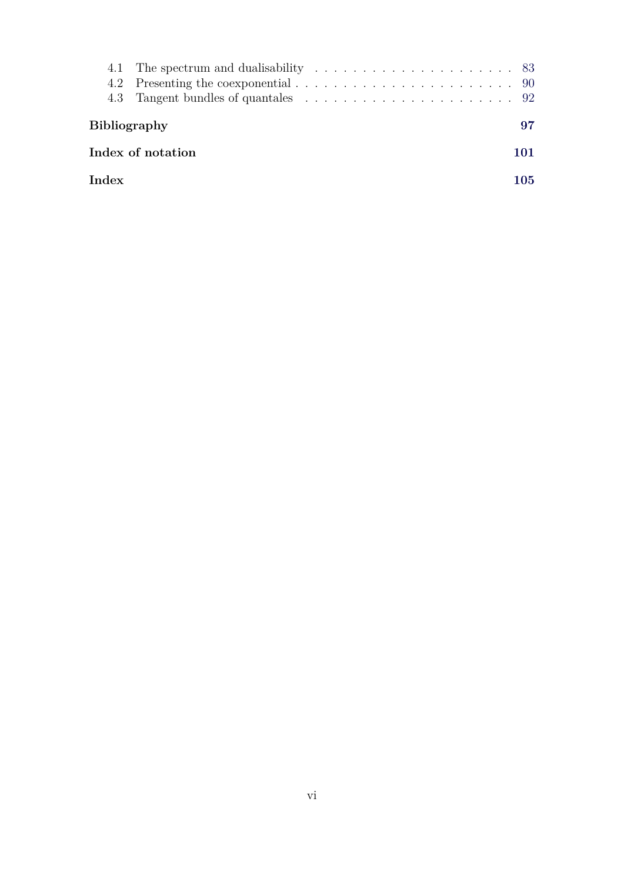- 4.1 The spectrum and dualisability . . . . . . . . . . . . . . . . . . . . . . 83
- 4.2 Presenting the coexponential . . . . . . . . . . . . . . . . . . . . . . . . 90
- 4.3 Tangent bundles of quantales . . . . . . . . . . . . . . . . . . . . . . . 92

**Bibliography** **97**

**Index of notation** **101**

**Index** **105**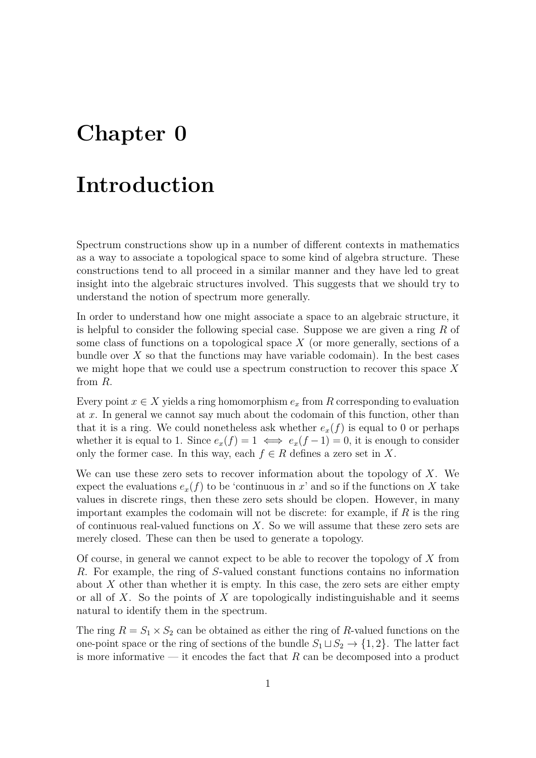# Chapter 0

# Introduction

Spectrum constructions show up in a number of different contexts in mathematics as a way to associate a topological space to some kind of algebra structure. These constructions tend to all proceed in a similar manner and they have led to great insight into the algebraic structures involved. This suggests that we should try to understand the notion of spectrum more generally.

In order to understand how one might associate a space to an algebraic structure, it is helpful to consider the following special case. Suppose we are given a ring $R$ of some class of functions on a topological space $X$ (or more generally, sections of a bundle over $X$ so that the functions may have variable codomain). In the best cases we might hope that we could use a spectrum construction to recover this space $X$ from $R$.

Every point $x \in X$ yields a ring homomorphism $e_x$ from $R$ corresponding to evaluation at $x$. In general we cannot say much about the codomain of this function, other than that it is a ring. We could nonetheless ask whether $e_x(f)$ is equal to 0 or perhaps whether it is equal to 1. Since $e_x(f) = 1 \iff e_x(f-1) = 0$, it is enough to consider only the former case. In this way, each $f \in R$ defines a zero set in $X$.

We can use these zero sets to recover information about the topology of $X$. We expect the evaluations $e_x(f)$ to be 'continuous in $x$' and so if the functions on $X$ take values in discrete rings, then these zero sets should be clopen. However, in many important examples the codomain will not be discrete: for example, if $R$ is the ring of continuous real-valued functions on $X$. So we will assume that these zero sets are merely closed. These can then be used to generate a topology.

Of course, in general we cannot expect to be able to recover the topology of $X$ from $R$. For example, the ring of $S$-valued constant functions contains no information about $X$ other than whether it is empty. In this case, the zero sets are either empty or all of $X$. So the points of $X$ are topologically indistinguishable and it seems natural to identify them in the spectrum.

The ring $R = S_1 \times S_2$ can be obtained as either the ring of $R$-valued functions on the one-point space or the ring of sections of the bundle $S_1 \sqcup S_2 \to \{1, 2\}$. The latter fact is more informative — it encodes the fact that $R$ can be decomposed into a product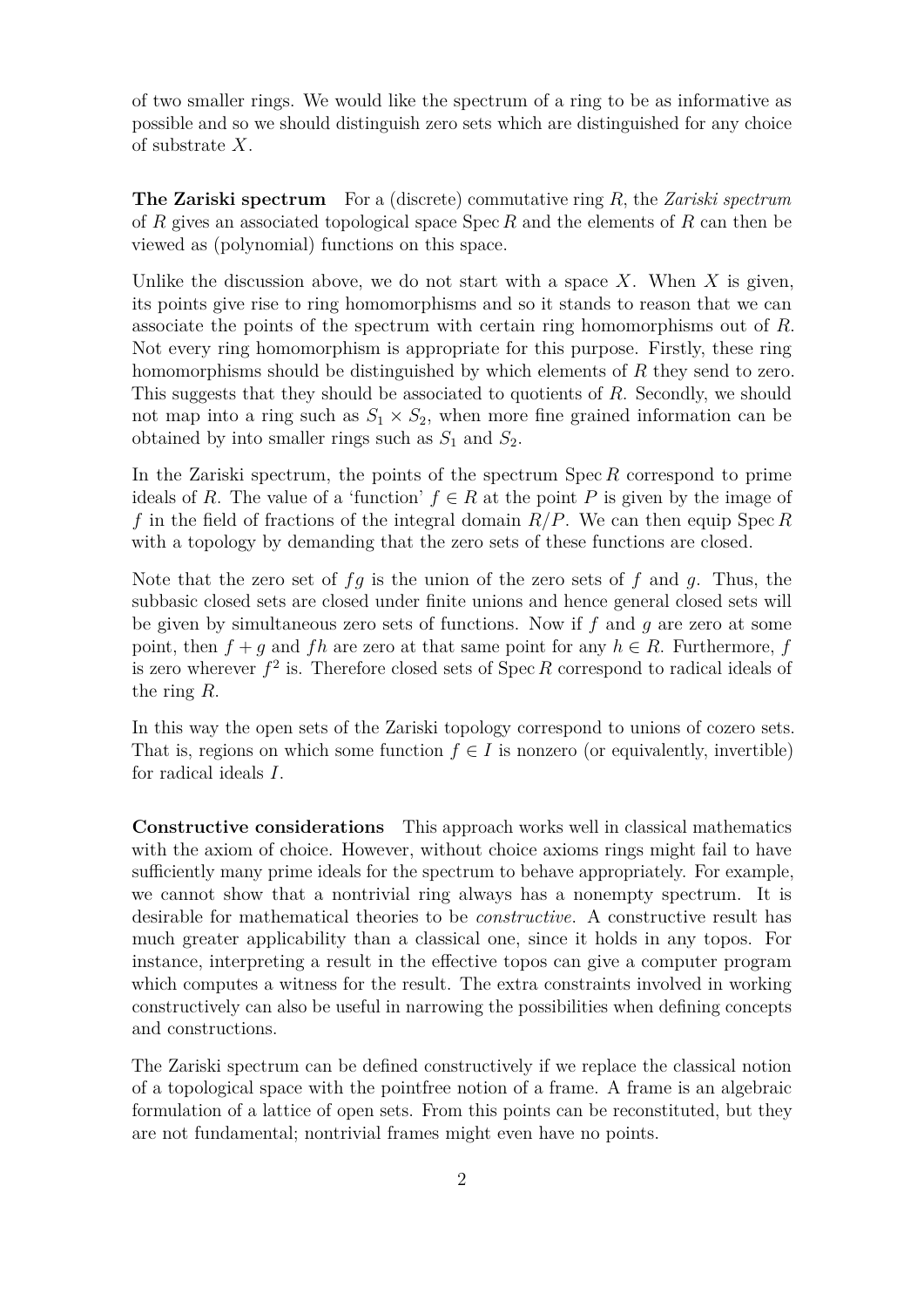of two smaller rings. We would like the spectrum of a ring to be as informative as possible and so we should distinguish zero sets which are distinguished for any choice of substrate $X$.

**The Zariski spectrum** For a (discrete) commutative ring $R$, the *Zariski spectrum* of $R$ gives an associated topological space $\operatorname{Spec} R$ and the elements of $R$ can then be viewed as (polynomial) functions on this space.

Unlike the discussion above, we do not start with a space $X$. When $X$ is given, its points give rise to ring homomorphisms and so it stands to reason that we can associate the points of the spectrum with certain ring homomorphisms out of $R$. Not every ring homomorphism is appropriate for this purpose. Firstly, these ring homomorphisms should be distinguished by which elements of $R$ they send to zero. This suggests that they should be associated to quotients of $R$. Secondly, we should not map into a ring such as $S_1 \times S_2$, when more fine grained information can be obtained by into smaller rings such as $S_1$ and $S_2$.

In the Zariski spectrum, the points of the spectrum $\operatorname{Spec} R$ correspond to prime ideals of $R$. The value of a 'function' $f \in R$ at the point $P$ is given by the image of $f$ in the field of fractions of the integral domain $R/P$. We can then equip $\operatorname{Spec} R$ with a topology by demanding that the zero sets of these functions are closed.

Note that the zero set of $fg$ is the union of the zero sets of $f$ and $g$. Thus, the subbasic closed sets are closed under finite unions and hence general closed sets will be given by simultaneous zero sets of functions. Now if $f$ and $g$ are zero at some point, then $f + g$ and $fh$ are zero at that same point for any $h \in R$. Furthermore, $f$ is zero wherever $f^2$ is. Therefore closed sets of $\operatorname{Spec} R$ correspond to radical ideals of the ring $R$.

In this way the open sets of the Zariski topology correspond to unions of cozero sets. That is, regions on which some function $f \in I$ is nonzero (or equivalently, invertible) for radical ideals $I$.

**Constructive considerations** This approach works well in classical mathematics with the axiom of choice. However, without choice axioms rings might fail to have sufficiently many prime ideals for the spectrum to behave appropriately. For example, we cannot show that a nontrivial ring always has a nonempty spectrum. It is desirable for mathematical theories to be *constructive*. A constructive result has much greater applicability than a classical one, since it holds in any topos. For instance, interpreting a result in the effective topos can give a computer program which computes a witness for the result. The extra constraints involved in working constructively can also be useful in narrowing the possibilities when defining concepts and constructions.

The Zariski spectrum can be defined constructively if we replace the classical notion of a topological space with the pointfree notion of a frame. A frame is an algebraic formulation of a lattice of open sets. From this points can be reconstituted, but they are not fundamental; nontrivial frames might even have no points.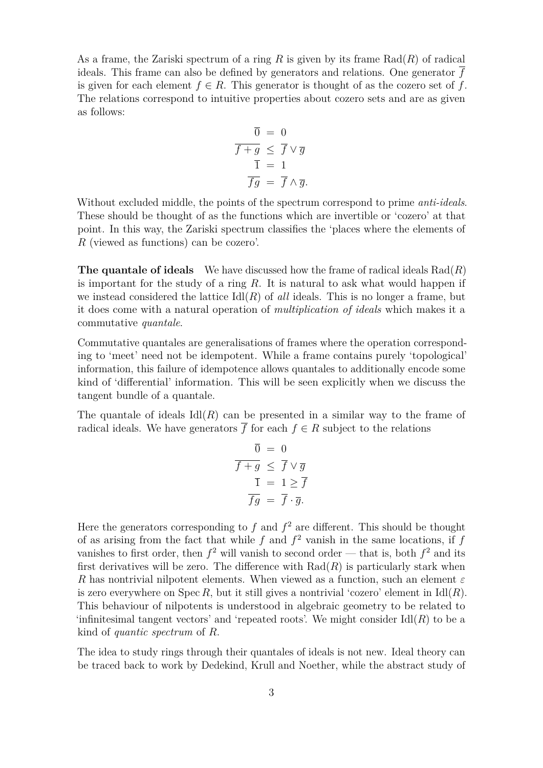As a frame, the Zariski spectrum of a ring $R$ is given by its frame $\mathrm{Rad}(R)$ of radical ideals. This frame can also be defined by generators and relations. One generator $\overline{f}$ is given for each element $f \in R$. This generator is thought of as the cozero set of $f$. The relations correspond to intuitive properties about cozero sets and are as given as follows:

$$\begin{aligned}
\overline{0} &= 0 \\
\overline{f+g} &\leq \overline{f} \vee \overline{g} \\
\overline{1} &= 1 \\
\overline{fg} &= \overline{f} \wedge \overline{g}.
\end{aligned}$$

Without excluded middle, the points of the spectrum correspond to prime *anti-ideals*. These should be thought of as the functions which are invertible or 'cozero' at that point. In this way, the Zariski spectrum classifies the 'places where the elements of $R$ (viewed as functions) can be cozero'.

**The quantale of ideals** We have discussed how the frame of radical ideals $\mathrm{Rad}(R)$ is important for the study of a ring $R$. It is natural to ask what would happen if we instead considered the lattice $\mathrm{Idl}(R)$ of *all* ideals. This is no longer a frame, but it does come with a natural operation of *multiplication of ideals* which makes it a commutative *quantale*.

Commutative quantales are generalisations of frames where the operation corresponding to 'meet' need not be idempotent. While a frame contains purely 'topological' information, this failure of idempotence allows quantales to additionally encode some kind of 'differential' information. This will be seen explicitly when we discuss the tangent bundle of a quantale.

The quantale of ideals $\mathrm{Idl}(R)$ can be presented in a similar way to the frame of radical ideals. We have generators $\overline{f}$ for each $f \in R$ subject to the relations

$$\begin{aligned}
\overline{0} &= 0 \\
\overline{f+g} &\leq \overline{f} \vee \overline{g} \\
\overline{1} &= 1 \geq \overline{f} \\
\overline{fg} &= \overline{f} \cdot \overline{g}.
\end{aligned}$$

Here the generators corresponding to $f$ and $f^2$ are different. This should be thought of as arising from the fact that while $f$ and $f^2$ vanish in the same locations, if $f$ vanishes to first order, then $f^2$ will vanish to second order — that is, both $f^2$ and its first derivatives will be zero. The difference with $\mathrm{Rad}(R)$ is particularly stark when $R$ has nontrivial nilpotent elements. When viewed as a function, such an element $\varepsilon$ is zero everywhere on $\operatorname{Spec} R$, but it still gives a nontrivial 'cozero' element in $\mathrm{Idl}(R)$. This behaviour of nilpotents is understood in algebraic geometry to be related to 'infinitesimal tangent vectors' and 'repeated roots'. We might consider $\mathrm{Idl}(R)$ to be a kind of *quantic spectrum* of $R$.

The idea to study rings through their quantales of ideals is not new. Ideal theory can be traced back to work by Dedekind, Krull and Noether, while the abstract study of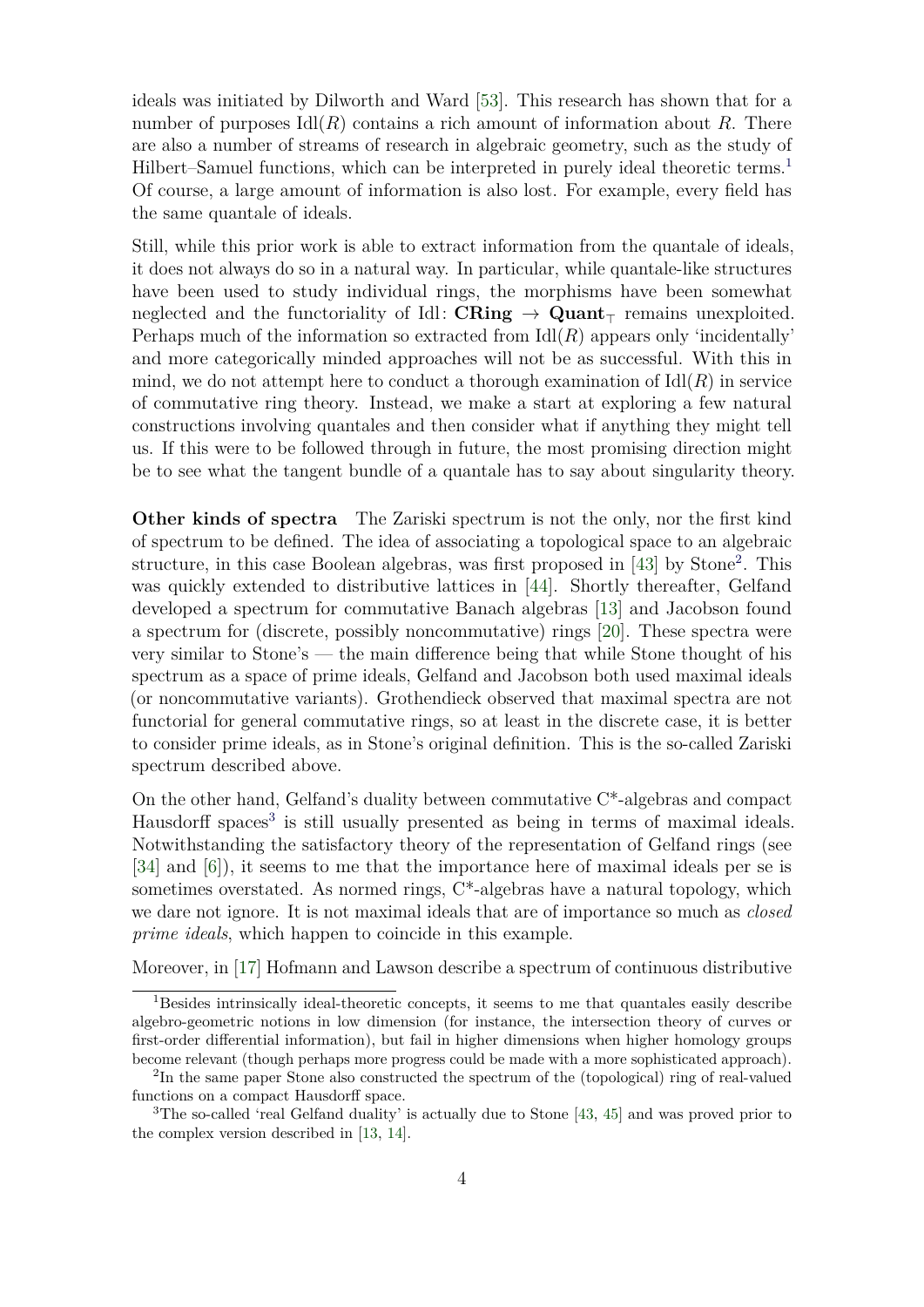ideals was initiated by Dilworth and Ward [53]. This research has shown that for a number of purposes $\mathrm{Idl}(R)$ contains a rich amount of information about $R$. There are also a number of streams of research in algebraic geometry, such as the study of Hilbert–Samuel functions, which can be interpreted in purely ideal theoretic terms.[1] Of course, a large amount of information is also lost. For example, every field has the same quantale of ideals.

Still, while this prior work is able to extract information from the quantale of ideals, it does not always do so in a natural way. In particular, while quantale-like structures have been used to study individual rings, the morphisms have been somewhat neglected and the functoriality of $\mathrm{Idl}\colon \mathbf{CRing} \to \mathbf{Quant}_\top$ remains unexploited. Perhaps much of the information so extracted from $\mathrm{Idl}(R)$ appears only 'incidentally' and more categorically minded approaches will not be as successful. With this in mind, we do not attempt here to conduct a thorough examination of $\mathrm{Idl}(R)$ in service of commutative ring theory. Instead, we make a start at exploring a few natural constructions involving quantales and then consider what if anything they might tell us. If this were to be followed through in future, the most promising direction might be to see what the tangent bundle of a quantale has to say about singularity theory.

**Other kinds of spectra** The Zariski spectrum is not the only, nor the first kind of spectrum to be defined. The idea of associating a topological space to an algebraic structure, in this case Boolean algebras, was first proposed in [43] by Stone[2]. This was quickly extended to distributive lattices in [44]. Shortly thereafter, Gelfand developed a spectrum for commutative Banach algebras [13] and Jacobson found a spectrum for (discrete, possibly noncommutative) rings [20]. These spectra were very similar to Stone's — the main difference being that while Stone thought of his spectrum as a space of prime ideals, Gelfand and Jacobson both used maximal ideals (or noncommutative variants). Grothendieck observed that maximal spectra are not functorial for general commutative rings, so at least in the discrete case, it is better to consider prime ideals, as in Stone's original definition. This is the so-called Zariski spectrum described above.

On the other hand, Gelfand's duality between commutative C*-algebras and compact Hausdorff spaces[3] is still usually presented as being in terms of maximal ideals. Notwithstanding the satisfactory theory of the representation of Gelfand rings (see [34] and [6]), it seems to me that the importance here of maximal ideals per se is sometimes overstated. As normed rings, C*-algebras have a natural topology, which we dare not ignore. It is not maximal ideals that are of importance so much as *closed prime ideals*, which happen to coincide in this example.

Moreover, in [17] Hofmann and Lawson describe a spectrum of continuous distributive

[1] Besides intrinsically ideal-theoretic concepts, it seems to me that quantales easily describe algebro-geometric notions in low dimension (for instance, the intersection theory of curves or first-order differential information), but fail in higher dimensions when higher homology groups become relevant (though perhaps more progress could be made with a more sophisticated approach).

[2] In the same paper Stone also constructed the spectrum of the (topological) ring of real-valued functions on a compact Hausdorff space.

[3] The so-called 'real Gelfand duality' is actually due to Stone [43, 45] and was proved prior to the complex version described in [13, 14].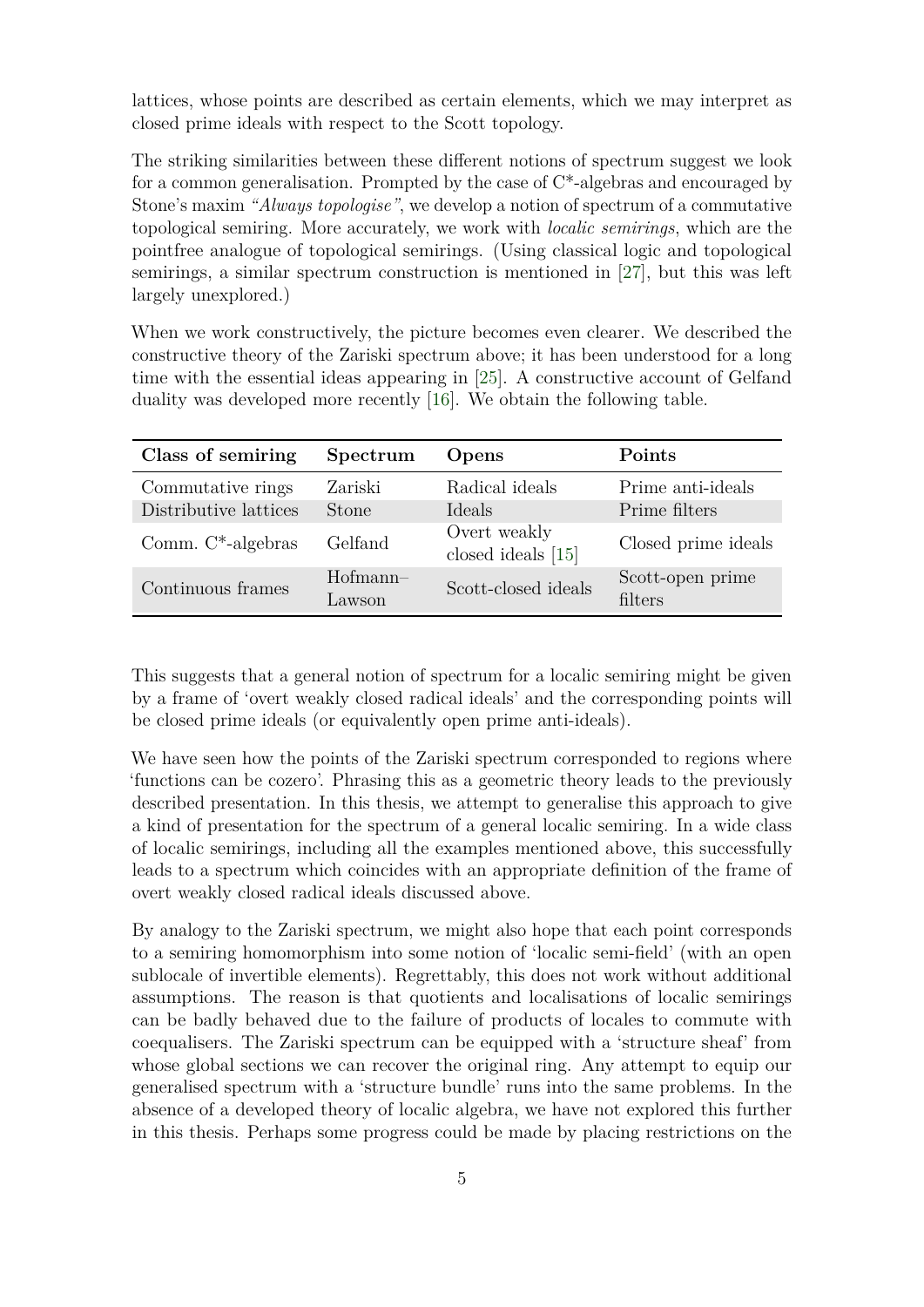lattices, whose points are described as certain elements, which we may interpret as closed prime ideals with respect to the Scott topology.

The striking similarities between these different notions of spectrum suggest we look for a common generalisation. Prompted by the case of C*-algebras and encouraged by Stone's maxim *"Always topologise"*, we develop a notion of spectrum of a commutative topological semiring. More accurately, we work with *localic semirings*, which are the pointfree analogue of topological semirings. (Using classical logic and topological semirings, a similar spectrum construction is mentioned in [27], but this was left largely unexplored.)

When we work constructively, the picture becomes even clearer. We described the constructive theory of the Zariski spectrum above; it has been understood for a long time with the essential ideas appearing in [25]. A constructive account of Gelfand duality was developed more recently [16]. We obtain the following table.

| **Class of semiring** | **Spectrum** | **Opens** | **Points** |
|---|---|---|---|
| Commutative rings | Zariski | Radical ideals | Prime anti-ideals |
| Distributive lattices | Stone | Ideals | Prime filters |
| Comm. C*-algebras | Gelfand | Overt weakly closed ideals [15] | Closed prime ideals |
| Continuous frames | Hofmann–Lawson | Scott-closed ideals | Scott-open prime filters |

This suggests that a general notion of spectrum for a localic semiring might be given by a frame of 'overt weakly closed radical ideals' and the corresponding points will be closed prime ideals (or equivalently open prime anti-ideals).

We have seen how the points of the Zariski spectrum corresponded to regions where 'functions can be cozero'. Phrasing this as a geometric theory leads to the previously described presentation. In this thesis, we attempt to generalise this approach to give a kind of presentation for the spectrum of a general localic semiring. In a wide class of localic semirings, including all the examples mentioned above, this successfully leads to a spectrum which coincides with an appropriate definition of the frame of overt weakly closed radical ideals discussed above.

By analogy to the Zariski spectrum, we might also hope that each point corresponds to a semiring homomorphism into some notion of 'localic semi-field' (with an open sublocale of invertible elements). Regrettably, this does not work without additional assumptions. The reason is that quotients and localisations of localic semirings can be badly behaved due to the failure of products of locales to commute with coequalisers. The Zariski spectrum can be equipped with a 'structure sheaf' from whose global sections we can recover the original ring. Any attempt to equip our generalised spectrum with a 'structure bundle' runs into the same problems. In the absence of a developed theory of localic algebra, we have not explored this further in this thesis. Perhaps some progress could be made by placing restrictions on the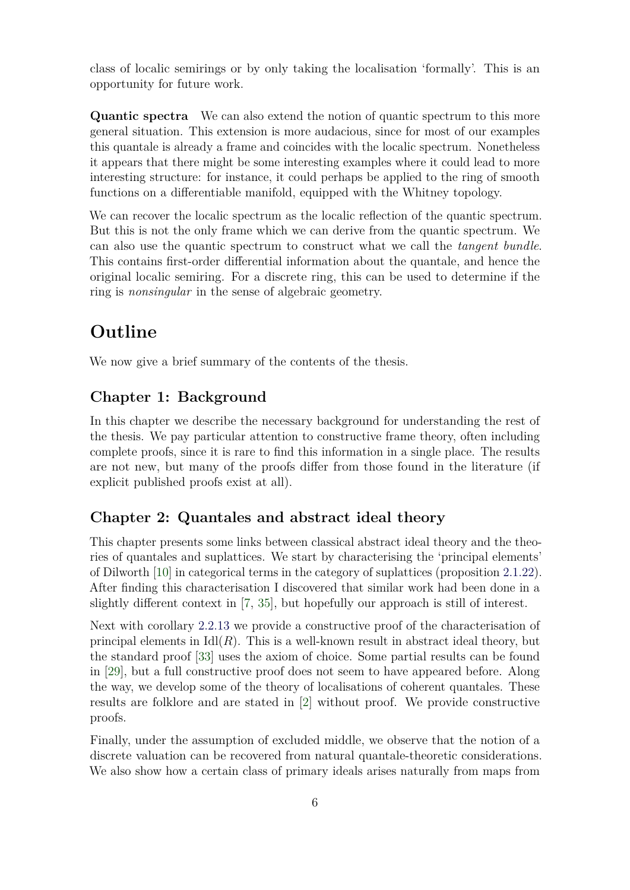class of localic semirings or by only taking the localisation 'formally'. This is an opportunity for future work.

**Quantic spectra** We can also extend the notion of quantic spectrum to this more general situation. This extension is more audacious, since for most of our examples this quantale is already a frame and coincides with the localic spectrum. Nonetheless it appears that there might be some interesting examples where it could lead to more interesting structure: for instance, it could perhaps be applied to the ring of smooth functions on a differentiable manifold, equipped with the Whitney topology.

We can recover the localic spectrum as the localic reflection of the quantic spectrum. But this is not the only frame which we can derive from the quantic spectrum. We can also use the quantic spectrum to construct what we call the *tangent bundle*. This contains first-order differential information about the quantale, and hence the original localic semiring. For a discrete ring, this can be used to determine if the ring is *nonsingular* in the sense of algebraic geometry.

# Outline

We now give a brief summary of the contents of the thesis.

## Chapter 1: Background

In this chapter we describe the necessary background for understanding the rest of the thesis. We pay particular attention to constructive frame theory, often including complete proofs, since it is rare to find this information in a single place. The results are not new, but many of the proofs differ from those found in the literature (if explicit published proofs exist at all).

## Chapter 2: Quantales and abstract ideal theory

This chapter presents some links between classical abstract ideal theory and the theories of quantales and suplattices. We start by characterising the 'principal elements' of Dilworth [10] in categorical terms in the category of suplattices (proposition 2.1.22). After finding this characterisation I discovered that similar work had been done in a slightly different context in [7, 35], but hopefully our approach is still of interest.

Next with corollary 2.2.13 we provide a constructive proof of the characterisation of principal elements in $\mathrm{Idl}(R)$. This is a well-known result in abstract ideal theory, but the standard proof [33] uses the axiom of choice. Some partial results can be found in [29], but a full constructive proof does not seem to have appeared before. Along the way, we develop some of the theory of localisations of coherent quantales. These results are folklore and are stated in [2] without proof. We provide constructive proofs.

Finally, under the assumption of excluded middle, we observe that the notion of a discrete valuation can be recovered from natural quantale-theoretic considerations. We also show how a certain class of primary ideals arises naturally from maps from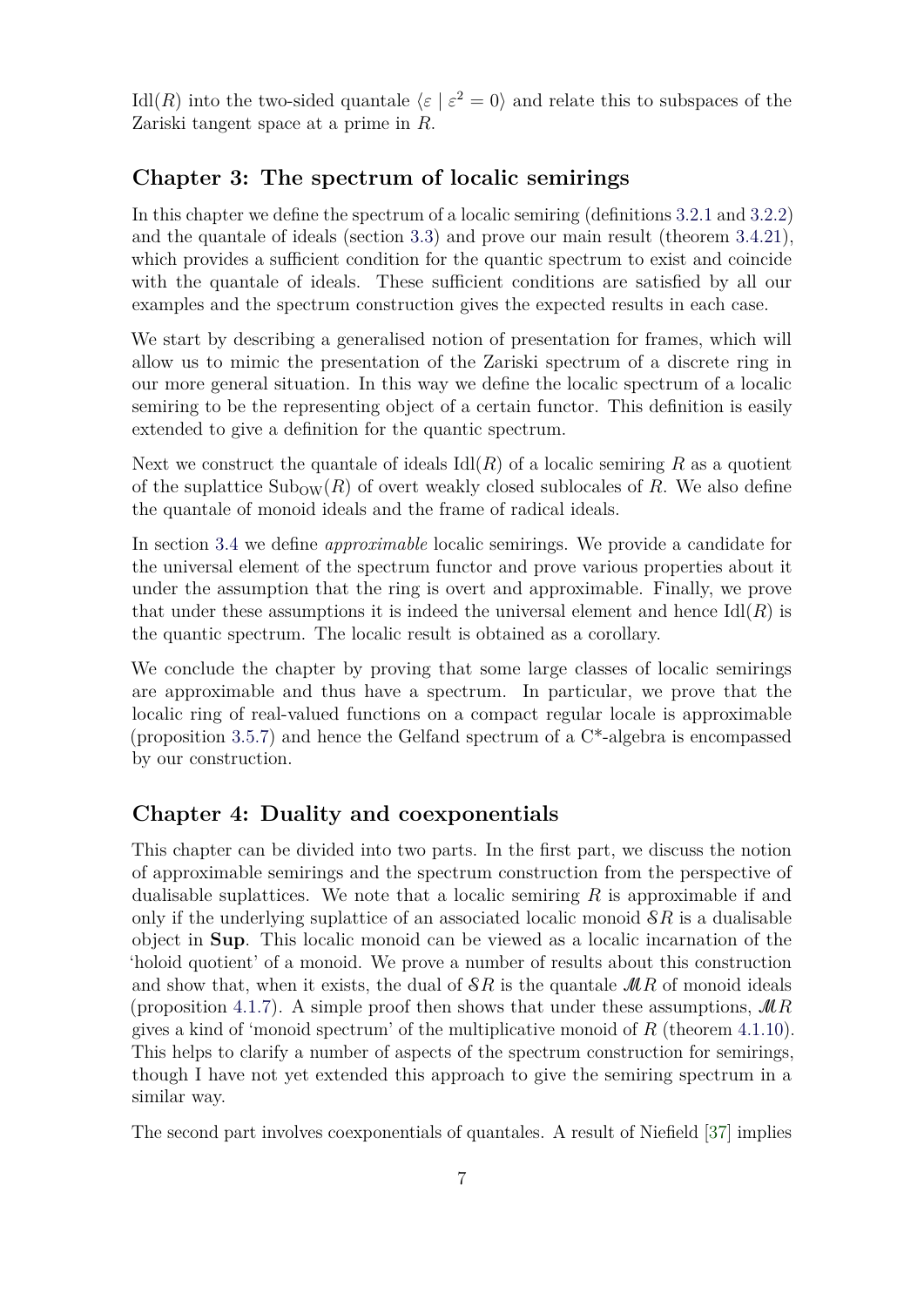$\mathrm{Idl}(R)$ into the two-sided quantale $\langle \varepsilon \mid \varepsilon^2 = 0 \rangle$ and relate this to subspaces of the Zariski tangent space at a prime in $R$.

## Chapter 3: The spectrum of localic semirings

In this chapter we define the spectrum of a localic semiring (definitions 3.2.1 and 3.2.2) and the quantale of ideals (section 3.3) and prove our main result (theorem 3.4.21), which provides a sufficient condition for the quantic spectrum to exist and coincide with the quantale of ideals. These sufficient conditions are satisfied by all our examples and the spectrum construction gives the expected results in each case.

We start by describing a generalised notion of presentation for frames, which will allow us to mimic the presentation of the Zariski spectrum of a discrete ring in our more general situation. In this way we define the localic spectrum of a localic semiring to be the representing object of a certain functor. This definition is easily extended to give a definition for the quantic spectrum.

Next we construct the quantale of ideals $\mathrm{Idl}(R)$ of a localic semiring $R$ as a quotient of the suplattice $\mathrm{Sub}_{\mathrm{OW}}(R)$ of overt weakly closed sublocales of $R$. We also define the quantale of monoid ideals and the frame of radical ideals.

In section 3.4 we define *approximable* localic semirings. We provide a candidate for the universal element of the spectrum functor and prove various properties about it under the assumption that the ring is overt and approximable. Finally, we prove that under these assumptions it is indeed the universal element and hence $\mathrm{Idl}(R)$ is the quantic spectrum. The localic result is obtained as a corollary.

We conclude the chapter by proving that some large classes of localic semirings are approximable and thus have a spectrum. In particular, we prove that the localic ring of real-valued functions on a compact regular locale is approximable (proposition 3.5.7) and hence the Gelfand spectrum of a C*-algebra is encompassed by our construction.

## Chapter 4: Duality and coexponentials

This chapter can be divided into two parts. In the first part, we discuss the notion of approximable semirings and the spectrum construction from the perspective of dualisable suplattices. We note that a localic semiring $R$ is approximable if and only if the underlying suplattice of an associated localic monoid $\mathcal{S}R$ is a dualisable object in **Sup**. This localic monoid can be viewed as a localic incarnation of the 'holoid quotient' of a monoid. We prove a number of results about this construction and show that, when it exists, the dual of $\mathcal{S}R$ is the quantale $\mathcal{M}R$ of monoid ideals (proposition 4.1.7). A simple proof then shows that under these assumptions, $\mathcal{M}R$ gives a kind of 'monoid spectrum' of the multiplicative monoid of $R$ (theorem 4.1.10). This helps to clarify a number of aspects of the spectrum construction for semirings, though I have not yet extended this approach to give the semiring spectrum in a similar way.

The second part involves coexponentials of quantales. A result of Niefield [37] implies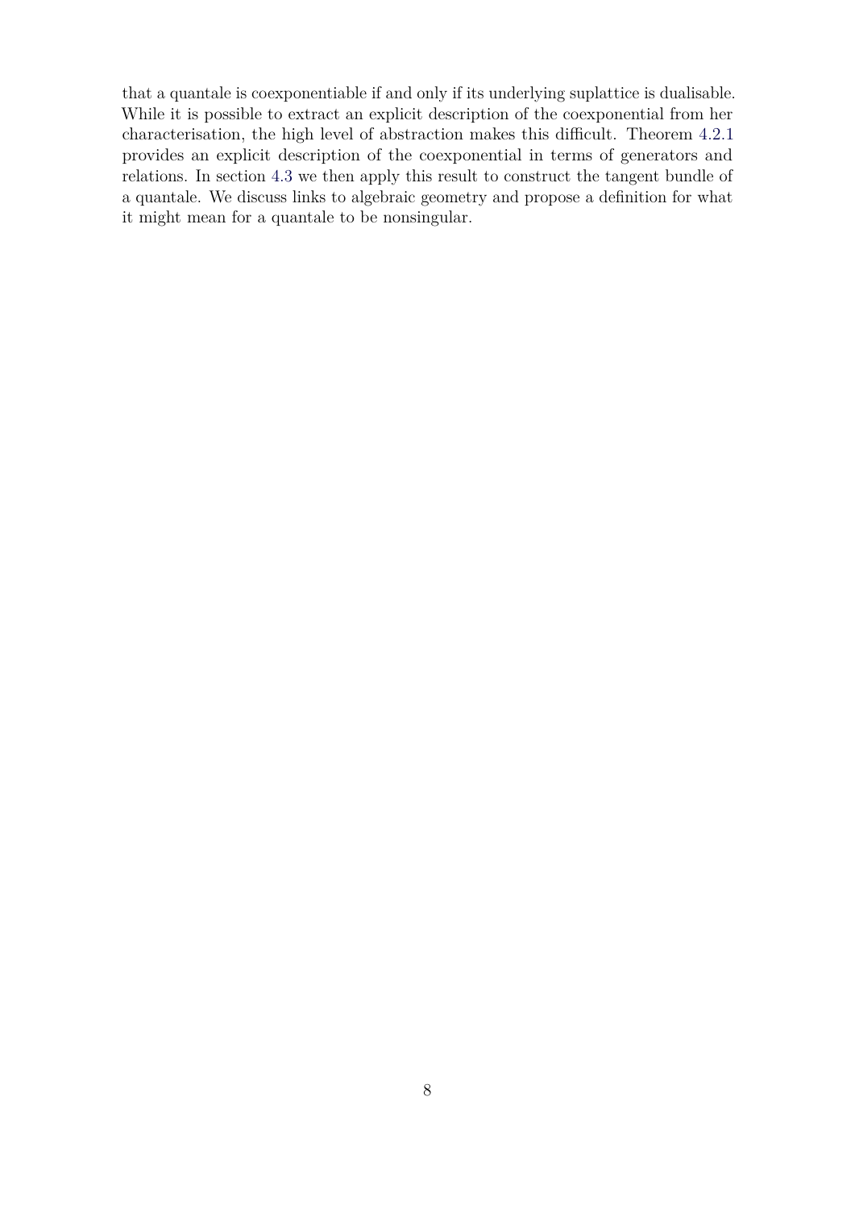that a quantale is coexponentiable if and only if its underlying suplattice is dualisable. While it is possible to extract an explicit description of the coexponential from her characterisation, the high level of abstraction makes this difficult. Theorem 4.2.1 provides an explicit description of the coexponential in terms of generators and relations. In section 4.3 we then apply this result to construct the tangent bundle of a quantale. We discuss links to algebraic geometry and propose a definition for what it might mean for a quantale to be nonsingular.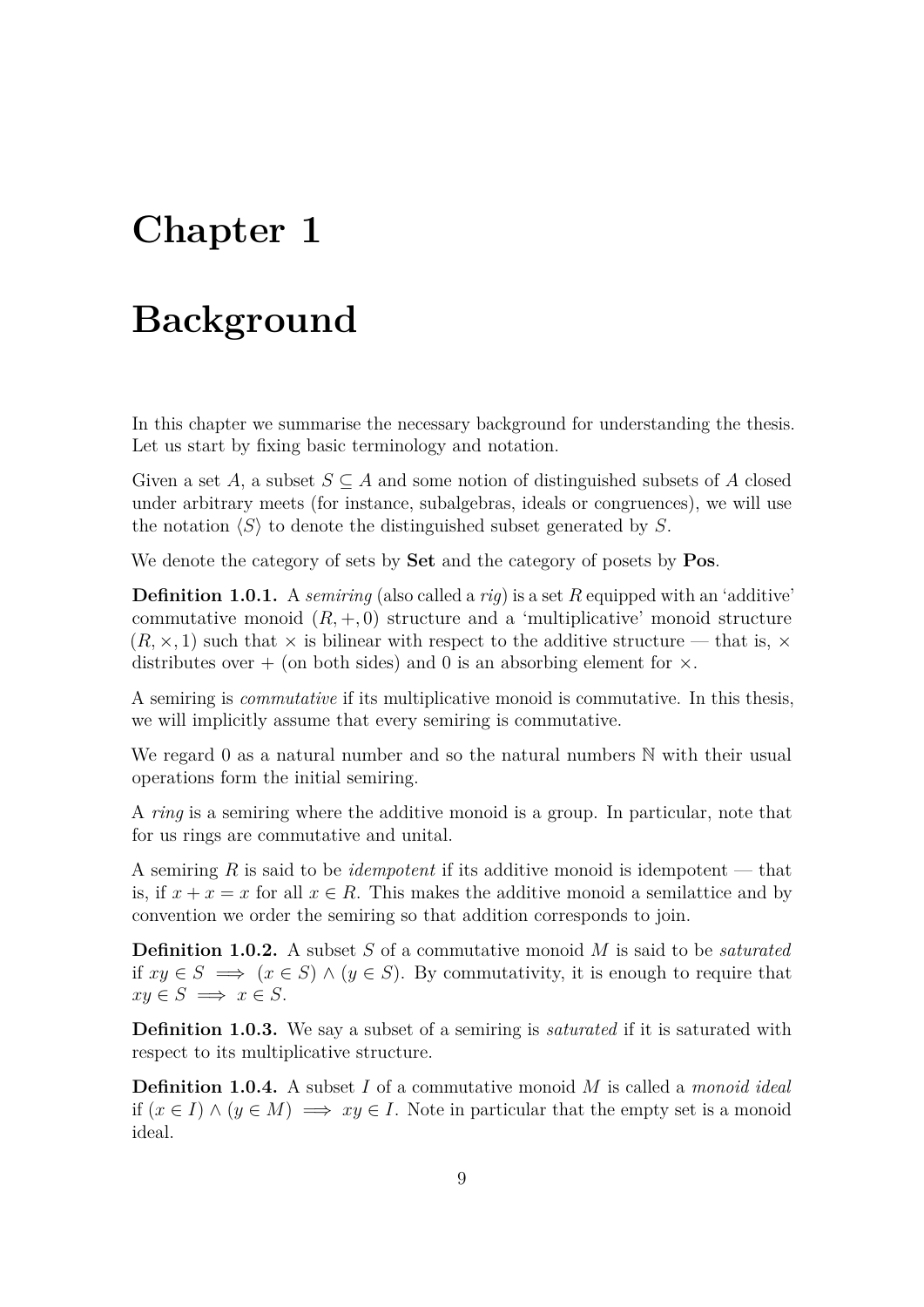# Chapter 1

# Background

In this chapter we summarise the necessary background for understanding the thesis. Let us start by fixing basic terminology and notation.

Given a set $A$, a subset $S \subseteq A$ and some notion of distinguished subsets of $A$ closed under arbitrary meets (for instance, subalgebras, ideals or congruences), we will use the notation $\langle S \rangle$ to denote the distinguished subset generated by $S$.

We denote the category of sets by **Set** and the category of posets by **Pos**.

**Definition 1.0.1.** A *semiring* (also called a *rig*) is a set $R$ equipped with an 'additive' commutative monoid $(R, +, 0)$ structure and a 'multiplicative' monoid structure $(R, \times, 1)$ such that $\times$ is bilinear with respect to the additive structure — that is, $\times$ distributes over $+$ (on both sides) and $0$ is an absorbing element for $\times$.

A semiring is *commutative* if its multiplicative monoid is commutative. In this thesis, we will implicitly assume that every semiring is commutative.

We regard $0$ as a natural number and so the natural numbers $\mathbb{N}$ with their usual operations form the initial semiring.

A *ring* is a semiring where the additive monoid is a group. In particular, note that for us rings are commutative and unital.

A semiring $R$ is said to be *idempotent* if its additive monoid is idempotent — that is, if $x + x = x$ for all $x \in R$. This makes the additive monoid a semilattice and by convention we order the semiring so that addition corresponds to join.

**Definition 1.0.2.** A subset $S$ of a commutative monoid $M$ is said to be *saturated* if $xy \in S \implies (x \in S) \wedge (y \in S)$. By commutativity, it is enough to require that $xy \in S \implies x \in S$.

**Definition 1.0.3.** We say a subset of a semiring is *saturated* if it is saturated with respect to its multiplicative structure.

**Definition 1.0.4.** A subset $I$ of a commutative monoid $M$ is called a *monoid ideal* if $(x \in I) \wedge (y \in M) \implies xy \in I$. Note in particular that the empty set is a monoid ideal.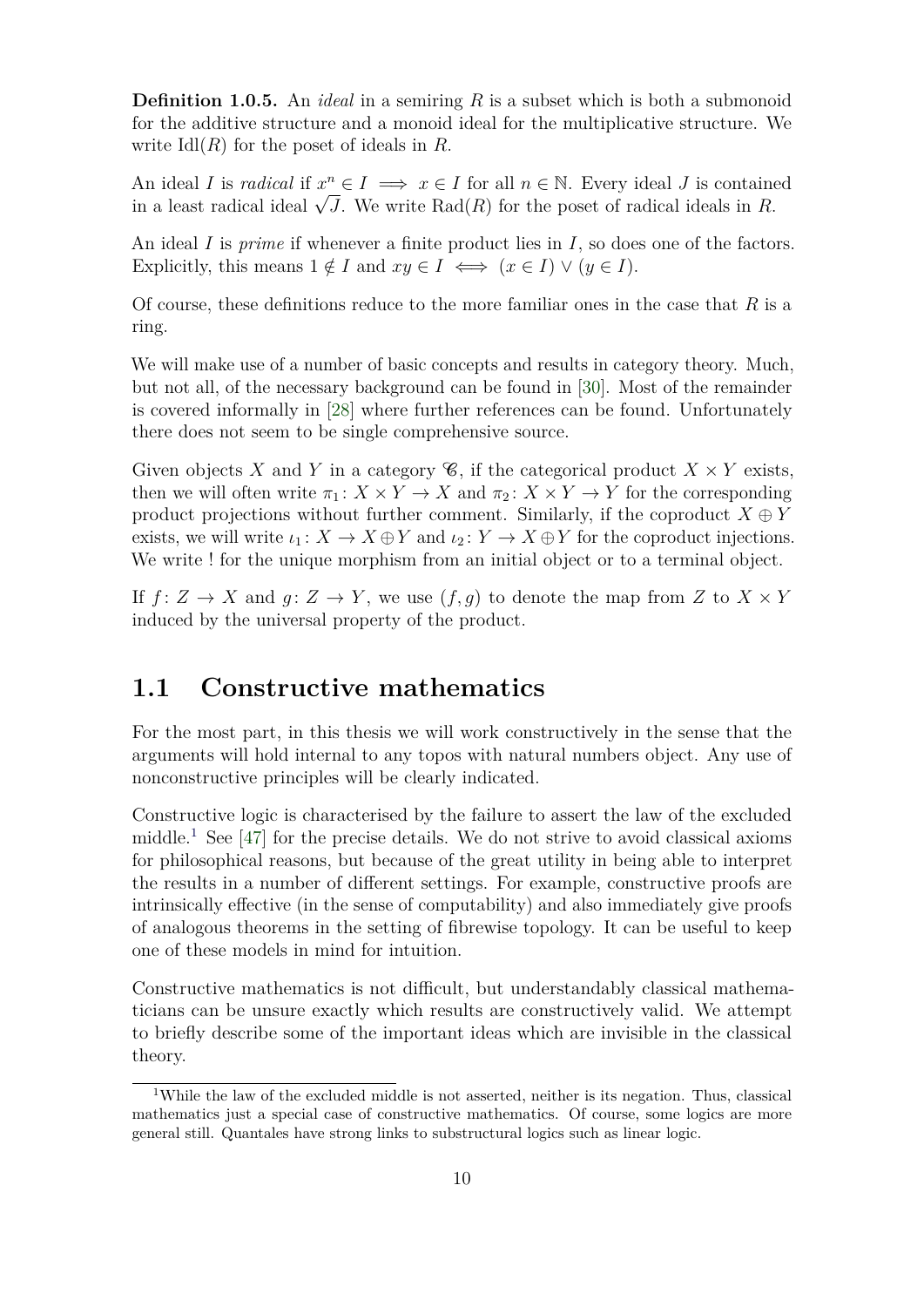**Definition 1.0.5.** An *ideal* in a semiring $R$ is a subset which is both a submonoid for the additive structure and a monoid ideal for the multiplicative structure. We write $\mathrm{Idl}(R)$ for the poset of ideals in $R$.

An ideal $I$ is *radical* if $x^n \in I \implies x \in I$ for all $n \in \mathbb{N}$. Every ideal $J$ is contained in a least radical ideal $\sqrt{J}$. We write $\mathrm{Rad}(R)$ for the poset of radical ideals in $R$.

An ideal $I$ is *prime* if whenever a finite product lies in $I$, so does one of the factors. Explicitly, this means $1 \notin I$ and $xy \in I \iff (x \in I) \vee (y \in I)$.

Of course, these definitions reduce to the more familiar ones in the case that $R$ is a ring.

We will make use of a number of basic concepts and results in category theory. Much, but not all, of the necessary background can be found in [30]. Most of the remainder is covered informally in [28] where further references can be found. Unfortunately there does not seem to be single comprehensive source.

Given objects $X$ and $Y$ in a category $\mathscr{C}$, if the categorical product $X \times Y$ exists, then we will often write $\pi_1 \colon X \times Y \to X$ and $\pi_2 \colon X \times Y \to Y$ for the corresponding product projections without further comment. Similarly, if the coproduct $X \oplus Y$ exists, we will write $\iota_1 \colon X \to X \oplus Y$ and $\iota_2 \colon Y \to X \oplus Y$ for the coproduct injections. We write ! for the unique morphism from an initial object or to a terminal object.

If $f \colon Z \to X$ and $g \colon Z \to Y$, we use $(f, g)$ to denote the map from $Z$ to $X \times Y$ induced by the universal property of the product.

## 1.1 Constructive mathematics

For the most part, in this thesis we will work constructively in the sense that the arguments will hold internal to any topos with natural numbers object. Any use of nonconstructive principles will be clearly indicated.

Constructive logic is characterised by the failure to assert the law of the excluded middle.[1] See [47] for the precise details. We do not strive to avoid classical axioms for philosophical reasons, but because of the great utility in being able to interpret the results in a number of different settings. For example, constructive proofs are intrinsically effective (in the sense of computability) and also immediately give proofs of analogous theorems in the setting of fibrewise topology. It can be useful to keep one of these models in mind for intuition.

Constructive mathematics is not difficult, but understandably classical mathematicians can be unsure exactly which results are constructively valid. We attempt to briefly describe some of the important ideas which are invisible in the classical theory.

[1] While the law of the excluded middle is not asserted, neither is its negation. Thus, classical mathematics just a special case of constructive mathematics. Of course, some logics are more general still. Quantales have strong links to substructural logics such as linear logic.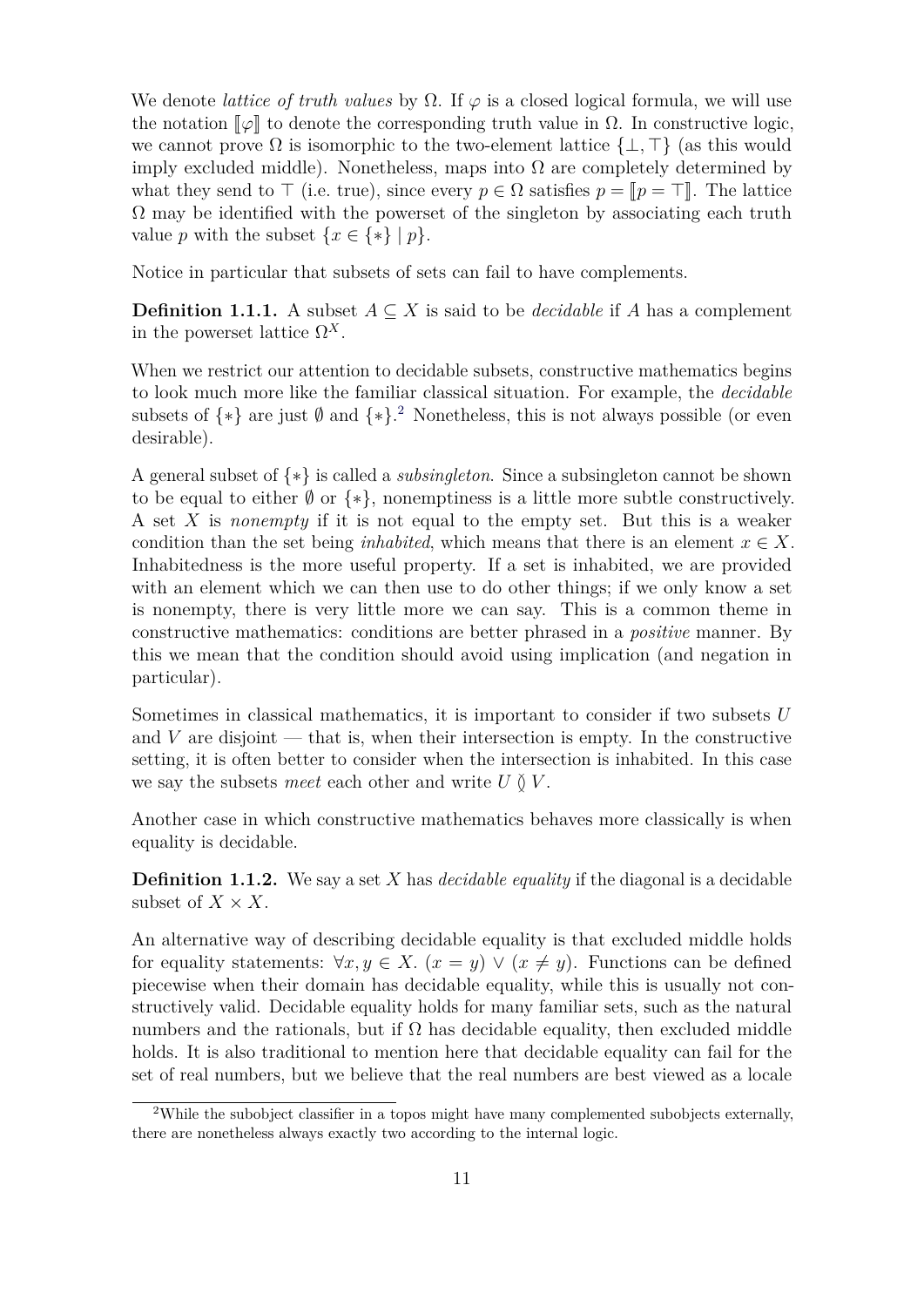We denote *lattice of truth values* by $\Omega$. If $\varphi$ is a closed logical formula, we will use the notation $[\![\varphi]\!]$ to denote the corresponding truth value in $\Omega$. In constructive logic, we cannot prove $\Omega$ is isomorphic to the two-element lattice $\{\bot, \top\}$ (as this would imply excluded middle). Nonetheless, maps into $\Omega$ are completely determined by what they send to $\top$ (i.e. true), since every $p \in \Omega$ satisfies $p = [\![p = \top]\!]$. The lattice $\Omega$ may be identified with the powerset of the singleton by associating each truth value $p$ with the subset $\{x \in \{*\} \mid p\}$.

Notice in particular that subsets of sets can fail to have complements.

**Definition 1.1.1.** A subset $A \subseteq X$ is said to be *decidable* if $A$ has a complement in the powerset lattice $\Omega^X$.

When we restrict our attention to decidable subsets, constructive mathematics begins to look much more like the familiar classical situation. For example, the *decidable* subsets of $\{*\}$ are just $\emptyset$ and $\{*\}$.[2] Nonetheless, this is not always possible (or even desirable).

A general subset of $\{*\}$ is called a *subsingleton*. Since a subsingleton cannot be shown to be equal to either $\emptyset$ or $\{*\}$, nonemptiness is a little more subtle constructively. A set $X$ is *nonempty* if it is not equal to the empty set. But this is a weaker condition than the set being *inhabited*, which means that there is an element $x \in X$. Inhabitedness is the more useful property. If a set is inhabited, we are provided with an element which we can then use to do other things; if we only know a set is nonempty, there is very little more we can say. This is a common theme in constructive mathematics: conditions are better phrased in a *positive* manner. By this we mean that the condition should avoid using implication (and negation in particular).

Sometimes in classical mathematics, it is important to consider if two subsets $U$ and $V$ are disjoint — that is, when their intersection is empty. In the constructive setting, it is often better to consider when the intersection is inhabited. In this case we say the subsets *meet* each other and write $U \between V$.

Another case in which constructive mathematics behaves more classically is when equality is decidable.

**Definition 1.1.2.** We say a set $X$ has *decidable equality* if the diagonal is a decidable subset of $X \times X$.

An alternative way of describing decidable equality is that excluded middle holds for equality statements: $\forall x, y \in X.\ (x = y) \vee (x \neq y)$. Functions can be defined piecewise when their domain has decidable equality, while this is usually not constructively valid. Decidable equality holds for many familiar sets, such as the natural numbers and the rationals, but if $\Omega$ has decidable equality, then excluded middle holds. It is also traditional to mention here that decidable equality can fail for the set of real numbers, but we believe that the real numbers are best viewed as a locale

[2] While the subobject classifier in a topos might have many complemented subobjects externally, there are nonetheless always exactly two according to the internal logic.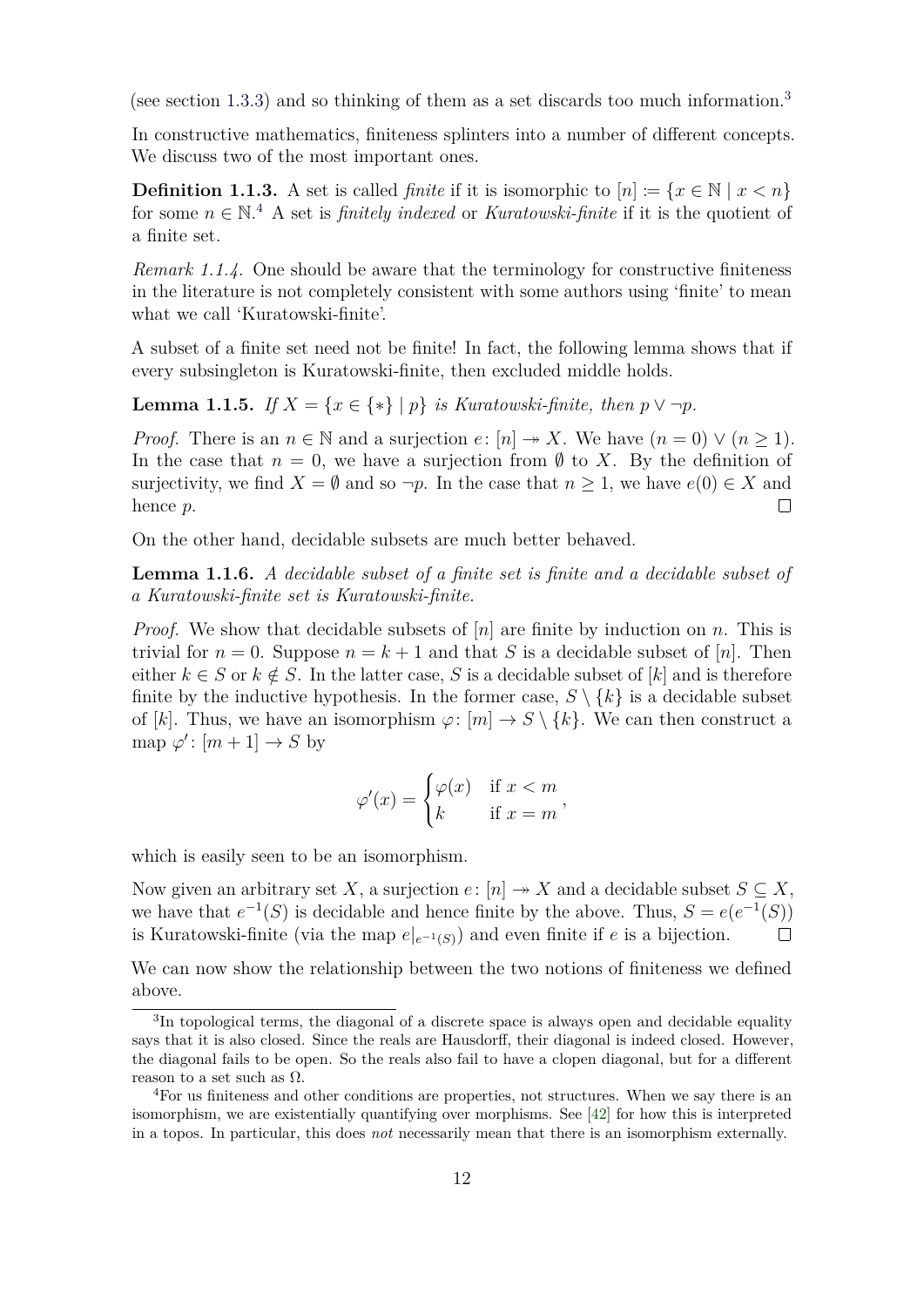(see section 1.3.3) and so thinking of them as a set discards too much information.[3]

In constructive mathematics, finiteness splinters into a number of different concepts. We discuss two of the most important ones.

**Definition 1.1.3.** A set is called *finite* if it is isomorphic to $[n] := \{x \in \mathbb{N} \mid x < n\}$ for some $n \in \mathbb{N}$.[4] A set is *finitely indexed* or *Kuratowski-finite* if it is the quotient of a finite set.

*Remark 1.1.4.* One should be aware that the terminology for constructive finiteness in the literature is not completely consistent with some authors using 'finite' to mean what we call 'Kuratowski-finite'.

A subset of a finite set need not be finite! In fact, the following lemma shows that if every subsingleton is Kuratowski-finite, then excluded middle holds.

**Lemma 1.1.5.** *If $X = \{x \in \{*\} \mid p\}$ is Kuratowski-finite, then $p \vee \neg p$.*

*Proof.* There is an $n \in \mathbb{N}$ and a surjection $e\colon [n] \twoheadrightarrow X$. We have $(n = 0) \vee (n \geq 1)$. In the case that $n = 0$, we have a surjection from $\emptyset$ to $X$. By the definition of surjectivity, we find $X = \emptyset$ and so $\neg p$. In the case that $n \geq 1$, we have $e(0) \in X$ and hence $p$. ∎

On the other hand, decidable subsets are much better behaved.

**Lemma 1.1.6.** *A decidable subset of a finite set is finite and a decidable subset of a Kuratowski-finite set is Kuratowski-finite.*

*Proof.* We show that decidable subsets of $[n]$ are finite by induction on $n$. This is trivial for $n = 0$. Suppose $n = k + 1$ and that $S$ is a decidable subset of $[n]$. Then either $k \in S$ or $k \notin S$. In the latter case, $S$ is a decidable subset of $[k]$ and is therefore finite by the inductive hypothesis. In the former case, $S \setminus \{k\}$ is a decidable subset of $[k]$. Thus, we have an isomorphism $\varphi\colon [m] \to S \setminus \{k\}$. We can then construct a map $\varphi'\colon [m + 1] \to S$ by

$$\varphi'(x) = \begin{cases} \varphi(x) & \text{if } x < m \\ k & \text{if } x = m \end{cases},$$

which is easily seen to be an isomorphism.

Now given an arbitrary set $X$, a surjection $e\colon [n] \twoheadrightarrow X$ and a decidable subset $S \subseteq X$, we have that $e^{-1}(S)$ is decidable and hence finite by the above. Thus, $S = e(e^{-1}(S))$ is Kuratowski-finite (via the map $e|_{e^{-1}(S)}$) and even finite if $e$ is a bijection. ∎

We can now show the relationship between the two notions of finiteness we defined above.

---

[3] In topological terms, the diagonal of a discrete space is always open and decidable equality says that it is also closed. Since the reals are Hausdorff, their diagonal is indeed closed. However, the diagonal fails to be open. So the reals also fail to have a clopen diagonal, but for a different reason to a set such as $\Omega$.

[4] For us finiteness and other conditions are properties, not structures. When we say there is an isomorphism, we are existentially quantifying over morphisms. See [42] for how this is interpreted in a topos. In particular, this does *not* necessarily mean that there is an isomorphism externally.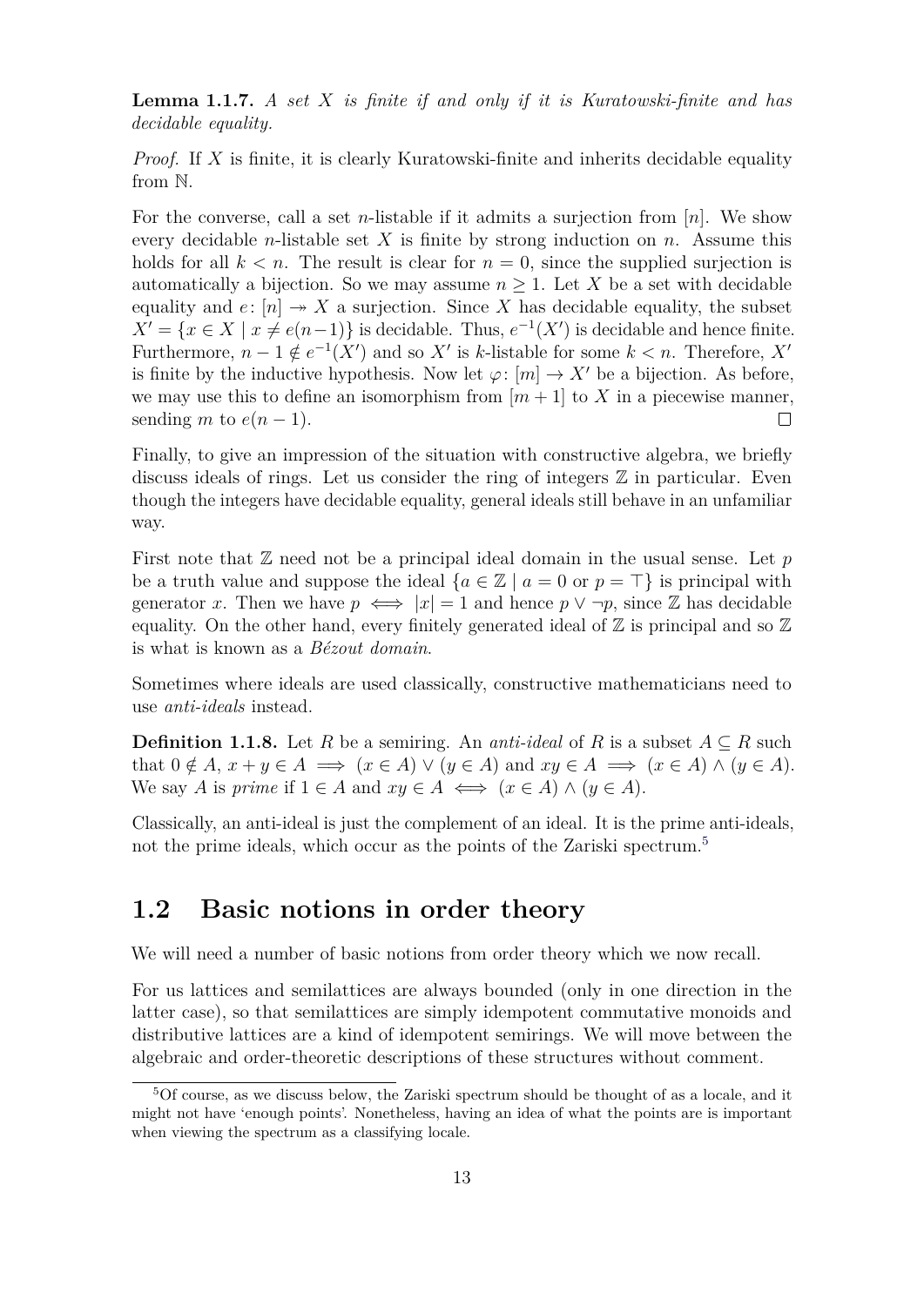**Lemma 1.1.7.** *A set $X$ is finite if and only if it is Kuratowski-finite and has decidable equality.*

*Proof.* If $X$ is finite, it is clearly Kuratowski-finite and inherits decidable equality from $\mathbb{N}$.

For the converse, call a set $n$-listable if it admits a surjection from $[n]$. We show every decidable $n$-listable set $X$ is finite by strong induction on $n$. Assume this holds for all $k < n$. The result is clear for $n = 0$, since the supplied surjection is automatically a bijection. So we may assume $n \geq 1$. Let $X$ be a set with decidable equality and $e\colon [n] \twoheadrightarrow X$ a surjection. Since $X$ has decidable equality, the subset $X' = \{x \in X \mid x \neq e(n-1)\}$ is decidable. Thus, $e^{-1}(X')$ is decidable and hence finite. Furthermore, $n - 1 \notin e^{-1}(X')$ and so $X'$ is $k$-listable for some $k < n$. Therefore, $X'$ is finite by the inductive hypothesis. Now let $\varphi\colon [m] \to X'$ be a bijection. As before, we may use this to define an isomorphism from $[m+1]$ to $X$ in a piecewise manner, sending $m$ to $e(n-1)$. $\square$

Finally, to give an impression of the situation with constructive algebra, we briefly discuss ideals of rings. Let us consider the ring of integers $\mathbb{Z}$ in particular. Even though the integers have decidable equality, general ideals still behave in an unfamiliar way.

First note that $\mathbb{Z}$ need not be a principal ideal domain in the usual sense. Let $p$ be a truth value and suppose the ideal $\{a \in \mathbb{Z} \mid a = 0 \text{ or } p = \top\}$ is principal with generator $x$. Then we have $p \iff |x| = 1$ and hence $p \vee \neg p$, since $\mathbb{Z}$ has decidable equality. On the other hand, every finitely generated ideal of $\mathbb{Z}$ is principal and so $\mathbb{Z}$ is what is known as a *Bézout domain*.

Sometimes where ideals are used classically, constructive mathematicians need to use *anti-ideals* instead.

**Definition 1.1.8.** Let $R$ be a semiring. An *anti-ideal* of $R$ is a subset $A \subseteq R$ such that $0 \notin A$, $x + y \in A \implies (x \in A) \vee (y \in A)$ and $xy \in A \implies (x \in A) \wedge (y \in A)$. We say $A$ is *prime* if $1 \in A$ and $xy \in A \iff (x \in A) \wedge (y \in A)$.

Classically, an anti-ideal is just the complement of an ideal. It is the prime anti-ideals, not the prime ideals, which occur as the points of the Zariski spectrum.[5]

## 1.2 Basic notions in order theory

We will need a number of basic notions from order theory which we now recall.

For us lattices and semilattices are always bounded (only in one direction in the latter case), so that semilattices are simply idempotent commutative monoids and distributive lattices are a kind of idempotent semirings. We will move between the algebraic and order-theoretic descriptions of these structures without comment.

[5] Of course, as we discuss below, the Zariski spectrum should be thought of as a locale, and it might not have 'enough points'. Nonetheless, having an idea of what the points are is important when viewing the spectrum as a classifying locale.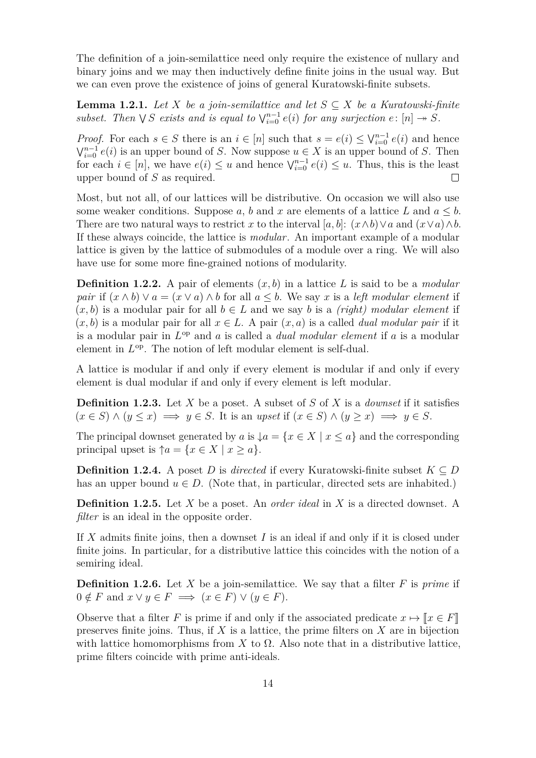The definition of a join-semilattice need only require the existence of nullary and binary joins and we may then inductively define finite joins in the usual way. But we can even prove the existence of joins of general Kuratowski-finite subsets.

**Lemma 1.2.1.** *Let $X$ be a join-semilattice and let $S \subseteq X$ be a Kuratowski-finite subset. Then $\bigvee S$ exists and is equal to $\bigvee_{i=0}^{n-1} e(i)$ for any surjection $e \colon [n] \twoheadrightarrow S$.*

*Proof.* For each $s \in S$ there is an $i \in [n]$ such that $s = e(i) \leq \bigvee_{i=0}^{n-1} e(i)$ and hence $\bigvee_{i=0}^{n-1} e(i)$ is an upper bound of $S$. Now suppose $u \in X$ is an upper bound of $S$. Then for each $i \in [n]$, we have $e(i) \leq u$ and hence $\bigvee_{i=0}^{n-1} e(i) \leq u$. Thus, this is the least upper bound of $S$ as required. $\square$

Most, but not all, of our lattices will be distributive. On occasion we will also use some weaker conditions. Suppose $a$, $b$ and $x$ are elements of a lattice $L$ and $a \leq b$. There are two natural ways to restrict $x$ to the interval $[a, b]$: $(x \wedge b) \vee a$ and $(x \vee a) \wedge b$. If these always coincide, the lattice is *modular*. An important example of a modular lattice is given by the lattice of submodules of a module over a ring. We will also have use for some more fine-grained notions of modularity.

**Definition 1.2.2.** A pair of elements $(x, b)$ in a lattice $L$ is said to be a *modular pair* if $(x \wedge b) \vee a = (x \vee a) \wedge b$ for all $a \leq b$. We say $x$ is a *left modular element* if $(x, b)$ is a modular pair for all $b \in L$ and we say $b$ is a *(right) modular element* if $(x, b)$ is a modular pair for all $x \in L$. A pair $(x, a)$ is a called *dual modular pair* if it is a modular pair in $L^{\mathrm{op}}$ and $a$ is called a *dual modular element* if $a$ is a modular element in $L^{\mathrm{op}}$. The notion of left modular element is self-dual.

A lattice is modular if and only if every element is modular if and only if every element is dual modular if and only if every element is left modular.

**Definition 1.2.3.** Let $X$ be a poset. A subset of $S$ of $X$ is a *downset* if it satisfies $(x \in S) \wedge (y \leq x) \implies y \in S$. It is an *upset* if $(x \in S) \wedge (y \geq x) \implies y \in S$.

The principal downset generated by $a$ is $\downarrow\! a = \{x \in X \mid x \leq a\}$ and the corresponding principal upset is $\uparrow\! a = \{x \in X \mid x \geq a\}$.

**Definition 1.2.4.** A poset $D$ is *directed* if every Kuratowski-finite subset $K \subseteq D$ has an upper bound $u \in D$. (Note that, in particular, directed sets are inhabited.)

**Definition 1.2.5.** Let $X$ be a poset. An *order ideal* in $X$ is a directed downset. A *filter* is an ideal in the opposite order.

If $X$ admits finite joins, then a downset $I$ is an ideal if and only if it is closed under finite joins. In particular, for a distributive lattice this coincides with the notion of a semiring ideal.

**Definition 1.2.6.** Let $X$ be a join-semilattice. We say that a filter $F$ is *prime* if $0 \notin F$ and $x \vee y \in F \implies (x \in F) \vee (y \in F)$.

Observe that a filter $F$ is prime if and only if the associated predicate $x \mapsto [\![x \in F]\!]$ preserves finite joins. Thus, if $X$ is a lattice, the prime filters on $X$ are in bijection with lattice homomorphisms from $X$ to $\Omega$. Also note that in a distributive lattice, prime filters coincide with prime anti-ideals.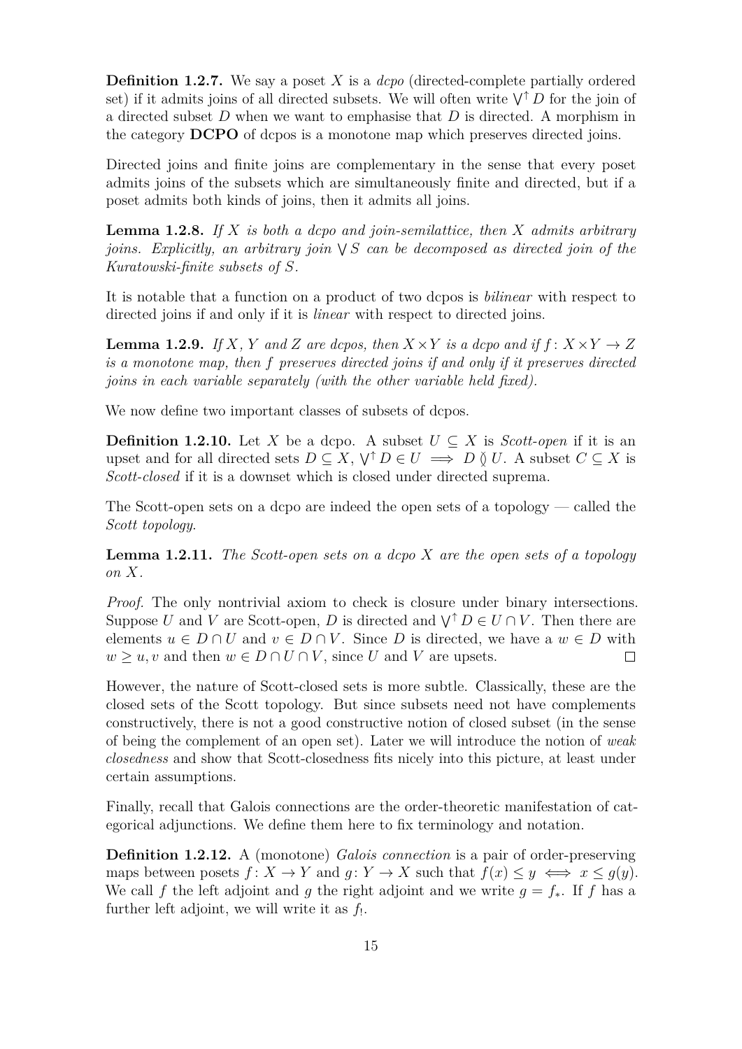**Definition 1.2.7.** We say a poset $X$ is a *dcpo* (directed-complete partially ordered set) if it admits joins of all directed subsets. We will often write $\bigvee^{\uparrow} D$ for the join of a directed subset $D$ when we want to emphasise that $D$ is directed. A morphism in the category **DCPO** of dcpos is a monotone map which preserves directed joins.

Directed joins and finite joins are complementary in the sense that every poset admits joins of the subsets which are simultaneously finite and directed, but if a poset admits both kinds of joins, then it admits all joins.

**Lemma 1.2.8.** *If $X$ is both a dcpo and join-semilattice, then $X$ admits arbitrary joins. Explicitly, an arbitrary join $\bigvee S$ can be decomposed as directed join of the Kuratowski-finite subsets of $S$.*

It is notable that a function on a product of two dcpos is *bilinear* with respect to directed joins if and only if it is *linear* with respect to directed joins.

**Lemma 1.2.9.** *If $X$, $Y$ and $Z$ are dcpos, then $X \times Y$ is a dcpo and if $f \colon X \times Y \to Z$ is a monotone map, then $f$ preserves directed joins if and only if it preserves directed joins in each variable separately (with the other variable held fixed).*

We now define two important classes of subsets of dcpos.

**Definition 1.2.10.** Let $X$ be a dcpo. A subset $U \subseteq X$ is *Scott-open* if it is an upset and for all directed sets $D \subseteq X$, $\bigvee^{\uparrow} D \in U \implies D \between U$. A subset $C \subseteq X$ is *Scott-closed* if it is a downset which is closed under directed suprema.

The Scott-open sets on a dcpo are indeed the open sets of a topology — called the *Scott topology*.

**Lemma 1.2.11.** *The Scott-open sets on a dcpo $X$ are the open sets of a topology on $X$.*

*Proof.* The only nontrivial axiom to check is closure under binary intersections. Suppose $U$ and $V$ are Scott-open, $D$ is directed and $\bigvee^{\uparrow} D \in U \cap V$. Then there are elements $u \in D \cap U$ and $v \in D \cap V$. Since $D$ is directed, we have a $w \in D$ with $w \geq u, v$ and then $w \in D \cap U \cap V$, since $U$ and $V$ are upsets. $\square$

However, the nature of Scott-closed sets is more subtle. Classically, these are the closed sets of the Scott topology. But since subsets need not have complements constructively, there is not a good constructive notion of closed subset (in the sense of being the complement of an open set). Later we will introduce the notion of *weak closedness* and show that Scott-closedness fits nicely into this picture, at least under certain assumptions.

Finally, recall that Galois connections are the order-theoretic manifestation of categorical adjunctions. We define them here to fix terminology and notation.

**Definition 1.2.12.** A (monotone) *Galois connection* is a pair of order-preserving maps between posets $f \colon X \to Y$ and $g \colon Y \to X$ such that $f(x) \leq y \iff x \leq g(y)$. We call $f$ the left adjoint and $g$ the right adjoint and we write $g = f_*$. If $f$ has a further left adjoint, we will write it as $f_!$.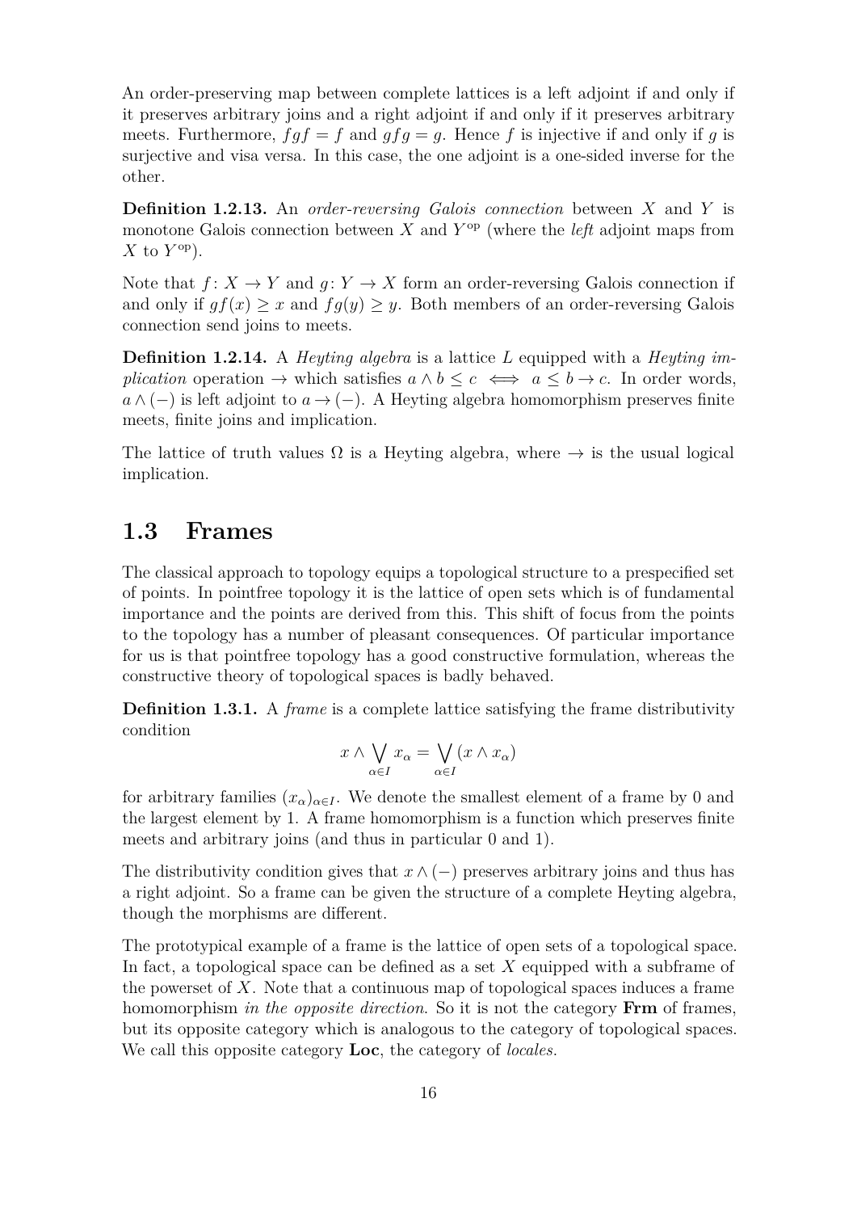An order-preserving map between complete lattices is a left adjoint if and only if it preserves arbitrary joins and a right adjoint if and only if it preserves arbitrary meets. Furthermore, $fgf = f$ and $gfg = g$. Hence $f$ is injective if and only if $g$ is surjective and visa versa. In this case, the one adjoint is a one-sided inverse for the other.

**Definition 1.2.13.** An *order-reversing Galois connection* between $X$ and $Y$ is monotone Galois connection between $X$ and $Y^{\mathrm{op}}$ (where the *left* adjoint maps from $X$ to $Y^{\mathrm{op}}$).

Note that $f\colon X \to Y$ and $g\colon Y \to X$ form an order-reversing Galois connection if and only if $gf(x) \geq x$ and $fg(y) \geq y$. Both members of an order-reversing Galois connection send joins to meets.

**Definition 1.2.14.** A *Heyting algebra* is a lattice $L$ equipped with a *Heyting implication* operation $\to$ which satisfies $a \wedge b \leq c \iff a \leq b \to c$. In order words, $a \wedge (-)$ is left adjoint to $a \to (-)$. A Heyting algebra homomorphism preserves finite meets, finite joins and implication.

The lattice of truth values $\Omega$ is a Heyting algebra, where $\to$ is the usual logical implication.

## 1.3 Frames

The classical approach to topology equips a topological structure to a prespecified set of points. In pointfree topology it is the lattice of open sets which is of fundamental importance and the points are derived from this. This shift of focus from the points to the topology has a number of pleasant consequences. Of particular importance for us is that pointfree topology has a good constructive formulation, whereas the constructive theory of topological spaces is badly behaved.

**Definition 1.3.1.** A *frame* is a complete lattice satisfying the frame distributivity condition

$$x \wedge \bigvee_{\alpha \in I} x_\alpha = \bigvee_{\alpha \in I} (x \wedge x_\alpha)$$

for arbitrary families $(x_\alpha)_{\alpha \in I}$. We denote the smallest element of a frame by 0 and the largest element by 1. A frame homomorphism is a function which preserves finite meets and arbitrary joins (and thus in particular 0 and 1).

The distributivity condition gives that $x \wedge (-)$ preserves arbitrary joins and thus has a right adjoint. So a frame can be given the structure of a complete Heyting algebra, though the morphisms are different.

The prototypical example of a frame is the lattice of open sets of a topological space. In fact, a topological space can be defined as a set $X$ equipped with a subframe of the powerset of $X$. Note that a continuous map of topological spaces induces a frame homomorphism *in the opposite direction*. So it is not the category **Frm** of frames, but its opposite category which is analogous to the category of topological spaces. We call this opposite category **Loc**, the category of *locales*.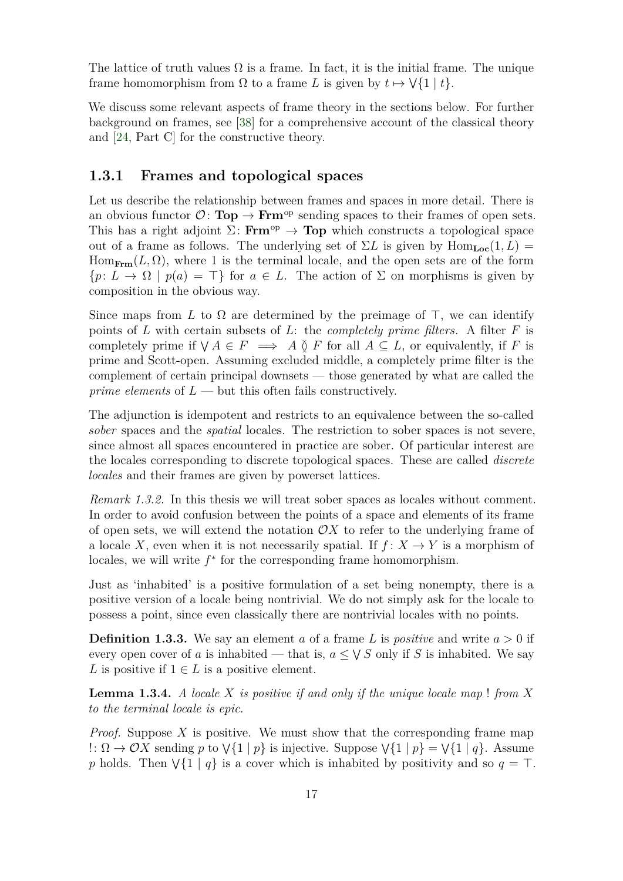The lattice of truth values $\Omega$ is a frame. In fact, it is the initial frame. The unique frame homomorphism from $\Omega$ to a frame $L$ is given by $t \mapsto \bigvee\{1 \mid t\}$.

We discuss some relevant aspects of frame theory in the sections below. For further background on frames, see [38] for a comprehensive account of the classical theory and [24, Part C] for the constructive theory.

### 1.3.1 Frames and topological spaces

Let us describe the relationship between frames and spaces in more detail. There is an obvious functor $\mathcal{O}\colon \mathbf{Top} \to \mathbf{Frm}^{\mathrm{op}}$ sending spaces to their frames of open sets. This has a right adjoint $\Sigma\colon \mathbf{Frm}^{\mathrm{op}} \to \mathbf{Top}$ which constructs a topological space out of a frame as follows. The underlying set of $\Sigma L$ is given by $\mathrm{Hom}_{\mathbf{Loc}}(1, L) = \mathrm{Hom}_{\mathbf{Frm}}(L, \Omega)$, where $1$ is the terminal locale, and the open sets are of the form $\{p\colon L \to \Omega \mid p(a) = \top\}$ for $a \in L$. The action of $\Sigma$ on morphisms is given by composition in the obvious way.

Since maps from $L$ to $\Omega$ are determined by the preimage of $\top$, we can identify points of $L$ with certain subsets of $L$: the *completely prime filters*. A filter $F$ is completely prime if $\bigvee A \in F \implies A \between F$ for all $A \subseteq L$, or equivalently, if $F$ is prime and Scott-open. Assuming excluded middle, a completely prime filter is the complement of certain principal downsets — those generated by what are called the *prime elements* of $L$ — but this often fails constructively.

The adjunction is idempotent and restricts to an equivalence between the so-called *sober* spaces and the *spatial* locales. The restriction to sober spaces is not severe, since almost all spaces encountered in practice are sober. Of particular interest are the locales corresponding to discrete topological spaces. These are called *discrete locales* and their frames are given by powerset lattices.

*Remark 1.3.2.* In this thesis we will treat sober spaces as locales without comment. In order to avoid confusion between the points of a space and elements of its frame of open sets, we will extend the notation $\mathcal{O}X$ to refer to the underlying frame of a locale $X$, even when it is not necessarily spatial. If $f\colon X \to Y$ is a morphism of locales, we will write $f^*$ for the corresponding frame homomorphism.

Just as 'inhabited' is a positive formulation of a set being nonempty, there is a positive version of a locale being nontrivial. We do not simply ask for the locale to possess a point, since even classically there are nontrivial locales with no points.

**Definition 1.3.3.** We say an element $a$ of a frame $L$ is *positive* and write $a > 0$ if every open cover of $a$ is inhabited — that is, $a \le \bigvee S$ only if $S$ is inhabited. We say $L$ is positive if $1 \in L$ is a positive element.

**Lemma 1.3.4.** *A locale $X$ is positive if and only if the unique locale map $!$ from $X$ to the terminal locale is epic.*

*Proof.* Suppose $X$ is positive. We must show that the corresponding frame map $!\colon \Omega \to \mathcal{O}X$ sending $p$ to $\bigvee\{1 \mid p\}$ is injective. Suppose $\bigvee\{1 \mid p\} = \bigvee\{1 \mid q\}$. Assume $p$ holds. Then $\bigvee\{1 \mid q\}$ is a cover which is inhabited by positivity and so $q = \top$.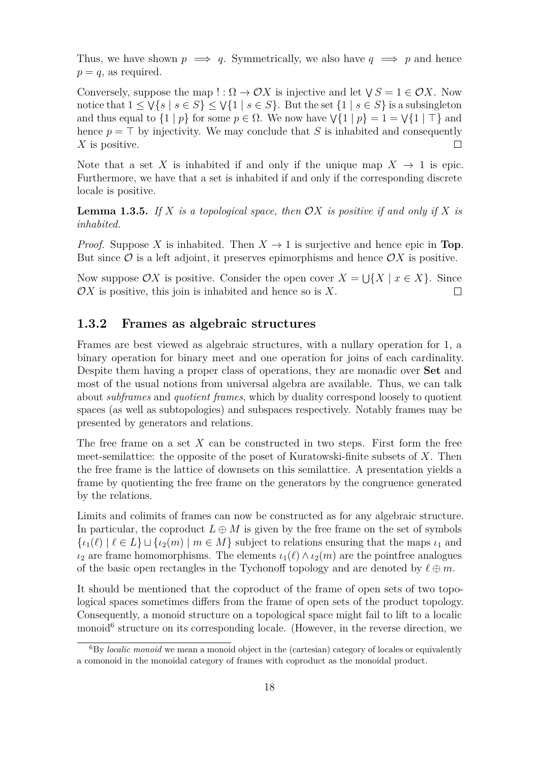Thus, we have shown $p \implies q$. Symmetrically, we also have $q \implies p$ and hence $p = q$, as required.

Conversely, suppose the map $! : \Omega \to \mathcal{O}X$ is injective and let $\bigvee S = 1 \in \mathcal{O}X$. Now notice that $1 \le \bigvee\{s \mid s \in S\} \le \bigvee\{1 \mid s \in S\}$. But the set $\{1 \mid s \in S\}$ is a subsingleton and thus equal to $\{1 \mid p\}$ for some $p \in \Omega$. We now have $\bigvee\{1 \mid p\} = 1 = \bigvee\{1 \mid \top\}$ and hence $p = \top$ by injectivity. We may conclude that $S$ is inhabited and consequently $X$ is positive. $\square$

Note that a set $X$ is inhabited if and only if the unique map $X \to 1$ is epic. Furthermore, we have that a set is inhabited if and only if the corresponding discrete locale is positive.

**Lemma 1.3.5.** *If $X$ is a topological space, then $\mathcal{O}X$ is positive if and only if $X$ is inhabited.*

*Proof.* Suppose $X$ is inhabited. Then $X \to 1$ is surjective and hence epic in **Top**. But since $\mathcal{O}$ is a left adjoint, it preserves epimorphisms and hence $\mathcal{O}X$ is positive.

Now suppose $\mathcal{O}X$ is positive. Consider the open cover $X = \bigcup\{X \mid x \in X\}$. Since $\mathcal{O}X$ is positive, this join is inhabited and hence so is $X$. $\square$

### 1.3.2 Frames as algebraic structures

Frames are best viewed as algebraic structures, with a nullary operation for 1, a binary operation for binary meet and one operation for joins of each cardinality. Despite them having a proper class of operations, they are monadic over **Set** and most of the usual notions from universal algebra are available. Thus, we can talk about *subframes* and *quotient frames*, which by duality correspond loosely to quotient spaces (as well as subtopologies) and subspaces respectively. Notably frames may be presented by generators and relations.

The free frame on a set $X$ can be constructed in two steps. First form the free meet-semilattice: the opposite of the poset of Kuratowski-finite subsets of $X$. Then the free frame is the lattice of downsets on this semilattice. A presentation yields a frame by quotienting the free frame on the generators by the congruence generated by the relations.

Limits and colimits of frames can now be constructed as for any algebraic structure. In particular, the coproduct $L \oplus M$ is given by the free frame on the set of symbols $\{\iota_1(\ell) \mid \ell \in L\} \sqcup \{\iota_2(m) \mid m \in M\}$ subject to relations ensuring that the maps $\iota_1$ and $\iota_2$ are frame homomorphisms. The elements $\iota_1(\ell) \wedge \iota_2(m)$ are the pointfree analogues of the basic open rectangles in the Tychonoff topology and are denoted by $\ell \oplus m$.

It should be mentioned that the coproduct of the frame of open sets of two topological spaces sometimes differs from the frame of open sets of the product topology. Consequently, a monoid structure on a topological space might fail to lift to a localic monoid[6] structure on its corresponding locale. (However, in the reverse direction, we

[6] By *localic monoid* we mean a monoid object in the (cartesian) category of locales or equivalently a comonoid in the monoidal category of frames with coproduct as the monoidal product.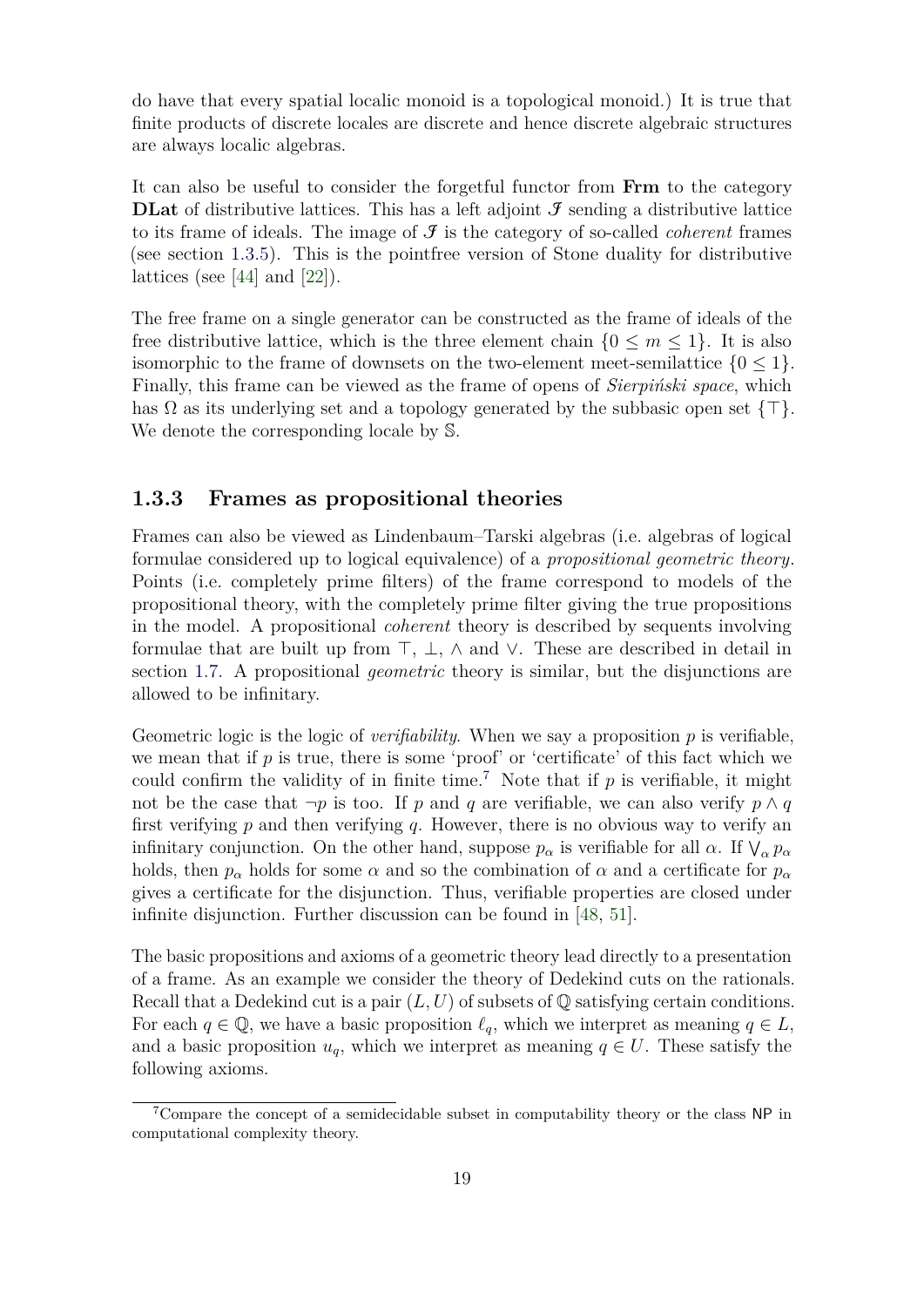do have that every spatial localic monoid is a topological monoid.) It is true that finite products of discrete locales are discrete and hence discrete algebraic structures are always localic algebras.

It can also be useful to consider the forgetful functor from **Frm** to the category **DLat** of distributive lattices. This has a left adjoint $\mathcal{J}$ sending a distributive lattice to its frame of ideals. The image of $\mathcal{J}$ is the category of so-called *coherent* frames (see section 1.3.5). This is the pointfree version of Stone duality for distributive lattices (see [44] and [22]).

The free frame on a single generator can be constructed as the frame of ideals of the free distributive lattice, which is the three element chain $\{0 \leq m \leq 1\}$. It is also isomorphic to the frame of downsets on the two-element meet-semilattice $\{0 \leq 1\}$. Finally, this frame can be viewed as the frame of opens of *Sierpiński space*, which has $\Omega$ as its underlying set and a topology generated by the subbasic open set $\{\top\}$. We denote the corresponding locale by $\mathbb{S}$.

### 1.3.3 Frames as propositional theories

Frames can also be viewed as Lindenbaum–Tarski algebras (i.e. algebras of logical formulae considered up to logical equivalence) of a *propositional geometric theory*. Points (i.e. completely prime filters) of the frame correspond to models of the propositional theory, with the completely prime filter giving the true propositions in the model. A propositional *coherent* theory is described by sequents involving formulae that are built up from $\top$, $\bot$, $\wedge$ and $\vee$. These are described in detail in section 1.7. A propositional *geometric* theory is similar, but the disjunctions are allowed to be infinitary.

Geometric logic is the logic of *verifiability*. When we say a proposition $p$ is verifiable, we mean that if $p$ is true, there is some 'proof' or 'certificate' of this fact which we could confirm the validity of in finite time.[7] Note that if $p$ is verifiable, it might not be the case that $\neg p$ is too. If $p$ and $q$ are verifiable, we can also verify $p \wedge q$ first verifying $p$ and then verifying $q$. However, there is no obvious way to verify an infinitary conjunction. On the other hand, suppose $p_\alpha$ is verifiable for all $\alpha$. If $\bigvee_\alpha p_\alpha$ holds, then $p_\alpha$ holds for some $\alpha$ and so the combination of $\alpha$ and a certificate for $p_\alpha$ gives a certificate for the disjunction. Thus, verifiable properties are closed under infinite disjunction. Further discussion can be found in [48, 51].

The basic propositions and axioms of a geometric theory lead directly to a presentation of a frame. As an example we consider the theory of Dedekind cuts on the rationals. Recall that a Dedekind cut is a pair $(L, U)$ of subsets of $\mathbb{Q}$ satisfying certain conditions. For each $q \in \mathbb{Q}$, we have a basic proposition $\ell_q$, which we interpret as meaning $q \in L$, and a basic proposition $u_q$, which we interpret as meaning $q \in U$. These satisfy the following axioms.

[7] Compare the concept of a semidecidable subset in computability theory or the class NP in computational complexity theory.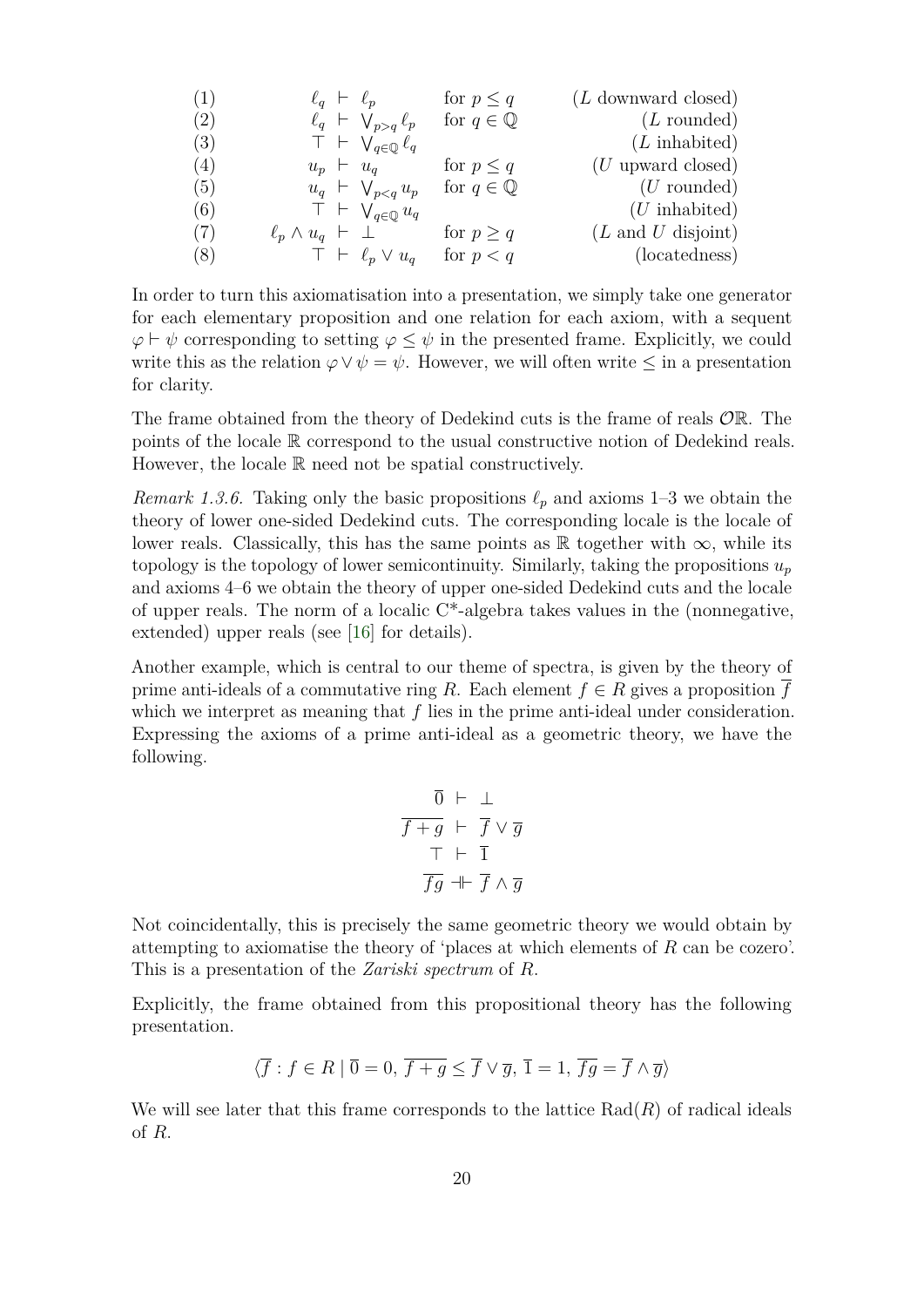| | | | |
|---|---|---|---|
| (1) | $\ell_q \vdash \ell_p$ | for $p \leq q$ | ($L$ downward closed) |
| (2) | $\ell_q \vdash \bigvee_{p>q} \ell_p$ | for $q \in \mathbb{Q}$ | ($L$ rounded) |
| (3) | $\top \vdash \bigvee_{q \in \mathbb{Q}} \ell_q$ | | ($L$ inhabited) |
| (4) | $u_p \vdash u_q$ | for $p \leq q$ | ($U$ upward closed) |
| (5) | $u_q \vdash \bigvee_{p<q} u_p$ | for $q \in \mathbb{Q}$ | ($U$ rounded) |
| (6) | $\top \vdash \bigvee_{q \in \mathbb{Q}} u_q$ | | ($U$ inhabited) |
| (7) | $\ell_p \wedge u_q \vdash \bot$ | for $p \geq q$ | ($L$ and $U$ disjoint) |
| (8) | $\top \vdash \ell_p \vee u_q$ | for $p < q$ | (locatedness) |

In order to turn this axiomatisation into a presentation, we simply take one generator for each elementary proposition and one relation for each axiom, with a sequent $\varphi \vdash \psi$ corresponding to setting $\varphi \leq \psi$ in the presented frame. Explicitly, we could write this as the relation $\varphi \vee \psi = \psi$. However, we will often write $\leq$ in a presentation for clarity.

The frame obtained from the theory of Dedekind cuts is the frame of reals $\mathcal{O}\mathbb{R}$. The points of the locale $\mathbb{R}$ correspond to the usual constructive notion of Dedekind reals. However, the locale $\mathbb{R}$ need not be spatial constructively.

*Remark 1.3.6.* Taking only the basic propositions $\ell_p$ and axioms 1–3 we obtain the theory of lower one-sided Dedekind cuts. The corresponding locale is the locale of lower reals. Classically, this has the same points as $\mathbb{R}$ together with $\infty$, while its topology is the topology of lower semicontinuity. Similarly, taking the propositions $u_p$ and axioms 4–6 we obtain the theory of upper one-sided Dedekind cuts and the locale of upper reals. The norm of a localic C*-algebra takes values in the (nonnegative, extended) upper reals (see [16] for details).

Another example, which is central to our theme of spectra, is given by the theory of prime anti-ideals of a commutative ring $R$. Each element $f \in R$ gives a proposition $\overline{f}$ which we interpret as meaning that $f$ lies in the prime anti-ideal under consideration. Expressing the axioms of a prime anti-ideal as a geometric theory, we have the following.

$$
\begin{aligned}
\overline{0} &\vdash \bot \\
\overline{f+g} &\vdash \overline{f} \vee \overline{g} \\
\top &\vdash \overline{1} \\
\overline{fg} &\dashv\vdash \overline{f} \wedge \overline{g}
\end{aligned}
$$

Not coincidentally, this is precisely the same geometric theory we would obtain by attempting to axiomatise the theory of 'places at which elements of $R$ can be cozero'. This is a presentation of the *Zariski spectrum* of $R$.

Explicitly, the frame obtained from this propositional theory has the following presentation.

$$\langle \overline{f} : f \in R \mid \overline{0} = 0,\, \overline{f+g} \leq \overline{f} \vee \overline{g},\, \overline{1} = 1,\, \overline{fg} = \overline{f} \wedge \overline{g} \rangle$$

We will see later that this frame corresponds to the lattice $\mathrm{Rad}(R)$ of radical ideals of $R$.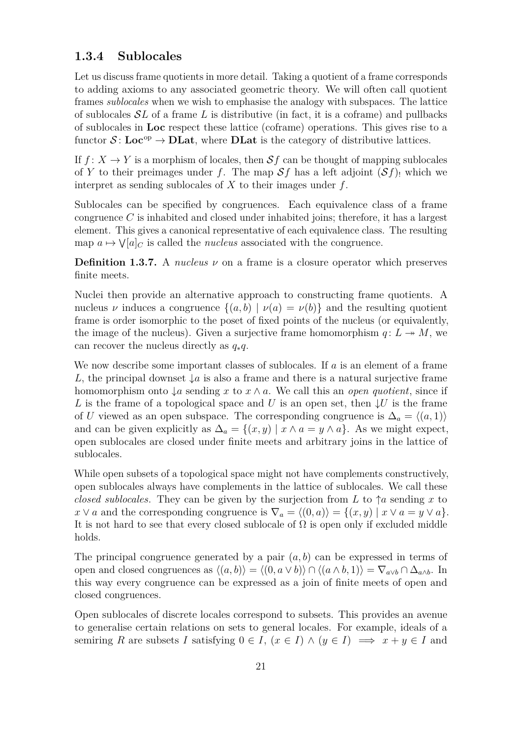### 1.3.4 Sublocales

Let us discuss frame quotients in more detail. Taking a quotient of a frame corresponds to adding axioms to any associated geometric theory. We will often call quotient frames *sublocales* when we wish to emphasise the analogy with subspaces. The lattice of sublocales $\mathcal{S}L$ of a frame $L$ is distributive (in fact, it is a coframe) and pullbacks of sublocales in **Loc** respect these lattice (coframe) operations. This gives rise to a functor $\mathcal{S}\colon \mathbf{Loc}^{\mathrm{op}} \to \mathbf{DLat}$, where **DLat** is the category of distributive lattices.

If $f\colon X \to Y$ is a morphism of locales, then $\mathcal{S}f$ can be thought of mapping sublocales of $Y$ to their preimages under $f$. The map $\mathcal{S}f$ has a left adjoint $(\mathcal{S}f)_!$ which we interpret as sending sublocales of $X$ to their images under $f$.

Sublocales can be specified by congruences. Each equivalence class of a frame congruence $C$ is inhabited and closed under inhabited joins; therefore, it has a largest element. This gives a canonical representative of each equivalence class. The resulting map $a \mapsto \bigvee[a]_C$ is called the *nucleus* associated with the congruence.

**Definition 1.3.7.** A *nucleus* $\nu$ on a frame is a closure operator which preserves finite meets.

Nuclei then provide an alternative approach to constructing frame quotients. A nucleus $\nu$ induces a congruence $\{(a, b) \mid \nu(a) = \nu(b)\}$ and the resulting quotient frame is order isomorphic to the poset of fixed points of the nucleus (or equivalently, the image of the nucleus). Given a surjective frame homomorphism $q\colon L \twoheadrightarrow M$, we can recover the nucleus directly as $q_*q$.

We now describe some important classes of sublocales. If $a$ is an element of a frame $L$, the principal downset $\downarrow a$ is also a frame and there is a natural surjective frame homomorphism onto $\downarrow a$ sending $x$ to $x \wedge a$. We call this an *open quotient*, since if $L$ is the frame of a topological space and $U$ is an open set, then $\downarrow U$ is the frame of $U$ viewed as an open subspace. The corresponding congruence is $\Delta_a = \langle (a, 1) \rangle$ and can be given explicitly as $\Delta_a = \{(x, y) \mid x \wedge a = y \wedge a\}$. As we might expect, open sublocales are closed under finite meets and arbitrary joins in the lattice of sublocales.

While open subsets of a topological space might not have complements constructively, open sublocales always have complements in the lattice of sublocales. We call these *closed sublocales*. They can be given by the surjection from $L$ to $\uparrow a$ sending $x$ to $x \vee a$ and the corresponding congruence is $\nabla_a = \langle (0, a) \rangle = \{(x, y) \mid x \vee a = y \vee a\}$. It is not hard to see that every closed sublocale of $\Omega$ is open only if excluded middle holds.

The principal congruence generated by a pair $(a, b)$ can be expressed in terms of open and closed congruences as $\langle (a, b) \rangle = \langle (0, a \vee b) \rangle \cap \langle (a \wedge b, 1) \rangle = \nabla_{a \vee b} \cap \Delta_{a \wedge b}$. In this way every congruence can be expressed as a join of finite meets of open and closed congruences.

Open sublocales of discrete locales correspond to subsets. This provides an avenue to generalise certain relations on sets to general locales. For example, ideals of a semiring $R$ are subsets $I$ satisfying $0 \in I$, $(x \in I) \wedge (y \in I) \implies x + y \in I$ and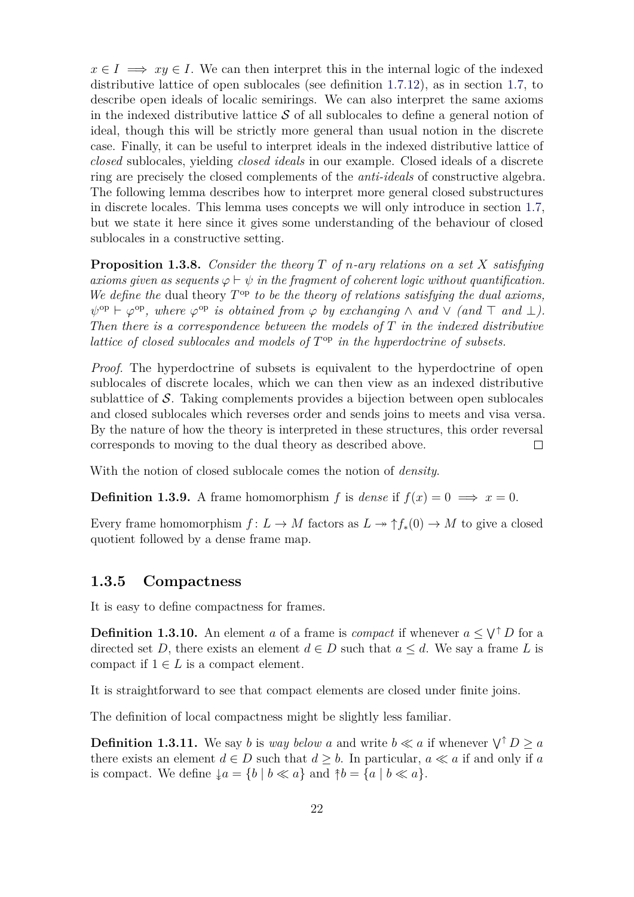$x \in I \implies xy \in I$. We can then interpret this in the internal logic of the indexed distributive lattice of open sublocales (see definition 1.7.12), as in section 1.7, to describe open ideals of localic semirings. We can also interpret the same axioms in the indexed distributive lattice $\mathcal{S}$ of all sublocales to define a general notion of ideal, though this will be strictly more general than usual notion in the discrete case. Finally, it can be useful to interpret ideals in the indexed distributive lattice of *closed* sublocales, yielding *closed ideals* in our example. Closed ideals of a discrete ring are precisely the closed complements of the *anti-ideals* of constructive algebra. The following lemma describes how to interpret more general closed substructures in discrete locales. This lemma uses concepts we will only introduce in section 1.7, but we state it here since it gives some understanding of the behaviour of closed sublocales in a constructive setting.

**Proposition 1.3.8.** *Consider the theory $T$ of $n$-ary relations on a set $X$ satisfying axioms given as sequents $\varphi \vdash \psi$ in the fragment of coherent logic without quantification. We define the* dual theory *$T^{\mathrm{op}}$ to be the theory of relations satisfying the dual axioms, $\psi^{\mathrm{op}} \vdash \varphi^{\mathrm{op}}$, where $\varphi^{\mathrm{op}}$ is obtained from $\varphi$ by exchanging $\wedge$ and $\vee$ (and $\top$ and $\bot$). Then there is a correspondence between the models of $T$ in the indexed distributive lattice of closed sublocales and models of $T^{\mathrm{op}}$ in the hyperdoctrine of subsets.*

*Proof.* The hyperdoctrine of subsets is equivalent to the hyperdoctrine of open sublocales of discrete locales, which we can then view as an indexed distributive sublattice of $\mathcal{S}$. Taking complements provides a bijection between open sublocales and closed sublocales which reverses order and sends joins to meets and visa versa. By the nature of how the theory is interpreted in these structures, this order reversal corresponds to moving to the dual theory as described above. ∎

With the notion of closed sublocale comes the notion of *density*.

**Definition 1.3.9.** A frame homomorphism $f$ is *dense* if $f(x) = 0 \implies x = 0$.

Every frame homomorphism $f \colon L \to M$ factors as $L \twoheadrightarrow {\uparrow} f_*(0) \to M$ to give a closed quotient followed by a dense frame map.

### 1.3.5 Compactness

It is easy to define compactness for frames.

**Definition 1.3.10.** An element $a$ of a frame is *compact* if whenever $a \le \bigvee^{\uparrow} D$ for a directed set $D$, there exists an element $d \in D$ such that $a \le d$. We say a frame $L$ is compact if $1 \in L$ is a compact element.

It is straightforward to see that compact elements are closed under finite joins.

The definition of local compactness might be slightly less familiar.

**Definition 1.3.11.** We say $b$ is *way below* $a$ and write $b \ll a$ if whenever $\bigvee^{\uparrow} D \ge a$ there exists an element $d \in D$ such that $d \ge b$. In particular, $a \ll a$ if and only if $a$ is compact. We define ${\downarrow\!\!\!\downarrow} a = \{b \mid b \ll a\}$ and ${\uparrow\!\!\!\uparrow} b = \{a \mid b \ll a\}$.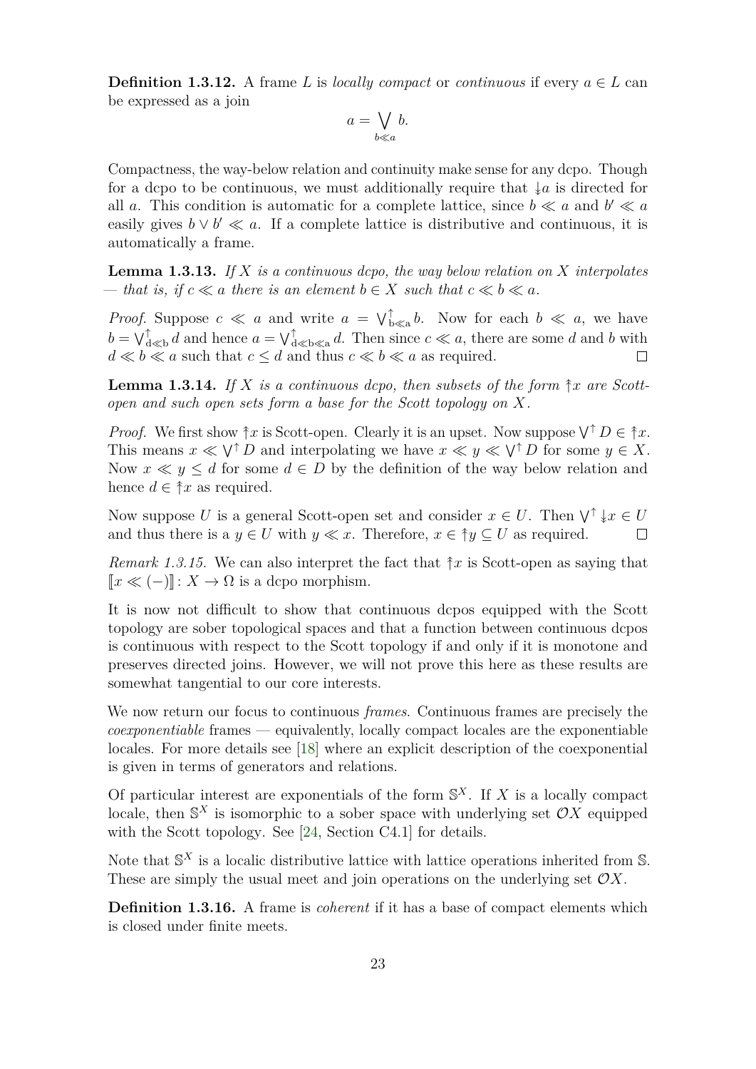**Definition 1.3.12.** A frame $L$ is *locally compact* or *continuous* if every $a \in L$ can be expressed as a join

$$a = \bigvee_{b \ll a} b.$$

Compactness, the way-below relation and continuity make sense for any dcpo. Though for a dcpo to be continuous, we must additionally require that $\twoheaddownarrow a$ is directed for all $a$. This condition is automatic for a complete lattice, since $b \ll a$ and $b' \ll a$ easily gives $b \vee b' \ll a$. If a complete lattice is distributive and continuous, it is automatically a frame.

**Lemma 1.3.13.** *If $X$ is a continuous dcpo, the way below relation on $X$ interpolates — that is, if $c \ll a$ there is an element $b \in X$ such that $c \ll b \ll a$.*

*Proof.* Suppose $c \ll a$ and write $a = \bigvee^{\uparrow}_{b \ll a} b$. Now for each $b \ll a$, we have $b = \bigvee^{\uparrow}_{d \ll b} d$ and hence $a = \bigvee^{\uparrow}_{d \ll b \ll a} d$. Then since $c \ll a$, there are some $d$ and $b$ with $d \ll b \ll a$ such that $c \leq d$ and thus $c \ll b \ll a$ as required. □

**Lemma 1.3.14.** *If $X$ is a continuous dcpo, then subsets of the form $\twoheaduparrow x$ are Scott-open and such open sets form a base for the Scott topology on $X$.*

*Proof.* We first show $\twoheaduparrow x$ is Scott-open. Clearly it is an upset. Now suppose $\bigvee^{\uparrow} D \in \twoheaduparrow x$. This means $x \ll \bigvee^{\uparrow} D$ and interpolating we have $x \ll y \ll \bigvee^{\uparrow} D$ for some $y \in X$. Now $x \ll y \leq d$ for some $d \in D$ by the definition of the way below relation and hence $d \in \twoheaduparrow x$ as required.

Now suppose $U$ is a general Scott-open set and consider $x \in U$. Then $\bigvee^{\uparrow} \twoheaddownarrow x \in U$ and thus there is a $y \in U$ with $y \ll x$. Therefore, $x \in \twoheaduparrow y \subseteq U$ as required. □

*Remark 1.3.15.* We can also interpret the fact that $\twoheaduparrow x$ is Scott-open as saying that $[\![x \ll (-)]\!] \colon X \to \Omega$ is a dcpo morphism.

It is now not difficult to show that continuous dcpos equipped with the Scott topology are sober topological spaces and that a function between continuous dcpos is continuous with respect to the Scott topology if and only if it is monotone and preserves directed joins. However, we will not prove this here as these results are somewhat tangential to our core interests.

We now return our focus to continuous *frames*. Continuous frames are precisely the *coexponentiable* frames — equivalently, locally compact locales are the exponentiable locales. For more details see [18] where an explicit description of the coexponential is given in terms of generators and relations.

Of particular interest are exponentials of the form $\mathbb{S}^X$. If $X$ is a locally compact locale, then $\mathbb{S}^X$ is isomorphic to a sober space with underlying set $\mathcal{O}X$ equipped with the Scott topology. See [24, Section C4.1] for details.

Note that $\mathbb{S}^X$ is a localic distributive lattice with lattice operations inherited from $\mathbb{S}$. These are simply the usual meet and join operations on the underlying set $\mathcal{O}X$.

**Definition 1.3.16.** A frame is *coherent* if it has a base of compact elements which is closed under finite meets.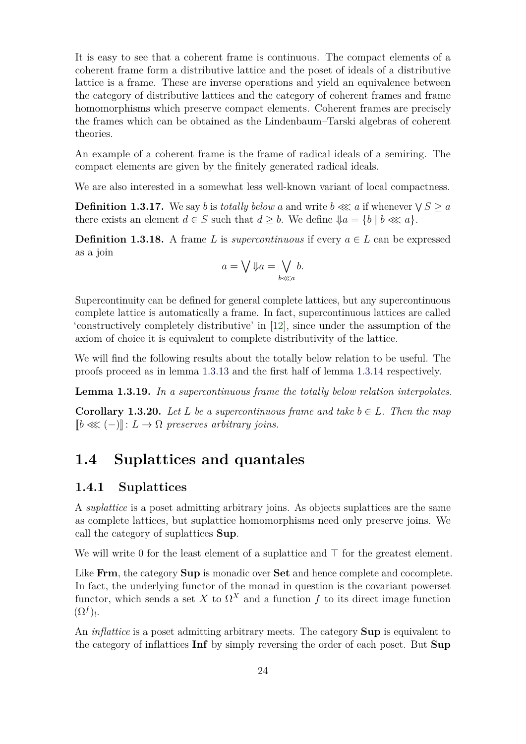It is easy to see that a coherent frame is continuous. The compact elements of a coherent frame form a distributive lattice and the poset of ideals of a distributive lattice is a frame. These are inverse operations and yield an equivalence between the category of distributive lattices and the category of coherent frames and frame homomorphisms which preserve compact elements. Coherent frames are precisely the frames which can be obtained as the Lindenbaum–Tarski algebras of coherent theories.

An example of a coherent frame is the frame of radical ideals of a semiring. The compact elements are given by the finitely generated radical ideals.

We are also interested in a somewhat less well-known variant of local compactness.

**Definition 1.3.17.** We say $b$ is *totally below* $a$ and write $b \lll a$ if whenever $\bigvee S \geq a$ there exists an element $d \in S$ such that $d \geq b$. We define $\Downarrow a = \{b \mid b \lll a\}$.

**Definition 1.3.18.** A frame $L$ is *supercontinuous* if every $a \in L$ can be expressed as a join

$$a = \bigvee \Downarrow a = \bigvee_{b \lll a} b.$$

Supercontinuity can be defined for general complete lattices, but any supercontinuous complete lattice is automatically a frame. In fact, supercontinuous lattices are called 'constructively completely distributive' in [12], since under the assumption of the axiom of choice it is equivalent to complete distributivity of the lattice.

We will find the following results about the totally below relation to be useful. The proofs proceed as in lemma 1.3.13 and the first half of lemma 1.3.14 respectively.

**Lemma 1.3.19.** *In a supercontinuous frame the totally below relation interpolates.*

**Corollary 1.3.20.** *Let $L$ be a supercontinuous frame and take $b \in L$. Then the map $[\![b \lll (-)]\!]\colon L \to \Omega$ preserves arbitrary joins.*

## 1.4 Suplattices and quantales

### 1.4.1 Suplattices

A *suplattice* is a poset admitting arbitrary joins. As objects suplattices are the same as complete lattices, but suplattice homomorphisms need only preserve joins. We call the category of suplattices **Sup**.

We will write 0 for the least element of a suplattice and $\top$ for the greatest element.

Like **Frm**, the category **Sup** is monadic over **Set** and hence complete and cocomplete. In fact, the underlying functor of the monad in question is the covariant powerset functor, which sends a set $X$ to $\Omega^X$ and a function $f$ to its direct image function $(\Omega^f)_!$.

An *inflattice* is a poset admitting arbitrary meets. The category **Sup** is equivalent to the category of inflattices **Inf** by simply reversing the order of each poset. But **Sup**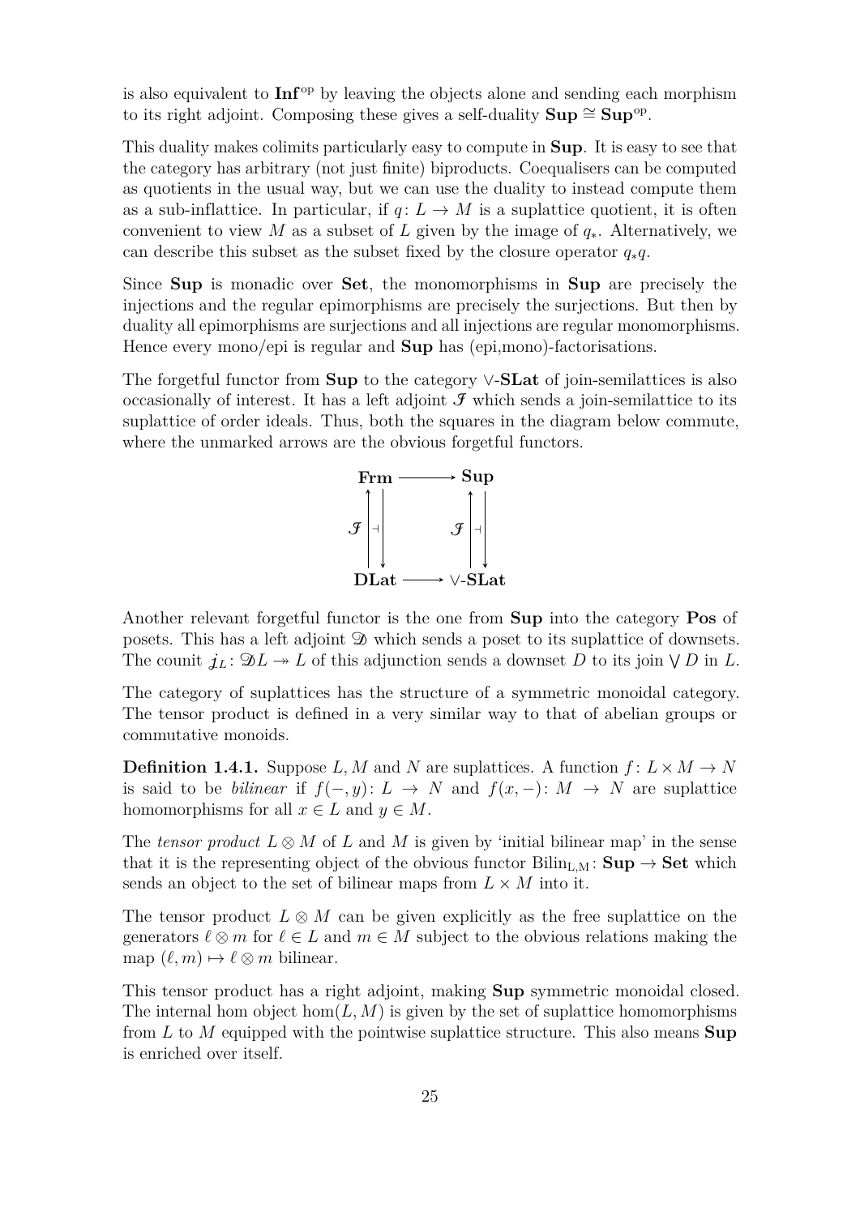is also equivalent to $\mathbf{Inf}^{\mathrm{op}}$ by leaving the objects alone and sending each morphism to its right adjoint. Composing these gives a self-duality $\mathbf{Sup} \cong \mathbf{Sup}^{\mathrm{op}}$.

This duality makes colimits particularly easy to compute in **Sup**. It is easy to see that the category has arbitrary (not just finite) biproducts. Coequalisers can be computed as quotients in the usual way, but we can use the duality to instead compute them as a sub-inflattice. In particular, if $q\colon L \to M$ is a suplattice quotient, it is often convenient to view $M$ as a subset of $L$ given by the image of $q_*$. Alternatively, we can describe this subset as the subset fixed by the closure operator $q_* q$.

Since **Sup** is monadic over **Set**, the monomorphisms in **Sup** are precisely the injections and the regular epimorphisms are precisely the surjections. But then by duality all epimorphisms are surjections and all injections are regular monomorphisms. Hence every mono/epi is regular and **Sup** has (epi,mono)-factorisations.

The forgetful functor from **Sup** to the category $\vee$-**SLat** of join-semilattices is also occasionally of interest. It has a left adjoint $\mathcal{I}$ which sends a join-semilattice to its suplattice of order ideals. Thus, both the squares in the diagram below commute, where the unmarked arrows are the obvious forgetful functors.

$$
\begin{array}{ccc}
\mathbf{Frm} & \longrightarrow & \mathbf{Sup} \\
\mathcal{I} \uparrow \dashv \downarrow & & \mathcal{I} \uparrow \dashv \downarrow \\
\mathbf{DLat} & \longrightarrow & \vee\text{-}\mathbf{SLat}
\end{array}
$$

Another relevant forgetful functor is the one from **Sup** into the category **Pos** of posets. This has a left adjoint $\mathcal{D}$ which sends a poset to its suplattice of downsets. The counit $\mathfrak{j}_L\colon \mathcal{D}L \twoheadrightarrow L$ of this adjunction sends a downset $D$ to its join $\bigvee D$ in $L$.

The category of suplattices has the structure of a symmetric monoidal category. The tensor product is defined in a very similar way to that of abelian groups or commutative monoids.

**Definition 1.4.1.** Suppose $L, M$ and $N$ are suplattices. A function $f\colon L \times M \to N$ is said to be *bilinear* if $f(-, y)\colon L \to N$ and $f(x, -)\colon M \to N$ are suplattice homomorphisms for all $x \in L$ and $y \in M$.

The *tensor product* $L \otimes M$ of $L$ and $M$ is given by 'initial bilinear map' in the sense that it is the representing object of the obvious functor $\mathrm{Bilin}_{\mathrm{L,M}}\colon \mathbf{Sup} \to \mathbf{Set}$ which sends an object to the set of bilinear maps from $L \times M$ into it.

The tensor product $L \otimes M$ can be given explicitly as the free suplattice on the generators $\ell \otimes m$ for $\ell \in L$ and $m \in M$ subject to the obvious relations making the map $(\ell, m) \mapsto \ell \otimes m$ bilinear.

This tensor product has a right adjoint, making **Sup** symmetric monoidal closed. The internal hom object $\hom(L, M)$ is given by the set of suplattice homomorphisms from $L$ to $M$ equipped with the pointwise suplattice structure. This also means **Sup** is enriched over itself.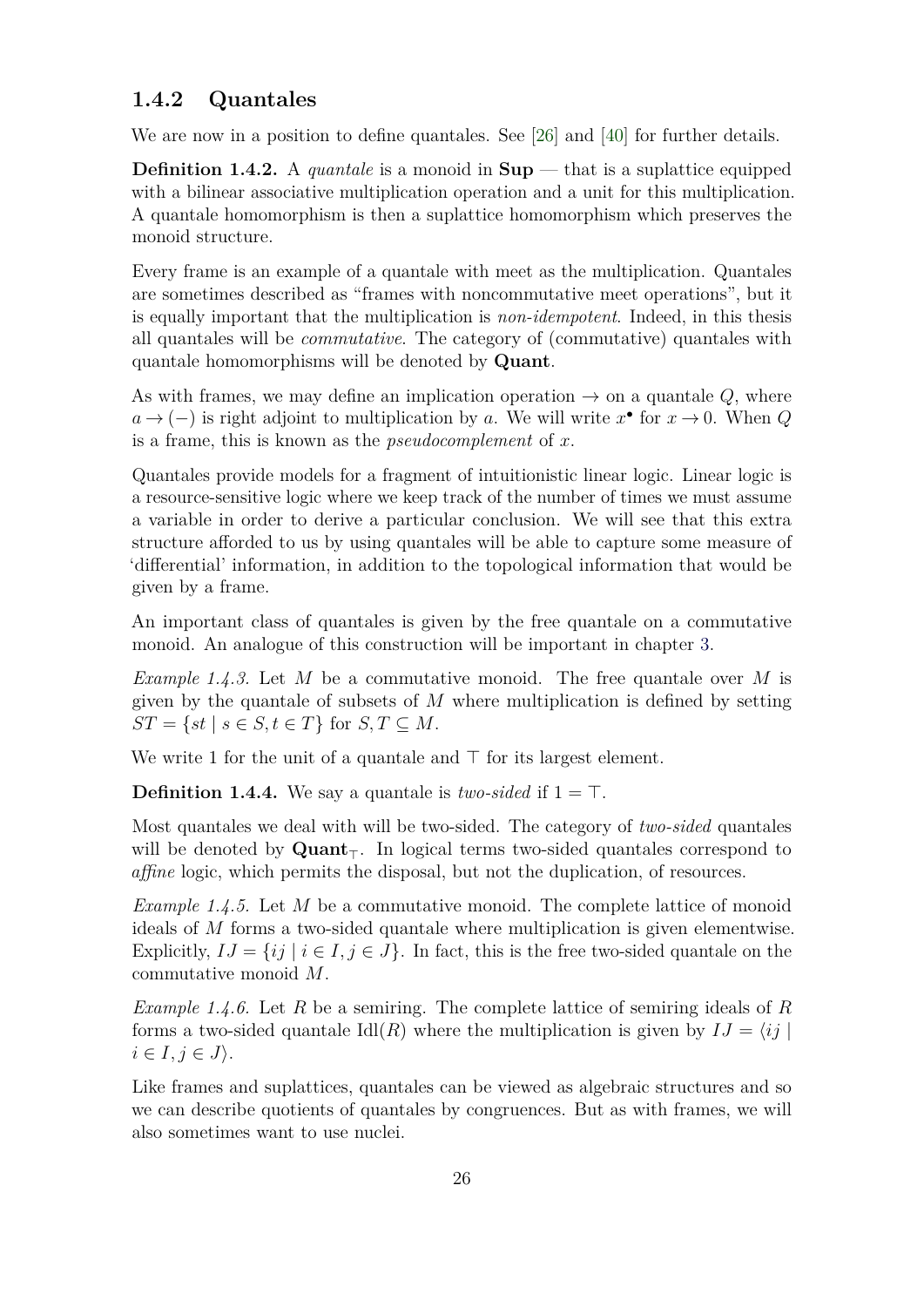### 1.4.2 Quantales

We are now in a position to define quantales. See [26] and [40] for further details.

**Definition 1.4.2.** A *quantale* is a monoid in **Sup** — that is a suplattice equipped with a bilinear associative multiplication operation and a unit for this multiplication. A quantale homomorphism is then a suplattice homomorphism which preserves the monoid structure.

Every frame is an example of a quantale with meet as the multiplication. Quantales are sometimes described as "frames with noncommutative meet operations", but it is equally important that the multiplication is *non-idempotent*. Indeed, in this thesis all quantales will be *commutative*. The category of (commutative) quantales with quantale homomorphisms will be denoted by **Quant**.

As with frames, we may define an implication operation $\rightarrow$ on a quantale $Q$, where $a \rightarrow (-)$ is right adjoint to multiplication by $a$. We will write $x^\bullet$ for $x \rightarrow 0$. When $Q$ is a frame, this is known as the *pseudocomplement* of $x$.

Quantales provide models for a fragment of intuitionistic linear logic. Linear logic is a resource-sensitive logic where we keep track of the number of times we must assume a variable in order to derive a particular conclusion. We will see that this extra structure afforded to us by using quantales will be able to capture some measure of 'differential' information, in addition to the topological information that would be given by a frame.

An important class of quantales is given by the free quantale on a commutative monoid. An analogue of this construction will be important in chapter 3.

*Example 1.4.3.* Let $M$ be a commutative monoid. The free quantale over $M$ is given by the quantale of subsets of $M$ where multiplication is defined by setting $ST = \{st \mid s \in S, t \in T\}$ for $S, T \subseteq M$.

We write 1 for the unit of a quantale and $\top$ for its largest element.

**Definition 1.4.4.** We say a quantale is *two-sided* if $1 = \top$.

Most quantales we deal with will be two-sided. The category of *two-sided* quantales will be denoted by $\mathbf{Quant}_\top$. In logical terms two-sided quantales correspond to *affine* logic, which permits the disposal, but not the duplication, of resources.

*Example 1.4.5.* Let $M$ be a commutative monoid. The complete lattice of monoid ideals of $M$ forms a two-sided quantale where multiplication is given elementwise. Explicitly, $IJ = \{ij \mid i \in I, j \in J\}$. In fact, this is the free two-sided quantale on the commutative monoid $M$.

*Example 1.4.6.* Let $R$ be a semiring. The complete lattice of semiring ideals of $R$ forms a two-sided quantale $\mathrm{Idl}(R)$ where the multiplication is given by $IJ = \langle ij \mid i \in I, j \in J\rangle$.

Like frames and suplattices, quantales can be viewed as algebraic structures and so we can describe quotients of quantales by congruences. But as with frames, we will also sometimes want to use nuclei.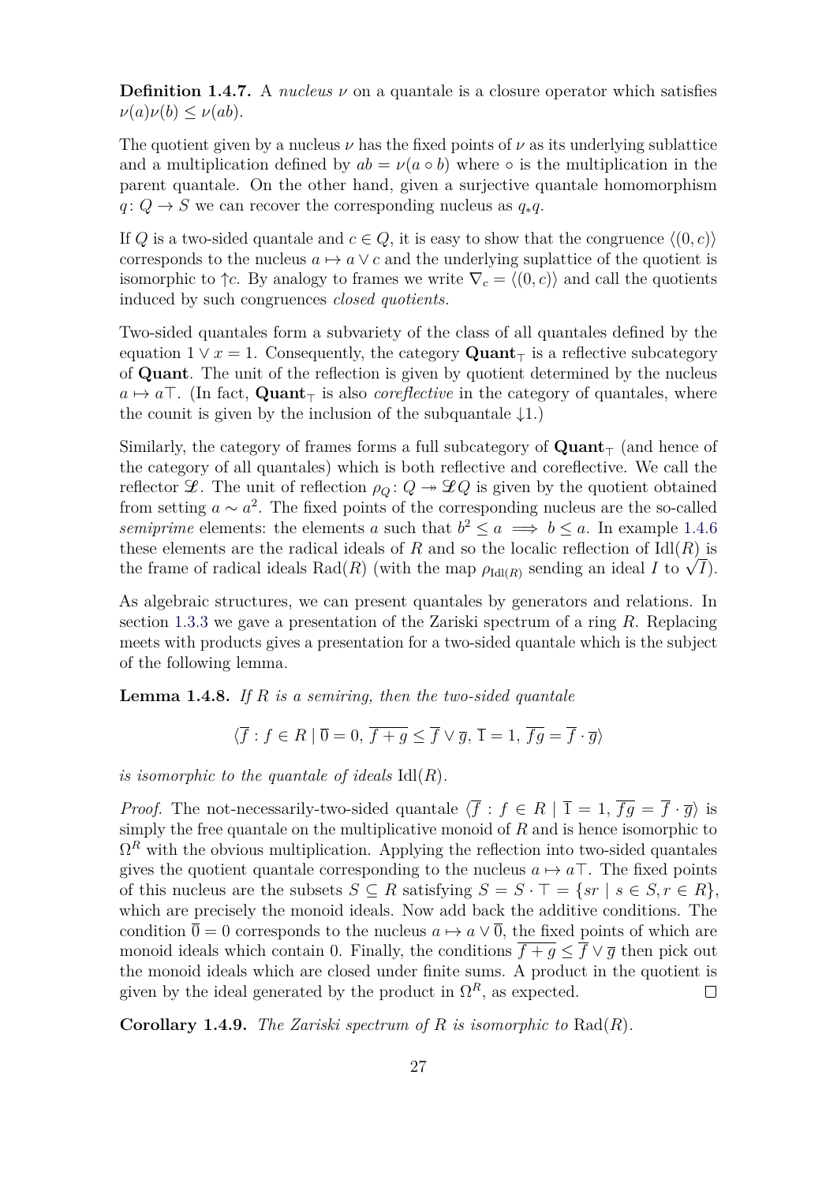**Definition 1.4.7.** A *nucleus* $\nu$ on a quantale is a closure operator which satisfies $\nu(a)\nu(b) \leq \nu(ab)$.

The quotient given by a nucleus $\nu$ has the fixed points of $\nu$ as its underlying sublattice and a multiplication defined by $ab = \nu(a \circ b)$ where $\circ$ is the multiplication in the parent quantale. On the other hand, given a surjective quantale homomorphism $q\colon Q \to S$ we can recover the corresponding nucleus as $q_* q$.

If $Q$ is a two-sided quantale and $c \in Q$, it is easy to show that the congruence $\langle (0, c) \rangle$ corresponds to the nucleus $a \mapsto a \vee c$ and the underlying suplattice of the quotient is isomorphic to $\uparrow c$. By analogy to frames we write $\nabla_c = \langle (0, c) \rangle$ and call the quotients induced by such congruences *closed quotients*.

Two-sided quantales form a subvariety of the class of all quantales defined by the equation $1 \vee x = 1$. Consequently, the category $\mathbf{Quant}_\top$ is a reflective subcategory of $\mathbf{Quant}$. The unit of the reflection is given by quotient determined by the nucleus $a \mapsto a\top$. (In fact, $\mathbf{Quant}_\top$ is also *coreflective* in the category of quantales, where the counit is given by the inclusion of the subquantale $\downarrow 1$.)

Similarly, the category of frames forms a full subcategory of $\mathbf{Quant}_\top$ (and hence of the category of all quantales) which is both reflective and coreflective. We call the reflector $\mathscr{L}$. The unit of reflection $\rho_Q\colon Q \twoheadrightarrow \mathscr{L}Q$ is given by the quotient obtained from setting $a \sim a^2$. The fixed points of the corresponding nucleus are the so-called *semiprime* elements: the elements $a$ such that $b^2 \leq a \implies b \leq a$. In example 1.4.6 these elements are the radical ideals of $R$ and so the localic reflection of $\mathrm{Idl}(R)$ is the frame of radical ideals $\mathrm{Rad}(R)$ (with the map $\rho_{\mathrm{Idl}(R)}$ sending an ideal $I$ to $\sqrt{I}$).

As algebraic structures, we can present quantales by generators and relations. In section 1.3.3 we gave a presentation of the Zariski spectrum of a ring $R$. Replacing meets with products gives a presentation for a two-sided quantale which is the subject of the following lemma.

**Lemma 1.4.8.** *If $R$ is a semiring, then the two-sided quantale*

$$\langle \overline{f} : f \in R \mid \overline{0} = 0,\ \overline{f+g} \leq \overline{f} \vee \overline{g},\ \overline{1} = 1,\ \overline{fg} = \overline{f} \cdot \overline{g} \rangle$$

*is isomorphic to the quantale of ideals* $\mathrm{Idl}(R)$.

*Proof.* The not-necessarily-two-sided quantale $\langle \overline{f} : f \in R \mid \overline{1} = 1,\ \overline{fg} = \overline{f} \cdot \overline{g} \rangle$ is simply the free quantale on the multiplicative monoid of $R$ and is hence isomorphic to $\Omega^R$ with the obvious multiplication. Applying the reflection into two-sided quantales gives the quotient quantale corresponding to the nucleus $a \mapsto a\top$. The fixed points of this nucleus are the subsets $S \subseteq R$ satisfying $S = S \cdot \top = \{sr \mid s \in S, r \in R\}$, which are precisely the monoid ideals. Now add back the additive conditions. The condition $\overline{0} = 0$ corresponds to the nucleus $a \mapsto a \vee \overline{0}$, the fixed points of which are monoid ideals which contain 0. Finally, the conditions $\overline{f+g} \leq \overline{f} \vee \overline{g}$ then pick out the monoid ideals which are closed under finite sums. A product in the quotient is given by the ideal generated by the product in $\Omega^R$, as expected. $\square$

**Corollary 1.4.9.** *The Zariski spectrum of $R$ is isomorphic to* $\mathrm{Rad}(R)$.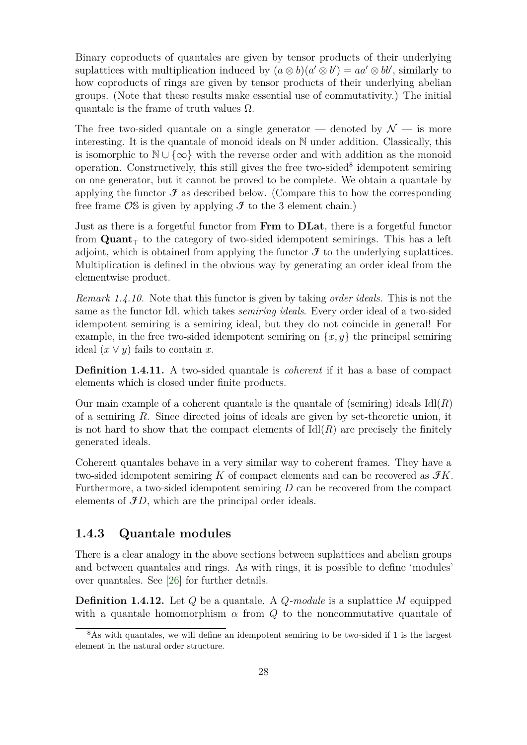Binary coproducts of quantales are given by tensor products of their underlying suplattices with multiplication induced by $(a \otimes b)(a' \otimes b') = aa' \otimes bb'$, similarly to how coproducts of rings are given by tensor products of their underlying abelian groups. (Note that these results make essential use of commutativity.) The initial quantale is the frame of truth values $\Omega$.

The free two-sided quantale on a single generator — denoted by $\mathcal{N}$ — is more interesting. It is the quantale of monoid ideals on $\mathbb{N}$ under addition. Classically, this is isomorphic to $\mathbb{N} \cup \{\infty\}$ with the reverse order and with addition as the monoid operation. Constructively, this still gives the free two-sided[8] idempotent semiring on one generator, but it cannot be proved to be complete. We obtain a quantale by applying the functor $\mathcal{I}$ as described below. (Compare this to how the corresponding free frame $\mathcal{O}\mathbb{S}$ is given by applying $\mathcal{I}$ to the 3 element chain.)

Just as there is a forgetful functor from **Frm** to **DLat**, there is a forgetful functor from $\mathbf{Quant}_\top$ to the category of two-sided idempotent semirings. This has a left adjoint, which is obtained from applying the functor $\mathcal{I}$ to the underlying suplattices. Multiplication is defined in the obvious way by generating an order ideal from the elementwise product.

*Remark 1.4.10.* Note that this functor is given by taking *order ideals*. This is not the same as the functor Idl, which takes *semiring ideals*. Every order ideal of a two-sided idempotent semiring is a semiring ideal, but they do not coincide in general! For example, in the free two-sided idempotent semiring on $\{x, y\}$ the principal semiring ideal $(x \vee y)$ fails to contain $x$.

**Definition 1.4.11.** A two-sided quantale is *coherent* if it has a base of compact elements which is closed under finite products.

Our main example of a coherent quantale is the quantale of (semiring) ideals $\mathrm{Idl}(R)$ of a semiring $R$. Since directed joins of ideals are given by set-theoretic union, it is not hard to show that the compact elements of $\mathrm{Idl}(R)$ are precisely the finitely generated ideals.

Coherent quantales behave in a very similar way to coherent frames. They have a two-sided idempotent semiring $K$ of compact elements and can be recovered as $\mathcal{I}K$. Furthermore, a two-sided idempotent semiring $D$ can be recovered from the compact elements of $\mathcal{I}D$, which are the principal order ideals.

### 1.4.3 Quantale modules

There is a clear analogy in the above sections between suplattices and abelian groups and between quantales and rings. As with rings, it is possible to define 'modules' over quantales. See [26] for further details.

**Definition 1.4.12.** Let $Q$ be a quantale. A *$Q$-module* is a suplattice $M$ equipped with a quantale homomorphism $\alpha$ from $Q$ to the noncommutative quantale of

[8] As with quantales, we will define an idempotent semiring to be two-sided if 1 is the largest element in the natural order structure.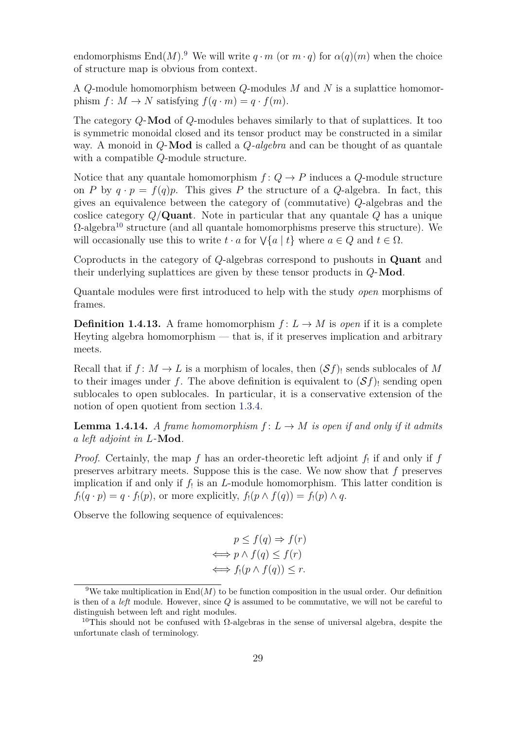endomorphisms $\mathrm{End}(M)$.[9] We will write $q \cdot m$ (or $m \cdot q$) for $\alpha(q)(m)$ when the choice of structure map is obvious from context.

A $Q$-module homomorphism between $Q$-modules $M$ and $N$ is a suplattice homomorphism $f \colon M \to N$ satisfying $f(q \cdot m) = q \cdot f(m)$.

The category $Q$-**Mod** of $Q$-modules behaves similarly to that of suplattices. It too is symmetric monoidal closed and its tensor product may be constructed in a similar way. A monoid in $Q$-**Mod** is called a *$Q$-algebra* and can be thought of as quantale with a compatible $Q$-module structure.

Notice that any quantale homomorphism $f \colon Q \to P$ induces a $Q$-module structure on $P$ by $q \cdot p = f(q)p$. This gives $P$ the structure of a $Q$-algebra. In fact, this gives an equivalence between the category of (commutative) $Q$-algebras and the coslice category $Q/$**Quant**. Note in particular that any quantale $Q$ has a unique $\Omega$-algebra[10] structure (and all quantale homomorphisms preserve this structure). We will occasionally use this to write $t \cdot a$ for $\bigvee\{a \mid t\}$ where $a \in Q$ and $t \in \Omega$.

Coproducts in the category of $Q$-algebras correspond to pushouts in **Quant** and their underlying suplattices are given by these tensor products in $Q$-**Mod**.

Quantale modules were first introduced to help with the study *open* morphisms of frames.

**Definition 1.4.13.** A frame homomorphism $f \colon L \to M$ is *open* if it is a complete Heyting algebra homomorphism — that is, if it preserves implication and arbitrary meets.

Recall that if $f \colon M \to L$ is a morphism of locales, then $(\mathcal{S}f)_!$ sends sublocales of $M$ to their images under $f$. The above definition is equivalent to $(\mathcal{S}f)_!$ sending open sublocales to open sublocales. In particular, it is a conservative extension of the notion of open quotient from section 1.3.4.

**Lemma 1.4.14.** *A frame homomorphism $f \colon L \to M$ is open if and only if it admits a left adjoint in $L$-**Mod**.*

*Proof.* Certainly, the map $f$ has an order-theoretic left adjoint $f_!$ if and only if $f$ preserves arbitrary meets. Suppose this is the case. We now show that $f$ preserves implication if and only if $f_!$ is an $L$-module homomorphism. This latter condition is $f_!(q \cdot p) = q \cdot f_!(p)$, or more explicitly, $f_!(p \wedge f(q)) = f_!(p) \wedge q$.

Observe the following sequence of equivalences:

$$
\begin{aligned}
& p \leq f(q) \Rightarrow f(r) \\
\iff & p \wedge f(q) \leq f(r) \\
\iff & f_!(p \wedge f(q)) \leq r.
\end{aligned}
$$

---

[9] We take multiplication in $\mathrm{End}(M)$ to be function composition in the usual order. Our definition is then of a *left* module. However, since $Q$ is assumed to be commutative, we will not be careful to distinguish between left and right modules.

[10] This should not be confused with $\Omega$-algebras in the sense of universal algebra, despite the unfortunate clash of terminology.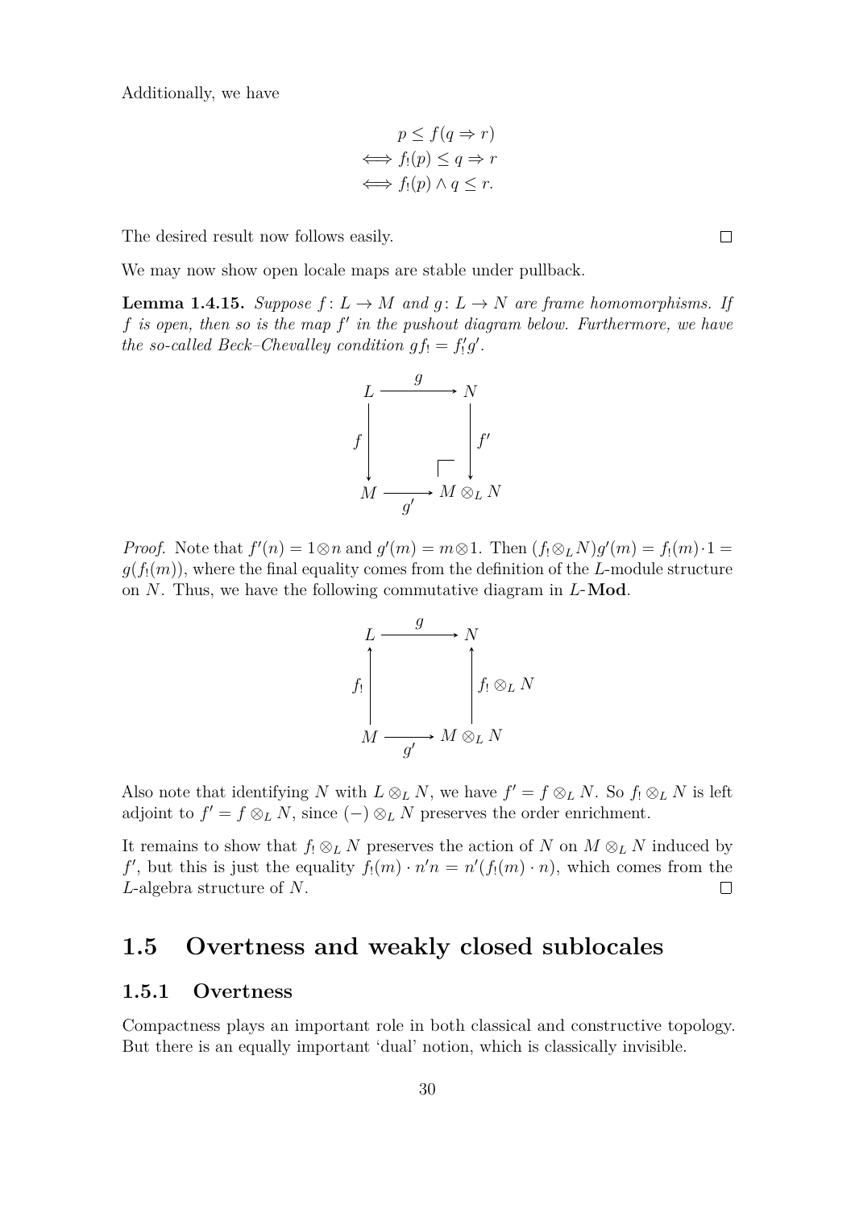Additionally, we have

$$
\begin{aligned}
& p \leq f(q \Rightarrow r) \\
\iff & f_!(p) \leq q \Rightarrow r \\
\iff & f_!(p) \wedge q \leq r.
\end{aligned}
$$

The desired result now follows easily. $\square$

We may now show open locale maps are stable under pullback.

**Lemma 1.4.15.** *Suppose $f\colon L \to M$ and $g\colon L \to N$ are frame homomorphisms. If $f$ is open, then so is the map $f'$ in the pushout diagram below. Furthermore, we have the so-called Beck–Chevalley condition $gf_! = f'_!g'$.*

$$
\begin{array}{ccc}
L & \xrightarrow{\quad g \quad} & N \\
{\scriptstyle f}\downarrow & & \downarrow{\scriptstyle f'} \\
M & \xrightarrow[\quad g' \quad]{} & M \otimes_L N
\end{array}
$$

*Proof.* Note that $f'(n) = 1 \otimes n$ and $g'(m) = m \otimes 1$. Then $(f_! \otimes_L N)g'(m) = f_!(m) \cdot 1 = g(f_!(m))$, where the final equality comes from the definition of the $L$-module structure on $N$. Thus, we have the following commutative diagram in $L$-**Mod**.

$$
\begin{array}{ccc}
L & \xrightarrow{\quad g \quad} & N \\
{\scriptstyle f_!}\uparrow & & \uparrow{\scriptstyle f_! \otimes_L N} \\
M & \xrightarrow[\quad g' \quad]{} & M \otimes_L N
\end{array}
$$

Also note that identifying $N$ with $L \otimes_L N$, we have $f' = f \otimes_L N$. So $f_! \otimes_L N$ is left adjoint to $f' = f \otimes_L N$, since $(-) \otimes_L N$ preserves the order enrichment.

It remains to show that $f_! \otimes_L N$ preserves the action of $N$ on $M \otimes_L N$ induced by $f'$, but this is just the equality $f_!(m) \cdot n'n = n'(f_!(m) \cdot n)$, which comes from the $L$-algebra structure of $N$. $\square$

## 1.5 Overtness and weakly closed sublocales

### 1.5.1 Overtness

Compactness plays an important role in both classical and constructive topology. But there is an equally important 'dual' notion, which is classically invisible.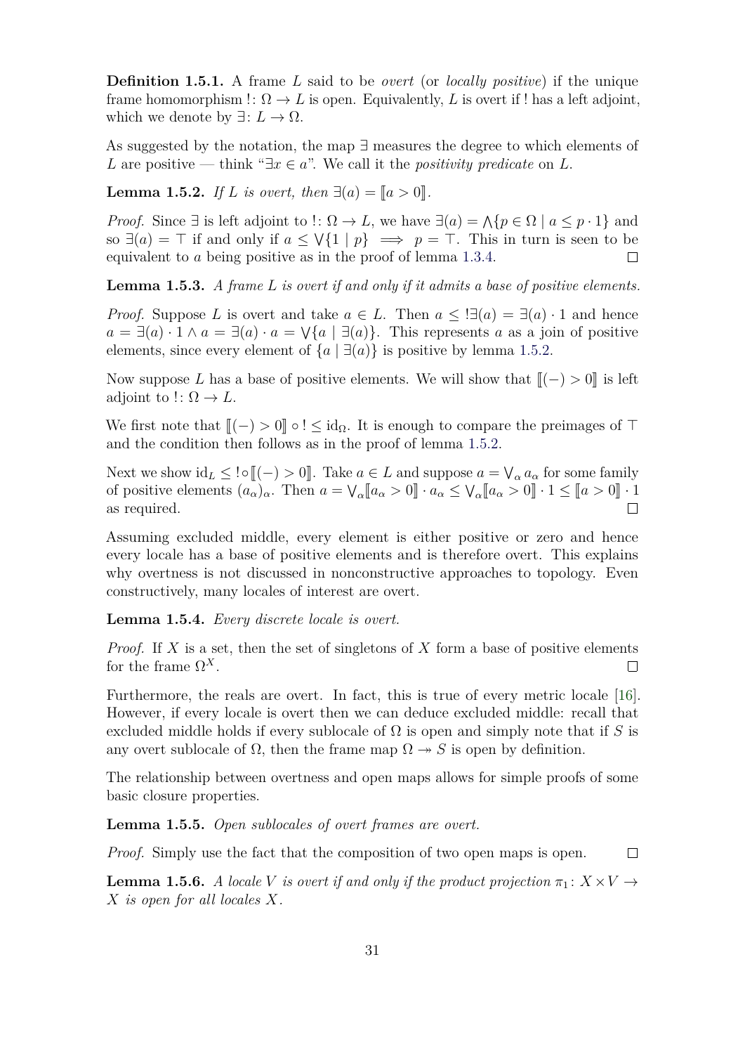**Definition 1.5.1.** A frame $L$ said to be *overt* (or *locally positive*) if the unique frame homomorphism $!\colon \Omega \to L$ is open. Equivalently, $L$ is overt if $!$ has a left adjoint, which we denote by $\exists\colon L \to \Omega$.

As suggested by the notation, the map $\exists$ measures the degree to which elements of $L$ are positive — think "$\exists x \in a$". We call it the *positivity predicate* on $L$.

**Lemma 1.5.2.** *If $L$ is overt, then $\exists(a) = [\![a > 0]\!]$.*

*Proof.* Since $\exists$ is left adjoint to $!\colon \Omega \to L$, we have $\exists(a) = \bigwedge\{p \in \Omega \mid a \leq p \cdot 1\}$ and so $\exists(a) = \top$ if and only if $a \leq \bigvee\{1 \mid p\} \implies p = \top$. This in turn is seen to be equivalent to $a$ being positive as in the proof of lemma 1.3.4. $\square$

**Lemma 1.5.3.** *A frame $L$ is overt if and only if it admits a base of positive elements.*

*Proof.* Suppose $L$ is overt and take $a \in L$. Then $a \leq\, !\exists(a) = \exists(a) \cdot 1$ and hence $a = \exists(a) \cdot 1 \wedge a = \exists(a) \cdot a = \bigvee\{a \mid \exists(a)\}$. This represents $a$ as a join of positive elements, since every element of $\{a \mid \exists(a)\}$ is positive by lemma 1.5.2.

Now suppose $L$ has a base of positive elements. We will show that $[\![(-) > 0]\!]$ is left adjoint to $!\colon \Omega \to L$.

We first note that $[\![(-) > 0]\!] \circ\, ! \leq \mathrm{id}_\Omega$. It is enough to compare the preimages of $\top$ and the condition then follows as in the proof of lemma 1.5.2.

Next we show $\mathrm{id}_L \leq\, ! \circ [\![(-) > 0]\!]$. Take $a \in L$ and suppose $a = \bigvee_\alpha a_\alpha$ for some family of positive elements $(a_\alpha)_\alpha$. Then $a = \bigvee_\alpha [\![a_\alpha > 0]\!] \cdot a_\alpha \leq \bigvee_\alpha [\![a_\alpha > 0]\!] \cdot 1 \leq [\![a > 0]\!] \cdot 1$ as required. $\square$

Assuming excluded middle, every element is either positive or zero and hence every locale has a base of positive elements and is therefore overt. This explains why overtness is not discussed in nonconstructive approaches to topology. Even constructively, many locales of interest are overt.

**Lemma 1.5.4.** *Every discrete locale is overt.*

*Proof.* If $X$ is a set, then the set of singletons of $X$ form a base of positive elements for the frame $\Omega^X$. $\square$

Furthermore, the reals are overt. In fact, this is true of every metric locale [16]. However, if every locale is overt then we can deduce excluded middle: recall that excluded middle holds if every sublocale of $\Omega$ is open and simply note that if $S$ is any overt sublocale of $\Omega$, then the frame map $\Omega \twoheadrightarrow S$ is open by definition.

The relationship between overtness and open maps allows for simple proofs of some basic closure properties.

**Lemma 1.5.5.** *Open sublocales of overt frames are overt.*

*Proof.* Simply use the fact that the composition of two open maps is open. $\square$

**Lemma 1.5.6.** *A locale $V$ is overt if and only if the product projection $\pi_1\colon X \times V \to X$ is open for all locales $X$.*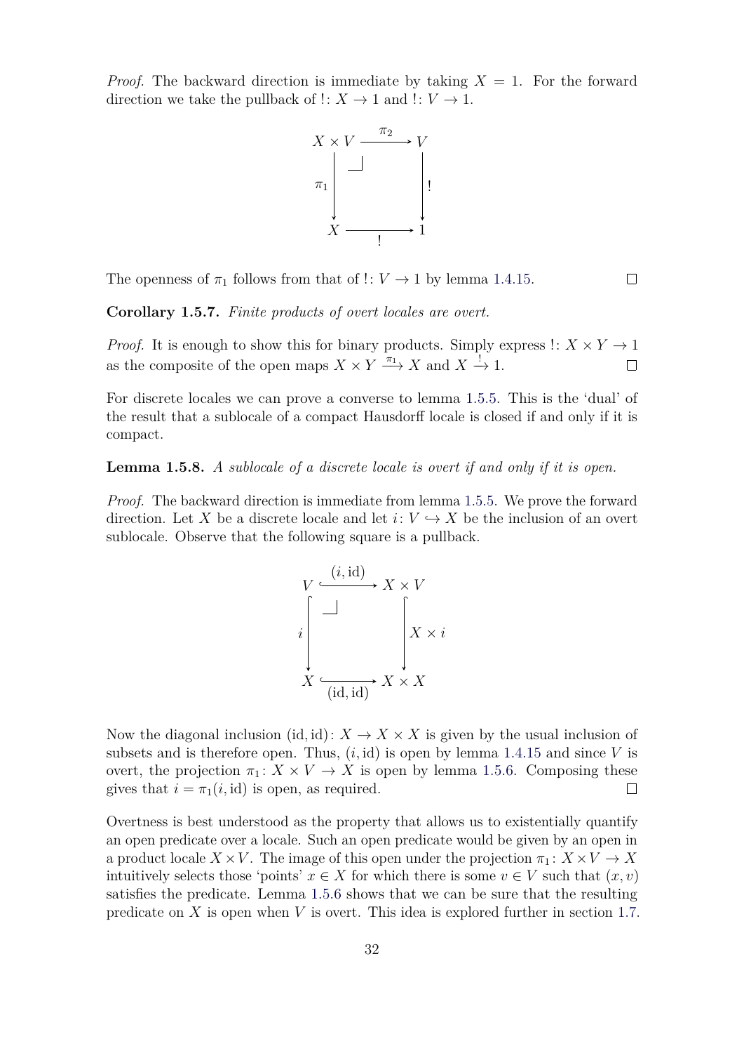*Proof.* The backward direction is immediate by taking $X = 1$. For the forward direction we take the pullback of $!\colon X \to 1$ and $!\colon V \to 1$.

$$\begin{array}{ccc} X \times V & \xrightarrow{\pi_2} & V \\ \downarrow{\scriptstyle \pi_1} & \lrcorner & \downarrow{\scriptstyle !} \\ X & \xrightarrow[!]{} & 1 \end{array}$$

The openness of $\pi_1$ follows from that of $!\colon V \to 1$ by lemma 1.4.15. $\square$

**Corollary 1.5.7.** *Finite products of overt locales are overt.*

*Proof.* It is enough to show this for binary products. Simply express $!\colon X \times Y \to 1$ as the composite of the open maps $X \times Y \xrightarrow{\pi_1} X$ and $X \xrightarrow{!} 1$. $\square$

For discrete locales we can prove a converse to lemma 1.5.5. This is the 'dual' of the result that a sublocale of a compact Hausdorff locale is closed if and only if it is compact.

**Lemma 1.5.8.** *A sublocale of a discrete locale is overt if and only if it is open.*

*Proof.* The backward direction is immediate from lemma 1.5.5. We prove the forward direction. Let $X$ be a discrete locale and let $i\colon V \hookrightarrow X$ be the inclusion of an overt sublocale. Observe that the following square is a pullback.

$$\begin{array}{ccc} V & \xhookrightarrow{(i, \mathrm{id})} & X \times V \\ \downarrow{\scriptstyle i} & \lrcorner & \downarrow{\scriptstyle X \times i} \\ X & \xhookrightarrow[(\mathrm{id}, \mathrm{id})]{} & X \times X \end{array}$$

Now the diagonal inclusion $(\mathrm{id}, \mathrm{id})\colon X \to X \times X$ is given by the usual inclusion of subsets and is therefore open. Thus, $(i, \mathrm{id})$ is open by lemma 1.4.15 and since $V$ is overt, the projection $\pi_1\colon X \times V \to X$ is open by lemma 1.5.6. Composing these gives that $i = \pi_1(i, \mathrm{id})$ is open, as required. $\square$

Overtness is best understood as the property that allows us to existentially quantify an open predicate over a locale. Such an open predicate would be given by an open in a product locale $X \times V$. The image of this open under the projection $\pi_1\colon X \times V \to X$ intuitively selects those 'points' $x \in X$ for which there is some $v \in V$ such that $(x, v)$ satisfies the predicate. Lemma 1.5.6 shows that we can be sure that the resulting predicate on $X$ is open when $V$ is overt. This idea is explored further in section 1.7.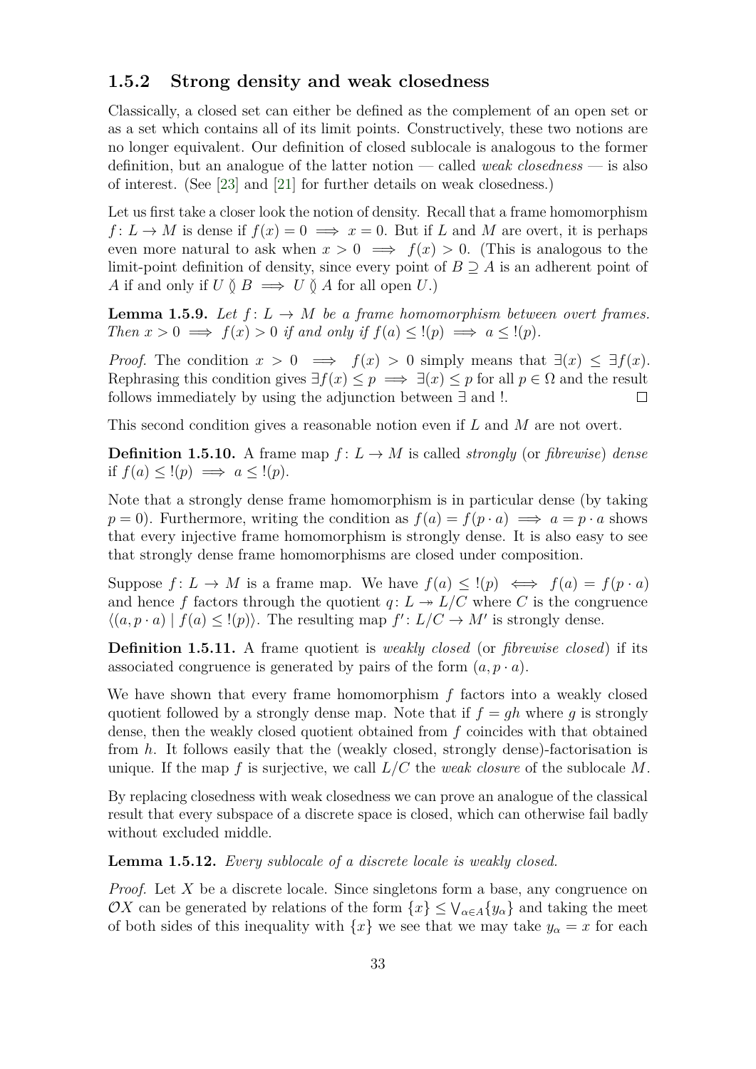### 1.5.2 Strong density and weak closedness

Classically, a closed set can either be defined as the complement of an open set or as a set which contains all of its limit points. Constructively, these two notions are no longer equivalent. Our definition of closed sublocale is analogous to the former definition, but an analogue of the latter notion — called *weak closedness* — is also of interest. (See [23] and [21] for further details on weak closedness.)

Let us first take a closer look the notion of density. Recall that a frame homomorphism $f\colon L \to M$ is dense if $f(x) = 0 \implies x = 0$. But if $L$ and $M$ are overt, it is perhaps even more natural to ask when $x > 0 \implies f(x) > 0$. (This is analogous to the limit-point definition of density, since every point of $B \supseteq A$ is an adherent point of $A$ if and only if $U \between B \implies U \between A$ for all open $U$.)

**Lemma 1.5.9.** *Let $f\colon L \to M$ be a frame homomorphism between overt frames. Then $x > 0 \implies f(x) > 0$ if and only if $f(a) \le {!}(p) \implies a \le {!}(p)$.*

*Proof.* The condition $x > 0 \implies f(x) > 0$ simply means that $\exists(x) \le \exists f(x)$. Rephrasing this condition gives $\exists f(x) \le p \implies \exists(x) \le p$ for all $p \in \Omega$ and the result follows immediately by using the adjunction between $\exists$ and $!$. $\square$

This second condition gives a reasonable notion even if $L$ and $M$ are not overt.

**Definition 1.5.10.** A frame map $f\colon L \to M$ is called *strongly* (or *fibrewise*) *dense* if $f(a) \le {!}(p) \implies a \le {!}(p)$.

Note that a strongly dense frame homomorphism is in particular dense (by taking $p = 0$). Furthermore, writing the condition as $f(a) = f(p \cdot a) \implies a = p \cdot a$ shows that every injective frame homomorphism is strongly dense. It is also easy to see that strongly dense frame homomorphisms are closed under composition.

Suppose $f\colon L \to M$ is a frame map. We have $f(a) \le {!}(p) \iff f(a) = f(p \cdot a)$ and hence $f$ factors through the quotient $q\colon L \twoheadrightarrow L/C$ where $C$ is the congruence $\langle (a, p \cdot a) \mid f(a) \le {!}(p) \rangle$. The resulting map $f'\colon L/C \to M'$ is strongly dense.

**Definition 1.5.11.** A frame quotient is *weakly closed* (or *fibrewise closed*) if its associated congruence is generated by pairs of the form $(a, p \cdot a)$.

We have shown that every frame homomorphism $f$ factors into a weakly closed quotient followed by a strongly dense map. Note that if $f = gh$ where $g$ is strongly dense, then the weakly closed quotient obtained from $f$ coincides with that obtained from $h$. It follows easily that the (weakly closed, strongly dense)-factorisation is unique. If the map $f$ is surjective, we call $L/C$ the *weak closure* of the sublocale $M$.

By replacing closedness with weak closedness we can prove an analogue of the classical result that every subspace of a discrete space is closed, which can otherwise fail badly without excluded middle.

**Lemma 1.5.12.** *Every sublocale of a discrete locale is weakly closed.*

*Proof.* Let $X$ be a discrete locale. Since singletons form a base, any congruence on $\mathcal{O}X$ can be generated by relations of the form $\{x\} \le \bigvee_{\alpha \in A} \{y_\alpha\}$ and taking the meet of both sides of this inequality with $\{x\}$ we see that we may take $y_\alpha = x$ for each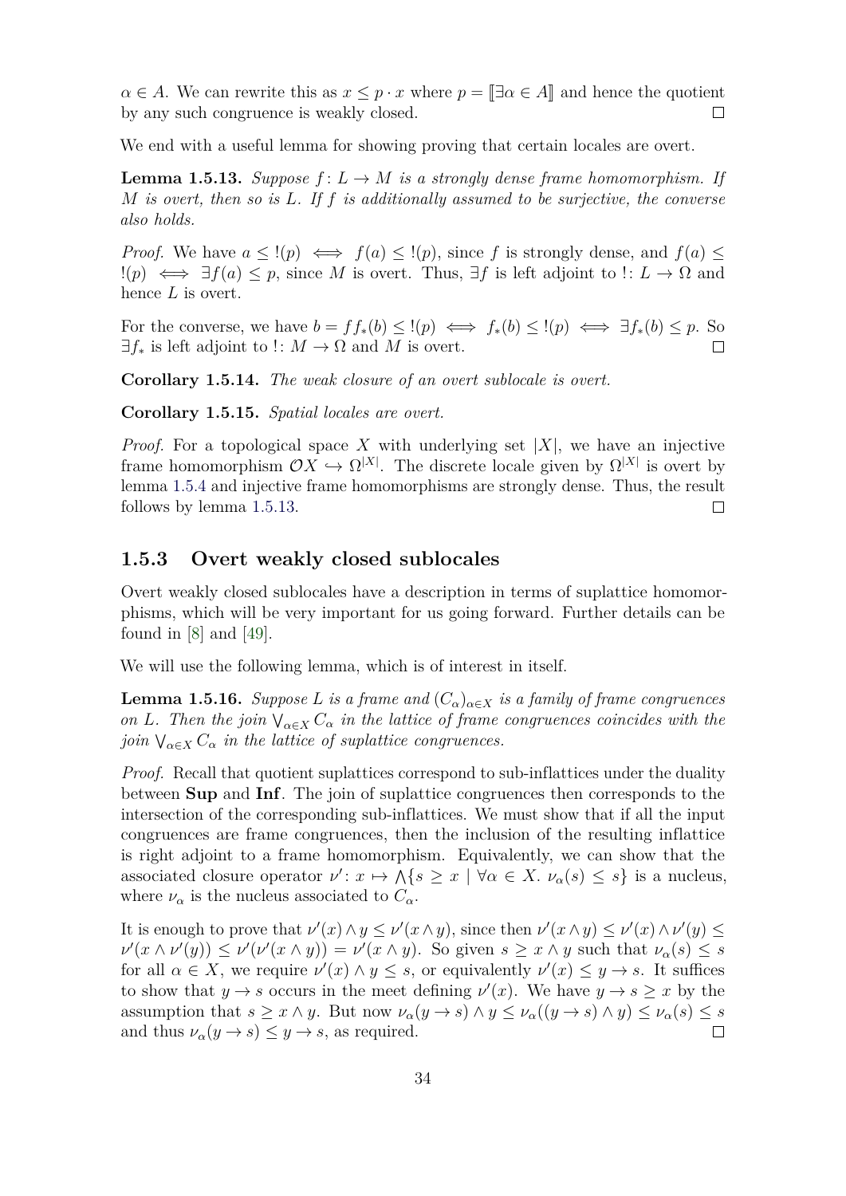$\alpha \in A$. We can rewrite this as $x \leq p \cdot x$ where $p = [\![\exists \alpha \in A]\!]$ and hence the quotient by any such congruence is weakly closed. □

We end with a useful lemma for showing proving that certain locales are overt.

**Lemma 1.5.13.** *Suppose $f \colon L \to M$ is a strongly dense frame homomorphism. If $M$ is overt, then so is $L$. If $f$ is additionally assumed to be surjective, the converse also holds.*

*Proof.* We have $a \leq {!}(p) \iff f(a) \leq {!}(p)$, since $f$ is strongly dense, and $f(a) \leq {!}(p) \iff \exists f(a) \leq p$, since $M$ is overt. Thus, $\exists f$ is left adjoint to ${!} \colon L \to \Omega$ and hence $L$ is overt.

For the converse, we have $b = f f_*(b) \leq {!}(p) \iff f_*(b) \leq {!}(p) \iff \exists f_*(b) \leq p$. So $\exists f_*$ is left adjoint to ${!} \colon M \to \Omega$ and $M$ is overt. □

**Corollary 1.5.14.** *The weak closure of an overt sublocale is overt.*

**Corollary 1.5.15.** *Spatial locales are overt.*

*Proof.* For a topological space $X$ with underlying set $|X|$, we have an injective frame homomorphism $\mathcal{O}X \hookrightarrow \Omega^{|X|}$. The discrete locale given by $\Omega^{|X|}$ is overt by lemma 1.5.4 and injective frame homomorphisms are strongly dense. Thus, the result follows by lemma 1.5.13. □

### 1.5.3 Overt weakly closed sublocales

Overt weakly closed sublocales have a description in terms of suplattice homomorphisms, which will be very important for us going forward. Further details can be found in [8] and [49].

We will use the following lemma, which is of interest in itself.

**Lemma 1.5.16.** *Suppose $L$ is a frame and $(C_\alpha)_{\alpha \in X}$ is a family of frame congruences on $L$. Then the join $\bigvee_{\alpha \in X} C_\alpha$ in the lattice of frame congruences coincides with the join $\bigvee_{\alpha \in X} C_\alpha$ in the lattice of suplattice congruences.*

*Proof.* Recall that quotient suplattices correspond to sub-inflattices under the duality between **Sup** and **Inf**. The join of suplattice congruences then corresponds to the intersection of the corresponding sub-inflattices. We must show that if all the input congruences are frame congruences, then the inclusion of the resulting inflattice is right adjoint to a frame homomorphism. Equivalently, we can show that the associated closure operator $\nu' \colon x \mapsto \bigwedge\{s \geq x \mid \forall \alpha \in X.\ \nu_\alpha(s) \leq s\}$ is a nucleus, where $\nu_\alpha$ is the nucleus associated to $C_\alpha$.

It is enough to prove that $\nu'(x) \wedge y \leq \nu'(x \wedge y)$, since then $\nu'(x \wedge y) \leq \nu'(x) \wedge \nu'(y) \leq \nu'(x \wedge \nu'(y)) \leq \nu'(\nu'(x \wedge y)) = \nu'(x \wedge y)$. So given $s \geq x \wedge y$ such that $\nu_\alpha(s) \leq s$ for all $\alpha \in X$, we require $\nu'(x) \wedge y \leq s$, or equivalently $\nu'(x) \leq y \to s$. It suffices to show that $y \to s$ occurs in the meet defining $\nu'(x)$. We have $y \to s \geq x$ by the assumption that $s \geq x \wedge y$. But now $\nu_\alpha(y \to s) \wedge y \leq \nu_\alpha((y \to s) \wedge y) \leq \nu_\alpha(s) \leq s$ and thus $\nu_\alpha(y \to s) \leq y \to s$, as required. □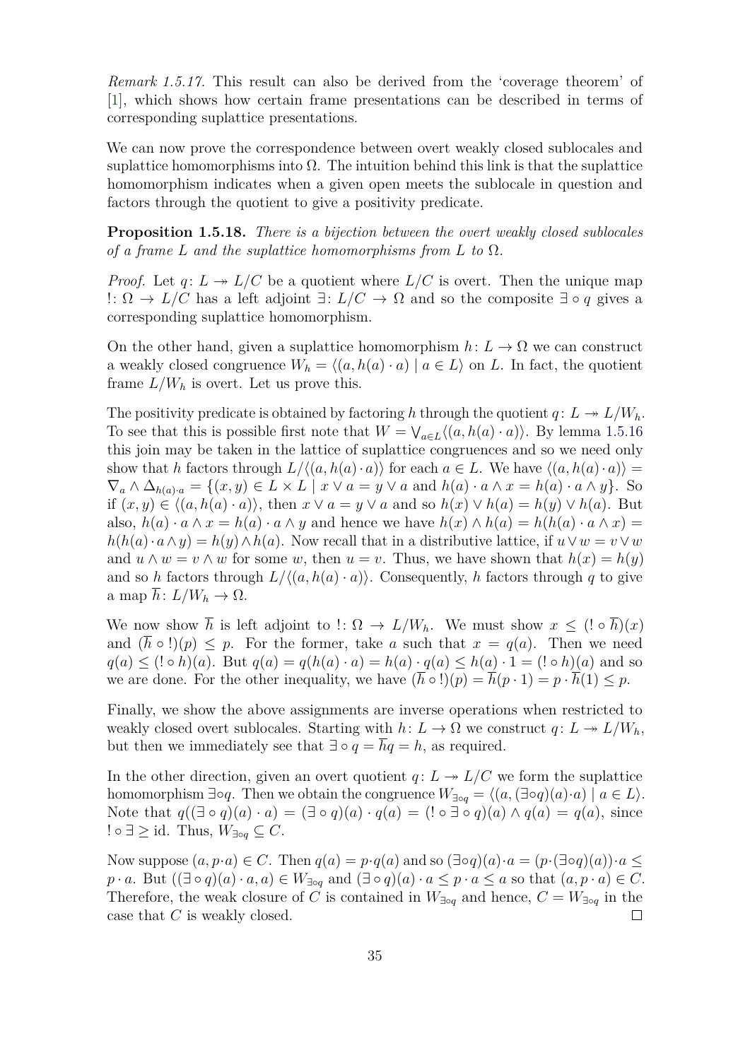*Remark 1.5.17.* This result can also be derived from the 'coverage theorem' of [1], which shows how certain frame presentations can be described in terms of corresponding suplattice presentations.

We can now prove the correspondence between overt weakly closed sublocales and suplattice homomorphisms into $\Omega$. The intuition behind this link is that the suplattice homomorphism indicates when a given open meets the sublocale in question and factors through the quotient to give a positivity predicate.

**Proposition 1.5.18.** *There is a bijection between the overt weakly closed sublocales of a frame $L$ and the suplattice homomorphisms from $L$ to $\Omega$.*

*Proof.* Let $q\colon L \twoheadrightarrow L/C$ be a quotient where $L/C$ is overt. Then the unique map $!\colon \Omega \to L/C$ has a left adjoint $\exists\colon L/C \to \Omega$ and so the composite $\exists \circ q$ gives a corresponding suplattice homomorphism.

On the other hand, given a suplattice homomorphism $h\colon L \to \Omega$ we can construct a weakly closed congruence $W_h = \langle (a, h(a) \cdot a) \mid a \in L \rangle$ on $L$. In fact, the quotient frame $L/W_h$ is overt. Let us prove this.

The positivity predicate is obtained by factoring $h$ through the quotient $q\colon L \twoheadrightarrow L/W_h$. To see that this is possible first note that $W = \bigvee_{a \in L} \langle (a, h(a) \cdot a) \rangle$. By lemma 1.5.16 this join may be taken in the lattice of suplattice congruences and so we need only show that $h$ factors through $L/\langle (a, h(a) \cdot a) \rangle$ for each $a \in L$. We have $\langle (a, h(a) \cdot a) \rangle = \nabla_a \wedge \Delta_{h(a) \cdot a} = \{(x, y) \in L \times L \mid x \vee a = y \vee a \text{ and } h(a) \cdot a \wedge x = h(a) \cdot a \wedge y\}$. So if $(x, y) \in \langle (a, h(a) \cdot a) \rangle$, then $x \vee a = y \vee a$ and so $h(x) \vee h(a) = h(y) \vee h(a)$. But also, $h(a) \cdot a \wedge x = h(a) \cdot a \wedge y$ and hence we have $h(x) \wedge h(a) = h(h(a) \cdot a \wedge x) = h(h(a) \cdot a \wedge y) = h(y) \wedge h(a)$. Now recall that in a distributive lattice, if $u \vee w = v \vee w$ and $u \wedge w = v \wedge w$ for some $w$, then $u = v$. Thus, we have shown that $h(x) = h(y)$ and so $h$ factors through $L/\langle (a, h(a) \cdot a) \rangle$. Consequently, $h$ factors through $q$ to give a map $\overline{h}\colon L/W_h \to \Omega$.

We now show $\overline{h}$ is left adjoint to $!\colon \Omega \to L/W_h$. We must show $x \leq (! \circ \overline{h})(x)$ and $(\overline{h} \circ !)(p) \leq p$. For the former, take $a$ such that $x = q(a)$. Then we need $q(a) \leq (! \circ h)(a)$. But $q(a) = q(h(a) \cdot a) = h(a) \cdot q(a) \leq h(a) \cdot 1 = (! \circ h)(a)$ and so we are done. For the other inequality, we have $(\overline{h} \circ !)(p) = \overline{h}(p \cdot 1) = p \cdot \overline{h}(1) \leq p$.

Finally, we show the above assignments are inverse operations when restricted to weakly closed overt sublocales. Starting with $h\colon L \to \Omega$ we construct $q\colon L \twoheadrightarrow L/W_h$, but then we immediately see that $\exists \circ q = \overline{h} q = h$, as required.

In the other direction, given an overt quotient $q\colon L \twoheadrightarrow L/C$ we form the suplattice homomorphism $\exists \circ q$. Then we obtain the congruence $W_{\exists \circ q} = \langle (a, (\exists \circ q)(a) \cdot a) \mid a \in L \rangle$. Note that $q((\exists \circ q)(a) \cdot a) = (\exists \circ q)(a) \cdot q(a) = (! \circ \exists \circ q)(a) \wedge q(a) = q(a)$, since $! \circ \exists \geq \mathrm{id}$. Thus, $W_{\exists \circ q} \subseteq C$.

Now suppose $(a, p \cdot a) \in C$. Then $q(a) = p \cdot q(a)$ and so $(\exists \circ q)(a) \cdot a = (p \cdot (\exists \circ q)(a)) \cdot a \leq p \cdot a$. But $((\exists \circ q)(a) \cdot a, a) \in W_{\exists \circ q}$ and $(\exists \circ q)(a) \cdot a \leq p \cdot a \leq a$ so that $(a, p \cdot a) \in C$. Therefore, the weak closure of $C$ is contained in $W_{\exists \circ q}$ and hence, $C = W_{\exists \circ q}$ in the case that $C$ is weakly closed. $\square$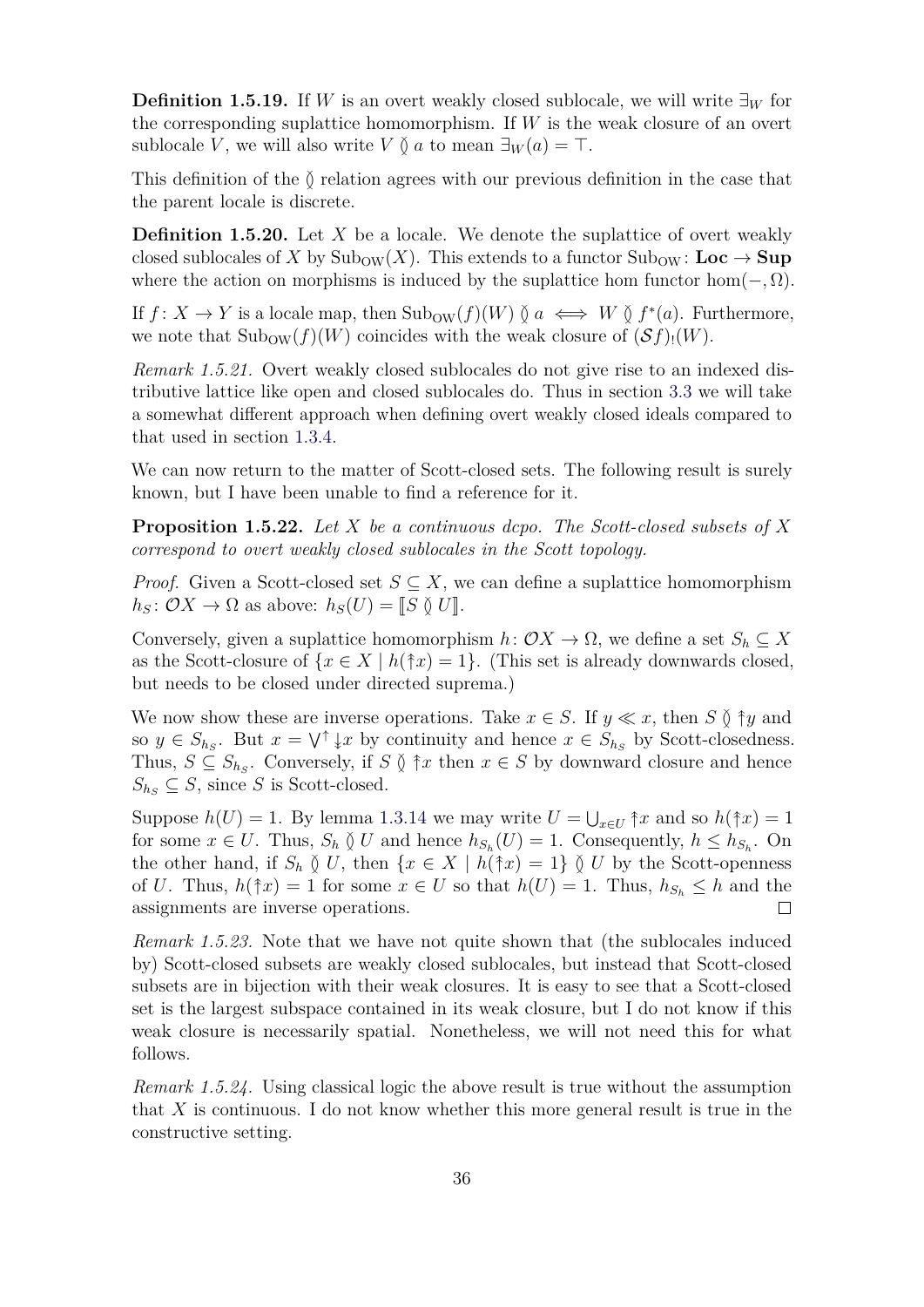**Definition 1.5.19.** If $W$ is an overt weakly closed sublocale, we will write $\exists_W$ for the corresponding suplattice homomorphism. If $W$ is the weak closure of an overt sublocale $V$, we will also write $V \between a$ to mean $\exists_W(a) = \top$.

This definition of the $\between$ relation agrees with our previous definition in the case that the parent locale is discrete.

**Definition 1.5.20.** Let $X$ be a locale. We denote the suplattice of overt weakly closed sublocales of $X$ by $\mathrm{Sub}_{\mathrm{OW}}(X)$. This extends to a functor $\mathrm{Sub}_{\mathrm{OW}} \colon \mathbf{Loc} \to \mathbf{Sup}$ where the action on morphisms is induced by the suplattice hom functor $\hom(-, \Omega)$.

If $f \colon X \to Y$ is a locale map, then $\mathrm{Sub}_{\mathrm{OW}}(f)(W) \between a \iff W \between f^*(a)$. Furthermore, we note that $\mathrm{Sub}_{\mathrm{OW}}(f)(W)$ coincides with the weak closure of $(\mathcal{S}f)_!(W)$.

*Remark 1.5.21.* Overt weakly closed sublocales do not give rise to an indexed distributive lattice like open and closed sublocales do. Thus in section 3.3 we will take a somewhat different approach when defining overt weakly closed ideals compared to that used in section 1.3.4.

We can now return to the matter of Scott-closed sets. The following result is surely known, but I have been unable to find a reference for it.

**Proposition 1.5.22.** *Let $X$ be a continuous dcpo. The Scott-closed subsets of $X$ correspond to overt weakly closed sublocales in the Scott topology.*

*Proof.* Given a Scott-closed set $S \subseteq X$, we can define a suplattice homomorphism $h_S \colon \mathcal{O}X \to \Omega$ as above: $h_S(U) = [\![ S \between U ]\!]$.

Conversely, given a suplattice homomorphism $h \colon \mathcal{O}X \to \Omega$, we define a set $S_h \subseteq X$ as the Scott-closure of $\{x \in X \mid h(\uparrow x) = 1\}$. (This set is already downwards closed, but needs to be closed under directed suprema.)

We now show these are inverse operations. Take $x \in S$. If $y \ll x$, then $S \between \uparrow y$ and so $y \in S_{h_S}$. But $x = \bigvee^{\uparrow} \downarrow x$ by continuity and hence $x \in S_{h_S}$ by Scott-closedness. Thus, $S \subseteq S_{h_S}$. Conversely, if $S \between \uparrow x$ then $x \in S$ by downward closure and hence $S_{h_S} \subseteq S$, since $S$ is Scott-closed.

Suppose $h(U) = 1$. By lemma 1.3.14 we may write $U = \bigcup_{x \in U} \uparrow x$ and so $h(\uparrow x) = 1$ for some $x \in U$. Thus, $S_h \between U$ and hence $h_{S_h}(U) = 1$. Consequently, $h \leq h_{S_h}$. On the other hand, if $S_h \between U$, then $\{x \in X \mid h(\uparrow x) = 1\} \between U$ by the Scott-openness of $U$. Thus, $h(\uparrow x) = 1$ for some $x \in U$ so that $h(U) = 1$. Thus, $h_{S_h} \leq h$ and the assignments are inverse operations. $\square$

*Remark 1.5.23.* Note that we have not quite shown that (the sublocales induced by) Scott-closed subsets are weakly closed sublocales, but instead that Scott-closed subsets are in bijection with their weak closures. It is easy to see that a Scott-closed set is the largest subspace contained in its weak closure, but I do not know if this weak closure is necessarily spatial. Nonetheless, we will not need this for what follows.

*Remark 1.5.24.* Using classical logic the above result is true without the assumption that $X$ is continuous. I do not know whether this more general result is true in the constructive setting.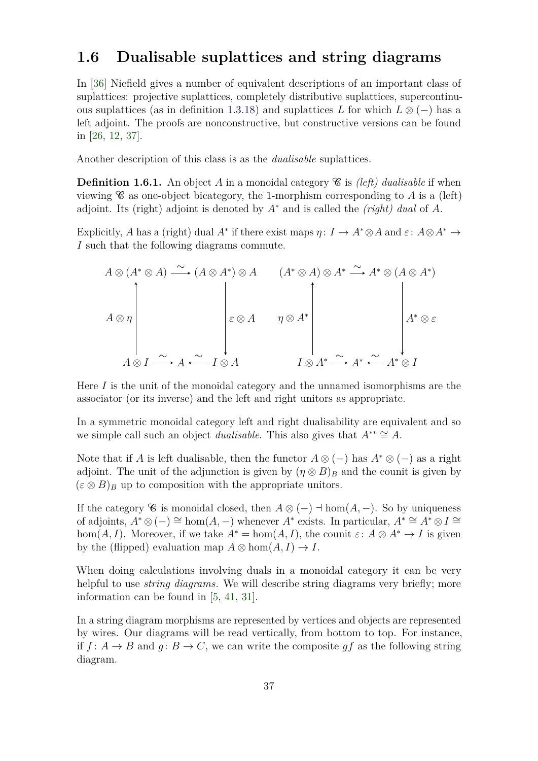## 1.6 Dualisable suplattices and string diagrams

In [36] Niefield gives a number of equivalent descriptions of an important class of suplattices: projective suplattices, completely distributive suplattices, supercontinuous suplattices (as in definition 1.3.18) and suplattices $L$ for which $L \otimes (-)$ has a left adjoint. The proofs are nonconstructive, but constructive versions can be found in [26, 12, 37].

Another description of this class is as the *dualisable* suplattices.

**Definition 1.6.1.** An object $A$ in a monoidal category $\mathscr{C}$ is *(left) dualisable* if when viewing $\mathscr{C}$ as one-object bicategory, the 1-morphism corresponding to $A$ is a (left) adjoint. Its (right) adjoint is denoted by $A^*$ and is called the *(right) dual* of $A$.

Explicitly, $A$ has a (right) dual $A^*$ if there exist maps $\eta\colon I \to A^* \otimes A$ and $\varepsilon\colon A \otimes A^* \to I$ such that the following diagrams commute.

$$
\begin{array}{ccc}
A \otimes (A^* \otimes A) & \xrightarrow{\sim} & (A \otimes A^*) \otimes A \\
\uparrow {\scriptstyle A \otimes \eta} & & \downarrow {\scriptstyle \varepsilon \otimes A} \\
A \otimes I \xrightarrow{\sim} & A & \xleftarrow{\sim} I \otimes A
\end{array}
\qquad
\begin{array}{ccc}
(A^* \otimes A) \otimes A^* & \xrightarrow{\sim} & A^* \otimes (A \otimes A^*) \\
\uparrow {\scriptstyle \eta \otimes A^*} & & \downarrow {\scriptstyle A^* \otimes \varepsilon} \\
I \otimes A^* \xrightarrow{\sim} & A^* & \xleftarrow{\sim} A^* \otimes I
\end{array}
$$

Here $I$ is the unit of the monoidal category and the unnamed isomorphisms are the associator (or its inverse) and the left and right unitors as appropriate.

In a symmetric monoidal category left and right dualisability are equivalent and so we simple call such an object *dualisable*. This also gives that $A^{**} \cong A$.

Note that if $A$ is left dualisable, then the functor $A \otimes (-)$ has $A^* \otimes (-)$ as a right adjoint. The unit of the adjunction is given by $(\eta \otimes B)_B$ and the counit is given by $(\varepsilon \otimes B)_B$ up to composition with the appropriate unitors.

If the category $\mathscr{C}$ is monoidal closed, then $A \otimes (-) \dashv \hom(A, -)$. So by uniqueness of adjoints, $A^* \otimes (-) \cong \hom(A, -)$ whenever $A^*$ exists. In particular, $A^* \cong A^* \otimes I \cong \hom(A, I)$. Moreover, if we take $A^* = \hom(A, I)$, the counit $\varepsilon\colon A \otimes A^* \to I$ is given by the (flipped) evaluation map $A \otimes \hom(A, I) \to I$.

When doing calculations involving duals in a monoidal category it can be very helpful to use *string diagrams*. We will describe string diagrams very briefly; more information can be found in [5, 41, 31].

In a string diagram morphisms are represented by vertices and objects are represented by wires. Our diagrams will be read vertically, from bottom to top. For instance, if $f\colon A \to B$ and $g\colon B \to C$, we can write the composite $gf$ as the following string diagram.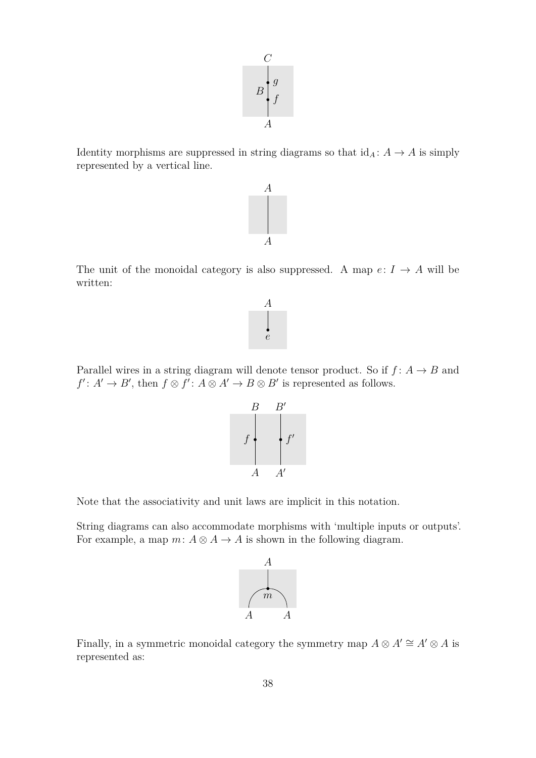Identity morphisms are suppressed in string diagrams so that $\mathrm{id}_A \colon A \to A$ is simply represented by a vertical line.

The unit of the monoidal category is also suppressed. A map $e \colon I \to A$ will be written:

Parallel wires in a string diagram will denote tensor product. So if $f \colon A \to B$ and $f' \colon A' \to B'$, then $f \otimes f' \colon A \otimes A' \to B \otimes B'$ is represented as follows.

Note that the associativity and unit laws are implicit in this notation.

String diagrams can also accommodate morphisms with 'multiple inputs or outputs'. For example, a map $m \colon A \otimes A \to A$ is shown in the following diagram.

Finally, in a symmetric monoidal category the symmetry map $A \otimes A' \cong A' \otimes A$ is represented as: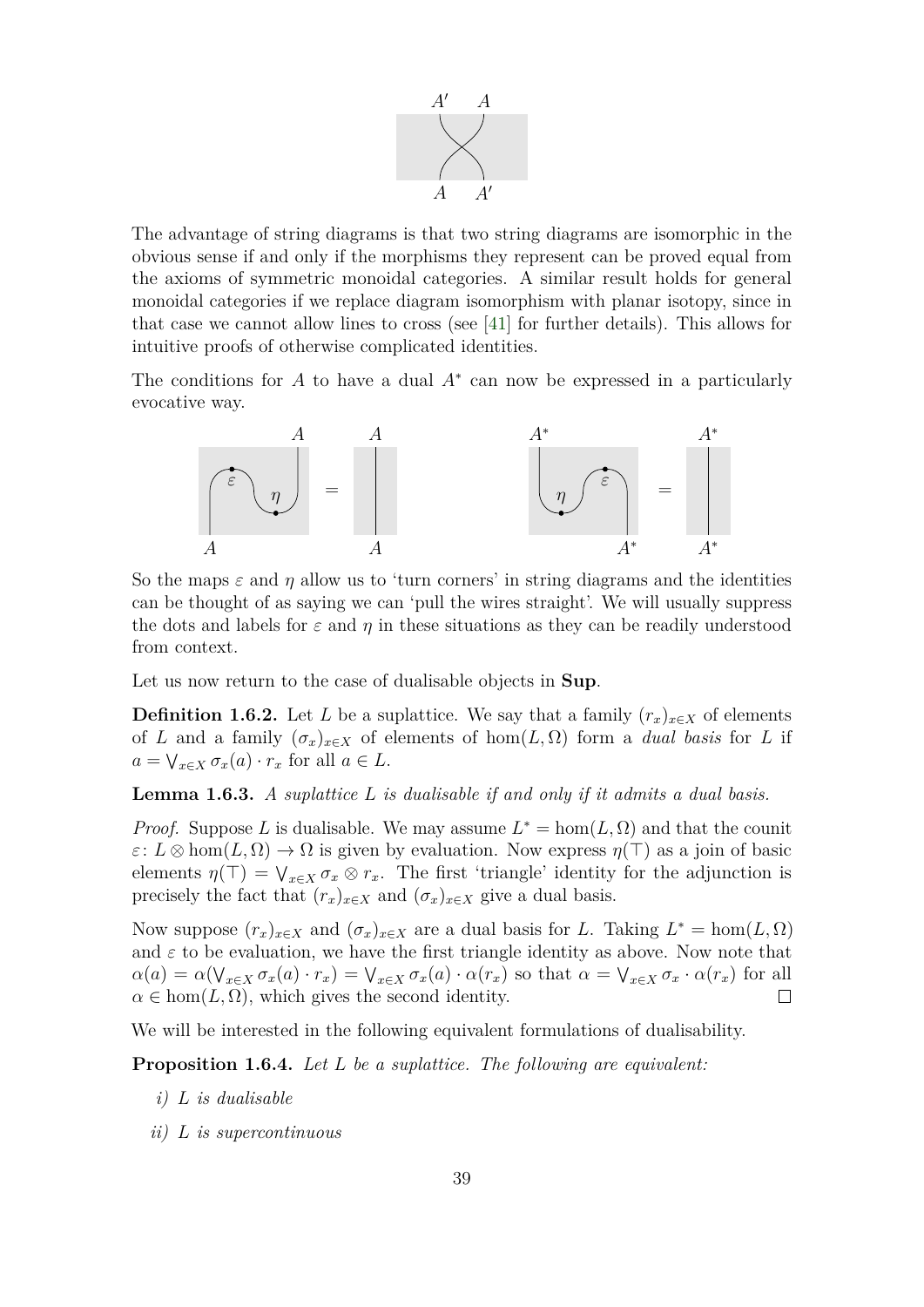The advantage of string diagrams is that two string diagrams are isomorphic in the obvious sense if and only if the morphisms they represent can be proved equal from the axioms of symmetric monoidal categories. A similar result holds for general monoidal categories if we replace diagram isomorphism with planar isotopy, since in that case we cannot allow lines to cross (see [41] for further details). This allows for intuitive proofs of otherwise complicated identities.

The conditions for $A$ to have a dual $A^*$ can now be expressed in a particularly evocative way.

So the maps $\varepsilon$ and $\eta$ allow us to 'turn corners' in string diagrams and the identities can be thought of as saying we can 'pull the wires straight'. We will usually suppress the dots and labels for $\varepsilon$ and $\eta$ in these situations as they can be readily understood from context.

Let us now return to the case of dualisable objects in **Sup**.

**Definition 1.6.2.** Let $L$ be a suplattice. We say that a family $(r_x)_{x\in X}$ of elements of $L$ and a family $(\sigma_x)_{x\in X}$ of elements of $\hom(L,\Omega)$ form a *dual basis* for $L$ if $a = \bigvee_{x\in X} \sigma_x(a)\cdot r_x$ for all $a \in L$.

**Lemma 1.6.3.** *A suplattice $L$ is dualisable if and only if it admits a dual basis.*

*Proof.* Suppose $L$ is dualisable. We may assume $L^* = \hom(L,\Omega)$ and that the counit $\varepsilon\colon L\otimes \hom(L,\Omega)\to\Omega$ is given by evaluation. Now express $\eta(\top)$ as a join of basic elements $\eta(\top) = \bigvee_{x\in X}\sigma_x\otimes r_x$. The first 'triangle' identity for the adjunction is precisely the fact that $(r_x)_{x\in X}$ and $(\sigma_x)_{x\in X}$ give a dual basis.

Now suppose $(r_x)_{x\in X}$ and $(\sigma_x)_{x\in X}$ are a dual basis for $L$. Taking $L^* = \hom(L,\Omega)$ and $\varepsilon$ to be evaluation, we have the first triangle identity as above. Now note that $\alpha(a) = \alpha(\bigvee_{x\in X}\sigma_x(a)\cdot r_x) = \bigvee_{x\in X}\sigma_x(a)\cdot\alpha(r_x)$ so that $\alpha = \bigvee_{x\in X}\sigma_x\cdot\alpha(r_x)$ for all $\alpha\in\hom(L,\Omega)$, which gives the second identity. □

We will be interested in the following equivalent formulations of dualisability.

**Proposition 1.6.4.** *Let $L$ be a suplattice. The following are equivalent:*

*i) $L$ is dualisable*

*ii) $L$ is supercontinuous*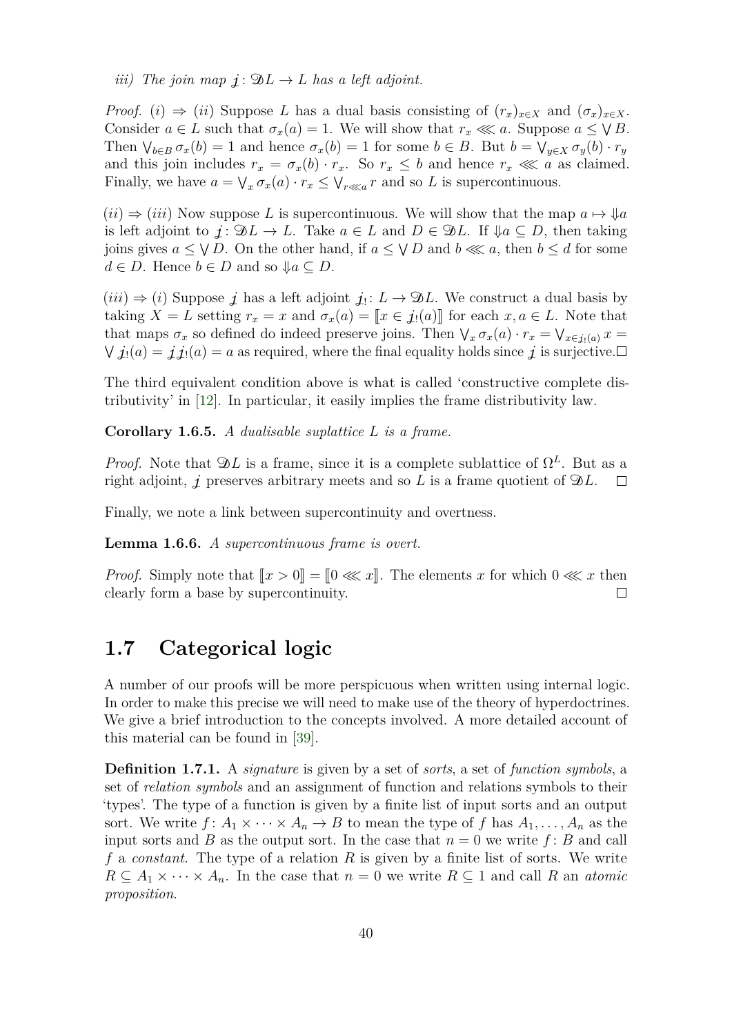*iii) The join map $\mathcal{j}\colon \mathfrak{D}L \to L$ has a left adjoint.*

*Proof.* (i) $\Rightarrow$ (ii) Suppose $L$ has a dual basis consisting of $(r_x)_{x\in X}$ and $(\sigma_x)_{x\in X}$. Consider $a \in L$ such that $\sigma_x(a) = 1$. We will show that $r_x \lll a$. Suppose $a \le \bigvee B$. Then $\bigvee_{b\in B} \sigma_x(b) = 1$ and hence $\sigma_x(b) = 1$ for some $b \in B$. But $b = \bigvee_{y\in X} \sigma_y(b) \cdot r_y$ and this join includes $r_x = \sigma_x(b) \cdot r_x$. So $r_x \le b$ and hence $r_x \lll a$ as claimed. Finally, we have $a = \bigvee_x \sigma_x(a) \cdot r_x \le \bigvee_{r \lll a} r$ and so $L$ is supercontinuous.

(ii) $\Rightarrow$ (iii) Now suppose $L$ is supercontinuous. We will show that the map $a \mapsto \Downarrow a$ is left adjoint to $\mathcal{j}\colon \mathfrak{D}L \to L$. Take $a \in L$ and $D \in \mathfrak{D}L$. If $\Downarrow a \subseteq D$, then taking joins gives $a \le \bigvee D$. On the other hand, if $a \le \bigvee D$ and $b \lll a$, then $b \le d$ for some $d \in D$. Hence $b \in D$ and so $\Downarrow a \subseteq D$.

(iii) $\Rightarrow$ (i) Suppose $\mathcal{j}$ has a left adjoint $\mathcal{j}_!\colon L \to \mathfrak{D}L$. We construct a dual basis by taking $X = L$ setting $r_x = x$ and $\sigma_x(a) = [\![x \in \mathcal{j}_!(a)]\!]$ for each $x, a \in L$. Note that that maps $\sigma_x$ so defined do indeed preserve joins. Then $\bigvee_x \sigma_x(a) \cdot r_x = \bigvee_{x \in \mathcal{j}_!(a)} x = \bigvee \mathcal{j}_!(a) = \mathcal{j}\mathcal{j}_!(a) = a$ as required, where the final equality holds since $\mathcal{j}$ is surjective. ☐

The third equivalent condition above is what is called 'constructive complete distributivity' in [12]. In particular, it easily implies the frame distributivity law.

**Corollary 1.6.5.** *A dualisable suplattice $L$ is a frame.*

*Proof.* Note that $\mathfrak{D}L$ is a frame, since it is a complete sublattice of $\Omega^L$. But as a right adjoint, $\mathcal{j}$ preserves arbitrary meets and so $L$ is a frame quotient of $\mathfrak{D}L$. ☐

Finally, we note a link between supercontinuity and overtness.

**Lemma 1.6.6.** *A supercontinuous frame is overt.*

*Proof.* Simply note that $[\![x > 0]\!] = [\![0 \lll x]\!]$. The elements $x$ for which $0 \lll x$ then clearly form a base by supercontinuity. ☐

## 1.7 Categorical logic

A number of our proofs will be more perspicuous when written using internal logic. In order to make this precise we will need to make use of the theory of hyperdoctrines. We give a brief introduction to the concepts involved. A more detailed account of this material can be found in [39].

**Definition 1.7.1.** A *signature* is given by a set of *sorts*, a set of *function symbols*, a set of *relation symbols* and an assignment of function and relations symbols to their 'types'. The type of a function is given by a finite list of input sorts and an output sort. We write $f\colon A_1 \times \cdots \times A_n \to B$ to mean the type of $f$ has $A_1, \ldots, A_n$ as the input sorts and $B$ as the output sort. In the case that $n = 0$ we write $f\colon B$ and call $f$ a *constant*. The type of a relation $R$ is given by a finite list of sorts. We write $R \subseteq A_1 \times \cdots \times A_n$. In the case that $n = 0$ we write $R \subseteq 1$ and call $R$ an *atomic proposition*.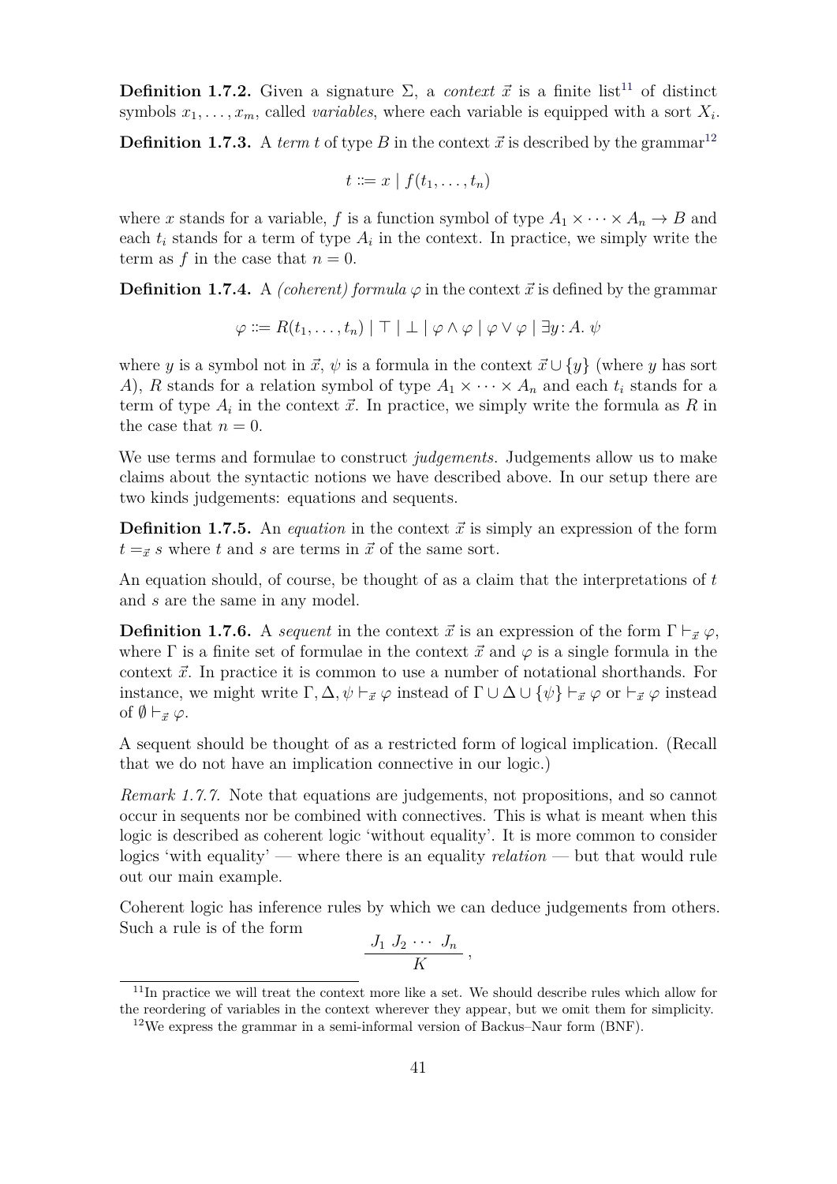**Definition 1.7.2.** Given a signature $\Sigma$, a *context* $\vec{x}$ is a finite list[11] of distinct symbols $x_1, \ldots, x_m$, called *variables*, where each variable is equipped with a sort $X_i$.

**Definition 1.7.3.** A *term* $t$ of type $B$ in the context $\vec{x}$ is described by the grammar[12]

$$t ::= x \mid f(t_1, \ldots, t_n)$$

where $x$ stands for a variable, $f$ is a function symbol of type $A_1 \times \cdots \times A_n \to B$ and each $t_i$ stands for a term of type $A_i$ in the context. In practice, we simply write the term as $f$ in the case that $n = 0$.

**Definition 1.7.4.** A *(coherent) formula* $\varphi$ in the context $\vec{x}$ is defined by the grammar

$$\varphi ::= R(t_1, \ldots, t_n) \mid \top \mid \bot \mid \varphi \wedge \varphi \mid \varphi \vee \varphi \mid \exists y \colon A.\ \psi$$

where $y$ is a symbol not in $\vec{x}$, $\psi$ is a formula in the context $\vec{x} \cup \{y\}$ (where $y$ has sort $A$), $R$ stands for a relation symbol of type $A_1 \times \cdots \times A_n$ and each $t_i$ stands for a term of type $A_i$ in the context $\vec{x}$. In practice, we simply write the formula as $R$ in the case that $n = 0$.

We use terms and formulae to construct *judgements*. Judgements allow us to make claims about the syntactic notions we have described above. In our setup there are two kinds judgements: equations and sequents.

**Definition 1.7.5.** An *equation* in the context $\vec{x}$ is simply an expression of the form $t =_{\vec{x}} s$ where $t$ and $s$ are terms in $\vec{x}$ of the same sort.

An equation should, of course, be thought of as a claim that the interpretations of $t$ and $s$ are the same in any model.

**Definition 1.7.6.** A *sequent* in the context $\vec{x}$ is an expression of the form $\Gamma \vdash_{\vec{x}} \varphi$, where $\Gamma$ is a finite set of formulae in the context $\vec{x}$ and $\varphi$ is a single formula in the context $\vec{x}$. In practice it is common to use a number of notational shorthands. For instance, we might write $\Gamma, \Delta, \psi \vdash_{\vec{x}} \varphi$ instead of $\Gamma \cup \Delta \cup \{\psi\} \vdash_{\vec{x}} \varphi$ or $\vdash_{\vec{x}} \varphi$ instead of $\emptyset \vdash_{\vec{x}} \varphi$.

A sequent should be thought of as a restricted form of logical implication. (Recall that we do not have an implication connective in our logic.)

*Remark 1.7.7.* Note that equations are judgements, not propositions, and so cannot occur in sequents nor be combined with connectives. This is what is meant when this logic is described as coherent logic 'without equality'. It is more common to consider logics 'with equality' — where there is an equality *relation* — but that would rule out our main example.

Coherent logic has inference rules by which we can deduce judgements from others. Such a rule is of the form

$$\frac{J_1 \ J_2 \ \cdots \ J_n}{K},$$

[11] In practice we will treat the context more like a set. We should describe rules which allow for the reordering of variables in the context wherever they appear, but we omit them for simplicity.

[12] We express the grammar in a semi-informal version of Backus–Naur form (BNF).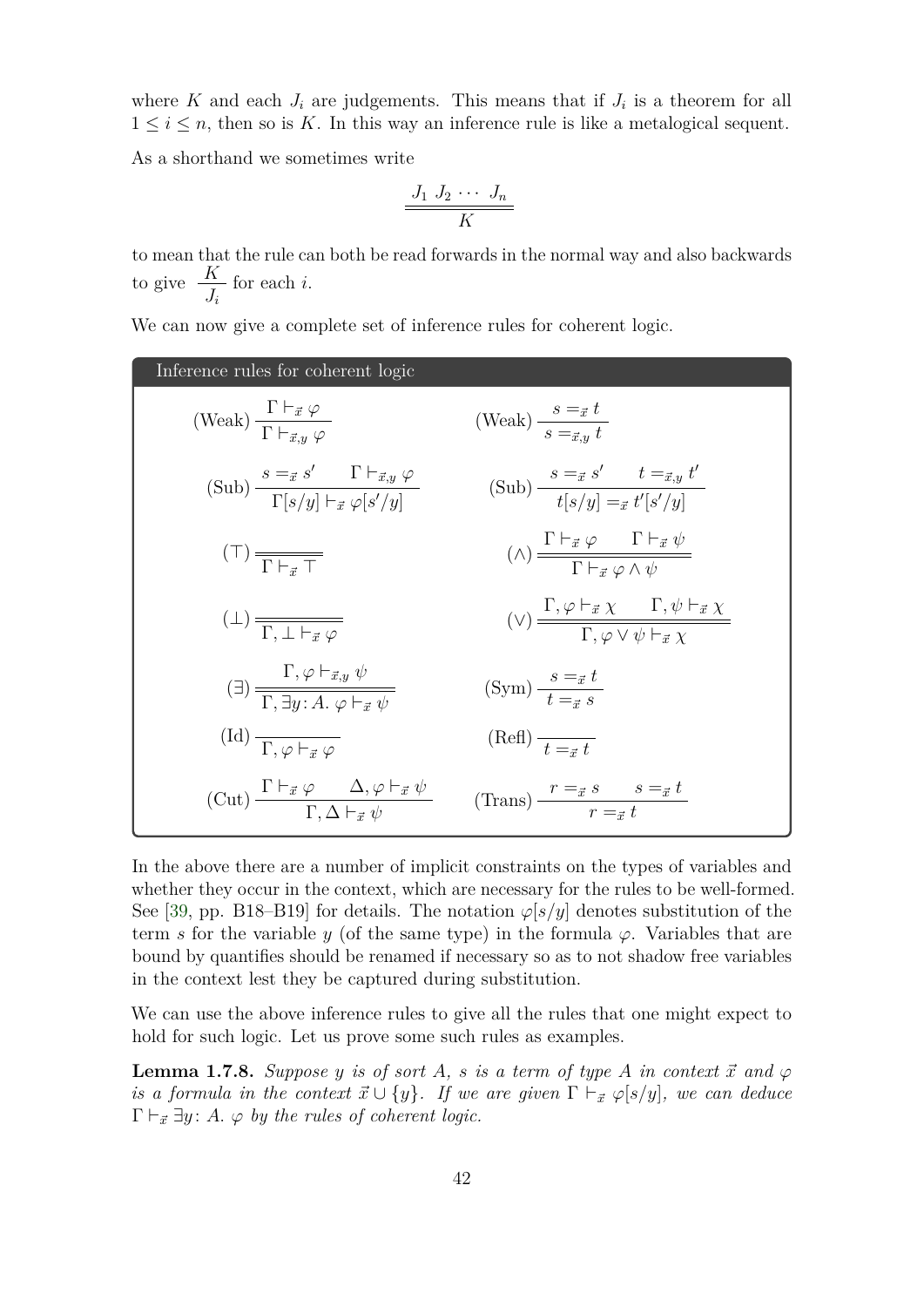where $K$ and each $J_i$ are judgements. This means that if $J_i$ is a theorem for all $1 \leq i \leq n$, then so is $K$. In this way an inference rule is like a metalogical sequent.

As a shorthand we sometimes write

$$\dfrac{J_1 \; J_2 \; \cdots \; J_n}{K}$$

to mean that the rule can both be read forwards in the normal way and also backwards to give $\dfrac{K}{J_i}$ for each $i$.

We can now give a complete set of inference rules for coherent logic.

**Inference rules for coherent logic**

$$\text{(Weak)}\ \frac{\Gamma \vdash_{\vec{x}} \varphi}{\Gamma \vdash_{\vec{x},y} \varphi} \qquad \text{(Weak)}\ \frac{s =_{\vec{x}} t}{s =_{\vec{x},y} t}$$

$$\text{(Sub)}\ \frac{s =_{\vec{x}} s' \qquad \Gamma \vdash_{\vec{x},y} \varphi}{\Gamma[s/y] \vdash_{\vec{x}} \varphi[s'/y]} \qquad \text{(Sub)}\ \frac{s =_{\vec{x}} s' \qquad t =_{\vec{x},y} t'}{t[s/y] =_{\vec{x}} t'[s'/y]}$$

$$(\top)\ \frac{}{\Gamma \vdash_{\vec{x}} \top} \qquad (\wedge)\ \frac{\Gamma \vdash_{\vec{x}} \varphi \qquad \Gamma \vdash_{\vec{x}} \psi}{\Gamma \vdash_{\vec{x}} \varphi \wedge \psi}$$

$$(\bot)\ \frac{}{\Gamma, \bot \vdash_{\vec{x}} \varphi} \qquad (\vee)\ \frac{\Gamma, \varphi \vdash_{\vec{x}} \chi \qquad \Gamma, \psi \vdash_{\vec{x}} \chi}{\Gamma, \varphi \vee \psi \vdash_{\vec{x}} \chi}$$

$$(\exists)\ \frac{\Gamma, \varphi \vdash_{\vec{x},y} \psi}{\Gamma, \exists y \colon A.\ \varphi \vdash_{\vec{x}} \psi} \qquad \text{(Sym)}\ \frac{s =_{\vec{x}} t}{t =_{\vec{x}} s}$$

$$\text{(Id)}\ \frac{}{\Gamma, \varphi \vdash_{\vec{x}} \varphi} \qquad \text{(Refl)}\ \frac{}{t =_{\vec{x}} t}$$

$$\text{(Cut)}\ \frac{\Gamma \vdash_{\vec{x}} \varphi \qquad \Delta, \varphi \vdash_{\vec{x}} \psi}{\Gamma, \Delta \vdash_{\vec{x}} \psi} \qquad \text{(Trans)}\ \frac{r =_{\vec{x}} s \qquad s =_{\vec{x}} t}{r =_{\vec{x}} t}$$

(The rules $(\top)$, $(\wedge)$, $(\bot)$, $(\vee)$ and $(\exists)$ are drawn with double lines.)

In the above there are a number of implicit constraints on the types of variables and whether they occur in the context, which are necessary for the rules to be well-formed. See [39, pp. B18–B19] for details. The notation $\varphi[s/y]$ denotes substitution of the term $s$ for the variable $y$ (of the same type) in the formula $\varphi$. Variables that are bound by quantifies should be renamed if necessary so as to not shadow free variables in the context lest they be captured during substitution.

We can use the above inference rules to give all the rules that one might expect to hold for such logic. Let us prove some such rules as examples.

**Lemma 1.7.8.** *Suppose $y$ is of sort $A$, $s$ is a term of type $A$ in context $\vec{x}$ and $\varphi$ is a formula in the context $\vec{x} \cup \{y\}$. If we are given $\Gamma \vdash_{\vec{x}} \varphi[s/y]$, we can deduce $\Gamma \vdash_{\vec{x}} \exists y \colon A.\ \varphi$ by the rules of coherent logic.*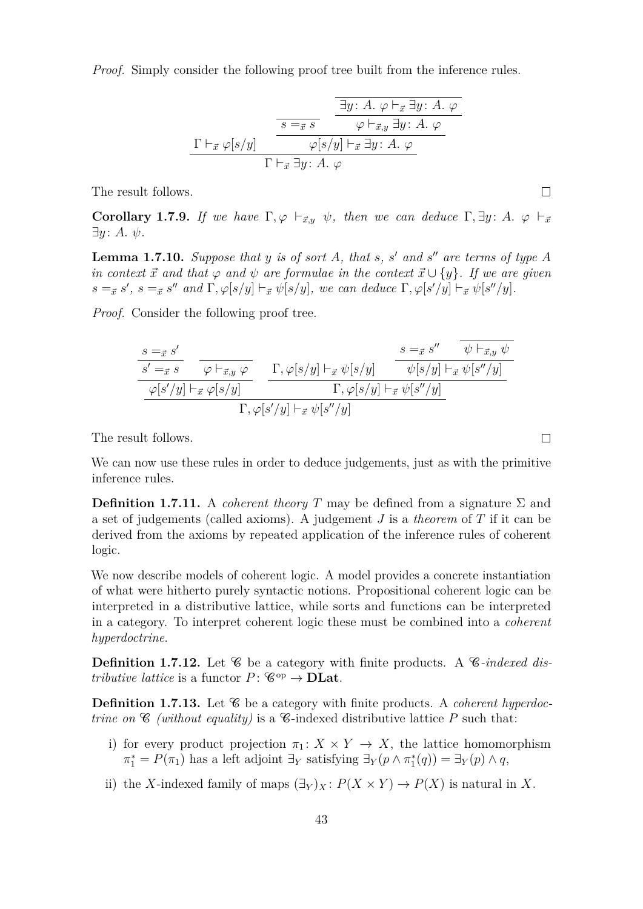*Proof.* Simply consider the following proof tree built from the inference rules.

$$\dfrac{\Gamma \vdash_{\vec{x}} \varphi[s/y] \qquad \dfrac{\overline{s =_{\vec{x}} s} \qquad \dfrac{\overline{\exists y \colon A.\ \varphi \vdash_{\vec{x}} \exists y \colon A.\ \varphi}}{\varphi \vdash_{\vec{x},y} \exists y \colon A.\ \varphi}}{\varphi[s/y] \vdash_{\vec{x}} \exists y \colon A.\ \varphi}}{\Gamma \vdash_{\vec{x}} \exists y \colon A.\ \varphi}$$

The result follows. $\square$

**Corollary 1.7.9.** *If we have $\Gamma, \varphi \vdash_{\vec{x},y} \psi$, then we can deduce $\Gamma, \exists y \colon A.\ \varphi \vdash_{\vec{x}} \exists y \colon A.\ \psi$.*

**Lemma 1.7.10.** *Suppose that $y$ is of sort $A$, that $s$, $s'$ and $s''$ are terms of type $A$ in context $\vec{x}$ and that $\varphi$ and $\psi$ are formulae in the context $\vec{x} \cup \{y\}$. If we are given $s =_{\vec{x}} s'$, $s =_{\vec{x}} s''$ and $\Gamma, \varphi[s/y] \vdash_{\vec{x}} \psi[s/y]$, we can deduce $\Gamma, \varphi[s'/y] \vdash_{\vec{x}} \psi[s''/y]$.*

*Proof.* Consider the following proof tree.

$$\dfrac{\dfrac{\dfrac{s =_{\vec{x}} s'}{s' =_{\vec{x}} s} \qquad \overline{\varphi \vdash_{\vec{x},y} \varphi}}{\varphi[s'/y] \vdash_{\vec{x}} \varphi[s/y]} \qquad \dfrac{\Gamma, \varphi[s/y] \vdash_{\vec{x}} \psi[s/y] \qquad \dfrac{s =_{\vec{x}} s'' \qquad \overline{\psi \vdash_{\vec{x},y} \psi}}{\psi[s/y] \vdash_{\vec{x}} \psi[s''/y]}}{\Gamma, \varphi[s/y] \vdash_{\vec{x}} \psi[s''/y]}}{\Gamma, \varphi[s'/y] \vdash_{\vec{x}} \psi[s''/y]}$$

The result follows. $\square$

We can now use these rules in order to deduce judgements, just as with the primitive inference rules.

**Definition 1.7.11.** A *coherent theory* $T$ may be defined from a signature $\Sigma$ and a set of judgements (called axioms). A judgement $J$ is a *theorem* of $T$ if it can be derived from the axioms by repeated application of the inference rules of coherent logic.

We now describe models of coherent logic. A model provides a concrete instantiation of what were hitherto purely syntactic notions. Propositional coherent logic can be interpreted in a distributive lattice, while sorts and functions can be interpreted in a category. To interpret coherent logic these must be combined into a *coherent hyperdoctrine*.

**Definition 1.7.12.** Let $\mathscr{C}$ be a category with finite products. A *$\mathscr{C}$-indexed distributive lattice* is a functor $P \colon \mathscr{C}^{\mathrm{op}} \to \mathbf{DLat}$.

**Definition 1.7.13.** Let $\mathscr{C}$ be a category with finite products. A *coherent hyperdoctrine on $\mathscr{C}$ (without equality)* is a $\mathscr{C}$-indexed distributive lattice $P$ such that:

i) for every product projection $\pi_1 \colon X \times Y \to X$, the lattice homomorphism $\pi_1^* = P(\pi_1)$ has a left adjoint $\exists_Y$ satisfying $\exists_Y(p \wedge \pi_1^*(q)) = \exists_Y(p) \wedge q$,

ii) the $X$-indexed family of maps $(\exists_Y)_X \colon P(X \times Y) \to P(X)$ is natural in $X$.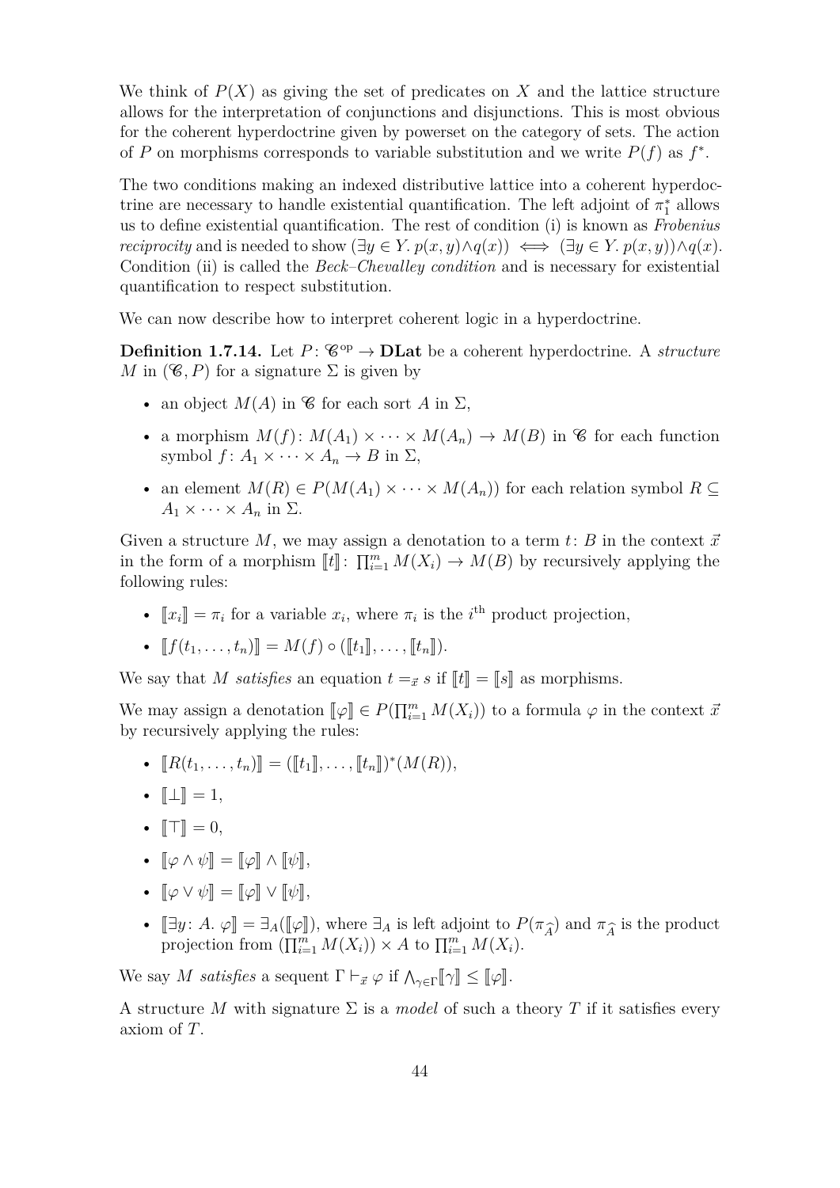We think of $P(X)$ as giving the set of predicates on $X$ and the lattice structure allows for the interpretation of conjunctions and disjunctions. This is most obvious for the coherent hyperdoctrine given by powerset on the category of sets. The action of $P$ on morphisms corresponds to variable substitution and we write $P(f)$ as $f^*$.

The two conditions making an indexed distributive lattice into a coherent hyperdoctrine are necessary to handle existential quantification. The left adjoint of $\pi_1^*$ allows us to define existential quantification. The rest of condition (i) is known as *Frobenius reciprocity* and is needed to show $(\exists y \in Y.\, p(x,y) \wedge q(x)) \iff (\exists y \in Y.\, p(x,y)) \wedge q(x)$. Condition (ii) is called the *Beck–Chevalley condition* and is necessary for existential quantification to respect substitution.

We can now describe how to interpret coherent logic in a hyperdoctrine.

**Definition 1.7.14.** Let $P \colon \mathscr{C}^{\mathrm{op}} \to \mathbf{DLat}$ be a coherent hyperdoctrine. A *structure* $M$ in $(\mathscr{C}, P)$ for a signature $\Sigma$ is given by

- an object $M(A)$ in $\mathscr{C}$ for each sort $A$ in $\Sigma$,
- a morphism $M(f) \colon M(A_1) \times \cdots \times M(A_n) \to M(B)$ in $\mathscr{C}$ for each function symbol $f \colon A_1 \times \cdots \times A_n \to B$ in $\Sigma$,
- an element $M(R) \in P(M(A_1) \times \cdots \times M(A_n))$ for each relation symbol $R \subseteq A_1 \times \cdots \times A_n$ in $\Sigma$.

Given a structure $M$, we may assign a denotation to a term $t \colon B$ in the context $\vec{x}$ in the form of a morphism $[\![t]\!] \colon \prod_{i=1}^{m} M(X_i) \to M(B)$ by recursively applying the following rules:

- $[\![x_i]\!] = \pi_i$ for a variable $x_i$, where $\pi_i$ is the $i^{\text{th}}$ product projection,
- $[\![f(t_1, \ldots, t_n)]\!] = M(f) \circ ([\![t_1]\!], \ldots, [\![t_n]\!])$.

We say that $M$ *satisfies* an equation $t =_{\vec{x}} s$ if $[\![t]\!] = [\![s]\!]$ as morphisms.

We may assign a denotation $[\![\varphi]\!] \in P(\prod_{i=1}^{m} M(X_i))$ to a formula $\varphi$ in the context $\vec{x}$ by recursively applying the rules:

- $[\![R(t_1, \ldots, t_n)]\!] = ([\![t_1]\!], \ldots, [\![t_n]\!])^*(M(R))$,
- $[\![\bot]\!] = 1$,
- $[\![\top]\!] = 0$,
- $[\![\varphi \wedge \psi]\!] = [\![\varphi]\!] \wedge [\![\psi]\!]$,
- $[\![\varphi \vee \psi]\!] = [\![\varphi]\!] \vee [\![\psi]\!]$,
- $[\![\exists y \colon A.\, \varphi]\!] = \exists_A([\![\varphi]\!])$, where $\exists_A$ is left adjoint to $P(\pi_{\widehat{A}})$ and $\pi_{\widehat{A}}$ is the product projection from $(\prod_{i=1}^{m} M(X_i)) \times A$ to $\prod_{i=1}^{m} M(X_i)$.

We say $M$ *satisfies* a sequent $\Gamma \vdash_{\vec{x}} \varphi$ if $\bigwedge_{\gamma \in \Gamma} [\![\gamma]\!] \leq [\![\varphi]\!]$.

A structure $M$ with signature $\Sigma$ is a *model* of such a theory $T$ if it satisfies every axiom of $T$.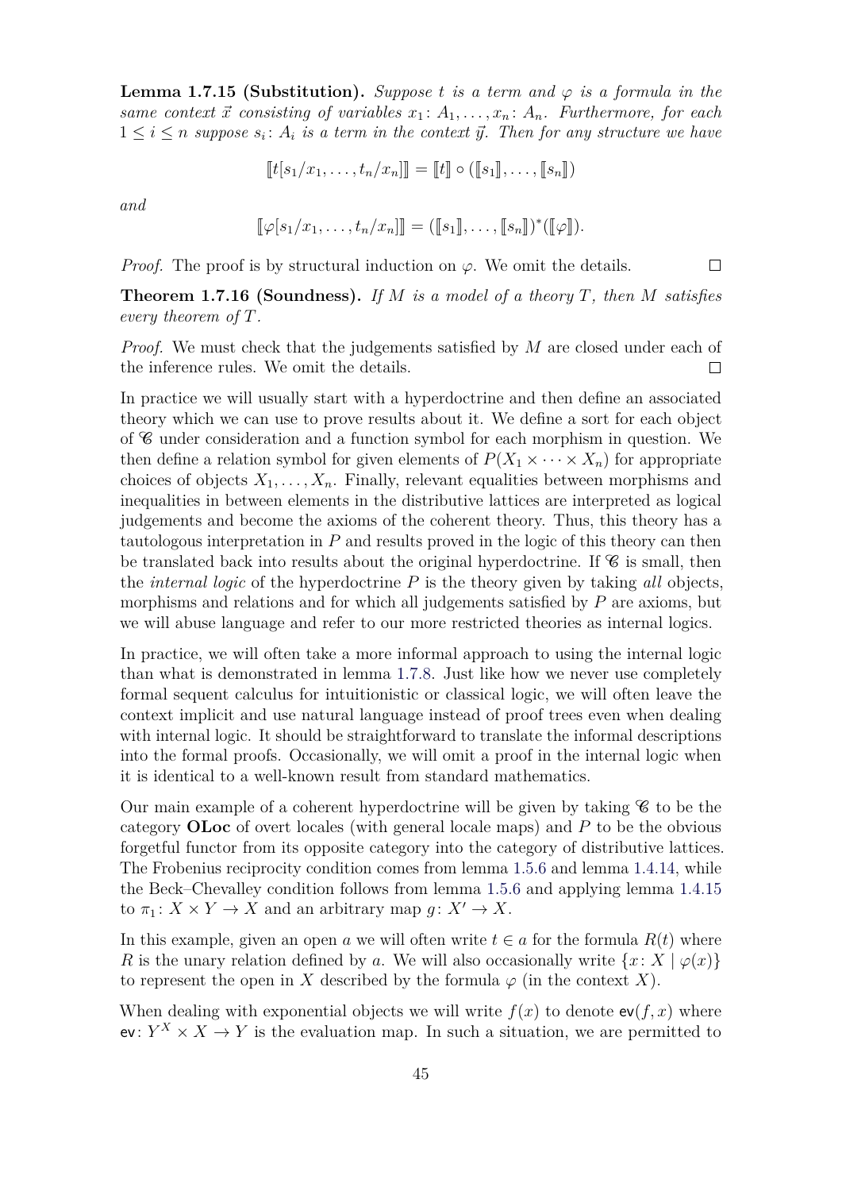**Lemma 1.7.15 (Substitution).** *Suppose $t$ is a term and $\varphi$ is a formula in the same context $\vec{x}$ consisting of variables $x_1\colon A_1, \dots, x_n\colon A_n$. Furthermore, for each $1 \le i \le n$ suppose $s_i\colon A_i$ is a term in the context $\vec{y}$. Then for any structure we have*

$$[\![t[s_1/x_1, \dots, t_n/x_n]]\!] = [\![t]\!] \circ ([\![s_1]\!], \dots, [\![s_n]\!])$$

*and*

$$[\![\varphi[s_1/x_1, \dots, t_n/x_n]]\!] = ([\![s_1]\!], \dots, [\![s_n]\!])^*([\![\varphi]\!]).$$

*Proof.* The proof is by structural induction on $\varphi$. We omit the details. □

**Theorem 1.7.16 (Soundness).** *If $M$ is a model of a theory $T$, then $M$ satisfies every theorem of $T$.*

*Proof.* We must check that the judgements satisfied by $M$ are closed under each of the inference rules. We omit the details. □

In practice we will usually start with a hyperdoctrine and then define an associated theory which we can use to prove results about it. We define a sort for each object of $\mathscr{C}$ under consideration and a function symbol for each morphism in question. We then define a relation symbol for given elements of $P(X_1 \times \cdots \times X_n)$ for appropriate choices of objects $X_1, \dots, X_n$. Finally, relevant equalities between morphisms and inequalities in between elements in the distributive lattices are interpreted as logical judgements and become the axioms of the coherent theory. Thus, this theory has a tautologous interpretation in $P$ and results proved in the logic of this theory can then be translated back into results about the original hyperdoctrine. If $\mathscr{C}$ is small, then the *internal logic* of the hyperdoctrine $P$ is the theory given by taking *all* objects, morphisms and relations and for which all judgements satisfied by $P$ are axioms, but we will abuse language and refer to our more restricted theories as internal logics.

In practice, we will often take a more informal approach to using the internal logic than what is demonstrated in lemma 1.7.8. Just like how we never use completely formal sequent calculus for intuitionistic or classical logic, we will often leave the context implicit and use natural language instead of proof trees even when dealing with internal logic. It should be straightforward to translate the informal descriptions into the formal proofs. Occasionally, we will omit a proof in the internal logic when it is identical to a well-known result from standard mathematics.

Our main example of a coherent hyperdoctrine will be given by taking $\mathscr{C}$ to be the category **OLoc** of overt locales (with general locale maps) and $P$ to be the obvious forgetful functor from its opposite category into the category of distributive lattices. The Frobenius reciprocity condition comes from lemma 1.5.6 and lemma 1.4.14, while the Beck–Chevalley condition follows from lemma 1.5.6 and applying lemma 1.4.15 to $\pi_1\colon X \times Y \to X$ and an arbitrary map $g\colon X' \to X$.

In this example, given an open $a$ we will often write $t \in a$ for the formula $R(t)$ where $R$ is the unary relation defined by $a$. We will also occasionally write $\{x\colon X \mid \varphi(x)\}$ to represent the open in $X$ described by the formula $\varphi$ (in the context $X$).

When dealing with exponential objects we will write $f(x)$ to denote $\mathsf{ev}(f, x)$ where $\mathsf{ev}\colon Y^X \times X \to Y$ is the evaluation map. In such a situation, we are permitted to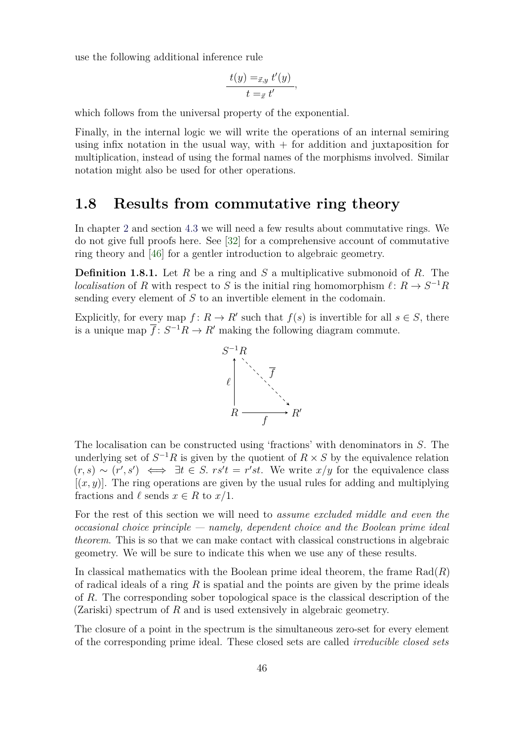use the following additional inference rule

$$\frac{t(y) =_{\vec{x},y} t'(y)}{t =_{\vec{x}} t'},$$

which follows from the universal property of the exponential.

Finally, in the internal logic we will write the operations of an internal semiring using infix notation in the usual way, with + for addition and juxtaposition for multiplication, instead of using the formal names of the morphisms involved. Similar notation might also be used for other operations.

## 1.8 Results from commutative ring theory

In chapter 2 and section 4.3 we will need a few results about commutative rings. We do not give full proofs here. See [32] for a comprehensive account of commutative ring theory and [46] for a gentler introduction to algebraic geometry.

**Definition 1.8.1.** Let $R$ be a ring and $S$ a multiplicative submonoid of $R$. The *localisation* of $R$ with respect to $S$ is the initial ring homomorphism $\ell\colon R \to S^{-1}R$ sending every element of $S$ to an invertible element in the codomain.

Explicitly, for every map $f\colon R \to R'$ such that $f(s)$ is invertible for all $s \in S$, there is a unique map $\overline{f}\colon S^{-1}R \to R'$ making the following diagram commute.

$$\begin{array}{ccc} S^{-1}R & & \\ \uparrow \ell & \searrow \overline{f} & \\ R & \xrightarrow{f} & R' \end{array}$$

The localisation can be constructed using 'fractions' with denominators in $S$. The underlying set of $S^{-1}R$ is given by the quotient of $R \times S$ by the equivalence relation $(r, s) \sim (r', s') \iff \exists t \in S.\ rs't = r'st$. We write $x/y$ for the equivalence class $[(x, y)]$. The ring operations are given by the usual rules for adding and multiplying fractions and $\ell$ sends $x \in R$ to $x/1$.

For the rest of this section we will need to *assume excluded middle and even the occasional choice principle — namely, dependent choice and the Boolean prime ideal theorem*. This is so that we can make contact with classical constructions in algebraic geometry. We will be sure to indicate this when we use any of these results.

In classical mathematics with the Boolean prime ideal theorem, the frame $\mathrm{Rad}(R)$ of radical ideals of a ring $R$ is spatial and the points are given by the prime ideals of $R$. The corresponding sober topological space is the classical description of the (Zariski) spectrum of $R$ and is used extensively in algebraic geometry.

The closure of a point in the spectrum is the simultaneous zero-set for every element of the corresponding prime ideal. These closed sets are called *irreducible closed sets*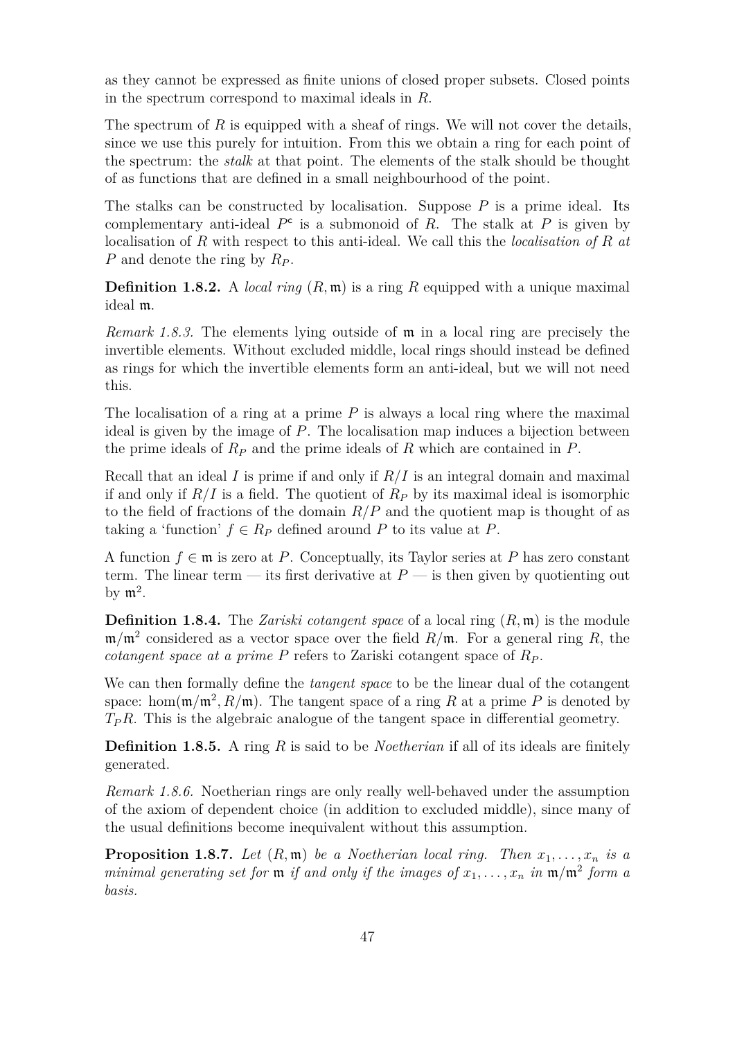as they cannot be expressed as finite unions of closed proper subsets. Closed points in the spectrum correspond to maximal ideals in $R$.

The spectrum of $R$ is equipped with a sheaf of rings. We will not cover the details, since we use this purely for intuition. From this we obtain a ring for each point of the spectrum: the *stalk* at that point. The elements of the stalk should be thought of as functions that are defined in a small neighbourhood of the point.

The stalks can be constructed by localisation. Suppose $P$ is a prime ideal. Its complementary anti-ideal $P^{\mathsf{c}}$ is a submonoid of $R$. The stalk at $P$ is given by localisation of $R$ with respect to this anti-ideal. We call this the *localisation of $R$ at $P$* and denote the ring by $R_P$.

**Definition 1.8.2.** A *local ring* $(R, \mathfrak{m})$ is a ring $R$ equipped with a unique maximal ideal $\mathfrak{m}$.

*Remark 1.8.3.* The elements lying outside of $\mathfrak{m}$ in a local ring are precisely the invertible elements. Without excluded middle, local rings should instead be defined as rings for which the invertible elements form an anti-ideal, but we will not need this.

The localisation of a ring at a prime $P$ is always a local ring where the maximal ideal is given by the image of $P$. The localisation map induces a bijection between the prime ideals of $R_P$ and the prime ideals of $R$ which are contained in $P$.

Recall that an ideal $I$ is prime if and only if $R/I$ is an integral domain and maximal if and only if $R/I$ is a field. The quotient of $R_P$ by its maximal ideal is isomorphic to the field of fractions of the domain $R/P$ and the quotient map is thought of as taking a 'function' $f \in R_P$ defined around $P$ to its value at $P$.

A function $f \in \mathfrak{m}$ is zero at $P$. Conceptually, its Taylor series at $P$ has zero constant term. The linear term — its first derivative at $P$ — is then given by quotienting out by $\mathfrak{m}^2$.

**Definition 1.8.4.** The *Zariski cotangent space* of a local ring $(R, \mathfrak{m})$ is the module $\mathfrak{m}/\mathfrak{m}^2$ considered as a vector space over the field $R/\mathfrak{m}$. For a general ring $R$, the *cotangent space at a prime $P$* refers to Zariski cotangent space of $R_P$.

We can then formally define the *tangent space* to be the linear dual of the cotangent space: $\hom(\mathfrak{m}/\mathfrak{m}^2, R/\mathfrak{m})$. The tangent space of a ring $R$ at a prime $P$ is denoted by $T_P R$. This is the algebraic analogue of the tangent space in differential geometry.

**Definition 1.8.5.** A ring $R$ is said to be *Noetherian* if all of its ideals are finitely generated.

*Remark 1.8.6.* Noetherian rings are only really well-behaved under the assumption of the axiom of dependent choice (in addition to excluded middle), since many of the usual definitions become inequivalent without this assumption.

**Proposition 1.8.7.** *Let $(R, \mathfrak{m})$ be a Noetherian local ring. Then $x_1, \ldots, x_n$ is a minimal generating set for $\mathfrak{m}$ if and only if the images of $x_1, \ldots, x_n$ in $\mathfrak{m}/\mathfrak{m}^2$ form a basis.*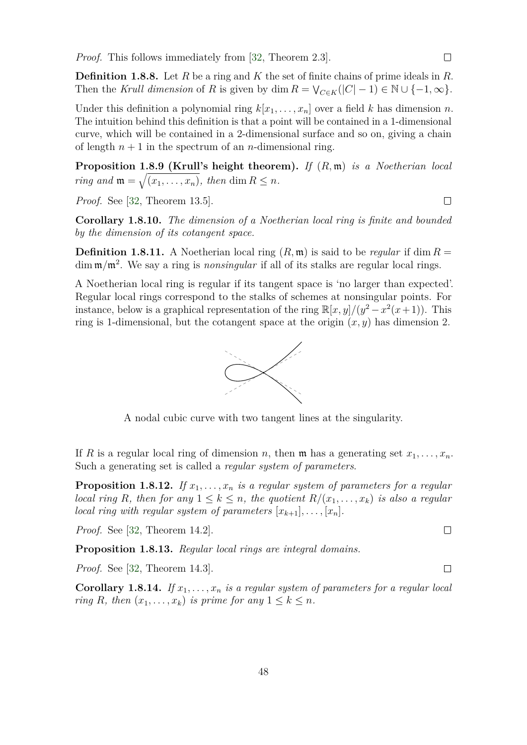*Proof.* This follows immediately from [32, Theorem 2.3]. □

**Definition 1.8.8.** Let $R$ be a ring and $K$ the set of finite chains of prime ideals in $R$. Then the *Krull dimension* of $R$ is given by $\dim R = \bigvee_{C \in K}(|C| - 1) \in \mathbb{N} \cup \{-1, \infty\}$.

Under this definition a polynomial ring $k[x_1, \ldots, x_n]$ over a field $k$ has dimension $n$. The intuition behind this definition is that a point will be contained in a 1-dimensional curve, which will be contained in a 2-dimensional surface and so on, giving a chain of length $n + 1$ in the spectrum of an $n$-dimensional ring.

**Proposition 1.8.9 (Krull's height theorem).** *If $(R, \mathfrak{m})$ is a Noetherian local ring and $\mathfrak{m} = \sqrt{(x_1, \ldots, x_n)}$, then $\dim R \leq n$.*

*Proof.* See [32, Theorem 13.5]. □

**Corollary 1.8.10.** *The dimension of a Noetherian local ring is finite and bounded by the dimension of its cotangent space.*

**Definition 1.8.11.** A Noetherian local ring $(R, \mathfrak{m})$ is said to be *regular* if $\dim R = \dim \mathfrak{m}/\mathfrak{m}^2$. We say a ring is *nonsingular* if all of its stalks are regular local rings.

A Noetherian local ring is regular if its tangent space is 'no larger than expected'. Regular local rings correspond to the stalks of schemes at nonsingular points. For instance, below is a graphical representation of the ring $\mathbb{R}[x, y]/(y^2 - x^2(x+1))$. This ring is 1-dimensional, but the cotangent space at the origin $(x, y)$ has dimension 2.

A nodal cubic curve with two tangent lines at the singularity.

If $R$ is a regular local ring of dimension $n$, then $\mathfrak{m}$ has a generating set $x_1, \ldots, x_n$. Such a generating set is called a *regular system of parameters*.

**Proposition 1.8.12.** *If $x_1, \ldots, x_n$ is a regular system of parameters for a regular local ring $R$, then for any $1 \leq k \leq n$, the quotient $R/(x_1, \ldots, x_k)$ is also a regular local ring with regular system of parameters $[x_{k+1}], \ldots, [x_n]$.*

*Proof.* See [32, Theorem 14.2]. □

**Proposition 1.8.13.** *Regular local rings are integral domains.*

*Proof.* See [32, Theorem 14.3]. □

**Corollary 1.8.14.** *If $x_1, \ldots, x_n$ is a regular system of parameters for a regular local ring $R$, then $(x_1, \ldots, x_k)$ is prime for any $1 \leq k \leq n$.*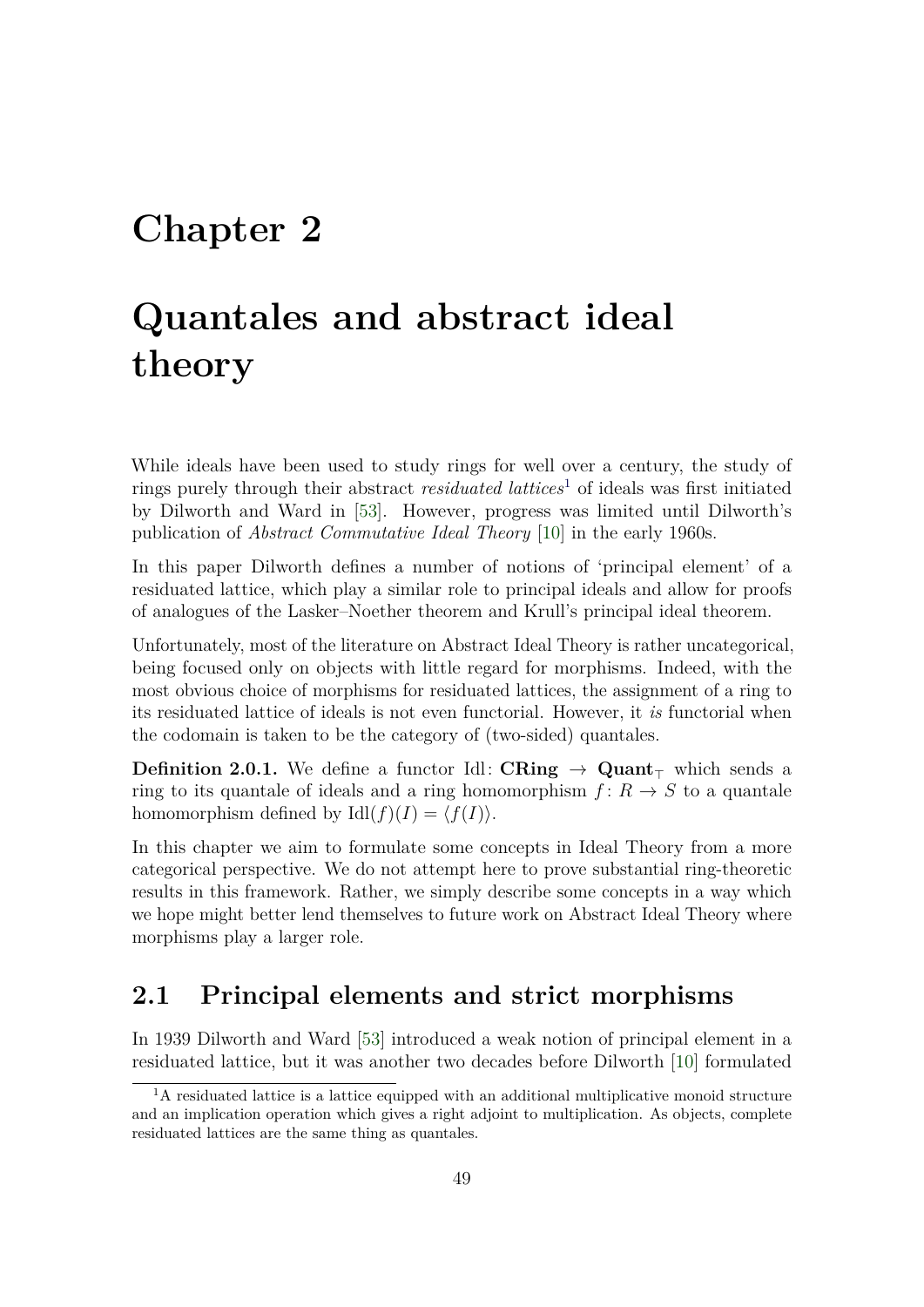# Chapter 2

# Quantales and abstract ideal theory

While ideals have been used to study rings for well over a century, the study of rings purely through their abstract *residuated lattices*[1] of ideals was first initiated by Dilworth and Ward in [53]. However, progress was limited until Dilworth's publication of *Abstract Commutative Ideal Theory* [10] in the early 1960s.

In this paper Dilworth defines a number of notions of 'principal element' of a residuated lattice, which play a similar role to principal ideals and allow for proofs of analogues of the Lasker–Noether theorem and Krull's principal ideal theorem.

Unfortunately, most of the literature on Abstract Ideal Theory is rather uncategorical, being focused only on objects with little regard for morphisms. Indeed, with the most obvious choice of morphisms for residuated lattices, the assignment of a ring to its residuated lattice of ideals is not even functorial. However, it *is* functorial when the codomain is taken to be the category of (two-sided) quantales.

**Definition 2.0.1.** We define a functor $\mathrm{Idl}\colon \mathbf{CRing} \to \mathbf{Quant}_\top$ which sends a ring to its quantale of ideals and a ring homomorphism $f\colon R \to S$ to a quantale homomorphism defined by $\mathrm{Idl}(f)(I) = \langle f(I) \rangle$.

In this chapter we aim to formulate some concepts in Ideal Theory from a more categorical perspective. We do not attempt here to prove substantial ring-theoretic results in this framework. Rather, we simply describe some concepts in a way which we hope might better lend themselves to future work on Abstract Ideal Theory where morphisms play a larger role.

## 2.1 Principal elements and strict morphisms

In 1939 Dilworth and Ward [53] introduced a weak notion of principal element in a residuated lattice, but it was another two decades before Dilworth [10] formulated

[1] A residuated lattice is a lattice equipped with an additional multiplicative monoid structure and an implication operation which gives a right adjoint to multiplication. As objects, complete residuated lattices are the same thing as quantales.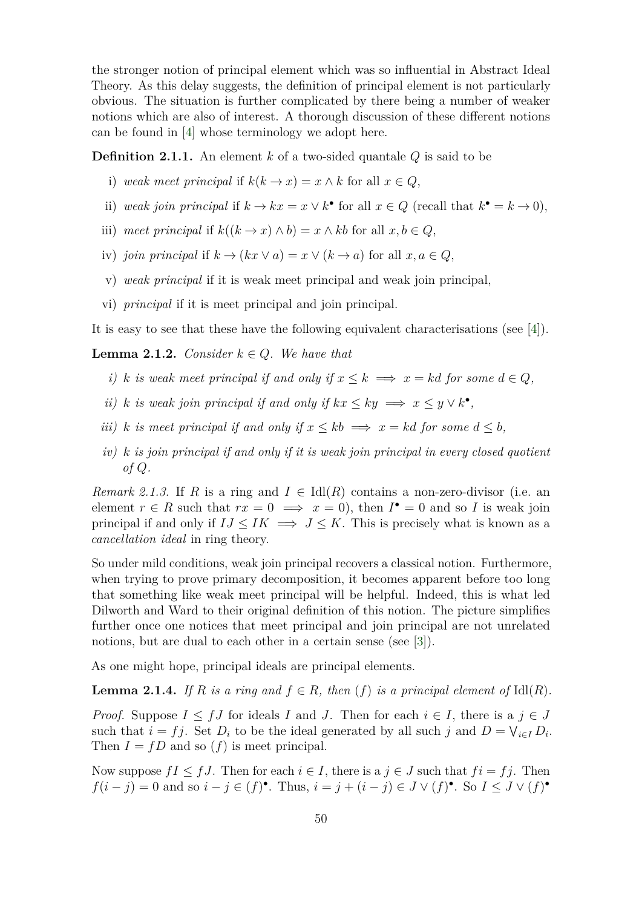the stronger notion of principal element which was so influential in Abstract Ideal Theory. As this delay suggests, the definition of principal element is not particularly obvious. The situation is further complicated by there being a number of weaker notions which are also of interest. A thorough discussion of these different notions can be found in [4] whose terminology we adopt here.

**Definition 2.1.1.** An element $k$ of a two-sided quantale $Q$ is said to be

i) *weak meet principal* if $k(k \to x) = x \wedge k$ for all $x \in Q$,

ii) *weak join principal* if $k \to kx = x \vee k^\bullet$ for all $x \in Q$ (recall that $k^\bullet = k \to 0$),

iii) *meet principal* if $k((k \to x) \wedge b) = x \wedge kb$ for all $x, b \in Q$,

iv) *join principal* if $k \to (kx \vee a) = x \vee (k \to a)$ for all $x, a \in Q$,

v) *weak principal* if it is weak meet principal and weak join principal,

vi) *principal* if it is meet principal and join principal.

It is easy to see that these have the following equivalent characterisations (see [4]).

**Lemma 2.1.2.** *Consider $k \in Q$. We have that*

*i) $k$ is weak meet principal if and only if $x \leq k \implies x = kd$ for some $d \in Q$,*

*ii) $k$ is weak join principal if and only if $kx \leq ky \implies x \leq y \vee k^\bullet$,*

*iii) $k$ is meet principal if and only if $x \leq kb \implies x = kd$ for some $d \leq b$,*

*iv) $k$ is join principal if and only if it is weak join principal in every closed quotient of $Q$.*

*Remark 2.1.3.* If $R$ is a ring and $I \in \mathrm{Idl}(R)$ contains a non-zero-divisor (i.e. an element $r \in R$ such that $rx = 0 \implies x = 0$), then $I^\bullet = 0$ and so $I$ is weak join principal if and only if $IJ \leq IK \implies J \leq K$. This is precisely what is known as a *cancellation ideal* in ring theory.

So under mild conditions, weak join principal recovers a classical notion. Furthermore, when trying to prove primary decomposition, it becomes apparent before too long that something like weak meet principal will be helpful. Indeed, this is what led Dilworth and Ward to their original definition of this notion. The picture simplifies further once one notices that meet principal and join principal are not unrelated notions, but are dual to each other in a certain sense (see [3]).

As one might hope, principal ideals are principal elements.

**Lemma 2.1.4.** *If $R$ is a ring and $f \in R$, then $(f)$ is a principal element of $\mathrm{Idl}(R)$.*

*Proof.* Suppose $I \leq fJ$ for ideals $I$ and $J$. Then for each $i \in I$, there is a $j \in J$ such that $i = fj$. Set $D_i$ to be the ideal generated by all such $j$ and $D = \bigvee_{i \in I} D_i$. Then $I = fD$ and so $(f)$ is meet principal.

Now suppose $fI \leq fJ$. Then for each $i \in I$, there is a $j \in J$ such that $fi = fj$. Then $f(i - j) = 0$ and so $i - j \in (f)^\bullet$. Thus, $i = j + (i - j) \in J \vee (f)^\bullet$. So $I \leq J \vee (f)^\bullet$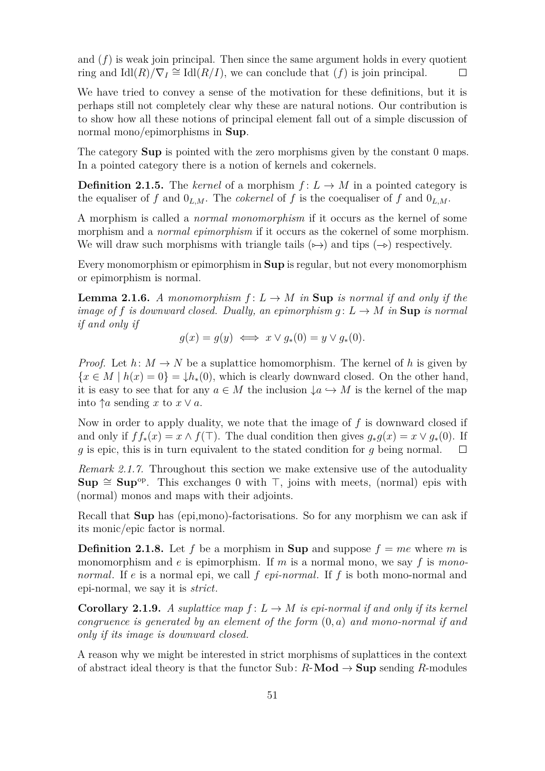and $(f)$ is weak join principal. Then since the same argument holds in every quotient ring and $\mathrm{Idl}(R)/\nabla_I \cong \mathrm{Idl}(R/I)$, we can conclude that $(f)$ is join principal. $\square$

We have tried to convey a sense of the motivation for these definitions, but it is perhaps still not completely clear why these are natural notions. Our contribution is to show how all these notions of principal element fall out of a simple discussion of normal mono/epimorphisms in **Sup**.

The category **Sup** is pointed with the zero morphisms given by the constant 0 maps. In a pointed category there is a notion of kernels and cokernels.

**Definition 2.1.5.** The *kernel* of a morphism $f\colon L \to M$ in a pointed category is the equaliser of $f$ and $0_{L,M}$. The *cokernel* of $f$ is the coequaliser of $f$ and $0_{L,M}$.

A morphism is called a *normal monomorphism* if it occurs as the kernel of some morphism and a *normal epimorphism* if it occurs as the cokernel of some morphism. We will draw such morphisms with triangle tails ($\rightarrowtail$) and tips ($\twoheadrightarrow$) respectively.

Every monomorphism or epimorphism in **Sup** is regular, but not every monomorphism or epimorphism is normal.

**Lemma 2.1.6.** *A monomorphism $f\colon L \to M$ in* **Sup** *is normal if and only if the image of $f$ is downward closed. Dually, an epimorphism $g\colon L \to M$ in* **Sup** *is normal if and only if*

$$g(x) = g(y) \iff x \vee g_*(0) = y \vee g_*(0).$$

*Proof.* Let $h\colon M \to N$ be a suplattice homomorphism. The kernel of $h$ is given by $\{x \in M \mid h(x) = 0\} = {\downarrow} h_*(0)$, which is clearly downward closed. On the other hand, it is easy to see that for any $a \in M$ the inclusion ${\downarrow} a \hookrightarrow M$ is the kernel of the map into ${\uparrow} a$ sending $x$ to $x \vee a$.

Now in order to apply duality, we note that the image of $f$ is downward closed if and only if $ff_*(x) = x \wedge f(\top)$. The dual condition then gives $g_*g(x) = x \vee g_*(0)$. If $g$ is epic, this is in turn equivalent to the stated condition for $g$ being normal. $\square$

*Remark 2.1.7.* Throughout this section we make extensive use of the autoduality $\mathbf{Sup} \cong \mathbf{Sup}^{\mathrm{op}}$. This exchanges 0 with $\top$, joins with meets, (normal) epis with (normal) monos and maps with their adjoints.

Recall that **Sup** has (epi,mono)-factorisations. So for any morphism we can ask if its monic/epic factor is normal.

**Definition 2.1.8.** Let $f$ be a morphism in **Sup** and suppose $f = me$ where $m$ is monomorphism and $e$ is epimorphism. If $m$ is a normal mono, we say $f$ is *mono-normal*. If $e$ is a normal epi, we call $f$ *epi-normal*. If $f$ is both mono-normal and epi-normal, we say it is *strict*.

**Corollary 2.1.9.** *A suplattice map $f\colon L \to M$ is epi-normal if and only if its kernel congruence is generated by an element of the form $(0, a)$ and mono-normal if and only if its image is downward closed.*

A reason why we might be interested in strict morphisms of suplattices in the context of abstract ideal theory is that the functor $\mathrm{Sub}\colon R\text{-}\mathbf{Mod} \to \mathbf{Sup}$ sending $R$-modules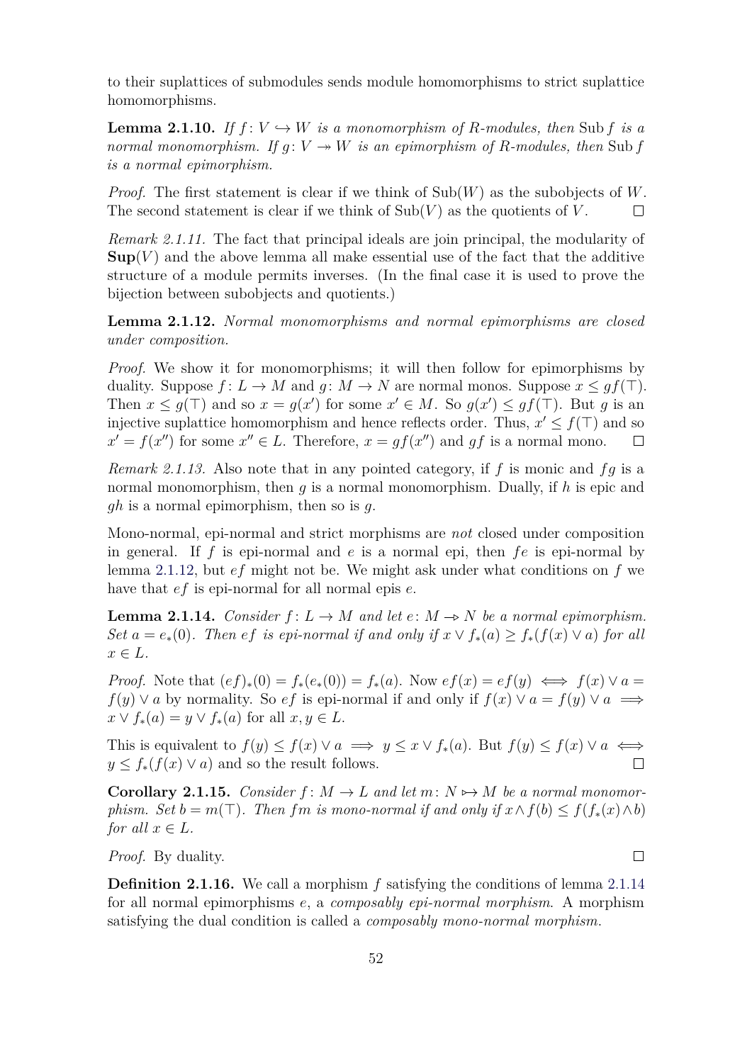to their suplattices of submodules sends module homomorphisms to strict suplattice homomorphisms.

**Lemma 2.1.10.** *If $f\colon V \hookrightarrow W$ is a monomorphism of $R$-modules, then $\mathrm{Sub}\, f$ is a normal monomorphism. If $g\colon V \twoheadrightarrow W$ is an epimorphism of $R$-modules, then $\mathrm{Sub}\, f$ is a normal epimorphism.*

*Proof.* The first statement is clear if we think of $\mathrm{Sub}(W)$ as the subobjects of $W$. The second statement is clear if we think of $\mathrm{Sub}(V)$ as the quotients of $V$. $\square$

*Remark 2.1.11.* The fact that principal ideals are join principal, the modularity of $\mathbf{Sup}(V)$ and the above lemma all make essential use of the fact that the additive structure of a module permits inverses. (In the final case it is used to prove the bijection between subobjects and quotients.)

**Lemma 2.1.12.** *Normal monomorphisms and normal epimorphisms are closed under composition.*

*Proof.* We show it for monomorphisms; it will then follow for epimorphisms by duality. Suppose $f\colon L \to M$ and $g\colon M \to N$ are normal monos. Suppose $x \leq gf(\top)$. Then $x \leq g(\top)$ and so $x = g(x')$ for some $x' \in M$. So $g(x') \leq gf(\top)$. But $g$ is an injective suplattice homomorphism and hence reflects order. Thus, $x' \leq f(\top)$ and so $x' = f(x'')$ for some $x'' \in L$. Therefore, $x = gf(x'')$ and $gf$ is a normal mono. $\square$

*Remark 2.1.13.* Also note that in any pointed category, if $f$ is monic and $fg$ is a normal monomorphism, then $g$ is a normal monomorphism. Dually, if $h$ is epic and $gh$ is a normal epimorphism, then so is $g$.

Mono-normal, epi-normal and strict morphisms are *not* closed under composition in general. If $f$ is epi-normal and $e$ is a normal epi, then $fe$ is epi-normal by lemma 2.1.12, but $ef$ might not be. We might ask under what conditions on $f$ we have that $ef$ is epi-normal for all normal epis $e$.

**Lemma 2.1.14.** *Consider $f\colon L \to M$ and let $e\colon M \twoheadrightarrow N$ be a normal epimorphism. Set $a = e_*(0)$. Then $ef$ is epi-normal if and only if $x \vee f_*(a) \geq f_*(f(x) \vee a)$ for all $x \in L$.*

*Proof.* Note that $(ef)_*(0) = f_*(e_*(0)) = f_*(a)$. Now $ef(x) = ef(y) \iff f(x) \vee a = f(y) \vee a$ by normality. So $ef$ is epi-normal if and only if $f(x) \vee a = f(y) \vee a \implies x \vee f_*(a) = y \vee f_*(a)$ for all $x, y \in L$.

This is equivalent to $f(y) \leq f(x) \vee a \implies y \leq x \vee f_*(a)$. But $f(y) \leq f(x) \vee a \iff y \leq f_*(f(x) \vee a)$ and so the result follows. $\square$

**Corollary 2.1.15.** *Consider $f\colon M \to L$ and let $m\colon N \rightarrowtail M$ be a normal monomorphism. Set $b = m(\top)$. Then $fm$ is mono-normal if and only if $x \wedge f(b) \leq f(f_*(x) \wedge b)$ for all $x \in L$.*

*Proof.* By duality. $\square$

**Definition 2.1.16.** We call a morphism $f$ satisfying the conditions of lemma 2.1.14 for all normal epimorphisms $e$, a *composably epi-normal morphism*. A morphism satisfying the dual condition is called a *composably mono-normal morphism.*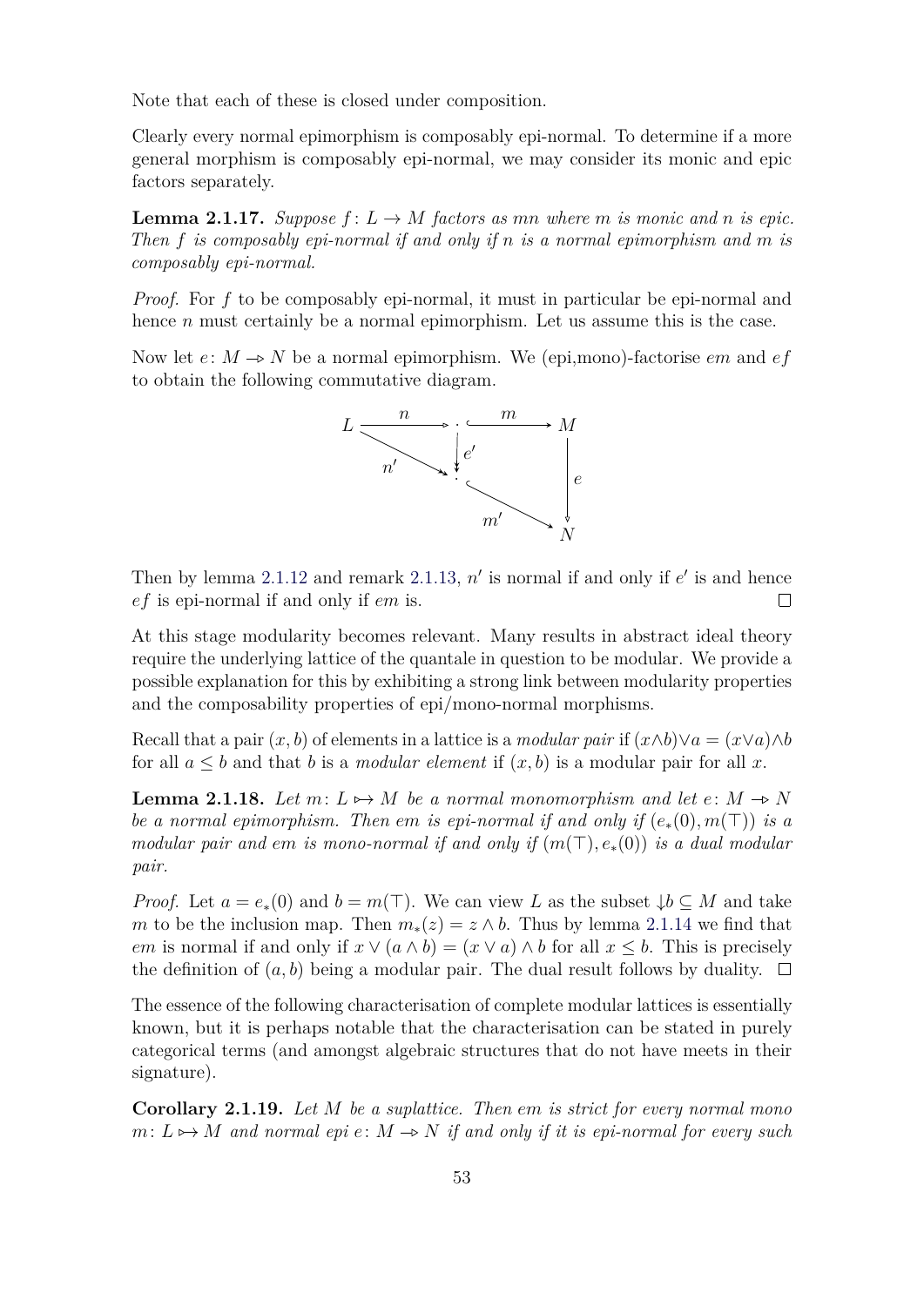Note that each of these is closed under composition.

Clearly every normal epimorphism is composably epi-normal. To determine if a more general morphism is composably epi-normal, we may consider its monic and epic factors separately.

**Lemma 2.1.17.** *Suppose $f\colon L \to M$ factors as $mn$ where $m$ is monic and $n$ is epic. Then $f$ is composably epi-normal if and only if $n$ is a normal epimorphism and $m$ is composably epi-normal.*

*Proof.* For $f$ to be composably epi-normal, it must in particular be epi-normal and hence $n$ must certainly be a normal epimorphism. Let us assume this is the case.

Now let $e\colon M \twoheadrightarrow N$ be a normal epimorphism. We (epi,mono)-factorise $em$ and $ef$ to obtain the following commutative diagram.

$$
\begin{array}{ccccc}
L & \xrightarrow{\;n\;} & \cdot & \xrightarrow{\;m\;} & M \\
 & \searrow^{n'} & \downarrow{\scriptstyle e'} & & \downarrow{\scriptstyle e} \\
 & & \cdot & \xrightarrow{\;m'\;} & N
\end{array}
$$

Then by lemma 2.1.12 and remark 2.1.13, $n'$ is normal if and only if $e'$ is and hence $ef$ is epi-normal if and only if $em$ is. $\square$

At this stage modularity becomes relevant. Many results in abstract ideal theory require the underlying lattice of the quantale in question to be modular. We provide a possible explanation for this by exhibiting a strong link between modularity properties and the composability properties of epi/mono-normal morphisms.

Recall that a pair $(x, b)$ of elements in a lattice is a *modular pair* if $(x \wedge b) \vee a = (x \vee a) \wedge b$ for all $a \le b$ and that $b$ is a *modular element* if $(x, b)$ is a modular pair for all $x$.

**Lemma 2.1.18.** *Let $m\colon L \rightarrowtail M$ be a normal monomorphism and let $e\colon M \twoheadrightarrow N$ be a normal epimorphism. Then $em$ is epi-normal if and only if $(e_*(0), m(\top))$ is a modular pair and $em$ is mono-normal if and only if $(m(\top), e_*(0))$ is a dual modular pair.*

*Proof.* Let $a = e_*(0)$ and $b = m(\top)$. We can view $L$ as the subset $\downarrow b \subseteq M$ and take $m$ to be the inclusion map. Then $m_*(z) = z \wedge b$. Thus by lemma 2.1.14 we find that $em$ is normal if and only if $x \vee (a \wedge b) = (x \vee a) \wedge b$ for all $x \le b$. This is precisely the definition of $(a, b)$ being a modular pair. The dual result follows by duality. $\square$

The essence of the following characterisation of complete modular lattices is essentially known, but it is perhaps notable that the characterisation can be stated in purely categorical terms (and amongst algebraic structures that do not have meets in their signature).

**Corollary 2.1.19.** *Let $M$ be a suplattice. Then $em$ is strict for every normal mono $m\colon L \rightarrowtail M$ and normal epi $e\colon M \twoheadrightarrow N$ if and only if it is epi-normal for every such*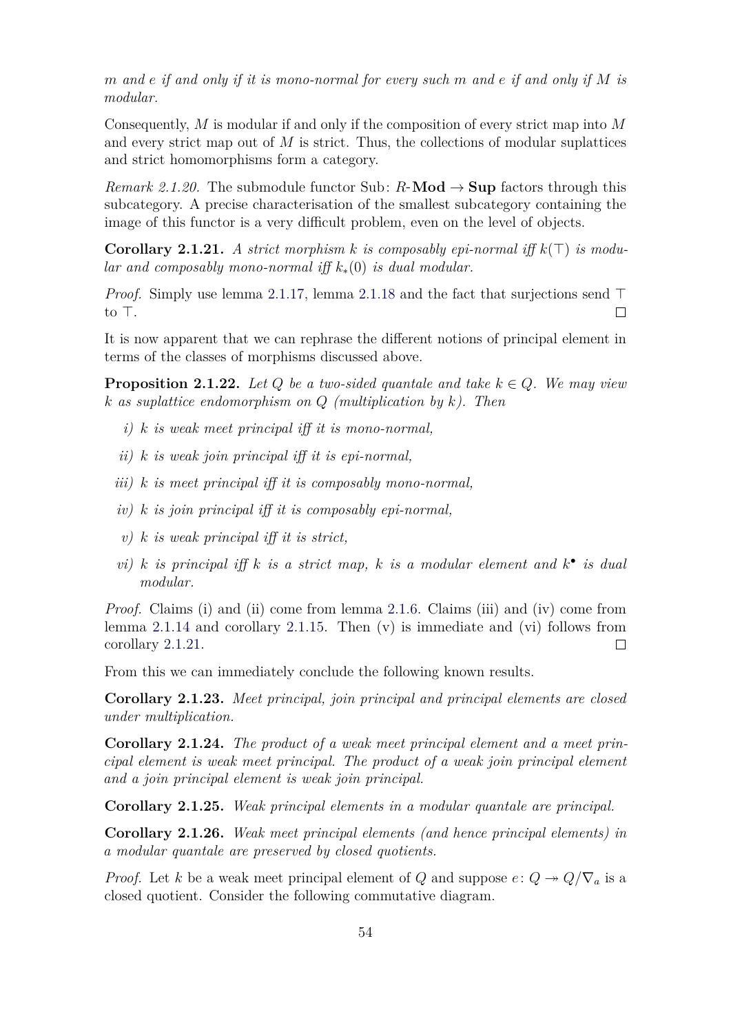*$m$ and $e$ if and only if it is mono-normal for every such $m$ and $e$ if and only if $M$ is modular.*

Consequently, $M$ is modular if and only if the composition of every strict map into $M$ and every strict map out of $M$ is strict. Thus, the collections of modular suplattices and strict homomorphisms form a category.

*Remark 2.1.20.* The submodule functor $\mathrm{Sub}\colon R\text{-}\mathbf{Mod} \to \mathbf{Sup}$ factors through this subcategory. A precise characterisation of the smallest subcategory containing the image of this functor is a very difficult problem, even on the level of objects.

**Corollary 2.1.21.** *A strict morphism $k$ is composably epi-normal iff $k(\top)$ is modular and composably mono-normal iff $k_*(0)$ is dual modular.*

*Proof.* Simply use lemma 2.1.17, lemma 2.1.18 and the fact that surjections send $\top$ to $\top$. ◻

It is now apparent that we can rephrase the different notions of principal element in terms of the classes of morphisms discussed above.

**Proposition 2.1.22.** *Let $Q$ be a two-sided quantale and take $k \in Q$. We may view $k$ as suplattice endomorphism on $Q$ (multiplication by $k$). Then*

- *i) $k$ is weak meet principal iff it is mono-normal,*
- *ii) $k$ is weak join principal iff it is epi-normal,*
- *iii) $k$ is meet principal iff it is composably mono-normal,*
- *iv) $k$ is join principal iff it is composably epi-normal,*
- *v) $k$ is weak principal iff it is strict,*
- *vi) $k$ is principal iff $k$ is a strict map, $k$ is a modular element and $k^\bullet$ is dual modular.*

*Proof.* Claims (i) and (ii) come from lemma 2.1.6. Claims (iii) and (iv) come from lemma 2.1.14 and corollary 2.1.15. Then (v) is immediate and (vi) follows from corollary 2.1.21. ◻

From this we can immediately conclude the following known results.

**Corollary 2.1.23.** *Meet principal, join principal and principal elements are closed under multiplication.*

**Corollary 2.1.24.** *The product of a weak meet principal element and a meet principal element is weak meet principal. The product of a weak join principal element and a join principal element is weak join principal.*

**Corollary 2.1.25.** *Weak principal elements in a modular quantale are principal.*

**Corollary 2.1.26.** *Weak meet principal elements (and hence principal elements) in a modular quantale are preserved by closed quotients.*

*Proof.* Let $k$ be a weak meet principal element of $Q$ and suppose $e\colon Q \twoheadrightarrow Q/\nabla_a$ is a closed quotient. Consider the following commutative diagram.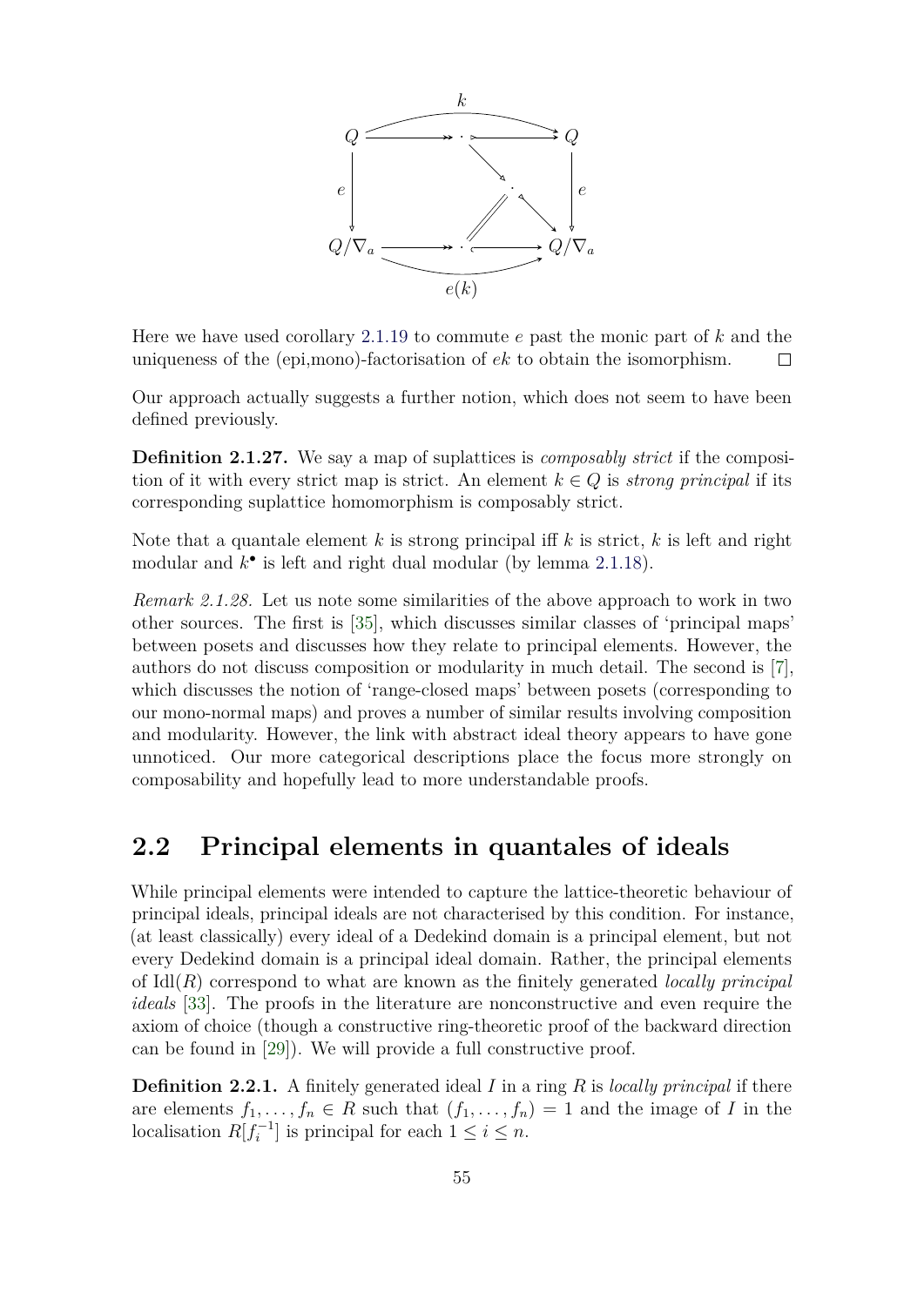$$
\begin{array}{ccccc}
 & & \overset{k}{\frown} & & \\
Q & \twoheadrightarrow & \cdot & \rightarrowtail & Q \\
\Big\downarrow e & & & \searrow \quad \cdot \quad \swarrow & \Big\downarrow e \\
 & & & // & \\
Q/\nabla_a & \twoheadrightarrow & \cdot & \hookrightarrow & Q/\nabla_a \\
 & & \underset{e(k)}{\smile} & &
\end{array}
$$

Here we have used corollary 2.1.19 to commute $e$ past the monic part of $k$ and the uniqueness of the (epi,mono)-factorisation of $ek$ to obtain the isomorphism. □

Our approach actually suggests a further notion, which does not seem to have been defined previously.

**Definition 2.1.27.** We say a map of suplattices is *composably strict* if the composition of it with every strict map is strict. An element $k \in Q$ is *strong principal* if its corresponding suplattice homomorphism is composably strict.

Note that a quantale element $k$ is strong principal iff $k$ is strict, $k$ is left and right modular and $k^\bullet$ is left and right dual modular (by lemma 2.1.18).

*Remark 2.1.28.* Let us note some similarities of the above approach to work in two other sources. The first is [35], which discusses similar classes of 'principal maps' between posets and discusses how they relate to principal elements. However, the authors do not discuss composition or modularity in much detail. The second is [7], which discusses the notion of 'range-closed maps' between posets (corresponding to our mono-normal maps) and proves a number of similar results involving composition and modularity. However, the link with abstract ideal theory appears to have gone unnoticed. Our more categorical descriptions place the focus more strongly on composability and hopefully lead to more understandable proofs.

## 2.2 Principal elements in quantales of ideals

While principal elements were intended to capture the lattice-theoretic behaviour of principal ideals, principal ideals are not characterised by this condition. For instance, (at least classically) every ideal of a Dedekind domain is a principal element, but not every Dedekind domain is a principal ideal domain. Rather, the principal elements of $\mathrm{Idl}(R)$ correspond to what are known as the finitely generated *locally principal ideals* [33]. The proofs in the literature are nonconstructive and even require the axiom of choice (though a constructive ring-theoretic proof of the backward direction can be found in [29]). We will provide a full constructive proof.

**Definition 2.2.1.** A finitely generated ideal $I$ in a ring $R$ is *locally principal* if there are elements $f_1, \ldots, f_n \in R$ such that $(f_1, \ldots, f_n) = 1$ and the image of $I$ in the localisation $R[f_i^{-1}]$ is principal for each $1 \leq i \leq n$.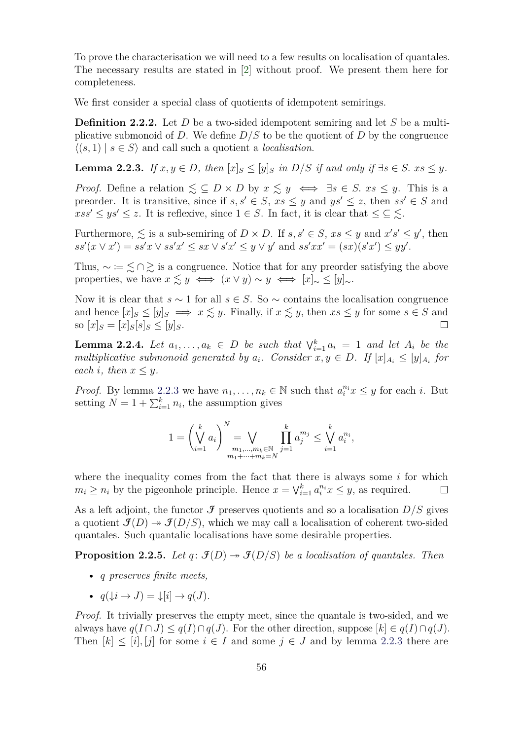To prove the characterisation we will need to a few results on localisation of quantales. The necessary results are stated in [2] without proof. We present them here for completeness.

We first consider a special class of quotients of idempotent semirings.

**Definition 2.2.2.** Let $D$ be a two-sided idempotent semiring and let $S$ be a multiplicative submonoid of $D$. We define $D/S$ to be the quotient of $D$ by the congruence $\langle (s,1) \mid s \in S \rangle$ and call such a quotient a *localisation*.

**Lemma 2.2.3.** *If $x, y \in D$, then $[x]_S \leq [y]_S$ in $D/S$ if and only if $\exists s \in S.\ xs \leq y$.*

*Proof.* Define a relation $\lesssim \, \subseteq D \times D$ by $x \lesssim y \iff \exists s \in S.\ xs \leq y$. This is a preorder. It is transitive, since if $s, s' \in S$, $xs \leq y$ and $ys' \leq z$, then $ss' \in S$ and $xss' \leq ys' \leq z$. It is reflexive, since $1 \in S$. In fact, it is clear that $\leq \, \subseteq \, \lesssim$.

Furthermore, $\lesssim$ is a sub-semiring of $D \times D$. If $s, s' \in S$, $xs \leq y$ and $x's' \leq y'$, then $ss'(x \vee x') = ss'x \vee ss'x' \leq sx \vee s'x' \leq y \vee y'$ and $ss'xx' = (sx)(s'x') \leq yy'$.

Thus, $\sim \, := \, \lesssim \cap \gtrsim$ is a congruence. Notice that for any preorder satisfying the above properties, we have $x \lesssim y \iff (x \vee y) \sim y \iff [x]_\sim \leq [y]_\sim$.

Now it is clear that $s \sim 1$ for all $s \in S$. So $\sim$ contains the localisation congruence and hence $[x]_S \leq [y]_S \implies x \lesssim y$. Finally, if $x \lesssim y$, then $xs \leq y$ for some $s \in S$ and so $[x]_S = [x]_S[s]_S \leq [y]_S$. $\square$

**Lemma 2.2.4.** *Let $a_1, \ldots, a_k \in D$ be such that $\bigvee_{i=1}^k a_i = 1$ and let $A_i$ be the multiplicative submonoid generated by $a_i$. Consider $x, y \in D$. If $[x]_{A_i} \leq [y]_{A_i}$ for each $i$, then $x \leq y$.*

*Proof.* By lemma 2.2.3 we have $n_1, \ldots, n_k \in \mathbb{N}$ such that $a_i^{n_i} x \leq y$ for each $i$. But setting $N = 1 + \sum_{i=1}^k n_i$, the assumption gives

$$1 = \left( \bigvee_{i=1}^k a_i \right)^N = \bigvee_{\substack{m_1, \ldots, m_k \in \mathbb{N} \\ m_1 + \cdots + m_k = N}} \prod_{j=1}^k a_j^{m_j} \leq \bigvee_{i=1}^k a_i^{n_i},$$

where the inequality comes from the fact that there is always some $i$ for which $m_i \geq n_i$ by the pigeonhole principle. Hence $x = \bigvee_{i=1}^k a_i^{n_i} x \leq y$, as required. $\square$

As a left adjoint, the functor $\mathcal{I}$ preserves quotients and so a localisation $D/S$ gives a quotient $\mathcal{I}(D) \twoheadrightarrow \mathcal{I}(D/S)$, which we may call a localisation of coherent two-sided quantales. Such quantalic localisations have some desirable properties.

**Proposition 2.2.5.** *Let $q \colon \mathcal{I}(D) \twoheadrightarrow \mathcal{I}(D/S)$ be a localisation of quantales. Then*

- *$q$ preserves finite meets,*
- *$q({\downarrow} i \to J) = {\downarrow}[i] \to q(J)$.*

*Proof.* It trivially preserves the empty meet, since the quantale is two-sided, and we always have $q(I \cap J) \leq q(I) \cap q(J)$. For the other direction, suppose $[k] \in q(I) \cap q(J)$. Then $[k] \leq [i], [j]$ for some $i \in I$ and some $j \in J$ and by lemma 2.2.3 there are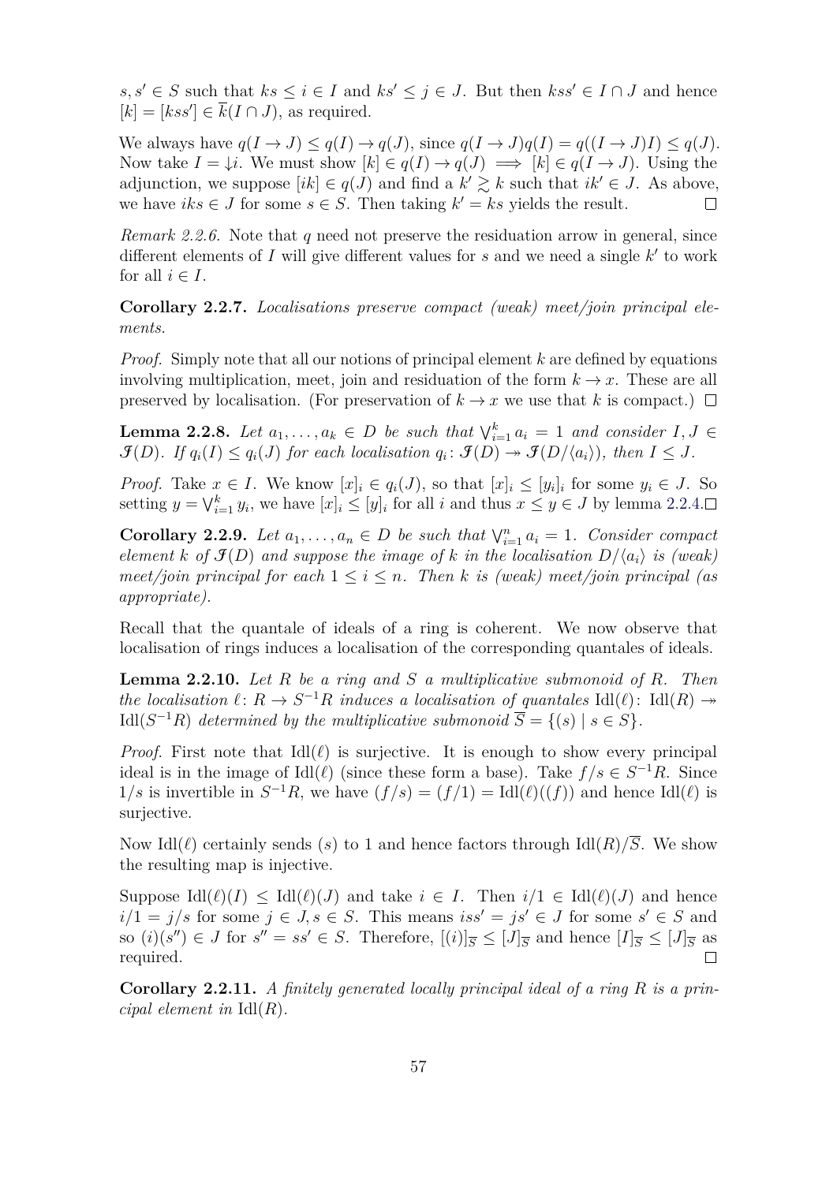$s, s' \in S$ such that $ks \leq i \in I$ and $ks' \leq j \in J$. But then $kss' \in I \cap J$ and hence $[k] = [kss'] \in \overline{k}(I \cap J)$, as required.

We always have $q(I \to J) \leq q(I) \to q(J)$, since $q(I \to J)q(I) = q((I \to J)I) \leq q(J)$. Now take $I = {\downarrow}i$. We must show $[k] \in q(I) \to q(J) \implies [k] \in q(I \to J)$. Using the adjunction, we suppose $[ik] \in q(J)$ and find a $k' \gtrsim k$ such that $ik' \in J$. As above, we have $iks \in J$ for some $s \in S$. Then taking $k' = ks$ yields the result. ◻

*Remark 2.2.6.* Note that $q$ need not preserve the residuation arrow in general, since different elements of $I$ will give different values for $s$ and we need a single $k'$ to work for all $i \in I$.

**Corollary 2.2.7.** *Localisations preserve compact (weak) meet/join principal elements.*

*Proof.* Simply note that all our notions of principal element $k$ are defined by equations involving multiplication, meet, join and residuation of the form $k \to x$. These are all preserved by localisation. (For preservation of $k \to x$ we use that $k$ is compact.) ◻

**Lemma 2.2.8.** *Let $a_1, \ldots, a_k \in D$ be such that $\bigvee_{i=1}^k a_i = 1$ and consider $I, J \in \mathcal{I}(D)$. If $q_i(I) \leq q_i(J)$ for each localisation $q_i \colon \mathcal{I}(D) \twoheadrightarrow \mathcal{I}(D/\langle a_i \rangle)$, then $I \leq J$.*

*Proof.* Take $x \in I$. We know $[x]_i \in q_i(J)$, so that $[x]_i \leq [y_i]_i$ for some $y_i \in J$. So setting $y = \bigvee_{i=1}^k y_i$, we have $[x]_i \leq [y]_i$ for all $i$ and thus $x \leq y \in J$ by lemma 2.2.4. ◻

**Corollary 2.2.9.** *Let $a_1, \ldots, a_n \in D$ be such that $\bigvee_{i=1}^n a_i = 1$. Consider compact element $k$ of $\mathcal{I}(D)$ and suppose the image of $k$ in the localisation $D/\langle a_i \rangle$ is (weak) meet/join principal for each $1 \leq i \leq n$. Then $k$ is (weak) meet/join principal (as appropriate).*

Recall that the quantale of ideals of a ring is coherent. We now observe that localisation of rings induces a localisation of the corresponding quantales of ideals.

**Lemma 2.2.10.** *Let $R$ be a ring and $S$ a multiplicative submonoid of $R$. Then the localisation $\ell \colon R \to S^{-1}R$ induces a localisation of quantales $\mathrm{Idl}(\ell) \colon \mathrm{Idl}(R) \twoheadrightarrow \mathrm{Idl}(S^{-1}R)$ determined by the multiplicative submonoid $\overline{S} = \{(s) \mid s \in S\}$.*

*Proof.* First note that $\mathrm{Idl}(\ell)$ is surjective. It is enough to show every principal ideal is in the image of $\mathrm{Idl}(\ell)$ (since these form a base). Take $f/s \in S^{-1}R$. Since $1/s$ is invertible in $S^{-1}R$, we have $(f/s) = (f/1) = \mathrm{Idl}(\ell)((f))$ and hence $\mathrm{Idl}(\ell)$ is surjective.

Now $\mathrm{Idl}(\ell)$ certainly sends $(s)$ to $1$ and hence factors through $\mathrm{Idl}(R)/\overline{S}$. We show the resulting map is injective.

Suppose $\mathrm{Idl}(\ell)(I) \leq \mathrm{Idl}(\ell)(J)$ and take $i \in I$. Then $i/1 \in \mathrm{Idl}(\ell)(J)$ and hence $i/1 = j/s$ for some $j \in J, s \in S$. This means $iss' = js' \in J$ for some $s' \in S$ and so $(i)(s'') \in J$ for $s'' = ss' \in S$. Therefore, $[(i)]_{\overline{S}} \leq [J]_{\overline{S}}$ and hence $[I]_{\overline{S}} \leq [J]_{\overline{S}}$ as required. ◻

**Corollary 2.2.11.** *A finitely generated locally principal ideal of a ring $R$ is a principal element in $\mathrm{Idl}(R)$.*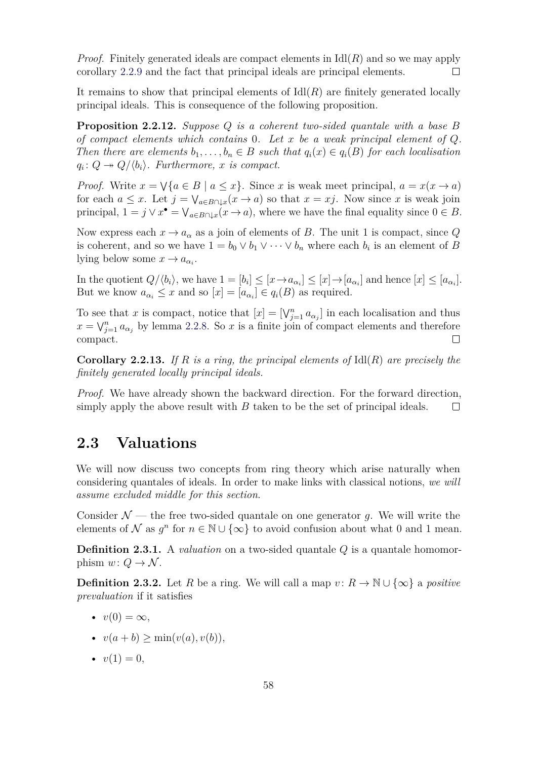*Proof.* Finitely generated ideals are compact elements in $\mathrm{Idl}(R)$ and so we may apply corollary 2.2.9 and the fact that principal ideals are principal elements. □

It remains to show that principal elements of $\mathrm{Idl}(R)$ are finitely generated locally principal ideals. This is consequence of the following proposition.

**Proposition 2.2.12.** *Suppose $Q$ is a coherent two-sided quantale with a base $B$ of compact elements which contains $0$. Let $x$ be a weak principal element of $Q$. Then there are elements $b_1, \ldots, b_n \in B$ such that $q_i(x) \in q_i(B)$ for each localisation $q_i \colon Q \twoheadrightarrow Q/\langle b_i \rangle$. Furthermore, $x$ is compact.*

*Proof.* Write $x = \bigvee\{a \in B \mid a \leq x\}$. Since $x$ is weak meet principal, $a = x(x \to a)$ for each $a \leq x$. Let $j = \bigvee_{a \in B \cap \downarrow x}(x \to a)$ so that $x = xj$. Now since $x$ is weak join principal, $1 = j \vee x^\bullet = \bigvee_{a \in B \cap \downarrow x}(x \to a)$, where we have the final equality since $0 \in B$.

Now express each $x \to a_\alpha$ as a join of elements of $B$. The unit 1 is compact, since $Q$ is coherent, and so we have $1 = b_0 \vee b_1 \vee \cdots \vee b_n$ where each $b_i$ is an element of $B$ lying below some $x \to a_{\alpha_i}$.

In the quotient $Q/\langle b_i \rangle$, we have $1 = [b_i] \leq [x \to a_{\alpha_i}] \leq [x] \to [a_{\alpha_i}]$ and hence $[x] \leq [a_{\alpha_i}]$. But we know $a_{\alpha_i} \leq x$ and so $[x] = [a_{\alpha_i}] \in q_i(B)$ as required.

To see that $x$ is compact, notice that $[x] = [\bigvee_{j=1}^n a_{\alpha_j}]$ in each localisation and thus $x = \bigvee_{j=1}^n a_{\alpha_j}$ by lemma 2.2.8. So $x$ is a finite join of compact elements and therefore compact. □

**Corollary 2.2.13.** *If $R$ is a ring, the principal elements of $\mathrm{Idl}(R)$ are precisely the finitely generated locally principal ideals.*

*Proof.* We have already shown the backward direction. For the forward direction, simply apply the above result with $B$ taken to be the set of principal ideals. □

## 2.3 Valuations

We will now discuss two concepts from ring theory which arise naturally when considering quantales of ideals. In order to make links with classical notions, *we will assume excluded middle for this section*.

Consider $\mathcal{N}$ — the free two-sided quantale on one generator $g$. We will write the elements of $\mathcal{N}$ as $g^n$ for $n \in \mathbb{N} \cup \{\infty\}$ to avoid confusion about what 0 and 1 mean.

**Definition 2.3.1.** A *valuation* on a two-sided quantale $Q$ is a quantale homomorphism $w \colon Q \to \mathcal{N}$.

**Definition 2.3.2.** Let $R$ be a ring. We will call a map $v \colon R \to \mathbb{N} \cup \{\infty\}$ a *positive prevaluation* if it satisfies

- $v(0) = \infty$,
- $v(a + b) \geq \min(v(a), v(b))$,
- $v(1) = 0$,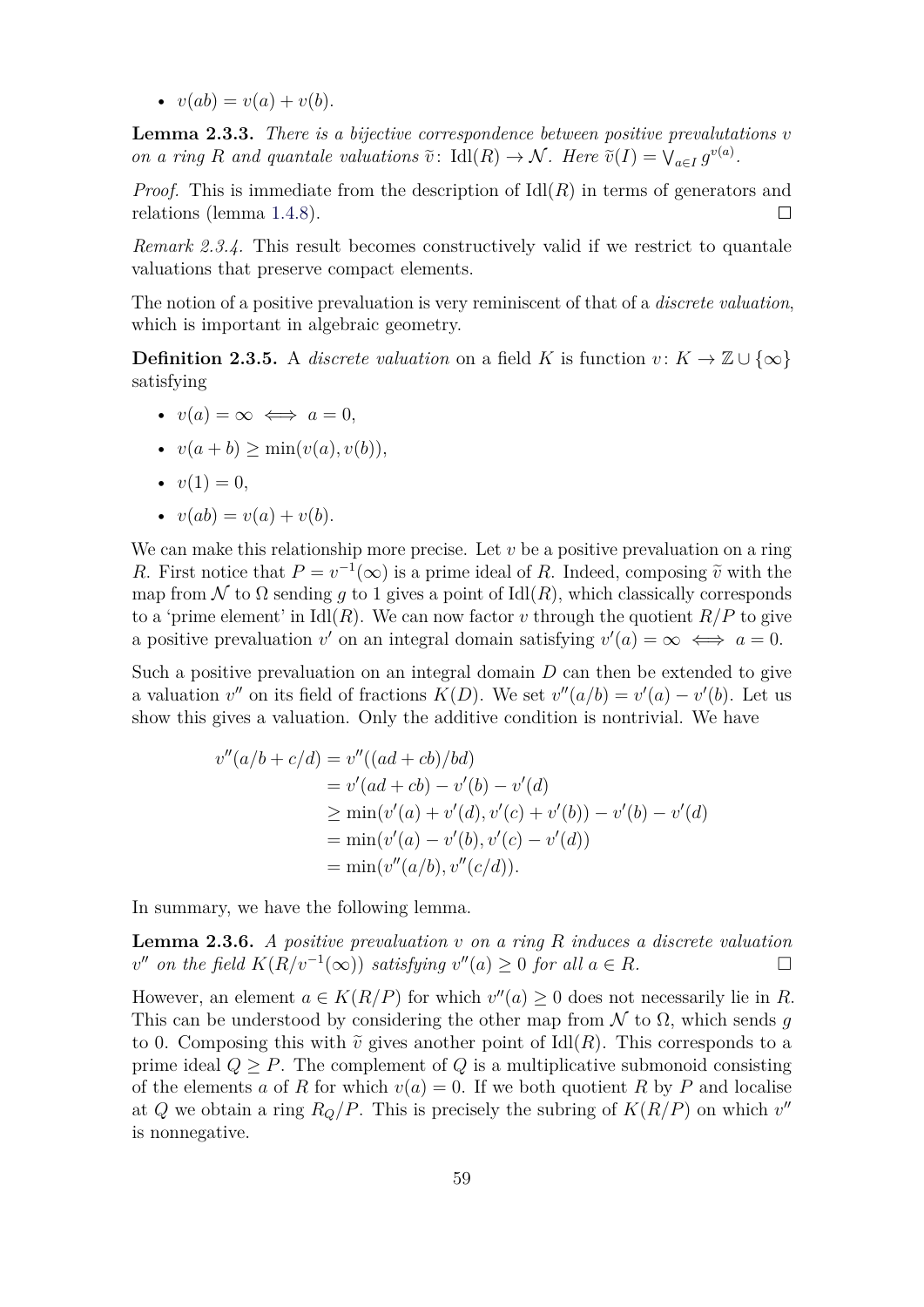- $v(ab) = v(a) + v(b)$.

**Lemma 2.3.3.** *There is a bijective correspondence between positive prevalutations $v$ on a ring $R$ and quantale valuations $\widetilde{v}\colon \mathrm{Idl}(R) \to \mathcal{N}$. Here $\widetilde{v}(I) = \bigvee_{a \in I} g^{v(a)}$.*

*Proof.* This is immediate from the description of $\mathrm{Idl}(R)$ in terms of generators and relations (lemma 1.4.8). □

*Remark 2.3.4.* This result becomes constructively valid if we restrict to quantale valuations that preserve compact elements.

The notion of a positive prevaluation is very reminiscent of that of a *discrete valuation*, which is important in algebraic geometry.

**Definition 2.3.5.** A *discrete valuation* on a field $K$ is function $v\colon K \to \mathbb{Z} \cup \{\infty\}$ satisfying

- $v(a) = \infty \iff a = 0$,
- $v(a + b) \geq \min(v(a), v(b))$,
- $v(1) = 0$,
- $v(ab) = v(a) + v(b)$.

We can make this relationship more precise. Let $v$ be a positive prevaluation on a ring $R$. First notice that $P = v^{-1}(\infty)$ is a prime ideal of $R$. Indeed, composing $\widetilde{v}$ with the map from $\mathcal{N}$ to $\Omega$ sending $g$ to 1 gives a point of $\mathrm{Idl}(R)$, which classically corresponds to a 'prime element' in $\mathrm{Idl}(R)$. We can now factor $v$ through the quotient $R/P$ to give a positive prevaluation $v'$ on an integral domain satisfying $v'(a) = \infty \iff a = 0$.

Such a positive prevaluation on an integral domain $D$ can then be extended to give a valuation $v''$ on its field of fractions $K(D)$. We set $v''(a/b) = v'(a) - v'(b)$. Let us show this gives a valuation. Only the additive condition is nontrivial. We have

$$
\begin{aligned}
v''(a/b + c/d) &= v''((ad + cb)/bd) \\
&= v'(ad + cb) - v'(b) - v'(d) \\
&\geq \min(v'(a) + v'(d), v'(c) + v'(b)) - v'(b) - v'(d) \\
&= \min(v'(a) - v'(b), v'(c) - v'(d)) \\
&= \min(v''(a/b), v''(c/d)).
\end{aligned}
$$

In summary, we have the following lemma.

**Lemma 2.3.6.** *A positive prevaluation $v$ on a ring $R$ induces a discrete valuation $v''$ on the field $K(R/v^{-1}(\infty))$ satisfying $v''(a) \geq 0$ for all $a \in R$.* □

However, an element $a \in K(R/P)$ for which $v''(a) \geq 0$ does not necessarily lie in $R$. This can be understood by considering the other map from $\mathcal{N}$ to $\Omega$, which sends $g$ to 0. Composing this with $\widetilde{v}$ gives another point of $\mathrm{Idl}(R)$. This corresponds to a prime ideal $Q \geq P$. The complement of $Q$ is a multiplicative submonoid consisting of the elements $a$ of $R$ for which $v(a) = 0$. If we both quotient $R$ by $P$ and localise at $Q$ we obtain a ring $R_Q/P$. This is precisely the subring of $K(R/P)$ on which $v''$ is nonnegative.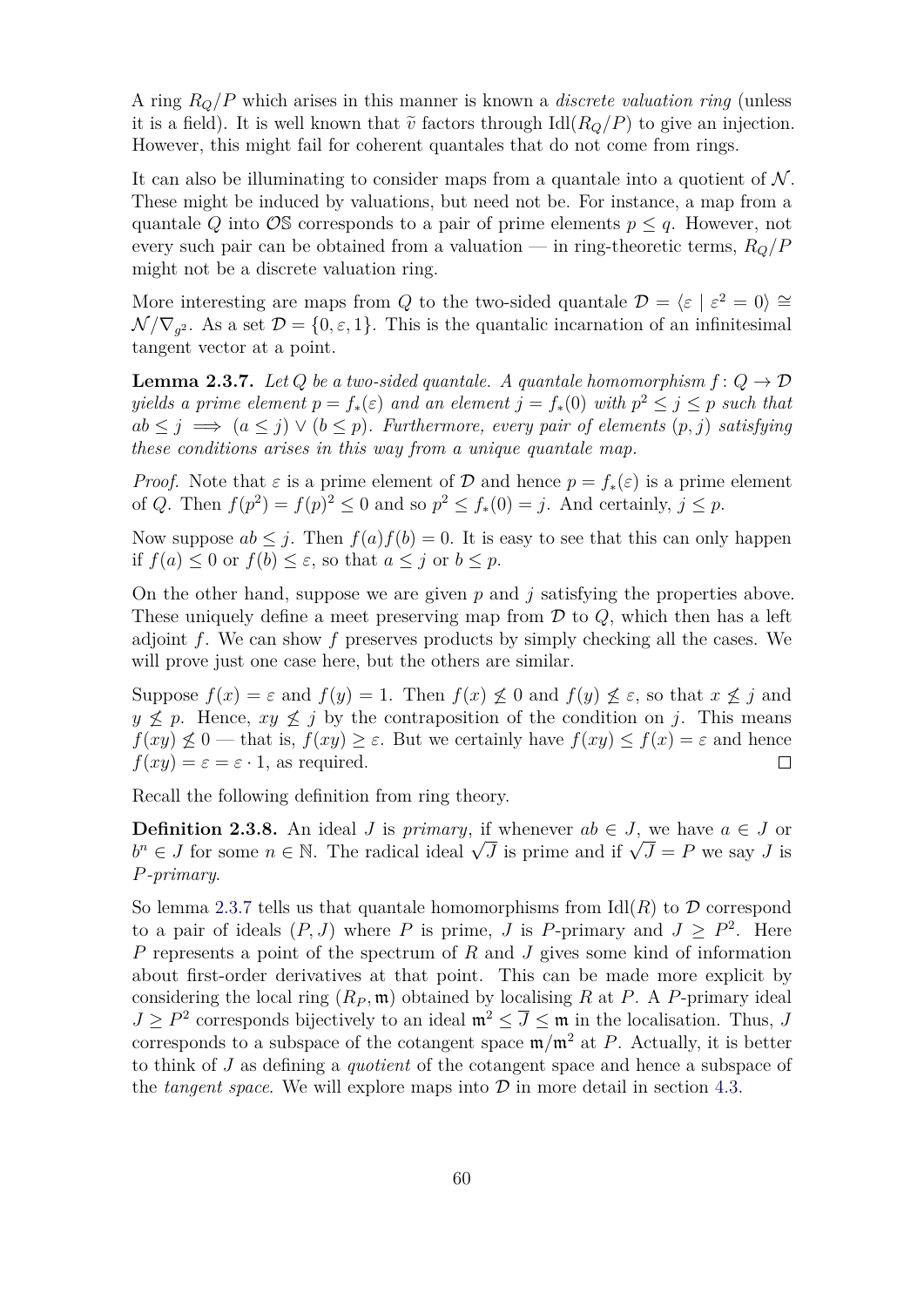A ring $R_Q/P$ which arises in this manner is known a *discrete valuation ring* (unless it is a field). It is well known that $\widetilde{v}$ factors through $\mathrm{Idl}(R_Q/P)$ to give an injection. However, this might fail for coherent quantales that do not come from rings.

It can also be illuminating to consider maps from a quantale into a quotient of $\mathcal{N}$. These might be induced by valuations, but need not be. For instance, a map from a quantale $Q$ into $\mathcal{O}\mathbb{S}$ corresponds to a pair of prime elements $p \leq q$. However, not every such pair can be obtained from a valuation — in ring-theoretic terms, $R_Q/P$ might not be a discrete valuation ring.

More interesting are maps from $Q$ to the two-sided quantale $\mathcal{D} = \langle \varepsilon \mid \varepsilon^2 = 0 \rangle \cong \mathcal{N}/\nabla_{g^2}$. As a set $\mathcal{D} = \{0, \varepsilon, 1\}$. This is the quantalic incarnation of an infinitesimal tangent vector at a point.

**Lemma 2.3.7.** *Let $Q$ be a two-sided quantale. A quantale homomorphism $f \colon Q \to \mathcal{D}$ yields a prime element $p = f_*(\varepsilon)$ and an element $j = f_*(0)$ with $p^2 \leq j \leq p$ such that $ab \leq j \implies (a \leq j) \vee (b \leq p)$. Furthermore, every pair of elements $(p, j)$ satisfying these conditions arises in this way from a unique quantale map.*

*Proof.* Note that $\varepsilon$ is a prime element of $\mathcal{D}$ and hence $p = f_*(\varepsilon)$ is a prime element of $Q$. Then $f(p^2) = f(p)^2 \leq 0$ and so $p^2 \leq f_*(0) = j$. And certainly, $j \leq p$.

Now suppose $ab \leq j$. Then $f(a)f(b) = 0$. It is easy to see that this can only happen if $f(a) \leq 0$ or $f(b) \leq \varepsilon$, so that $a \leq j$ or $b \leq p$.

On the other hand, suppose we are given $p$ and $j$ satisfying the properties above. These uniquely define a meet preserving map from $\mathcal{D}$ to $Q$, which then has a left adjoint $f$. We can show $f$ preserves products by simply checking all the cases. We will prove just one case here, but the others are similar.

Suppose $f(x) = \varepsilon$ and $f(y) = 1$. Then $f(x) \not\leq 0$ and $f(y) \not\leq \varepsilon$, so that $x \not\leq j$ and $y \not\leq p$. Hence, $xy \not\leq j$ by the contraposition of the condition on $j$. This means $f(xy) \not\leq 0$ — that is, $f(xy) \geq \varepsilon$. But we certainly have $f(xy) \leq f(x) = \varepsilon$ and hence $f(xy) = \varepsilon = \varepsilon \cdot 1$, as required. $\square$

Recall the following definition from ring theory.

**Definition 2.3.8.** An ideal $J$ is *primary*, if whenever $ab \in J$, we have $a \in J$ or $b^n \in J$ for some $n \in \mathbb{N}$. The radical ideal $\sqrt{J}$ is prime and if $\sqrt{J} = P$ we say $J$ is *$P$-primary*.

So lemma 2.3.7 tells us that quantale homomorphisms from $\mathrm{Idl}(R)$ to $\mathcal{D}$ correspond to a pair of ideals $(P, J)$ where $P$ is prime, $J$ is $P$-primary and $J \geq P^2$. Here $P$ represents a point of the spectrum of $R$ and $J$ gives some kind of information about first-order derivatives at that point. This can be made more explicit by considering the local ring $(R_P, \mathfrak{m})$ obtained by localising $R$ at $P$. A $P$-primary ideal $J \geq P^2$ corresponds bijectively to an ideal $\mathfrak{m}^2 \leq \overline{J} \leq \mathfrak{m}$ in the localisation. Thus, $J$ corresponds to a subspace of the cotangent space $\mathfrak{m}/\mathfrak{m}^2$ at $P$. Actually, it is better to think of $J$ as defining a *quotient* of the cotangent space and hence a subspace of the *tangent space*. We will explore maps into $\mathcal{D}$ in more detail in section 4.3.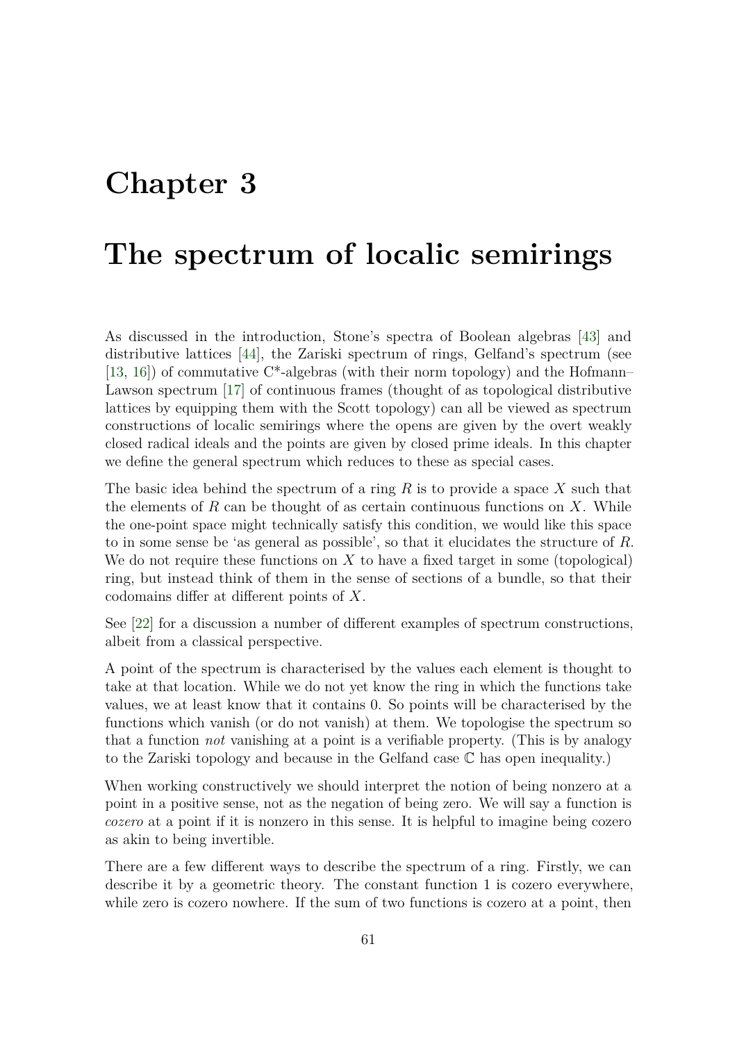# Chapter 3

# The spectrum of localic semirings

As discussed in the introduction, Stone's spectra of Boolean algebras [43] and distributive lattices [44], the Zariski spectrum of rings, Gelfand's spectrum (see [13, 16]) of commutative C*-algebras (with their norm topology) and the Hofmann–Lawson spectrum [17] of continuous frames (thought of as topological distributive lattices by equipping them with the Scott topology) can all be viewed as spectrum constructions of localic semirings where the opens are given by the overt weakly closed radical ideals and the points are given by closed prime ideals. In this chapter we define the general spectrum which reduces to these as special cases.

The basic idea behind the spectrum of a ring $R$ is to provide a space $X$ such that the elements of $R$ can be thought of as certain continuous functions on $X$. While the one-point space might technically satisfy this condition, we would like this space to in some sense be 'as general as possible', so that it elucidates the structure of $R$. We do not require these functions on $X$ to have a fixed target in some (topological) ring, but instead think of them in the sense of sections of a bundle, so that their codomains differ at different points of $X$.

See [22] for a discussion a number of different examples of spectrum constructions, albeit from a classical perspective.

A point of the spectrum is characterised by the values each element is thought to take at that location. While we do not yet know the ring in which the functions take values, we at least know that it contains 0. So points will be characterised by the functions which vanish (or do not vanish) at them. We topologise the spectrum so that a function *not* vanishing at a point is a verifiable property. (This is by analogy to the Zariski topology and because in the Gelfand case $\mathbb{C}$ has open inequality.)

When working constructively we should interpret the notion of being nonzero at a point in a positive sense, not as the negation of being zero. We will say a function is *cozero* at a point if it is nonzero in this sense. It is helpful to imagine being cozero as akin to being invertible.

There are a few different ways to describe the spectrum of a ring. Firstly, we can describe it by a geometric theory. The constant function 1 is cozero everywhere, while zero is cozero nowhere. If the sum of two functions is cozero at a point, then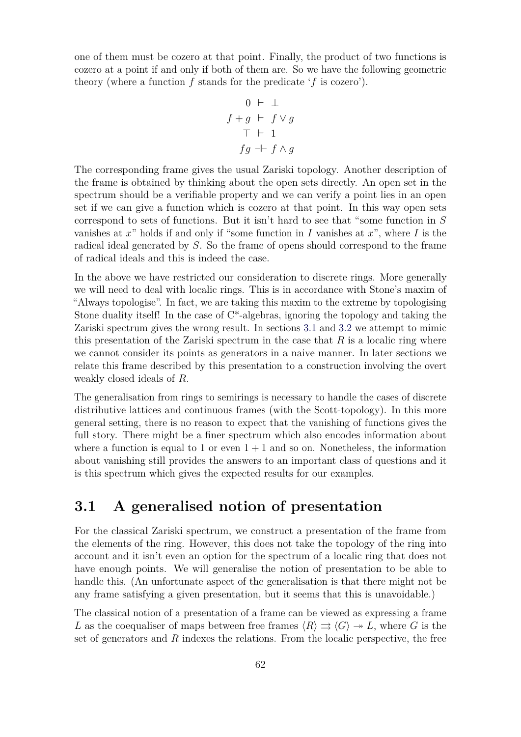one of them must be cozero at that point. Finally, the product of two functions is cozero at a point if and only if both of them are. So we have the following geometric theory (where a function $f$ stands for the predicate '$f$ is cozero').

$$
\begin{aligned}
0 &\vdash \bot \\
f+g &\vdash f \vee g \\
\top &\vdash 1 \\
fg &\dashv\vdash f \wedge g
\end{aligned}
$$

The corresponding frame gives the usual Zariski topology. Another description of the frame is obtained by thinking about the open sets directly. An open set in the spectrum should be a verifiable property and we can verify a point lies in an open set if we can give a function which is cozero at that point. In this way open sets correspond to sets of functions. But it isn't hard to see that "some function in $S$ vanishes at $x$" holds if and only if "some function in $I$ vanishes at $x$", where $I$ is the radical ideal generated by $S$. So the frame of opens should correspond to the frame of radical ideals and this is indeed the case.

In the above we have restricted our consideration to discrete rings. More generally we will need to deal with localic rings. This is in accordance with Stone's maxim of "Always topologise". In fact, we are taking this maxim to the extreme by topologising Stone duality itself! In the case of C*-algebras, ignoring the topology and taking the Zariski spectrum gives the wrong result. In sections 3.1 and 3.2 we attempt to mimic this presentation of the Zariski spectrum in the case that $R$ is a localic ring where we cannot consider its points as generators in a naive manner. In later sections we relate this frame described by this presentation to a construction involving the overt weakly closed ideals of $R$.

The generalisation from rings to semirings is necessary to handle the cases of discrete distributive lattices and continuous frames (with the Scott-topology). In this more general setting, there is no reason to expect that the vanishing of functions gives the full story. There might be a finer spectrum which also encodes information about where a function is equal to 1 or even $1+1$ and so on. Nonetheless, the information about vanishing still provides the answers to an important class of questions and it is this spectrum which gives the expected results for our examples.

## 3.1 A generalised notion of presentation

For the classical Zariski spectrum, we construct a presentation of the frame from the elements of the ring. However, this does not take the topology of the ring into account and it isn't even an option for the spectrum of a localic ring that does not have enough points. We will generalise the notion of presentation to be able to handle this. (An unfortunate aspect of the generalisation is that there might not be any frame satisfying a given presentation, but it seems that this is unavoidable.)

The classical notion of a presentation of a frame can be viewed as expressing a frame $L$ as the coequaliser of maps between free frames $\langle R \rangle \rightrightarrows \langle G \rangle \twoheadrightarrow L$, where $G$ is the set of generators and $R$ indexes the relations. From the localic perspective, the free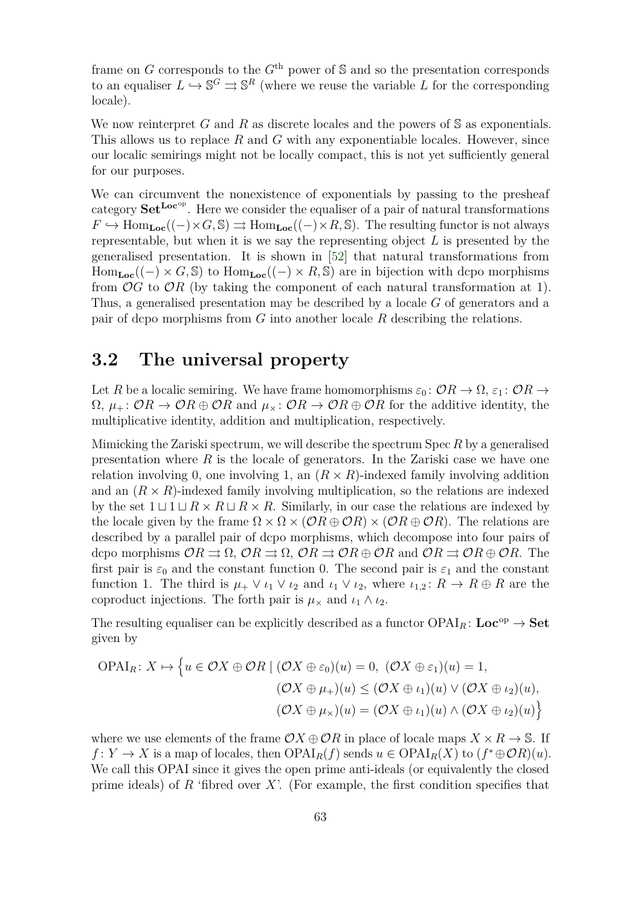frame on $G$ corresponds to the $G^{\text{th}}$ power of $\mathbb{S}$ and so the presentation corresponds to an equaliser $L \hookrightarrow \mathbb{S}^G \rightrightarrows \mathbb{S}^R$ (where we reuse the variable $L$ for the corresponding locale).

We now reinterpret $G$ and $R$ as discrete locales and the powers of $\mathbb{S}$ as exponentials. This allows us to replace $R$ and $G$ with any exponentiable locales. However, since our localic semirings might not be locally compact, this is not yet sufficiently general for our purposes.

We can circumvent the nonexistence of exponentials by passing to the presheaf category $\mathbf{Set}^{\mathbf{Loc}^{\mathrm{op}}}$. Here we consider the equaliser of a pair of natural transformations $F \hookrightarrow \mathrm{Hom}_{\mathbf{Loc}}((-) \times G, \mathbb{S}) \rightrightarrows \mathrm{Hom}_{\mathbf{Loc}}((-) \times R, \mathbb{S})$. The resulting functor is not always representable, but when it is we say the representing object $L$ is presented by the generalised presentation. It is shown in [52] that natural transformations from $\mathrm{Hom}_{\mathbf{Loc}}((-) \times G, \mathbb{S})$ to $\mathrm{Hom}_{\mathbf{Loc}}((-) \times R, \mathbb{S})$ are in bijection with dcpo morphisms from $\mathcal{O}G$ to $\mathcal{O}R$ (by taking the component of each natural transformation at 1). Thus, a generalised presentation may be described by a locale $G$ of generators and a pair of dcpo morphisms from $G$ into another locale $R$ describing the relations.

## 3.2 The universal property

Let $R$ be a localic semiring. We have frame homomorphisms $\varepsilon_0 \colon \mathcal{O}R \to \Omega$, $\varepsilon_1 \colon \mathcal{O}R \to \Omega$, $\mu_+ \colon \mathcal{O}R \to \mathcal{O}R \oplus \mathcal{O}R$ and $\mu_\times \colon \mathcal{O}R \to \mathcal{O}R \oplus \mathcal{O}R$ for the additive identity, the multiplicative identity, addition and multiplication, respectively.

Mimicking the Zariski spectrum, we will describe the spectrum $\operatorname{Spec} R$ by a generalised presentation where $R$ is the locale of generators. In the Zariski case we have one relation involving 0, one involving 1, an $(R \times R)$-indexed family involving addition and an $(R \times R)$-indexed family involving multiplication, so the relations are indexed by the set $1 \sqcup 1 \sqcup R \times R \sqcup R \times R$. Similarly, in our case the relations are indexed by the locale given by the frame $\Omega \times \Omega \times (\mathcal{O}R \oplus \mathcal{O}R) \times (\mathcal{O}R \oplus \mathcal{O}R)$. The relations are described by a parallel pair of dcpo morphisms, which decompose into four pairs of dcpo morphisms $\mathcal{O}R \rightrightarrows \Omega$, $\mathcal{O}R \rightrightarrows \Omega$, $\mathcal{O}R \rightrightarrows \mathcal{O}R \oplus \mathcal{O}R$ and $\mathcal{O}R \rightrightarrows \mathcal{O}R \oplus \mathcal{O}R$. The first pair is $\varepsilon_0$ and the constant function 0. The second pair is $\varepsilon_1$ and the constant function 1. The third is $\mu_+ \vee \iota_1 \vee \iota_2$ and $\iota_1 \vee \iota_2$, where $\iota_{1,2} \colon R \to R \oplus R$ are the coproduct injections. The forth pair is $\mu_\times$ and $\iota_1 \wedge \iota_2$.

The resulting equaliser can be explicitly described as a functor $\mathrm{OPAI}_R \colon \mathbf{Loc}^{\mathrm{op}} \to \mathbf{Set}$ given by

$$
\begin{aligned}
\mathrm{OPAI}_R \colon X \mapsto \Big\{ u \in \mathcal{O}X \oplus \mathcal{O}R \mid\ & (\mathcal{O}X \oplus \varepsilon_0)(u) = 0,\ (\mathcal{O}X \oplus \varepsilon_1)(u) = 1, \\
& (\mathcal{O}X \oplus \mu_+)(u) \le (\mathcal{O}X \oplus \iota_1)(u) \vee (\mathcal{O}X \oplus \iota_2)(u), \\
& (\mathcal{O}X \oplus \mu_\times)(u) = (\mathcal{O}X \oplus \iota_1)(u) \wedge (\mathcal{O}X \oplus \iota_2)(u) \Big\}
\end{aligned}
$$

where we use elements of the frame $\mathcal{O}X \oplus \mathcal{O}R$ in place of locale maps $X \times R \to \mathbb{S}$. If $f \colon Y \to X$ is a map of locales, then $\mathrm{OPAI}_R(f)$ sends $u \in \mathrm{OPAI}_R(X)$ to $(f^* \oplus \mathcal{O}R)(u)$. We call this OPAI since it gives the open prime anti-ideals (or equivalently the closed prime ideals) of $R$ 'fibred over $X$'. (For example, the first condition specifies that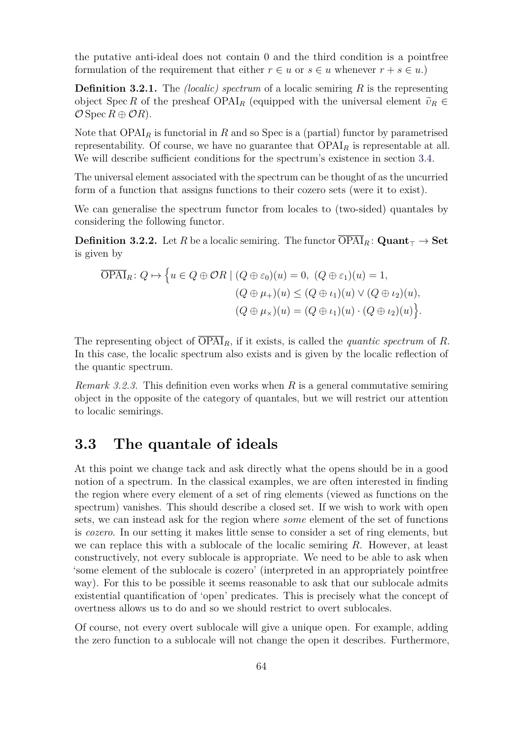the putative anti-ideal does not contain 0 and the third condition is a pointfree formulation of the requirement that either $r \in u$ or $s \in u$ whenever $r + s \in u$.)

**Definition 3.2.1.** The *(localic) spectrum* of a localic semiring $R$ is the representing object $\operatorname{Spec} R$ of the presheaf $\mathrm{OPAI}_R$ (equipped with the universal element $\widetilde{\upsilon}_R \in \mathcal{O}\operatorname{Spec} R \oplus \mathcal{O}R$).

Note that $\mathrm{OPAI}_R$ is functorial in $R$ and so Spec is a (partial) functor by parametrised representability. Of course, we have no guarantee that $\mathrm{OPAI}_R$ is representable at all. We will describe sufficient conditions for the spectrum's existence in section 3.4.

The universal element associated with the spectrum can be thought of as the uncurried form of a function that assigns functions to their cozero sets (were it to exist).

We can generalise the spectrum functor from locales to (two-sided) quantales by considering the following functor.

**Definition 3.2.2.** Let $R$ be a localic semiring. The functor $\overline{\mathrm{OPAI}}_R \colon \mathbf{Quant}_\top \to \mathbf{Set}$ is given by

$$
\begin{aligned}
\overline{\mathrm{OPAI}}_R \colon Q \mapsto \Big\{ u \in Q \oplus \mathcal{O}R \mid\ & (Q \oplus \varepsilon_0)(u) = 0,\ (Q \oplus \varepsilon_1)(u) = 1, \\
& (Q \oplus \mu_+)(u) \leq (Q \oplus \iota_1)(u) \vee (Q \oplus \iota_2)(u), \\
& (Q \oplus \mu_\times)(u) = (Q \oplus \iota_1)(u) \cdot (Q \oplus \iota_2)(u) \Big\}.
\end{aligned}
$$

The representing object of $\overline{\mathrm{OPAI}}_R$, if it exists, is called the *quantic spectrum* of $R$. In this case, the localic spectrum also exists and is given by the localic reflection of the quantic spectrum.

*Remark 3.2.3.* This definition even works when $R$ is a general commutative semiring object in the opposite of the category of quantales, but we will restrict our attention to localic semirings.

## 3.3 The quantale of ideals

At this point we change tack and ask directly what the opens should be in a good notion of a spectrum. In the classical examples, we are often interested in finding the region where every element of a set of ring elements (viewed as functions on the spectrum) vanishes. This should describe a closed set. If we wish to work with open sets, we can instead ask for the region where *some* element of the set of functions is *cozero*. In our setting it makes little sense to consider a set of ring elements, but we can replace this with a sublocale of the localic semiring $R$. However, at least constructively, not every sublocale is appropriate. We need to be able to ask when 'some element of the sublocale is cozero' (interpreted in an appropriately pointfree way). For this to be possible it seems reasonable to ask that our sublocale admits existential quantification of 'open' predicates. This is precisely what the concept of overtness allows us to do and so we should restrict to overt sublocales.

Of course, not every overt sublocale will give a unique open. For example, adding the zero function to a sublocale will not change the open it describes. Furthermore,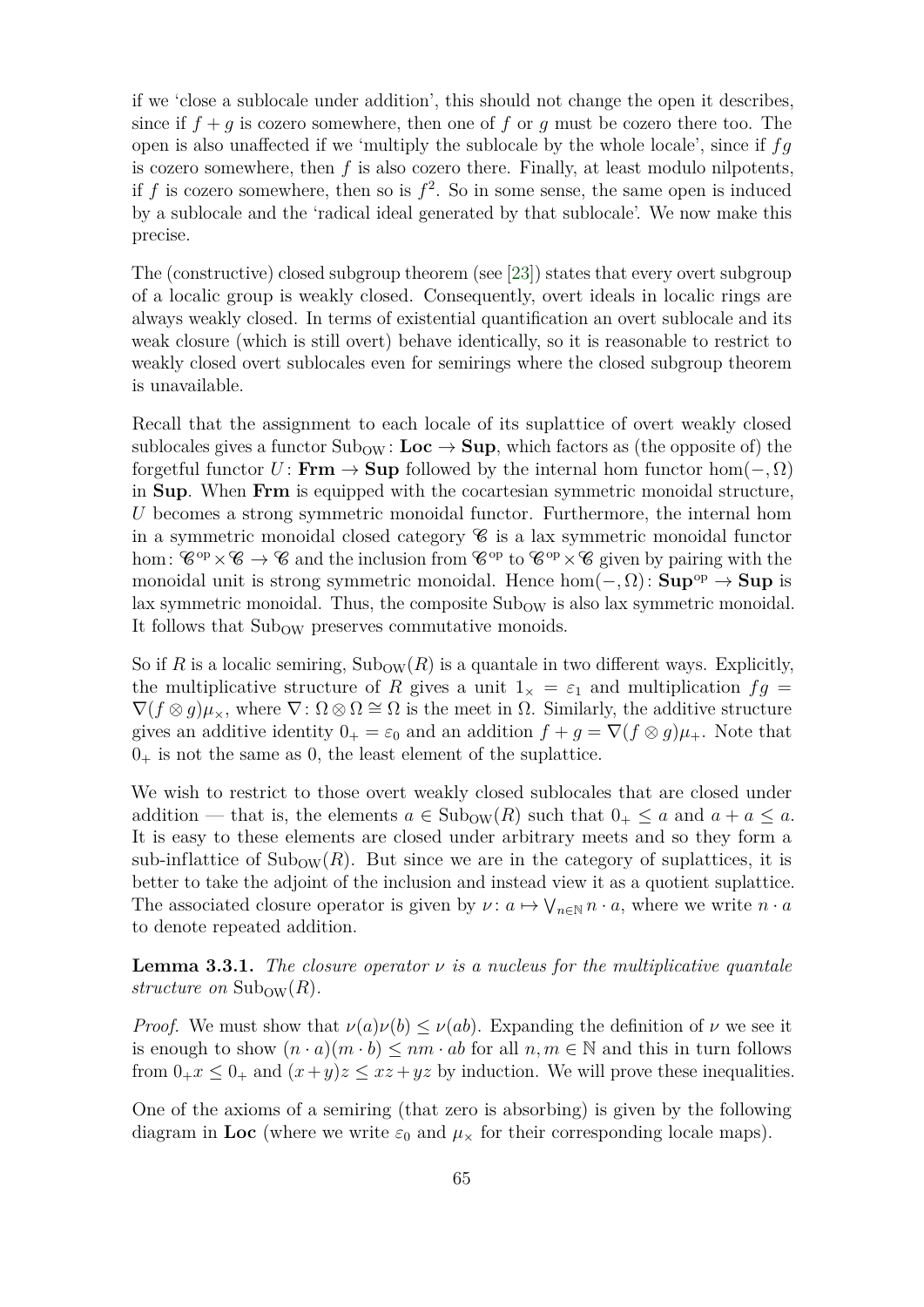if we 'close a sublocale under addition', this should not change the open it describes, since if $f + g$ is cozero somewhere, then one of $f$ or $g$ must be cozero there too. The open is also unaffected if we 'multiply the sublocale by the whole locale', since if $fg$ is cozero somewhere, then $f$ is also cozero there. Finally, at least modulo nilpotents, if $f$ is cozero somewhere, then so is $f^2$. So in some sense, the same open is induced by a sublocale and the 'radical ideal generated by that sublocale'. We now make this precise.

The (constructive) closed subgroup theorem (see [23]) states that every overt subgroup of a localic group is weakly closed. Consequently, overt ideals in localic rings are always weakly closed. In terms of existential quantification an overt sublocale and its weak closure (which is still overt) behave identically, so it is reasonable to restrict to weakly closed overt sublocales even for semirings where the closed subgroup theorem is unavailable.

Recall that the assignment to each locale of its suplattice of overt weakly closed sublocales gives a functor $\mathrm{Sub}_{\mathrm{OW}}\colon \mathbf{Loc} \to \mathbf{Sup}$, which factors as (the opposite of) the forgetful functor $U\colon \mathbf{Frm} \to \mathbf{Sup}$ followed by the internal hom functor $\hom(-, \Omega)$ in $\mathbf{Sup}$. When $\mathbf{Frm}$ is equipped with the cocartesian symmetric monoidal structure, $U$ becomes a strong symmetric monoidal functor. Furthermore, the internal hom in a symmetric monoidal closed category $\mathscr{C}$ is a lax symmetric monoidal functor $\hom\colon \mathscr{C}^{\mathrm{op}} \times \mathscr{C} \to \mathscr{C}$ and the inclusion from $\mathscr{C}^{\mathrm{op}}$ to $\mathscr{C}^{\mathrm{op}} \times \mathscr{C}$ given by pairing with the monoidal unit is strong symmetric monoidal. Hence $\hom(-, \Omega)\colon \mathbf{Sup}^{\mathrm{op}} \to \mathbf{Sup}$ is lax symmetric monoidal. Thus, the composite $\mathrm{Sub}_{\mathrm{OW}}$ is also lax symmetric monoidal. It follows that $\mathrm{Sub}_{\mathrm{OW}}$ preserves commutative monoids.

So if $R$ is a localic semiring, $\mathrm{Sub}_{\mathrm{OW}}(R)$ is a quantale in two different ways. Explicitly, the multiplicative structure of $R$ gives a unit $1_\times = \varepsilon_1$ and multiplication $fg = \nabla(f \otimes g)\mu_\times$, where $\nabla\colon \Omega \otimes \Omega \cong \Omega$ is the meet in $\Omega$. Similarly, the additive structure gives an additive identity $0_+ = \varepsilon_0$ and an addition $f + g = \nabla(f \otimes g)\mu_+$. Note that $0_+$ is not the same as $0$, the least element of the suplattice.

We wish to restrict to those overt weakly closed sublocales that are closed under addition — that is, the elements $a \in \mathrm{Sub}_{\mathrm{OW}}(R)$ such that $0_+ \le a$ and $a + a \le a$. It is easy to these elements are closed under arbitrary meets and so they form a sub-inflattice of $\mathrm{Sub}_{\mathrm{OW}}(R)$. But since we are in the category of suplattices, it is better to take the adjoint of the inclusion and instead view it as a quotient suplattice. The associated closure operator is given by $\nu\colon a \mapsto \bigvee_{n \in \mathbb{N}} n \cdot a$, where we write $n \cdot a$ to denote repeated addition.

**Lemma 3.3.1.** *The closure operator $\nu$ is a nucleus for the multiplicative quantale structure on $\mathrm{Sub}_{\mathrm{OW}}(R)$.*

*Proof.* We must show that $\nu(a)\nu(b) \le \nu(ab)$. Expanding the definition of $\nu$ we see it is enough to show $(n \cdot a)(m \cdot b) \le nm \cdot ab$ for all $n, m \in \mathbb{N}$ and this in turn follows from $0_+ x \le 0_+$ and $(x + y)z \le xz + yz$ by induction. We will prove these inequalities.

One of the axioms of a semiring (that zero is absorbing) is given by the following diagram in $\mathbf{Loc}$ (where we write $\varepsilon_0$ and $\mu_\times$ for their corresponding locale maps).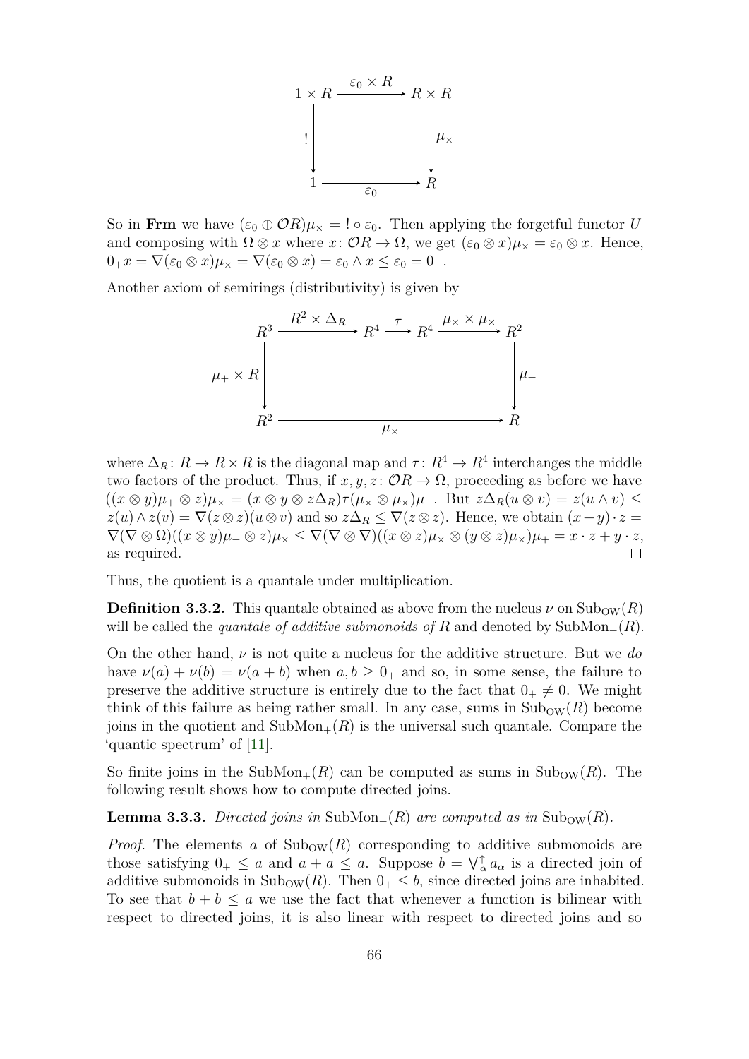$$
\begin{array}{ccc}
1 \times R & \xrightarrow{\varepsilon_0 \times R} & R \times R \\
\Big\downarrow {\scriptstyle !} & & \Big\downarrow {\scriptstyle \mu_\times} \\
1 & \xrightarrow[\varepsilon_0]{} & R
\end{array}
$$

So in **Frm** we have $(\varepsilon_0 \oplus \mathcal{O}R)\mu_\times = ! \circ \varepsilon_0$. Then applying the forgetful functor $U$ and composing with $\Omega \otimes x$ where $x\colon \mathcal{O}R \to \Omega$, we get $(\varepsilon_0 \otimes x)\mu_\times = \varepsilon_0 \otimes x$. Hence, $0_+ x = \nabla(\varepsilon_0 \otimes x)\mu_\times = \nabla(\varepsilon_0 \otimes x) = \varepsilon_0 \wedge x \le \varepsilon_0 = 0_+$.

Another axiom of semirings (distributivity) is given by

$$
\begin{array}{ccccccc}
R^3 & \xrightarrow{R^2 \times \Delta_R} & R^4 & \xrightarrow{\tau} & R^4 & \xrightarrow{\mu_\times \times \mu_\times} & R^2 \\
\Big\downarrow {\scriptstyle \mu_+ \times R} & & & & & & \Big\downarrow {\scriptstyle \mu_+} \\
R^2 & & & \xrightarrow[\mu_\times]{} & & & R
\end{array}
$$

where $\Delta_R\colon R \to R \times R$ is the diagonal map and $\tau\colon R^4 \to R^4$ interchanges the middle two factors of the product. Thus, if $x, y, z\colon \mathcal{O}R \to \Omega$, proceeding as before we have $((x \otimes y)\mu_+ \otimes z)\mu_\times = (x \otimes y \otimes z\Delta_R)\tau(\mu_\times \otimes \mu_\times)\mu_+$. But $z\Delta_R(u \otimes v) = z(u \wedge v) \le z(u) \wedge z(v) = \nabla(z \otimes z)(u \otimes v)$ and so $z\Delta_R \le \nabla(z \otimes z)$. Hence, we obtain $(x + y) \cdot z = \nabla(\nabla \otimes \Omega)((x \otimes y)\mu_+ \otimes z)\mu_\times \le \nabla(\nabla \otimes \nabla)((x \otimes z)\mu_\times \otimes (y \otimes z)\mu_\times)\mu_+ = x \cdot z + y \cdot z$, as required. □

Thus, the quotient is a quantale under multiplication.

**Definition 3.3.2.** This quantale obtained as above from the nucleus $\nu$ on $\mathrm{Sub}_{\mathrm{OW}}(R)$ will be called the *quantale of additive submonoids of* $R$ and denoted by $\mathrm{SubMon}_+(R)$.

On the other hand, $\nu$ is not quite a nucleus for the additive structure. But we *do* have $\nu(a) + \nu(b) = \nu(a + b)$ when $a, b \ge 0_+$ and so, in some sense, the failure to preserve the additive structure is entirely due to the fact that $0_+ \ne 0$. We might think of this failure as being rather small. In any case, sums in $\mathrm{Sub}_{\mathrm{OW}}(R)$ become joins in the quotient and $\mathrm{SubMon}_+(R)$ is the universal such quantale. Compare the 'quantic spectrum' of [11].

So finite joins in the $\mathrm{SubMon}_+(R)$ can be computed as sums in $\mathrm{Sub}_{\mathrm{OW}}(R)$. The following result shows how to compute directed joins.

**Lemma 3.3.3.** *Directed joins in* $\mathrm{SubMon}_+(R)$ *are computed as in* $\mathrm{Sub}_{\mathrm{OW}}(R)$.

*Proof.* The elements $a$ of $\mathrm{Sub}_{\mathrm{OW}}(R)$ corresponding to additive submonoids are those satisfying $0_+ \le a$ and $a + a \le a$. Suppose $b = \bigvee^{\uparrow}_{\alpha} a_\alpha$ is a directed join of additive submonoids in $\mathrm{Sub}_{\mathrm{OW}}(R)$. Then $0_+ \le b$, since directed joins are inhabited. To see that $b + b \le a$ we use the fact that whenever a function is bilinear with respect to directed joins, it is also linear with respect to directed joins and so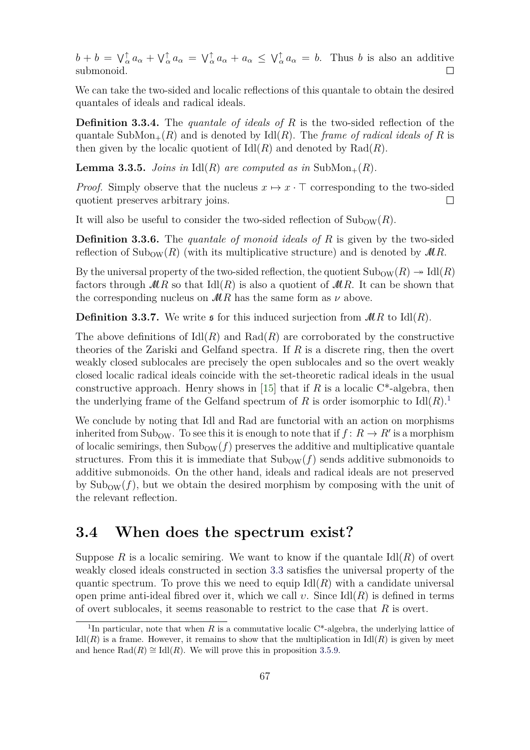$b + b = \bigvee^{\uparrow}_{\alpha} a_\alpha + \bigvee^{\uparrow}_{\alpha} a_\alpha = \bigvee^{\uparrow}_{\alpha} a_\alpha + a_\alpha \leq \bigvee^{\uparrow}_{\alpha} a_\alpha = b$. Thus $b$ is also an additive submonoid. ☐

We can take the two-sided and localic reflections of this quantale to obtain the desired quantales of ideals and radical ideals.

**Definition 3.3.4.** The *quantale of ideals of $R$* is the two-sided reflection of the quantale $\mathrm{SubMon}_+(R)$ and is denoted by $\mathrm{Idl}(R)$. The *frame of radical ideals of $R$* is then given by the localic quotient of $\mathrm{Idl}(R)$ and denoted by $\mathrm{Rad}(R)$.

**Lemma 3.3.5.** *Joins in* $\mathrm{Idl}(R)$ *are computed as in* $\mathrm{SubMon}_+(R)$.

*Proof.* Simply observe that the nucleus $x \mapsto x \cdot \top$ corresponding to the two-sided quotient preserves arbitrary joins. ☐

It will also be useful to consider the two-sided reflection of $\mathrm{Sub}_{\mathrm{OW}}(R)$.

**Definition 3.3.6.** The *quantale of monoid ideals of $R$* is given by the two-sided reflection of $\mathrm{Sub}_{\mathrm{OW}}(R)$ (with its multiplicative structure) and is denoted by $\mathscr{M}R$.

By the universal property of the two-sided reflection, the quotient $\mathrm{Sub}_{\mathrm{OW}}(R) \twoheadrightarrow \mathrm{Idl}(R)$ factors through $\mathscr{M}R$ so that $\mathrm{Idl}(R)$ is also a quotient of $\mathscr{M}R$. It can be shown that the corresponding nucleus on $\mathscr{M}R$ has the same form as $\nu$ above.

**Definition 3.3.7.** We write $\mathfrak{s}$ for this induced surjection from $\mathscr{M}R$ to $\mathrm{Idl}(R)$.

The above definitions of $\mathrm{Idl}(R)$ and $\mathrm{Rad}(R)$ are corroborated by the constructive theories of the Zariski and Gelfand spectra. If $R$ is a discrete ring, then the overt weakly closed sublocales are precisely the open sublocales and so the overt weakly closed localic radical ideals coincide with the set-theoretic radical ideals in the usual constructive approach. Henry shows in [15] that if $R$ is a localic C*-algebra, then the underlying frame of the Gelfand spectrum of $R$ is order isomorphic to $\mathrm{Idl}(R)$.[1]

We conclude by noting that Idl and Rad are functorial with an action on morphisms inherited from $\mathrm{Sub}_{\mathrm{OW}}$. To see this it is enough to note that if $f \colon R \to R'$ is a morphism of localic semirings, then $\mathrm{Sub}_{\mathrm{OW}}(f)$ preserves the additive and multiplicative quantale structures. From this it is immediate that $\mathrm{Sub}_{\mathrm{OW}}(f)$ sends additive submonoids to additive submonoids. On the other hand, ideals and radical ideals are not preserved by $\mathrm{Sub}_{\mathrm{OW}}(f)$, but we obtain the desired morphism by composing with the unit of the relevant reflection.

## 3.4 When does the spectrum exist?

Suppose $R$ is a localic semiring. We want to know if the quantale $\mathrm{Idl}(R)$ of overt weakly closed ideals constructed in section 3.3 satisfies the universal property of the quantic spectrum. To prove this we need to equip $\mathrm{Idl}(R)$ with a candidate universal open prime anti-ideal fibred over it, which we call $\upsilon$. Since $\mathrm{Idl}(R)$ is defined in terms of overt sublocales, it seems reasonable to restrict to the case that $R$ is overt.

[1] In particular, note that when $R$ is a commutative localic C*-algebra, the underlying lattice of $\mathrm{Idl}(R)$ is a frame. However, it remains to show that the multiplication in $\mathrm{Idl}(R)$ is given by meet and hence $\mathrm{Rad}(R) \cong \mathrm{Idl}(R)$. We will prove this in proposition 3.5.9.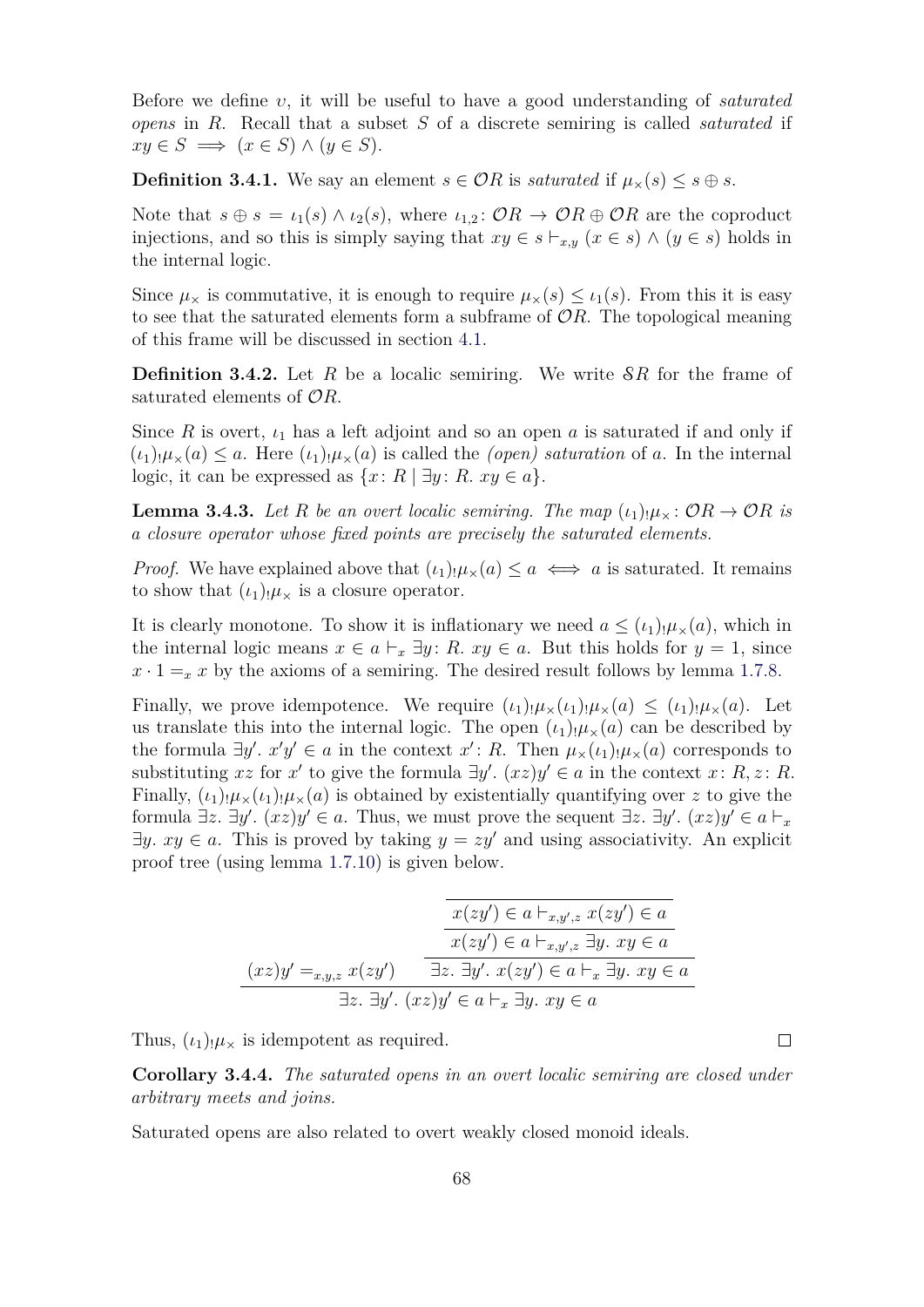Before we define $\upsilon$, it will be useful to have a good understanding of *saturated opens* in $R$. Recall that a subset $S$ of a discrete semiring is called *saturated* if $xy \in S \implies (x \in S) \wedge (y \in S)$.

**Definition 3.4.1.** We say an element $s \in \mathcal{O}R$ is *saturated* if $\mu_\times(s) \leq s \oplus s$.

Note that $s \oplus s = \iota_1(s) \wedge \iota_2(s)$, where $\iota_{1,2} \colon \mathcal{O}R \to \mathcal{O}R \oplus \mathcal{O}R$ are the coproduct injections, and so this is simply saying that $xy \in s \vdash_{x,y} (x \in s) \wedge (y \in s)$ holds in the internal logic.

Since $\mu_\times$ is commutative, it is enough to require $\mu_\times(s) \leq \iota_1(s)$. From this it is easy to see that the saturated elements form a subframe of $\mathcal{O}R$. The topological meaning of this frame will be discussed in section 4.1.

**Definition 3.4.2.** Let $R$ be a localic semiring. We write $\mathcal{S}R$ for the frame of saturated elements of $\mathcal{O}R$.

Since $R$ is overt, $\iota_1$ has a left adjoint and so an open $a$ is saturated if and only if $(\iota_1)_!\mu_\times(a) \leq a$. Here $(\iota_1)_!\mu_\times(a)$ is called the *(open) saturation* of $a$. In the internal logic, it can be expressed as $\{x \colon R \mid \exists y \colon R.\ xy \in a\}$.

**Lemma 3.4.3.** *Let $R$ be an overt localic semiring. The map $(\iota_1)_!\mu_\times \colon \mathcal{O}R \to \mathcal{O}R$ is a closure operator whose fixed points are precisely the saturated elements.*

*Proof.* We have explained above that $(\iota_1)_!\mu_\times(a) \leq a \iff a$ is saturated. It remains to show that $(\iota_1)_!\mu_\times$ is a closure operator.

It is clearly monotone. To show it is inflationary we need $a \leq (\iota_1)_!\mu_\times(a)$, which in the internal logic means $x \in a \vdash_x \exists y \colon R.\ xy \in a$. But this holds for $y = 1$, since $x \cdot 1 =_x x$ by the axioms of a semiring. The desired result follows by lemma 1.7.8.

Finally, we prove idempotence. We require $(\iota_1)_!\mu_\times(\iota_1)_!\mu_\times(a) \leq (\iota_1)_!\mu_\times(a)$. Let us translate this into the internal logic. The open $(\iota_1)_!\mu_\times(a)$ can be described by the formula $\exists y'.\ x'y' \in a$ in the context $x' \colon R$. Then $\mu_\times(\iota_1)_!\mu_\times(a)$ corresponds to substituting $xz$ for $x'$ to give the formula $\exists y'.\ (xz)y' \in a$ in the context $x \colon R, z \colon R$. Finally, $(\iota_1)_!\mu_\times(\iota_1)_!\mu_\times(a)$ is obtained by existentially quantifying over $z$ to give the formula $\exists z.\ \exists y'.\ (xz)y' \in a$. Thus, we must prove the sequent $\exists z.\ \exists y'.\ (xz)y' \in a \vdash_x \exists y.\ xy \in a$. This is proved by taking $y = zy'$ and using associativity. An explicit proof tree (using lemma 1.7.10) is given below.

$$
\dfrac{(xz)y' =_{x,y,z} x(zy') \qquad \dfrac{\dfrac{\dfrac{}{x(zy') \in a \vdash_{x,y',z} x(zy') \in a}}{x(zy') \in a \vdash_{x,y',z} \exists y.\ xy \in a}}{\exists z.\ \exists y'.\ x(zy') \in a \vdash_x \exists y.\ xy \in a}}{\exists z.\ \exists y'.\ (xz)y' \in a \vdash_x \exists y.\ xy \in a}
$$

Thus, $(\iota_1)_!\mu_\times$ is idempotent as required. $\square$

**Corollary 3.4.4.** *The saturated opens in an overt localic semiring are closed under arbitrary meets and joins.*

Saturated opens are also related to overt weakly closed monoid ideals.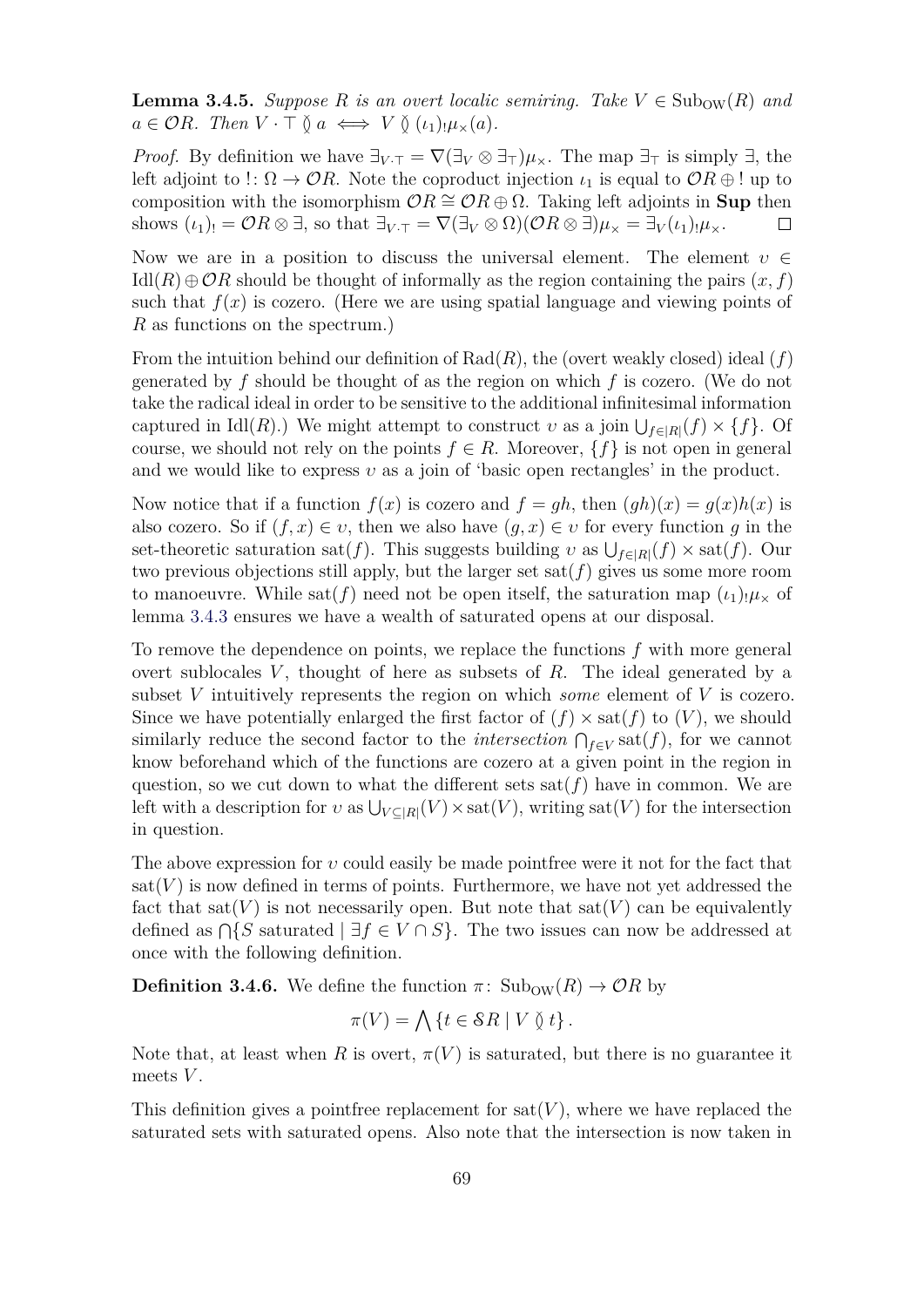**Lemma 3.4.5.** *Suppose $R$ is an overt localic semiring. Take $V \in \mathrm{Sub}_{\mathrm{OW}}(R)$ and $a \in \mathcal{O}R$. Then $V \cdot \top \between a \iff V \between (\iota_1)_! \mu_\times(a)$.*

*Proof.* By definition we have $\exists_{V \cdot \top} = \nabla(\exists_V \otimes \exists_\top)\mu_\times$. The map $\exists_\top$ is simply $\exists$, the left adjoint to $! \colon \Omega \to \mathcal{O}R$. Note the coproduct injection $\iota_1$ is equal to $\mathcal{O}R \oplus !$ up to composition with the isomorphism $\mathcal{O}R \cong \mathcal{O}R \oplus \Omega$. Taking left adjoints in **Sup** then shows $(\iota_1)_! = \mathcal{O}R \otimes \exists$, so that $\exists_{V \cdot \top} = \nabla(\exists_V \otimes \Omega)(\mathcal{O}R \otimes \exists)\mu_\times = \exists_V (\iota_1)_! \mu_\times$. $\square$

Now we are in a position to discuss the universal element. The element $\upsilon \in \mathrm{Idl}(R) \oplus \mathcal{O}R$ should be thought of informally as the region containing the pairs $(x, f)$ such that $f(x)$ is cozero. (Here we are using spatial language and viewing points of $R$ as functions on the spectrum.)

From the intuition behind our definition of $\mathrm{Rad}(R)$, the (overt weakly closed) ideal $(f)$ generated by $f$ should be thought of as the region on which $f$ is cozero. (We do not take the radical ideal in order to be sensitive to the additional infinitesimal information captured in $\mathrm{Idl}(R)$.) We might attempt to construct $\upsilon$ as a join $\bigcup_{f \in |R|} (f) \times \{f\}$. Of course, we should not rely on the points $f \in R$. Moreover, $\{f\}$ is not open in general and we would like to express $\upsilon$ as a join of 'basic open rectangles' in the product.

Now notice that if a function $f(x)$ is cozero and $f = gh$, then $(gh)(x) = g(x)h(x)$ is also cozero. So if $(f, x) \in \upsilon$, then we also have $(g, x) \in \upsilon$ for every function $g$ in the set-theoretic saturation $\mathrm{sat}(f)$. This suggests building $\upsilon$ as $\bigcup_{f \in |R|} (f) \times \mathrm{sat}(f)$. Our two previous objections still apply, but the larger set $\mathrm{sat}(f)$ gives us some more room to manoeuvre. While $\mathrm{sat}(f)$ need not be open itself, the saturation map $(\iota_1)_! \mu_\times$ of lemma 3.4.3 ensures we have a wealth of saturated opens at our disposal.

To remove the dependence on points, we replace the functions $f$ with more general overt sublocales $V$, thought of here as subsets of $R$. The ideal generated by a subset $V$ intuitively represents the region on which *some* element of $V$ is cozero. Since we have potentially enlarged the first factor of $(f) \times \mathrm{sat}(f)$ to $(V)$, we should similarly reduce the second factor to the *intersection* $\bigcap_{f \in V} \mathrm{sat}(f)$, for we cannot know beforehand which of the functions are cozero at a given point in the region in question, so we cut down to what the different sets $\mathrm{sat}(f)$ have in common. We are left with a description for $\upsilon$ as $\bigcup_{V \subseteq |R|} (V) \times \mathrm{sat}(V)$, writing $\mathrm{sat}(V)$ for the intersection in question.

The above expression for $\upsilon$ could easily be made pointfree were it not for the fact that $\mathrm{sat}(V)$ is now defined in terms of points. Furthermore, we have not yet addressed the fact that $\mathrm{sat}(V)$ is not necessarily open. But note that $\mathrm{sat}(V)$ can be equivalently defined as $\bigcap \{S \text{ saturated} \mid \exists f \in V \cap S\}$. The two issues can now be addressed at once with the following definition.

**Definition 3.4.6.** We define the function $\pi \colon \mathrm{Sub}_{\mathrm{OW}}(R) \to \mathcal{O}R$ by

$$\pi(V) = \bigwedge \{t \in \mathcal{S}R \mid V \between t\}.$$

Note that, at least when $R$ is overt, $\pi(V)$ is saturated, but there is no guarantee it meets $V$.

This definition gives a pointfree replacement for $\mathrm{sat}(V)$, where we have replaced the saturated sets with saturated opens. Also note that the intersection is now taken in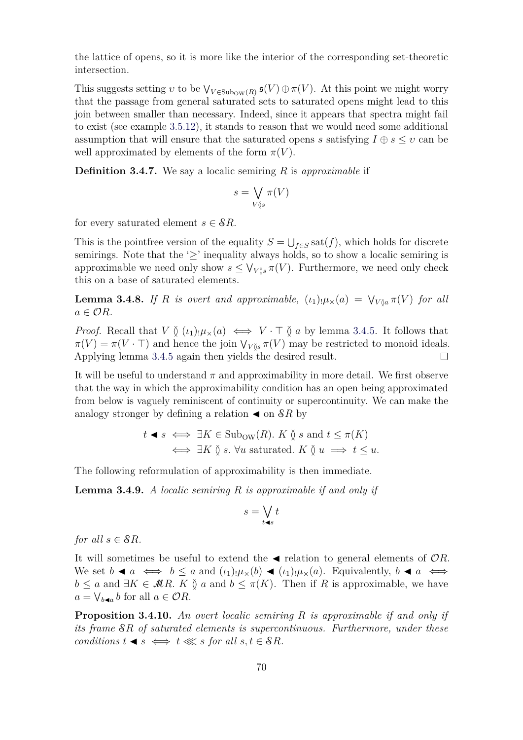the lattice of opens, so it is more like the interior of the corresponding set-theoretic intersection.

This suggests setting $\upsilon$ to be $\bigvee_{V \in \mathrm{Sub}_{\mathrm{OW}}(R)} \mathfrak{s}(V) \oplus \pi(V)$. At this point we might worry that the passage from general saturated sets to saturated opens might lead to this join between smaller than necessary. Indeed, since it appears that spectra might fail to exist (see example 3.5.12), it stands to reason that we would need some additional assumption that will ensure that the saturated opens $s$ satisfying $I \oplus s \leq \upsilon$ can be well approximated by elements of the form $\pi(V)$.

**Definition 3.4.7.** We say a localic semiring $R$ is *approximable* if

$$s = \bigvee_{V \between s} \pi(V)$$

for every saturated element $s \in \mathcal{S}R$.

This is the pointfree version of the equality $S = \bigcup_{f \in S} \mathrm{sat}(f)$, which holds for discrete semirings. Note that the '$\geq$' inequality always holds, so to show a localic semiring is approximable we need only show $s \leq \bigvee_{V \between s} \pi(V)$. Furthermore, we need only check this on a base of saturated elements.

**Lemma 3.4.8.** *If $R$ is overt and approximable, $(\iota_1)_! \mu_\times(a) = \bigvee_{V \between a} \pi(V)$ for all $a \in \mathcal{O}R$.*

*Proof.* Recall that $V \between (\iota_1)_! \mu_\times(a) \iff V \cdot \top \between a$ by lemma 3.4.5. It follows that $\pi(V) = \pi(V \cdot \top)$ and hence the join $\bigvee_{V \between s} \pi(V)$ may be restricted to monoid ideals. Applying lemma 3.4.5 again then yields the desired result. $\square$

It will be useful to understand $\pi$ and approximability in more detail. We first observe that the way in which the approximability condition has an open being approximated from below is vaguely reminiscent of continuity or supercontinuity. We can make the analogy stronger by defining a relation $\blacktriangleleft$ on $\mathcal{S}R$ by

$$\begin{aligned} t \blacktriangleleft s &\iff \exists K \in \mathrm{Sub}_{\mathrm{OW}}(R).\ K \between s \text{ and } t \leq \pi(K) \\ &\iff \exists K \between s.\ \forall u \text{ saturated}.\ K \between u \implies t \leq u. \end{aligned}$$

The following reformulation of approximability is then immediate.

**Lemma 3.4.9.** *A localic semiring $R$ is approximable if and only if*

$$s = \bigvee_{t \blacktriangleleft s} t$$

*for all $s \in \mathcal{S}R$.*

It will sometimes be useful to extend the $\blacktriangleleft$ relation to general elements of $\mathcal{O}R$. We set $b \blacktriangleleft a \iff b \leq a$ and $(\iota_1)_! \mu_\times(b) \blacktriangleleft (\iota_1)_! \mu_\times(a)$. Equivalently, $b \blacktriangleleft a \iff b \leq a$ and $\exists K \in \mathcal{M}R.\ K \between a$ and $b \leq \pi(K)$. Then if $R$ is approximable, we have $a = \bigvee_{b \blacktriangleleft a} b$ for all $a \in \mathcal{O}R$.

**Proposition 3.4.10.** *An overt localic semiring $R$ is approximable if and only if its frame $\mathcal{S}R$ of saturated elements is supercontinuous. Furthermore, under these conditions $t \blacktriangleleft s \iff t \lll s$ for all $s, t \in \mathcal{S}R$.*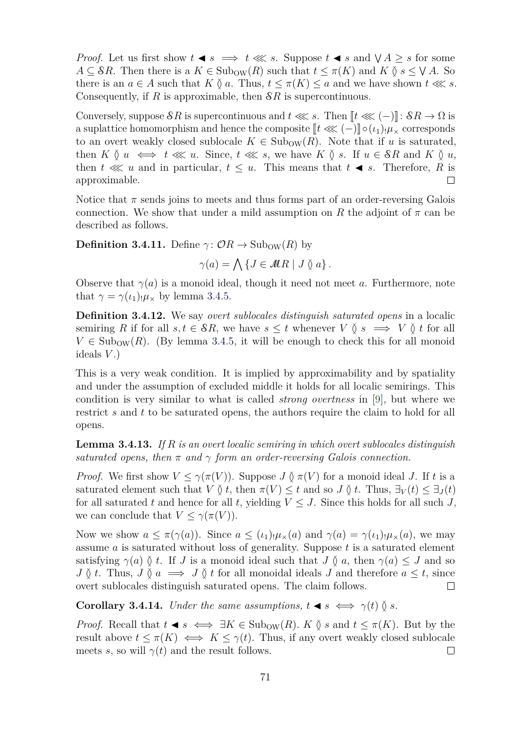*Proof.* Let us first show $t \blacktriangleleft s \implies t \lll s$. Suppose $t \blacktriangleleft s$ and $\bigvee A \geq s$ for some $A \subseteq \mathcal{S}R$. Then there is a $K \in \mathrm{Sub}_{\mathrm{OW}}(R)$ such that $t \leq \pi(K)$ and $K \between s \leq \bigvee A$. So there is an $a \in A$ such that $K \between a$. Thus, $t \leq \pi(K) \leq a$ and we have shown $t \lll s$. Consequently, if $R$ is approximable, then $\mathcal{S}R$ is supercontinuous.

Conversely, suppose $\mathcal{S}R$ is supercontinuous and $t \lll s$. Then $[\![t \lll (-)]\!] \colon \mathcal{S}R \to \Omega$ is a suplattice homomorphism and hence the composite $[\![t \lll (-)]\!] \circ (\iota_1)_! \mu_\times$ corresponds to an overt weakly closed sublocale $K \in \mathrm{Sub}_{\mathrm{OW}}(R)$. Note that if $u$ is saturated, then $K \between u \iff t \lll u$. Since, $t \lll s$, we have $K \between s$. If $u \in \mathcal{S}R$ and $K \between u$, then $t \lll u$ and in particular, $t \leq u$. This means that $t \blacktriangleleft s$. Therefore, $R$ is approximable. $\square$

Notice that $\pi$ sends joins to meets and thus forms part of an order-reversing Galois connection. We show that under a mild assumption on $R$ the adjoint of $\pi$ can be described as follows.

**Definition 3.4.11.** Define $\gamma \colon \mathcal{O}R \to \mathrm{Sub}_{\mathrm{OW}}(R)$ by

$$\gamma(a) = \bigwedge \{J \in \mathcal{M}R \mid J \between a\}.$$

Observe that $\gamma(a)$ is a monoid ideal, though it need not meet $a$. Furthermore, note that $\gamma = \gamma(\iota_1)_! \mu_\times$ by lemma 3.4.5.

**Definition 3.4.12.** We say *overt sublocales distinguish saturated opens* in a localic semiring $R$ if for all $s, t \in \mathcal{S}R$, we have $s \leq t$ whenever $V \between s \implies V \between t$ for all $V \in \mathrm{Sub}_{\mathrm{OW}}(R)$. (By lemma 3.4.5, it will be enough to check this for all monoid ideals $V$.)

This is a very weak condition. It is implied by approximability and by spatiality and under the assumption of excluded middle it holds for all localic semirings. This condition is very similar to what is called *strong overtness* in [9], but where we restrict $s$ and $t$ to be saturated opens, the authors require the claim to hold for all opens.

**Lemma 3.4.13.** *If $R$ is an overt localic semiring in which overt sublocales distinguish saturated opens, then $\pi$ and $\gamma$ form an order-reversing Galois connection.*

*Proof.* We first show $V \leq \gamma(\pi(V))$. Suppose $J \between \pi(V)$ for a monoid ideal $J$. If $t$ is a saturated element such that $V \between t$, then $\pi(V) \leq t$ and so $J \between t$. Thus, $\exists_V(t) \leq \exists_J(t)$ for all saturated $t$ and hence for all $t$, yielding $V \leq J$. Since this holds for all such $J$, we can conclude that $V \leq \gamma(\pi(V))$.

Now we show $a \leq \pi(\gamma(a))$. Since $a \leq (\iota_1)_! \mu_\times(a)$ and $\gamma(a) = \gamma(\iota_1)_! \mu_\times(a)$, we may assume $a$ is saturated without loss of generality. Suppose $t$ is a saturated element satisfying $\gamma(a) \between t$. If $J$ is a monoid ideal such that $J \between a$, then $\gamma(a) \leq J$ and so $J \between t$. Thus, $J \between a \implies J \between t$ for all monoidal ideals $J$ and therefore $a \leq t$, since overt sublocales distinguish saturated opens. The claim follows. $\square$

**Corollary 3.4.14.** *Under the same assumptions, $t \blacktriangleleft s \iff \gamma(t) \between s$.*

*Proof.* Recall that $t \blacktriangleleft s \iff \exists K \in \mathrm{Sub}_{\mathrm{OW}}(R).\ K \between s$ and $t \leq \pi(K)$. But by the result above $t \leq \pi(K) \iff K \leq \gamma(t)$. Thus, if any overt weakly closed sublocale meets $s$, so will $\gamma(t)$ and the result follows. $\square$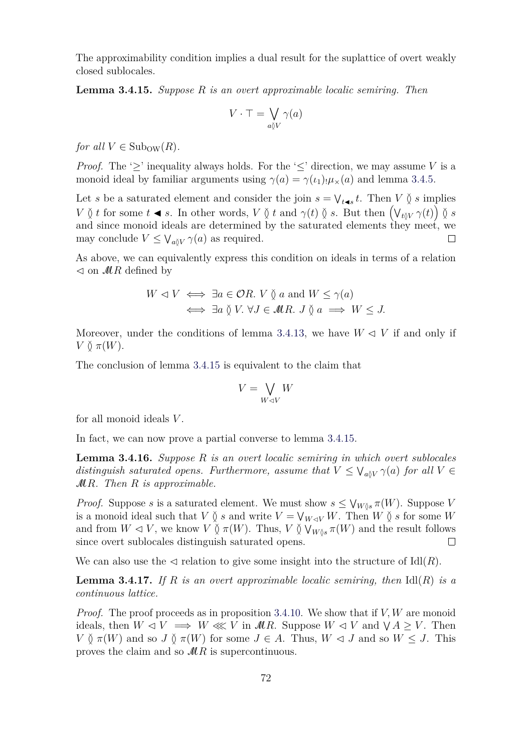The approximability condition implies a dual result for the suplattice of overt weakly closed sublocales.

**Lemma 3.4.15.** *Suppose $R$ is an overt approximable localic semiring. Then*

$$V \cdot \top = \bigvee_{a \between V} \gamma(a)$$

*for all $V \in \mathrm{Sub}_{\mathrm{OW}}(R)$.*

*Proof.* The '$\geq$' inequality always holds. For the '$\leq$' direction, we may assume $V$ is a monoid ideal by familiar arguments using $\gamma(a) = \gamma(\iota_1)_! \mu_\times(a)$ and lemma 3.4.5.

Let $s$ be a saturated element and consider the join $s = \bigvee_{t \blacktriangleleft s} t$. Then $V \between s$ implies $V \between t$ for some $t \blacktriangleleft s$. In other words, $V \between t$ and $\gamma(t) \between s$. But then $\left(\bigvee_{t \between V} \gamma(t)\right) \between s$ and since monoid ideals are determined by the saturated elements they meet, we may conclude $V \leq \bigvee_{a \between V} \gamma(a)$ as required. $\square$

As above, we can equivalently express this condition on ideals in terms of a relation $\lhd$ on $\mathcal{M}R$ defined by

$$\begin{aligned} W \lhd V &\iff \exists a \in \mathcal{O}R.\ V \between a \text{ and } W \leq \gamma(a) \\ &\iff \exists a \between V.\ \forall J \in \mathcal{M}R.\ J \between a \implies W \leq J. \end{aligned}$$

Moreover, under the conditions of lemma 3.4.13, we have $W \lhd V$ if and only if $V \between \pi(W)$.

The conclusion of lemma 3.4.15 is equivalent to the claim that

$$V = \bigvee_{W \lhd V} W$$

for all monoid ideals $V$.

In fact, we can now prove a partial converse to lemma 3.4.15.

**Lemma 3.4.16.** *Suppose $R$ is an overt localic semiring in which overt sublocales distinguish saturated opens. Furthermore, assume that $V \leq \bigvee_{a \between V} \gamma(a)$ for all $V \in \mathcal{M}R$. Then $R$ is approximable.*

*Proof.* Suppose $s$ is a saturated element. We must show $s \leq \bigvee_{W \between s} \pi(W)$. Suppose $V$ is a monoid ideal such that $V \between s$ and write $V = \bigvee_{W \lhd V} W$. Then $W \between s$ for some $W$ and from $W \lhd V$, we know $V \between \pi(W)$. Thus, $V \between \bigvee_{W \between s} \pi(W)$ and the result follows since overt sublocales distinguish saturated opens. $\square$

We can also use the $\lhd$ relation to give some insight into the structure of $\mathrm{Idl}(R)$.

**Lemma 3.4.17.** *If $R$ is an overt approximable localic semiring, then $\mathrm{Idl}(R)$ is a continuous lattice.*

*Proof.* The proof proceeds as in proposition 3.4.10. We show that if $V, W$ are monoid ideals, then $W \lhd V \implies W \lll V$ in $\mathcal{M}R$. Suppose $W \lhd V$ and $\bigvee A \geq V$. Then $V \between \pi(W)$ and so $J \between \pi(W)$ for some $J \in A$. Thus, $W \lhd J$ and so $W \leq J$. This proves the claim and so $\mathcal{M}R$ is supercontinuous.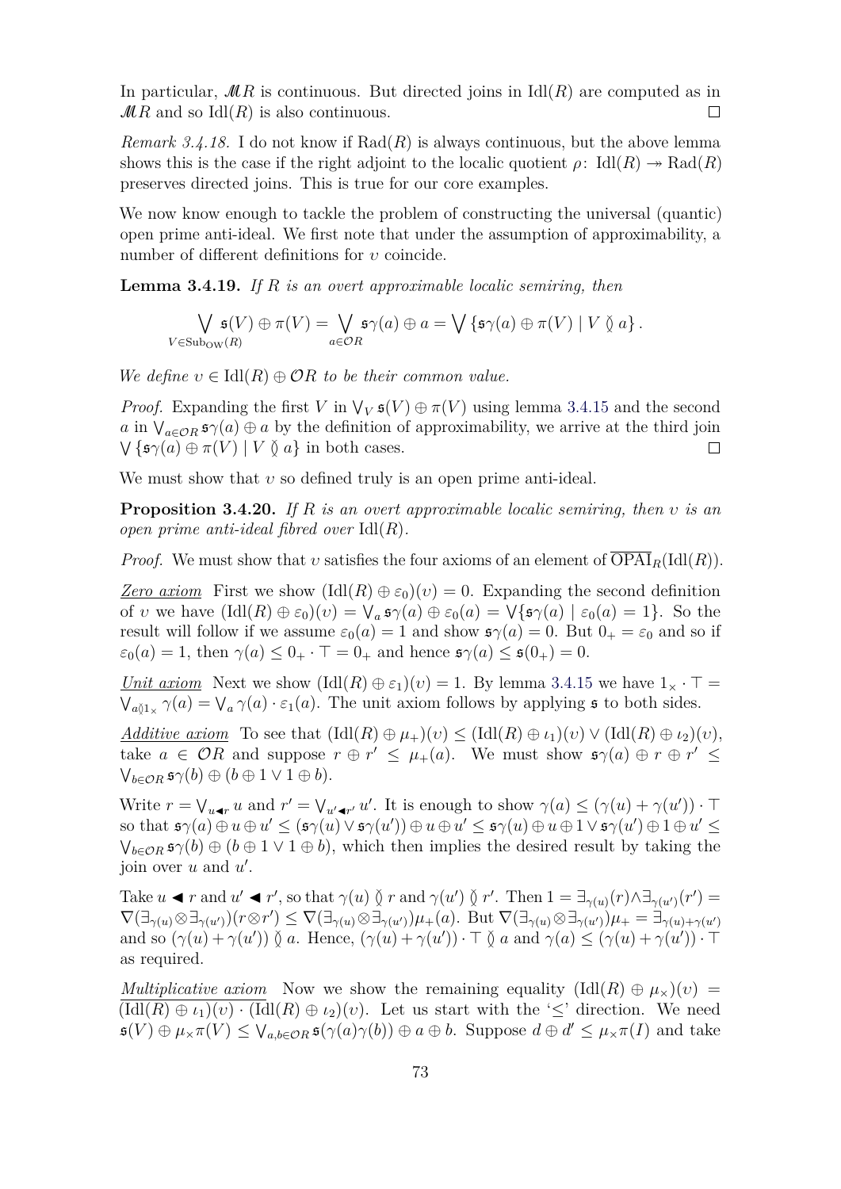In particular, $\mathscr{M}R$ is continuous. But directed joins in $\mathrm{Idl}(R)$ are computed as in $\mathscr{M}R$ and so $\mathrm{Idl}(R)$ is also continuous. □

*Remark 3.4.18.* I do not know if $\mathrm{Rad}(R)$ is always continuous, but the above lemma shows this is the case if the right adjoint to the localic quotient $\rho\colon \mathrm{Idl}(R) \twoheadrightarrow \mathrm{Rad}(R)$ preserves directed joins. This is true for our core examples.

We now know enough to tackle the problem of constructing the universal (quantic) open prime anti-ideal. We first note that under the assumption of approximability, a number of different definitions for $\upsilon$ coincide.

**Lemma 3.4.19.** *If $R$ is an overt approximable localic semiring, then*

$$\bigvee_{V \in \mathrm{Sub}_{\mathrm{OW}}(R)} \mathfrak{s}(V) \oplus \pi(V) = \bigvee_{a \in \mathcal{O}R} \mathfrak{s}\gamma(a) \oplus a = \bigvee \{\mathfrak{s}\gamma(a) \oplus \pi(V) \mid V \between a\}.$$

*We define $\upsilon \in \mathrm{Idl}(R) \oplus \mathcal{O}R$ to be their common value.*

*Proof.* Expanding the first $V$ in $\bigvee_V \mathfrak{s}(V) \oplus \pi(V)$ using lemma 3.4.15 and the second $a$ in $\bigvee_{a \in \mathcal{O}R} \mathfrak{s}\gamma(a) \oplus a$ by the definition of approximability, we arrive at the third join $\bigvee \{\mathfrak{s}\gamma(a) \oplus \pi(V) \mid V \between a\}$ in both cases. □

We must show that $\upsilon$ so defined truly is an open prime anti-ideal.

**Proposition 3.4.20.** *If $R$ is an overt approximable localic semiring, then $\upsilon$ is an open prime anti-ideal fibred over $\mathrm{Idl}(R)$.*

*Proof.* We must show that $\upsilon$ satisfies the four axioms of an element of $\overline{\mathrm{OPAI}}_R(\mathrm{Idl}(R))$.

<u>*Zero axiom*</u> First we show $(\mathrm{Idl}(R) \oplus \varepsilon_0)(\upsilon) = 0$. Expanding the second definition of $\upsilon$ we have $(\mathrm{Idl}(R) \oplus \varepsilon_0)(\upsilon) = \bigvee_a \mathfrak{s}\gamma(a) \oplus \varepsilon_0(a) = \bigvee\{\mathfrak{s}\gamma(a) \mid \varepsilon_0(a) = 1\}$. So the result will follow if we assume $\varepsilon_0(a) = 1$ and show $\mathfrak{s}\gamma(a) = 0$. But $0_+ = \varepsilon_0$ and so if $\varepsilon_0(a) = 1$, then $\gamma(a) \le 0_+ \cdot \top = 0_+$ and hence $\mathfrak{s}\gamma(a) \le \mathfrak{s}(0_+) = 0$.

<u>*Unit axiom*</u> Next we show $(\mathrm{Idl}(R) \oplus \varepsilon_1)(\upsilon) = 1$. By lemma 3.4.15 we have $1_\times \cdot \top = \bigvee_{a \between 1_\times} \gamma(a) = \bigvee_a \gamma(a) \cdot \varepsilon_1(a)$. The unit axiom follows by applying $\mathfrak{s}$ to both sides.

<u>*Additive axiom*</u> To see that $(\mathrm{Idl}(R) \oplus \mu_+)(\upsilon) \le (\mathrm{Idl}(R) \oplus \iota_1)(\upsilon) \vee (\mathrm{Idl}(R) \oplus \iota_2)(\upsilon)$, take $a \in \mathcal{O}R$ and suppose $r \oplus r' \le \mu_+(a)$. We must show $\mathfrak{s}\gamma(a) \oplus r \oplus r' \le \bigvee_{b \in \mathcal{O}R} \mathfrak{s}\gamma(b) \oplus (b \oplus 1 \vee 1 \oplus b)$.

Write $r = \bigvee_{u \blacktriangleleft r} u$ and $r' = \bigvee_{u' \blacktriangleleft r'} u'$. It is enough to show $\gamma(a) \le (\gamma(u) + \gamma(u')) \cdot \top$ so that $\mathfrak{s}\gamma(a) \oplus u \oplus u' \le (\mathfrak{s}\gamma(u) \vee \mathfrak{s}\gamma(u')) \oplus u \oplus u' \le \mathfrak{s}\gamma(u) \oplus u \oplus 1 \vee \mathfrak{s}\gamma(u') \oplus 1 \oplus u' \le \bigvee_{b \in \mathcal{O}R} \mathfrak{s}\gamma(b) \oplus (b \oplus 1 \vee 1 \oplus b)$, which then implies the desired result by taking the join over $u$ and $u'$.

Take $u \blacktriangleleft r$ and $u' \blacktriangleleft r'$, so that $\gamma(u) \between r$ and $\gamma(u') \between r'$. Then $1 = \exists_{\gamma(u)}(r) \wedge \exists_{\gamma(u')}(r') = \nabla(\exists_{\gamma(u)} \otimes \exists_{\gamma(u')})(r \otimes r') \le \nabla(\exists_{\gamma(u)} \otimes \exists_{\gamma(u')})\mu_+(a)$. But $\nabla(\exists_{\gamma(u)} \otimes \exists_{\gamma(u')})\mu_+ = \exists_{\gamma(u)+\gamma(u')}$ and so $(\gamma(u) + \gamma(u')) \between a$. Hence, $(\gamma(u) + \gamma(u')) \cdot \top \between a$ and $\gamma(a) \le (\gamma(u) + \gamma(u')) \cdot \top$ as required.

<u>*Multiplicative axiom*</u> Now we show the remaining equality $(\mathrm{Idl}(R) \oplus \mu_\times)(\upsilon) = \overline{(\mathrm{Idl}(R) \oplus \iota_1)(\upsilon) \cdot (\mathrm{Idl}(R) \oplus \iota_2)(\upsilon)}$. Let us start with the '$\le$' direction. We need $\mathfrak{s}(V) \oplus \mu_\times \pi(V) \le \bigvee_{a,b \in \mathcal{O}R} \mathfrak{s}(\gamma(a)\gamma(b)) \oplus a \oplus b$. Suppose $d \oplus d' \le \mu_\times \pi(I)$ and take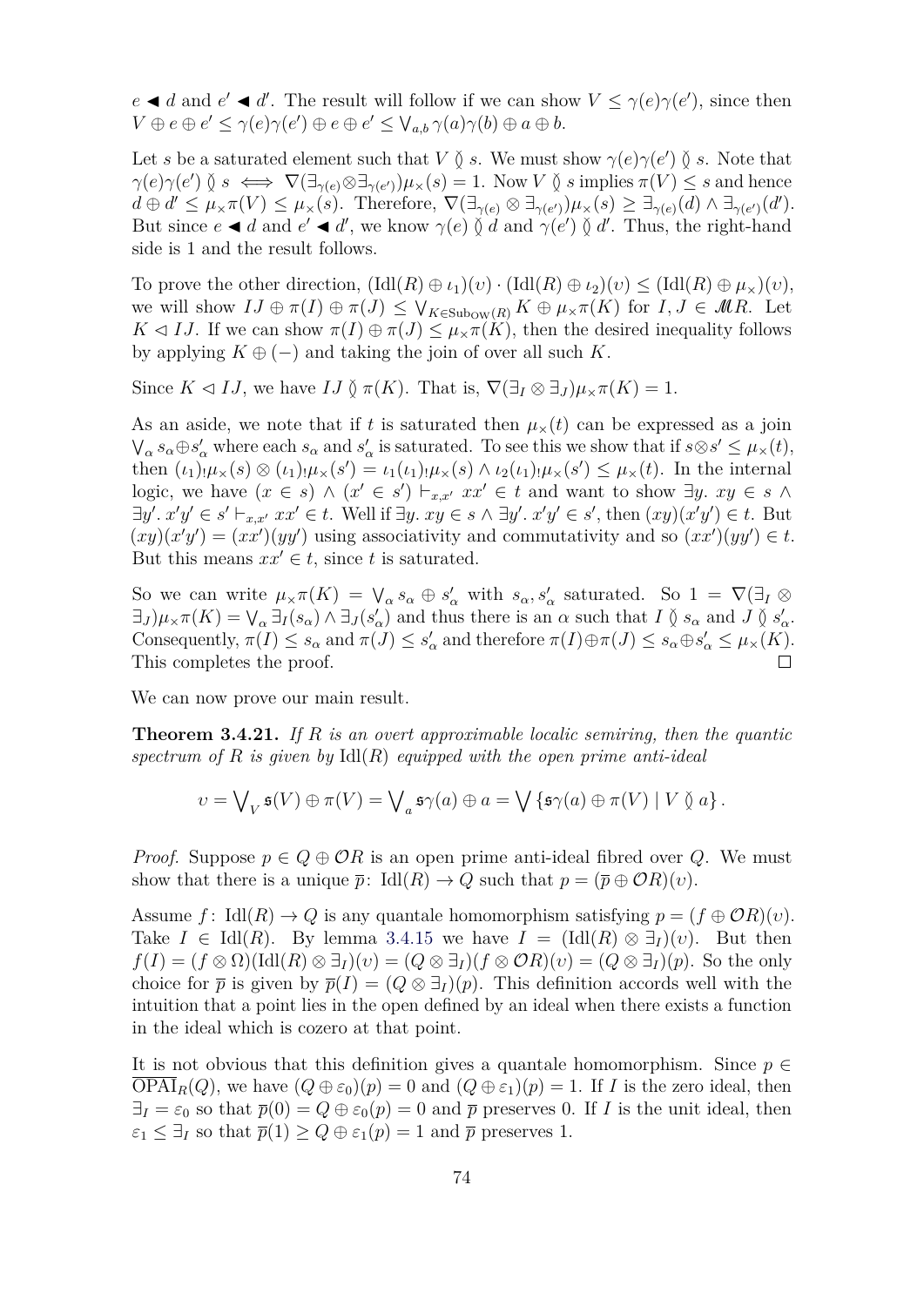$e \blacktriangleleft d$ and $e' \blacktriangleleft d'$. The result will follow if we can show $V \leq \gamma(e)\gamma(e')$, since then $V \oplus e \oplus e' \leq \gamma(e)\gamma(e') \oplus e \oplus e' \leq \bigvee_{a,b} \gamma(a)\gamma(b) \oplus a \oplus b$.

Let $s$ be a saturated element such that $V \between s$. We must show $\gamma(e)\gamma(e') \between s$. Note that $\gamma(e)\gamma(e') \between s \iff \nabla(\exists_{\gamma(e)} \otimes \exists_{\gamma(e')})\mu_\times(s) = 1$. Now $V \between s$ implies $\pi(V) \leq s$ and hence $d \oplus d' \leq \mu_\times \pi(V) \leq \mu_\times(s)$. Therefore, $\nabla(\exists_{\gamma(e)} \otimes \exists_{\gamma(e')})\mu_\times(s) \geq \exists_{\gamma(e)}(d) \wedge \exists_{\gamma(e')}(d')$. But since $e \blacktriangleleft d$ and $e' \blacktriangleleft d'$, we know $\gamma(e) \between d$ and $\gamma(e') \between d'$. Thus, the right-hand side is 1 and the result follows.

To prove the other direction, $(\mathrm{Idl}(R) \oplus \iota_1)(\upsilon) \cdot (\mathrm{Idl}(R) \oplus \iota_2)(\upsilon) \leq (\mathrm{Idl}(R) \oplus \mu_\times)(\upsilon)$, we will show $IJ \oplus \pi(I) \oplus \pi(J) \leq \bigvee_{K \in \mathrm{Sub}_{\mathrm{OW}}(R)} K \oplus \mu_\times \pi(K)$ for $I, J \in \mathscr{M}R$. Let $K \lhd IJ$. If we can show $\pi(I) \oplus \pi(J) \leq \mu_\times \pi(K)$, then the desired inequality follows by applying $K \oplus (-)$ and taking the join of over all such $K$.

Since $K \lhd IJ$, we have $IJ \between \pi(K)$. That is, $\nabla(\exists_I \otimes \exists_J)\mu_\times \pi(K) = 1$.

As an aside, we note that if $t$ is saturated then $\mu_\times(t)$ can be expressed as a join $\bigvee_\alpha s_\alpha \oplus s'_\alpha$ where each $s_\alpha$ and $s'_\alpha$ is saturated. To see this we show that if $s \otimes s' \leq \mu_\times(t)$, then $(\iota_1)_! \mu_\times(s) \otimes (\iota_1)_! \mu_\times(s') = \iota_1(\iota_1)_! \mu_\times(s) \wedge \iota_2(\iota_1)_! \mu_\times(s') \leq \mu_\times(t)$. In the internal logic, we have $(x \in s) \wedge (x' \in s') \vdash_{x,x'} xx' \in t$ and want to show $\exists y.\, xy \in s \wedge \exists y'.\, x'y' \in s' \vdash_{x,x'} xx' \in t$. Well if $\exists y.\, xy \in s \wedge \exists y'.\, x'y' \in s'$, then $(xy)(x'y') \in t$. But $(xy)(x'y') = (xx')(yy')$ using associativity and commutativity and so $(xx')(yy') \in t$. But this means $xx' \in t$, since $t$ is saturated.

So we can write $\mu_\times \pi(K) = \bigvee_\alpha s_\alpha \oplus s'_\alpha$ with $s_\alpha, s'_\alpha$ saturated. So $1 = \nabla(\exists_I \otimes \exists_J)\mu_\times \pi(K) = \bigvee_\alpha \exists_I(s_\alpha) \wedge \exists_J(s'_\alpha)$ and thus there is an $\alpha$ such that $I \between s_\alpha$ and $J \between s'_\alpha$. Consequently, $\pi(I) \leq s_\alpha$ and $\pi(J) \leq s'_\alpha$ and therefore $\pi(I) \oplus \pi(J) \leq s_\alpha \oplus s'_\alpha \leq \mu_\times(K)$. This completes the proof. ∎

We can now prove our main result.

**Theorem 3.4.21.** *If $R$ is an overt approximable localic semiring, then the quantic spectrum of $R$ is given by $\mathrm{Idl}(R)$ equipped with the open prime anti-ideal*

$$\upsilon = \bigvee_V \mathfrak{s}(V) \oplus \pi(V) = \bigvee_a \mathfrak{s}\gamma(a) \oplus a = \bigvee \{\mathfrak{s}\gamma(a) \oplus \pi(V) \mid V \between a\}.$$

*Proof.* Suppose $p \in Q \oplus \mathcal{O}R$ is an open prime anti-ideal fibred over $Q$. We must show that there is a unique $\overline{p}\colon \mathrm{Idl}(R) \to Q$ such that $p = (\overline{p} \oplus \mathcal{O}R)(\upsilon)$.

Assume $f\colon \mathrm{Idl}(R) \to Q$ is any quantale homomorphism satisfying $p = (f \oplus \mathcal{O}R)(\upsilon)$. Take $I \in \mathrm{Idl}(R)$. By lemma 3.4.15 we have $I = (\mathrm{Idl}(R) \otimes \exists_I)(\upsilon)$. But then $f(I) = (f \otimes \Omega)(\mathrm{Idl}(R) \otimes \exists_I)(\upsilon) = (Q \otimes \exists_I)(f \otimes \mathcal{O}R)(\upsilon) = (Q \otimes \exists_I)(p)$. So the only choice for $\overline{p}$ is given by $\overline{p}(I) = (Q \otimes \exists_I)(p)$. This definition accords well with the intuition that a point lies in the open defined by an ideal when there exists a function in the ideal which is cozero at that point.

It is not obvious that this definition gives a quantale homomorphism. Since $p \in \overline{\mathrm{OPAI}}_R(Q)$, we have $(Q \oplus \varepsilon_0)(p) = 0$ and $(Q \oplus \varepsilon_1)(p) = 1$. If $I$ is the zero ideal, then $\exists_I = \varepsilon_0$ so that $\overline{p}(0) = Q \oplus \varepsilon_0(p) = 0$ and $\overline{p}$ preserves 0. If $I$ is the unit ideal, then $\varepsilon_1 \leq \exists_I$ so that $\overline{p}(1) \geq Q \oplus \varepsilon_1(p) = 1$ and $\overline{p}$ preserves 1.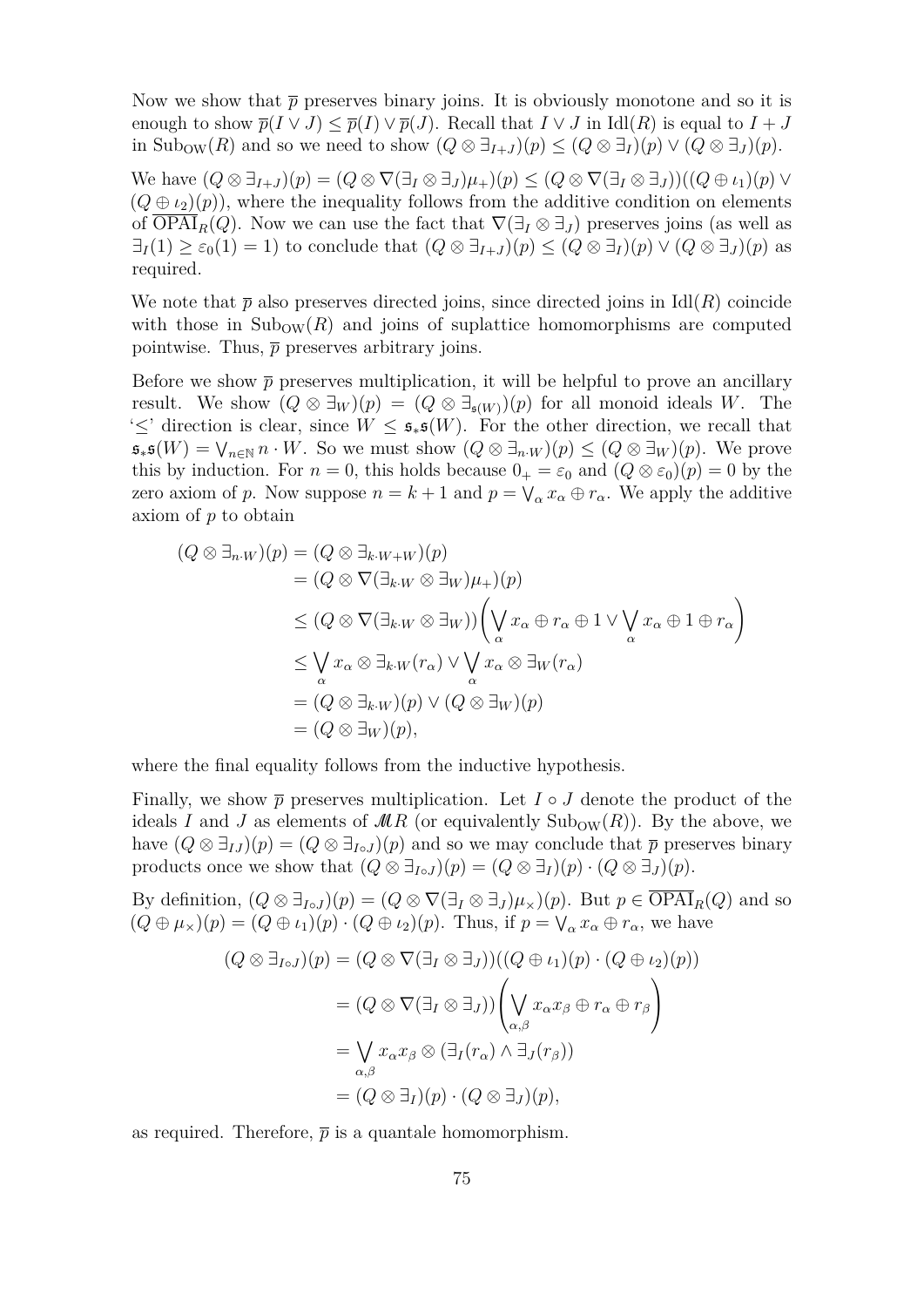Now we show that $\overline{p}$ preserves binary joins. It is obviously monotone and so it is enough to show $\overline{p}(I \vee J) \le \overline{p}(I) \vee \overline{p}(J)$. Recall that $I \vee J$ in $\mathrm{Idl}(R)$ is equal to $I + J$ in $\mathrm{Sub}_{\mathrm{OW}}(R)$ and so we need to show $(Q \otimes \exists_{I+J})(p) \le (Q \otimes \exists_I)(p) \vee (Q \otimes \exists_J)(p)$.

We have $(Q \otimes \exists_{I+J})(p) = (Q \otimes \nabla(\exists_I \otimes \exists_J)\mu_+)(p) \le (Q \otimes \nabla(\exists_I \otimes \exists_J))((Q \oplus \iota_1)(p) \vee (Q \oplus \iota_2)(p))$, where the inequality follows from the additive condition on elements of $\overline{\mathrm{OPAI}}_R(Q)$. Now we can use the fact that $\nabla(\exists_I \otimes \exists_J)$ preserves joins (as well as $\exists_I(1) \ge \varepsilon_0(1) = 1$) to conclude that $(Q \otimes \exists_{I+J})(p) \le (Q \otimes \exists_I)(p) \vee (Q \otimes \exists_J)(p)$ as required.

We note that $\overline{p}$ also preserves directed joins, since directed joins in $\mathrm{Idl}(R)$ coincide with those in $\mathrm{Sub}_{\mathrm{OW}}(R)$ and joins of suplattice homomorphisms are computed pointwise. Thus, $\overline{p}$ preserves arbitrary joins.

Before we show $\overline{p}$ preserves multiplication, it will be helpful to prove an ancillary result. We show $(Q \otimes \exists_W)(p) = (Q \otimes \exists_{\mathfrak{s}(W)})(p)$ for all monoid ideals $W$. The '$\le$' direction is clear, since $W \le \mathfrak{s}_*\mathfrak{s}(W)$. For the other direction, we recall that $\mathfrak{s}_*\mathfrak{s}(W) = \bigvee_{n \in \mathbb{N}} n \cdot W$. So we must show $(Q \otimes \exists_{n \cdot W})(p) \le (Q \otimes \exists_W)(p)$. We prove this by induction. For $n = 0$, this holds because $0_+ = \varepsilon_0$ and $(Q \otimes \varepsilon_0)(p) = 0$ by the zero axiom of $p$. Now suppose $n = k+1$ and $p = \bigvee_\alpha x_\alpha \oplus r_\alpha$. We apply the additive axiom of $p$ to obtain

$$
\begin{aligned}
(Q \otimes \exists_{n \cdot W})(p) &= (Q \otimes \exists_{k \cdot W + W})(p) \\
&= (Q \otimes \nabla(\exists_{k \cdot W} \otimes \exists_W)\mu_+)(p) \\
&\le (Q \otimes \nabla(\exists_{k \cdot W} \otimes \exists_W))\left(\bigvee_\alpha x_\alpha \oplus r_\alpha \oplus 1 \vee \bigvee_\alpha x_\alpha \oplus 1 \oplus r_\alpha\right) \\
&\le \bigvee_\alpha x_\alpha \otimes \exists_{k \cdot W}(r_\alpha) \vee \bigvee_\alpha x_\alpha \otimes \exists_W(r_\alpha) \\
&= (Q \otimes \exists_{k \cdot W})(p) \vee (Q \otimes \exists_W)(p) \\
&= (Q \otimes \exists_W)(p),
\end{aligned}
$$

where the final equality follows from the inductive hypothesis.

Finally, we show $\overline{p}$ preserves multiplication. Let $I \circ J$ denote the product of the ideals $I$ and $J$ as elements of $\mathscr{M}R$ (or equivalently $\mathrm{Sub}_{\mathrm{OW}}(R)$). By the above, we have $(Q \otimes \exists_{IJ})(p) = (Q \otimes \exists_{I \circ J})(p)$ and so we may conclude that $\overline{p}$ preserves binary products once we show that $(Q \otimes \exists_{I \circ J})(p) = (Q \otimes \exists_I)(p) \cdot (Q \otimes \exists_J)(p)$.

By definition, $(Q \otimes \exists_{I \circ J})(p) = (Q \otimes \nabla(\exists_I \otimes \exists_J)\mu_\times)(p)$. But $p \in \overline{\mathrm{OPAI}}_R(Q)$ and so $(Q \oplus \mu_\times)(p) = (Q \oplus \iota_1)(p) \cdot (Q \oplus \iota_2)(p)$. Thus, if $p = \bigvee_\alpha x_\alpha \oplus r_\alpha$, we have

$$
\begin{aligned}
(Q \otimes \exists_{I \circ J})(p) &= (Q \otimes \nabla(\exists_I \otimes \exists_J))((Q \oplus \iota_1)(p) \cdot (Q \oplus \iota_2)(p)) \\
&= (Q \otimes \nabla(\exists_I \otimes \exists_J))\left(\bigvee_{\alpha,\beta} x_\alpha x_\beta \oplus r_\alpha \oplus r_\beta\right) \\
&= \bigvee_{\alpha,\beta} x_\alpha x_\beta \otimes (\exists_I(r_\alpha) \wedge \exists_J(r_\beta)) \\
&= (Q \otimes \exists_I)(p) \cdot (Q \otimes \exists_J)(p),
\end{aligned}
$$

as required. Therefore, $\overline{p}$ is a quantale homomorphism.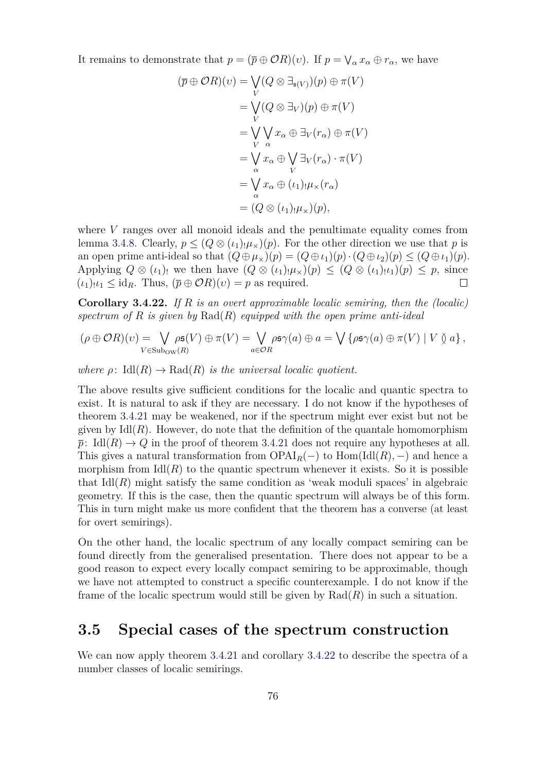It remains to demonstrate that $p = (\overline{p} \oplus \mathcal{O}R)(\upsilon)$. If $p = \bigvee_\alpha x_\alpha \oplus r_\alpha$, we have

$$
\begin{aligned}
(\overline{p} \oplus \mathcal{O}R)(\upsilon) &= \bigvee_V (Q \otimes \exists_{\mathfrak{s}(V)})(p) \oplus \pi(V) \\
&= \bigvee_V (Q \otimes \exists_V)(p) \oplus \pi(V) \\
&= \bigvee_V \bigvee_\alpha x_\alpha \oplus \exists_V(r_\alpha) \oplus \pi(V) \\
&= \bigvee_\alpha x_\alpha \oplus \bigvee_V \exists_V(r_\alpha) \cdot \pi(V) \\
&= \bigvee_\alpha x_\alpha \oplus (\iota_1)_! \mu_\times(r_\alpha) \\
&= (Q \otimes (\iota_1)_! \mu_\times)(p),
\end{aligned}
$$

where $V$ ranges over all monoid ideals and the penultimate equality comes from lemma 3.4.8. Clearly, $p \leq (Q \otimes (\iota_1)_! \mu_\times)(p)$. For the other direction we use that $p$ is an open prime anti-ideal so that $(Q \oplus \mu_\times)(p) = (Q \oplus \iota_1)(p) \cdot (Q \oplus \iota_2)(p) \leq (Q \oplus \iota_1)(p)$. Applying $Q \otimes (\iota_1)_!$ we then have $(Q \otimes (\iota_1)_! \mu_\times)(p) \leq (Q \otimes (\iota_1)_! \iota_1)(p) \leq p$, since $(\iota_1)_! \iota_1 \leq \mathrm{id}_R$. Thus, $(\overline{p} \oplus \mathcal{O}R)(\upsilon) = p$ as required. ∎

**Corollary 3.4.22.** *If $R$ is an overt approximable localic semiring, then the (localic) spectrum of $R$ is given by $\mathrm{Rad}(R)$ equipped with the open prime anti-ideal*

$$
(\rho \oplus \mathcal{O}R)(\upsilon) = \bigvee_{V \in \mathrm{Sub}_{\mathrm{OW}}(R)} \rho\mathfrak{s}(V) \oplus \pi(V) = \bigvee_{a \in \mathcal{O}R} \rho\mathfrak{s}\gamma(a) \oplus a = \bigvee \{\rho\mathfrak{s}\gamma(a) \oplus \pi(V) \mid V \between a\},
$$

*where $\rho \colon \mathrm{Idl}(R) \to \mathrm{Rad}(R)$ is the universal localic quotient.*

The above results give sufficient conditions for the localic and quantic spectra to exist. It is natural to ask if they are necessary. I do not know if the hypotheses of theorem 3.4.21 may be weakened, nor if the spectrum might ever exist but not be given by $\mathrm{Idl}(R)$. However, do note that the definition of the quantale homomorphism $\overline{p} \colon \mathrm{Idl}(R) \to Q$ in the proof of theorem 3.4.21 does not require any hypotheses at all. This gives a natural transformation from $\mathrm{OPAI}_R(-)$ to $\mathrm{Hom}(\mathrm{Idl}(R), -)$ and hence a morphism from $\mathrm{Idl}(R)$ to the quantic spectrum whenever it exists. So it is possible that $\mathrm{Idl}(R)$ might satisfy the same condition as 'weak moduli spaces' in algebraic geometry. If this is the case, then the quantic spectrum will always be of this form. This in turn might make us more confident that the theorem has a converse (at least for overt semirings).

On the other hand, the localic spectrum of any locally compact semiring can be found directly from the generalised presentation. There does not appear to be a good reason to expect every locally compact semiring to be approximable, though we have not attempted to construct a specific counterexample. I do not know if the frame of the localic spectrum would still be given by $\mathrm{Rad}(R)$ in such a situation.

## 3.5 Special cases of the spectrum construction

We can now apply theorem 3.4.21 and corollary 3.4.22 to describe the spectra of a number classes of localic semirings.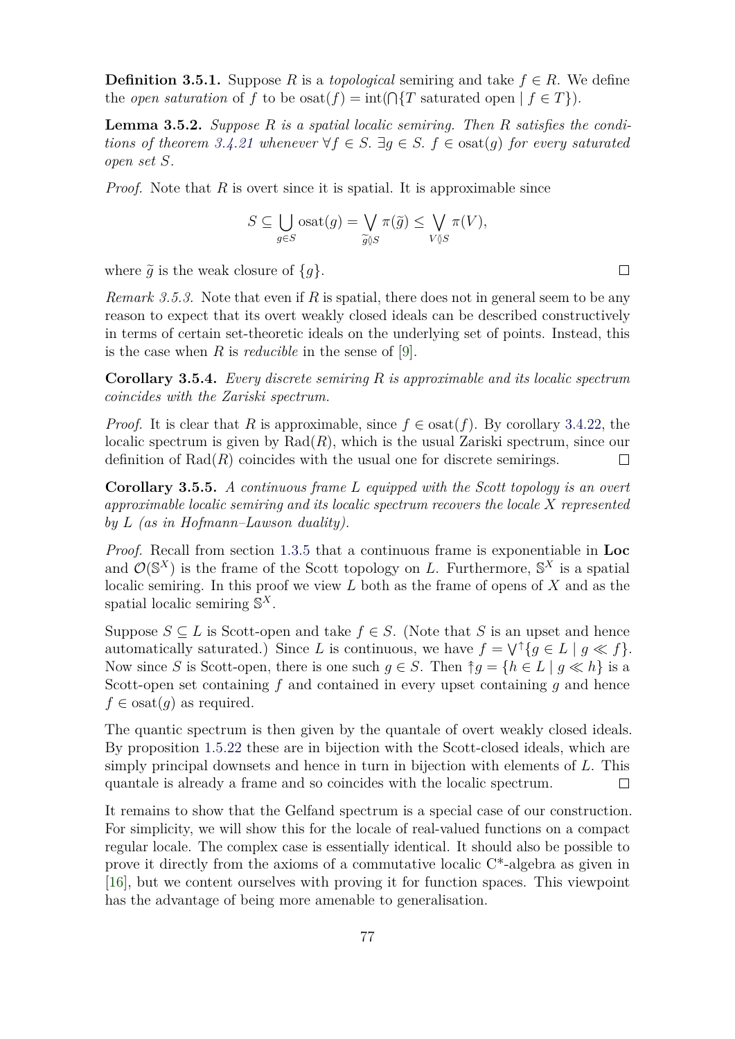**Definition 3.5.1.** Suppose $R$ is a *topological* semiring and take $f \in R$. We define the *open saturation* of $f$ to be $\mathrm{osat}(f) = \mathrm{int}(\bigcap\{T \text{ saturated open} \mid f \in T\})$.

**Lemma 3.5.2.** *Suppose $R$ is a spatial localic semiring. Then $R$ satisfies the conditions of theorem 3.4.21 whenever $\forall f \in S.\ \exists g \in S.\ f \in \mathrm{osat}(g)$ for every saturated open set $S$.*

*Proof.* Note that $R$ is overt since it is spatial. It is approximable since

$$S \subseteq \bigcup_{g \in S} \mathrm{osat}(g) = \bigvee_{\widetilde{g} \between S} \pi(\widetilde{g}) \leq \bigvee_{V \between S} \pi(V),$$

where $\widetilde{g}$ is the weak closure of $\{g\}$. □

*Remark 3.5.3.* Note that even if $R$ is spatial, there does not in general seem to be any reason to expect that its overt weakly closed ideals can be described constructively in terms of certain set-theoretic ideals on the underlying set of points. Instead, this is the case when $R$ is *reducible* in the sense of [9].

**Corollary 3.5.4.** *Every discrete semiring $R$ is approximable and its localic spectrum coincides with the Zariski spectrum.*

*Proof.* It is clear that $R$ is approximable, since $f \in \mathrm{osat}(f)$. By corollary 3.4.22, the localic spectrum is given by $\mathrm{Rad}(R)$, which is the usual Zariski spectrum, since our definition of $\mathrm{Rad}(R)$ coincides with the usual one for discrete semirings. □

**Corollary 3.5.5.** *A continuous frame $L$ equipped with the Scott topology is an overt approximable localic semiring and its localic spectrum recovers the locale $X$ represented by $L$ (as in Hofmann–Lawson duality).*

*Proof.* Recall from section 1.3.5 that a continuous frame is exponentiable in **Loc** and $\mathcal{O}(\mathbb{S}^X)$ is the frame of the Scott topology on $L$. Furthermore, $\mathbb{S}^X$ is a spatial localic semiring. In this proof we view $L$ both as the frame of opens of $X$ and as the spatial localic semiring $\mathbb{S}^X$.

Suppose $S \subseteq L$ is Scott-open and take $f \in S$. (Note that $S$ is an upset and hence automatically saturated.) Since $L$ is continuous, we have $f = \bigvee^{\uparrow}\{g \in L \mid g \ll f\}$. Now since $S$ is Scott-open, there is one such $g \in S$. Then $\Uparrow g = \{h \in L \mid g \ll h\}$ is a Scott-open set containing $f$ and contained in every upset containing $g$ and hence $f \in \mathrm{osat}(g)$ as required.

The quantic spectrum is then given by the quantale of overt weakly closed ideals. By proposition 1.5.22 these are in bijection with the Scott-closed ideals, which are simply principal downsets and hence in turn in bijection with elements of $L$. This quantale is already a frame and so coincides with the localic spectrum. □

It remains to show that the Gelfand spectrum is a special case of our construction. For simplicity, we will show this for the locale of real-valued functions on a compact regular locale. The complex case is essentially identical. It should also be possible to prove it directly from the axioms of a commutative localic C*-algebra as given in [16], but we content ourselves with proving it for function spaces. This viewpoint has the advantage of being more amenable to generalisation.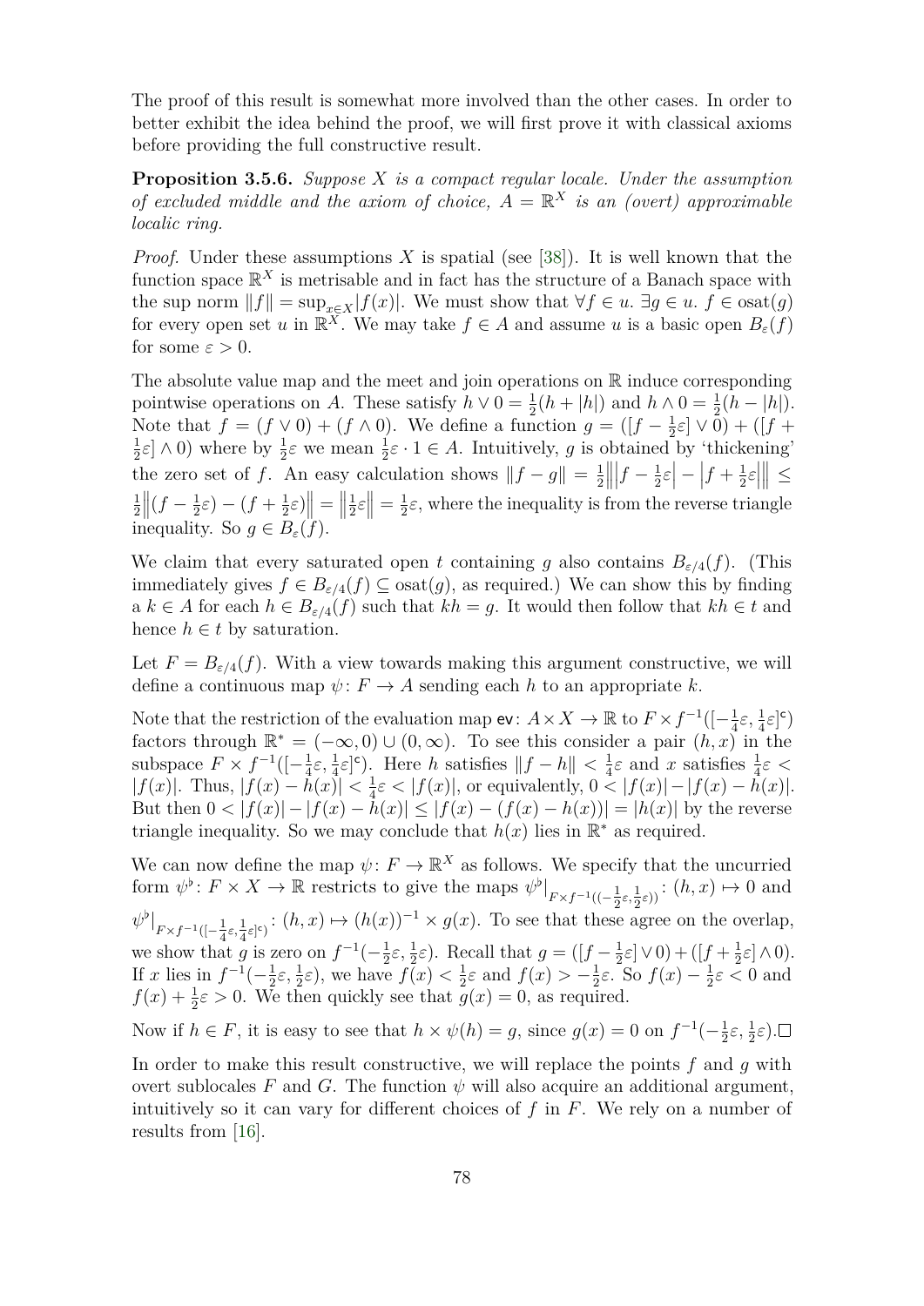The proof of this result is somewhat more involved than the other cases. In order to better exhibit the idea behind the proof, we will first prove it with classical axioms before providing the full constructive result.

**Proposition 3.5.6.** *Suppose $X$ is a compact regular locale. Under the assumption of excluded middle and the axiom of choice, $A = \mathbb{R}^X$ is an (overt) approximable localic ring.*

*Proof.* Under these assumptions $X$ is spatial (see [38]). It is well known that the function space $\mathbb{R}^X$ is metrisable and in fact has the structure of a Banach space with the sup norm $\|f\| = \sup_{x \in X} |f(x)|$. We must show that $\forall f \in u.\ \exists g \in u.\ f \in \mathrm{osat}(g)$ for every open set $u$ in $\mathbb{R}^X$. We may take $f \in A$ and assume $u$ is a basic open $B_\varepsilon(f)$ for some $\varepsilon > 0$.

The absolute value map and the meet and join operations on $\mathbb{R}$ induce corresponding pointwise operations on $A$. These satisfy $h \vee 0 = \frac{1}{2}(h + |h|)$ and $h \wedge 0 = \frac{1}{2}(h - |h|)$. Note that $f = (f \vee 0) + (f \wedge 0)$. We define a function $g = ([f - \frac{1}{2}\varepsilon] \vee 0) + ([f + \frac{1}{2}\varepsilon] \wedge 0)$ where by $\frac{1}{2}\varepsilon$ we mean $\frac{1}{2}\varepsilon \cdot 1 \in A$. Intuitively, $g$ is obtained by 'thickening' the zero set of $f$. An easy calculation shows $\|f - g\| = \frac{1}{2}\Big\| \big|f - \frac{1}{2}\varepsilon\big| - \big|f + \frac{1}{2}\varepsilon\big| \Big\| \leq \frac{1}{2}\Big\|(f - \frac{1}{2}\varepsilon) - (f + \frac{1}{2}\varepsilon)\Big\| = \Big\|\frac{1}{2}\varepsilon\Big\| = \frac{1}{2}\varepsilon$, where the inequality is from the reverse triangle inequality. So $g \in B_\varepsilon(f)$.

We claim that every saturated open $t$ containing $g$ also contains $B_{\varepsilon/4}(f)$. (This immediately gives $f \in B_{\varepsilon/4}(f) \subseteq \mathrm{osat}(g)$, as required.) We can show this by finding a $k \in A$ for each $h \in B_{\varepsilon/4}(f)$ such that $kh = g$. It would then follow that $kh \in t$ and hence $h \in t$ by saturation.

Let $F = B_{\varepsilon/4}(f)$. With a view towards making this argument constructive, we will define a continuous map $\psi \colon F \to A$ sending each $h$ to an appropriate $k$.

Note that the restriction of the evaluation map $\mathsf{ev} \colon A \times X \to \mathbb{R}$ to $F \times f^{-1}([-\frac{1}{4}\varepsilon, \frac{1}{4}\varepsilon]^\mathsf{c})$ factors through $\mathbb{R}^* = (-\infty, 0) \cup (0, \infty)$. To see this consider a pair $(h, x)$ in the subspace $F \times f^{-1}([-\frac{1}{4}\varepsilon, \frac{1}{4}\varepsilon]^\mathsf{c})$. Here $h$ satisfies $\|f - h\| < \frac{1}{4}\varepsilon$ and $x$ satisfies $\frac{1}{4}\varepsilon < |f(x)|$. Thus, $|f(x) - h(x)| < \frac{1}{4}\varepsilon < |f(x)|$, or equivalently, $0 < |f(x)| - |f(x) - h(x)|$. But then $0 < |f(x)| - |f(x) - h(x)| \leq |f(x) - (f(x) - h(x))| = |h(x)|$ by the reverse triangle inequality. So we may conclude that $h(x)$ lies in $\mathbb{R}^*$ as required.

We can now define the map $\psi \colon F \to \mathbb{R}^X$ as follows. We specify that the uncurried form $\psi^\flat \colon F \times X \to \mathbb{R}$ restricts to give the maps $\psi^\flat|_{F \times f^{-1}((-\frac{1}{2}\varepsilon, \frac{1}{2}\varepsilon))} \colon (h, x) \mapsto 0$ and $\psi^\flat|_{F \times f^{-1}([-\frac{1}{4}\varepsilon, \frac{1}{4}\varepsilon]^\mathsf{c})} \colon (h, x) \mapsto (h(x))^{-1} \times g(x)$. To see that these agree on the overlap, we show that $g$ is zero on $f^{-1}(-\frac{1}{2}\varepsilon, \frac{1}{2}\varepsilon)$. Recall that $g = ([f - \frac{1}{2}\varepsilon] \vee 0) + ([f + \frac{1}{2}\varepsilon] \wedge 0)$. If $x$ lies in $f^{-1}(-\frac{1}{2}\varepsilon, \frac{1}{2}\varepsilon)$, we have $f(x) < \frac{1}{2}\varepsilon$ and $f(x) > -\frac{1}{2}\varepsilon$. So $f(x) - \frac{1}{2}\varepsilon < 0$ and $f(x) + \frac{1}{2}\varepsilon > 0$. We then quickly see that $g(x) = 0$, as required.

Now if $h \in F$, it is easy to see that $h \times \psi(h) = g$, since $g(x) = 0$ on $f^{-1}(-\frac{1}{2}\varepsilon, \frac{1}{2}\varepsilon)$. $\square$

In order to make this result constructive, we will replace the points $f$ and $g$ with overt sublocales $F$ and $G$. The function $\psi$ will also acquire an additional argument, intuitively so it can vary for different choices of $f$ in $F$. We rely on a number of results from [16].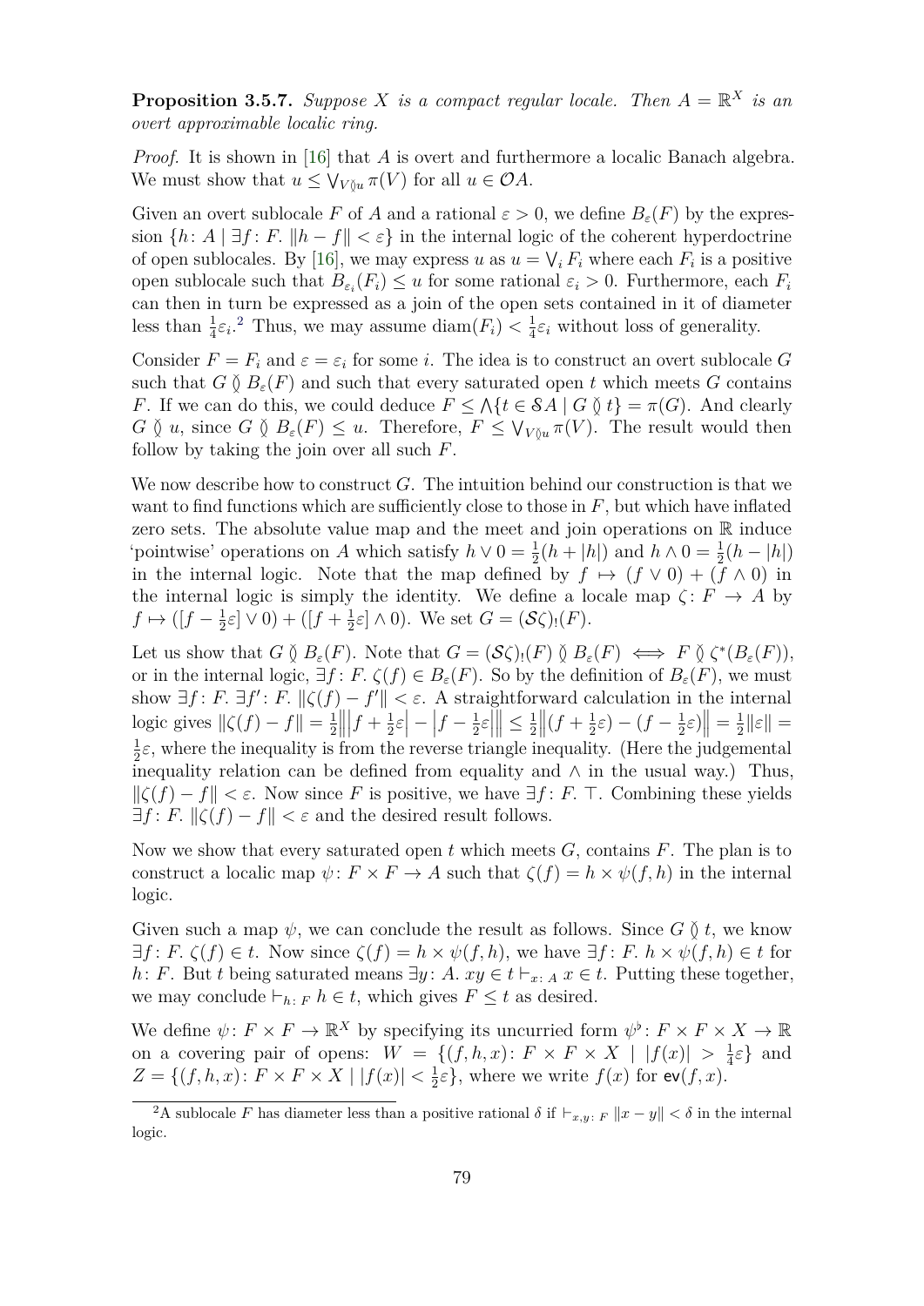**Proposition 3.5.7.** *Suppose $X$ is a compact regular locale. Then $A = \mathbb{R}^X$ is an overt approximable localic ring.*

*Proof.* It is shown in [16] that $A$ is overt and furthermore a localic Banach algebra. We must show that $u \leq \bigvee_{V \between u} \pi(V)$ for all $u \in \mathcal{O}A$.

Given an overt sublocale $F$ of $A$ and a rational $\varepsilon > 0$, we define $B_\varepsilon(F)$ by the expression $\{h \colon A \mid \exists f \colon F.\ \|h - f\| < \varepsilon\}$ in the internal logic of the coherent hyperdoctrine of open sublocales. By [16], we may express $u$ as $u = \bigvee_i F_i$ where each $F_i$ is a positive open sublocale such that $B_{\varepsilon_i}(F_i) \leq u$ for some rational $\varepsilon_i > 0$. Furthermore, each $F_i$ can then in turn be expressed as a join of the open sets contained in it of diameter less than $\frac{1}{4}\varepsilon_i$.[2] Thus, we may assume $\operatorname{diam}(F_i) < \frac{1}{4}\varepsilon_i$ without loss of generality.

Consider $F = F_i$ and $\varepsilon = \varepsilon_i$ for some $i$. The idea is to construct an overt sublocale $G$ such that $G \between B_\varepsilon(F)$ and such that every saturated open $t$ which meets $G$ contains $F$. If we can do this, we could deduce $F \leq \bigwedge\{t \in \mathcal{S}A \mid G \between t\} = \pi(G)$. And clearly $G \between u$, since $G \between B_\varepsilon(F) \leq u$. Therefore, $F \leq \bigvee_{V \between u} \pi(V)$. The result would then follow by taking the join over all such $F$.

We now describe how to construct $G$. The intuition behind our construction is that we want to find functions which are sufficiently close to those in $F$, but which have inflated zero sets. The absolute value map and the meet and join operations on $\mathbb{R}$ induce 'pointwise' operations on $A$ which satisfy $h \vee 0 = \frac{1}{2}(h + |h|)$ and $h \wedge 0 = \frac{1}{2}(h - |h|)$ in the internal logic. Note that the map defined by $f \mapsto (f \vee 0) + (f \wedge 0)$ in the internal logic is simply the identity. We define a locale map $\zeta \colon F \to A$ by $f \mapsto ([f - \frac{1}{2}\varepsilon] \vee 0) + ([f + \frac{1}{2}\varepsilon] \wedge 0)$. We set $G = (\mathcal{S}\zeta)_!(F)$.

Let us show that $G \between B_\varepsilon(F)$. Note that $G = (\mathcal{S}\zeta)_!(F) \between B_\varepsilon(F) \iff F \between \zeta^*(B_\varepsilon(F))$, or in the internal logic, $\exists f \colon F.\ \zeta(f) \in B_\varepsilon(F)$. So by the definition of $B_\varepsilon(F)$, we must show $\exists f \colon F.\ \exists f' \colon F.\ \|\zeta(f) - f'\| < \varepsilon$. A straightforward calculation in the internal logic gives $\|\zeta(f) - f\| = \frac{1}{2}\left\| \left|f + \frac{1}{2}\varepsilon\right| - \left|f - \frac{1}{2}\varepsilon\right| \right\| \leq \frac{1}{2}\left\|(f + \frac{1}{2}\varepsilon) - (f - \frac{1}{2}\varepsilon)\right\| = \frac{1}{2}\|\varepsilon\| = \frac{1}{2}\varepsilon$, where the inequality is from the reverse triangle inequality. (Here the judgemental inequality relation can be defined from equality and $\wedge$ in the usual way.) Thus, $\|\zeta(f) - f\| < \varepsilon$. Now since $F$ is positive, we have $\exists f \colon F.\ \top$. Combining these yields $\exists f \colon F.\ \|\zeta(f) - f\| < \varepsilon$ and the desired result follows.

Now we show that every saturated open $t$ which meets $G$, contains $F$. The plan is to construct a localic map $\psi \colon F \times F \to A$ such that $\zeta(f) = h \times \psi(f, h)$ in the internal logic.

Given such a map $\psi$, we can conclude the result as follows. Since $G \between t$, we know $\exists f \colon F.\ \zeta(f) \in t$. Now since $\zeta(f) = h \times \psi(f, h)$, we have $\exists f \colon F.\ h \times \psi(f, h) \in t$ for $h \colon F$. But $t$ being saturated means $\exists y \colon A.\ xy \in t \vdash_{x \colon A} x \in t$. Putting these together, we may conclude $\vdash_{h \colon F} h \in t$, which gives $F \leq t$ as desired.

We define $\psi \colon F \times F \to \mathbb{R}^X$ by specifying its uncurried form $\psi^\flat \colon F \times F \times X \to \mathbb{R}$ on a covering pair of opens: $W = \{(f, h, x) \colon F \times F \times X \mid |f(x)| > \frac{1}{4}\varepsilon\}$ and $Z = \{(f, h, x) \colon F \times F \times X \mid |f(x)| < \frac{1}{2}\varepsilon\}$, where we write $f(x)$ for $\mathsf{ev}(f, x)$.

[2] A sublocale $F$ has diameter less than a positive rational $\delta$ if $\vdash_{x,y \colon F} \|x - y\| < \delta$ in the internal logic.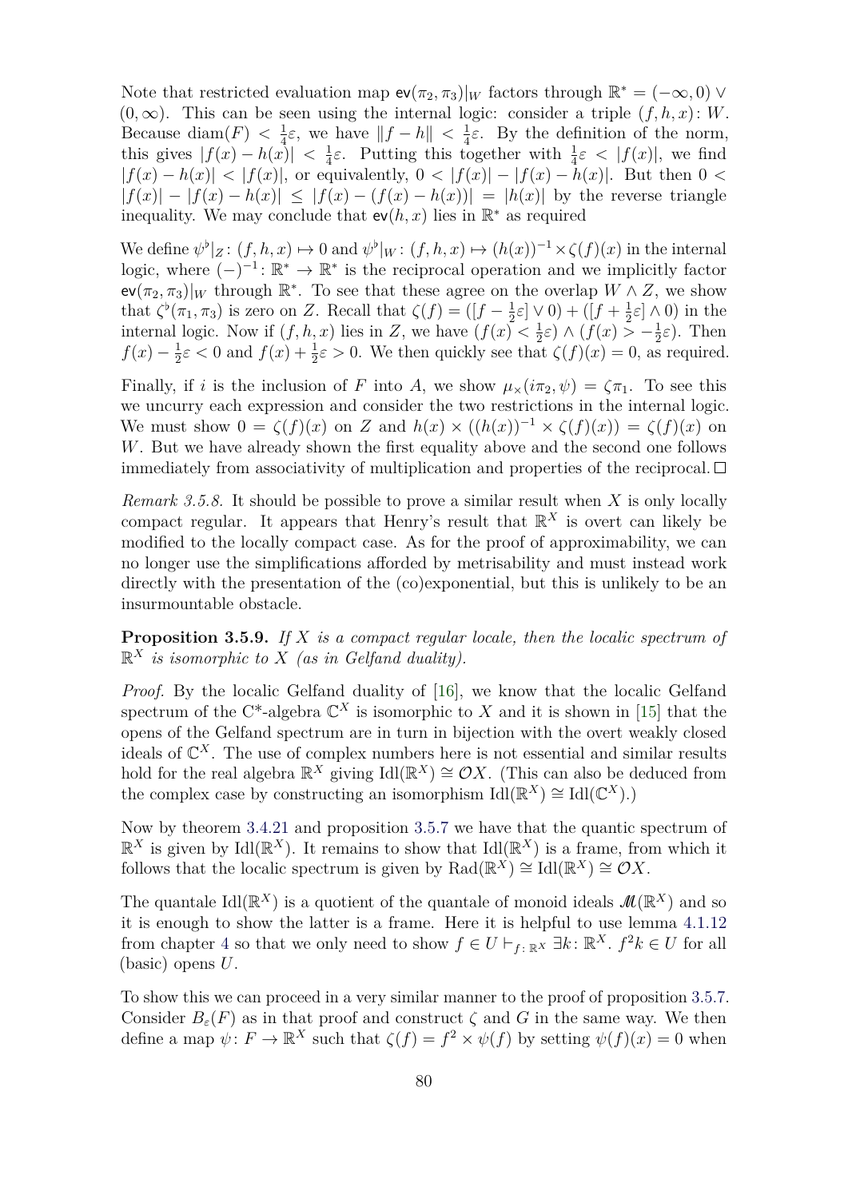Note that restricted evaluation map $\mathsf{ev}(\pi_2, \pi_3)|_W$ factors through $\mathbb{R}^* = (-\infty, 0) \vee (0, \infty)$. This can be seen using the internal logic: consider a triple $(f, h, x) \colon W$. Because $\operatorname{diam}(F) < \frac{1}{4}\varepsilon$, we have $\|f - h\| < \frac{1}{4}\varepsilon$. By the definition of the norm, this gives $|f(x) - h(x)| < \frac{1}{4}\varepsilon$. Putting this together with $\frac{1}{4}\varepsilon < |f(x)|$, we find $|f(x) - h(x)| < |f(x)|$, or equivalently, $0 < |f(x)| - |f(x) - h(x)|$. But then $0 < |f(x)| - |f(x) - h(x)| \leq |f(x) - (f(x) - h(x))| = |h(x)|$ by the reverse triangle inequality. We may conclude that $\mathsf{ev}(h, x)$ lies in $\mathbb{R}^*$ as required

We define $\psi^\flat|_Z \colon (f, h, x) \mapsto 0$ and $\psi^\flat|_W \colon (f, h, x) \mapsto (h(x))^{-1} \times \zeta(f)(x)$ in the internal logic, where $(-)^{-1} \colon \mathbb{R}^* \to \mathbb{R}^*$ is the reciprocal operation and we implicitly factor $\mathsf{ev}(\pi_2, \pi_3)|_W$ through $\mathbb{R}^*$. To see that these agree on the overlap $W \wedge Z$, we show that $\zeta^\flat(\pi_1, \pi_3)$ is zero on $Z$. Recall that $\zeta(f) = ([f - \frac{1}{2}\varepsilon] \vee 0) + ([f + \frac{1}{2}\varepsilon] \wedge 0)$ in the internal logic. Now if $(f, h, x)$ lies in $Z$, we have $(f(x) < \frac{1}{2}\varepsilon) \wedge (f(x) > -\frac{1}{2}\varepsilon)$. Then $f(x) - \frac{1}{2}\varepsilon < 0$ and $f(x) + \frac{1}{2}\varepsilon > 0$. We then quickly see that $\zeta(f)(x) = 0$, as required.

Finally, if $i$ is the inclusion of $F$ into $A$, we show $\mu_\times(i\pi_2, \psi) = \zeta\pi_1$. To see this we uncurry each expression and consider the two restrictions in the internal logic. We must show $0 = \zeta(f)(x)$ on $Z$ and $h(x) \times ((h(x))^{-1} \times \zeta(f)(x)) = \zeta(f)(x)$ on $W$. But we have already shown the first equality above and the second one follows immediately from associativity of multiplication and properties of the reciprocal. $\square$

*Remark 3.5.8.* It should be possible to prove a similar result when $X$ is only locally compact regular. It appears that Henry's result that $\mathbb{R}^X$ is overt can likely be modified to the locally compact case. As for the proof of approximability, we can no longer use the simplifications afforded by metrisability and must instead work directly with the presentation of the (co)exponential, but this is unlikely to be an insurmountable obstacle.

**Proposition 3.5.9.** *If $X$ is a compact regular locale, then the localic spectrum of $\mathbb{R}^X$ is isomorphic to $X$ (as in Gelfand duality).*

*Proof.* By the localic Gelfand duality of [16], we know that the localic Gelfand spectrum of the C\*-algebra $\mathbb{C}^X$ is isomorphic to $X$ and it is shown in [15] that the opens of the Gelfand spectrum are in turn in bijection with the overt weakly closed ideals of $\mathbb{C}^X$. The use of complex numbers here is not essential and similar results hold for the real algebra $\mathbb{R}^X$ giving $\mathrm{Idl}(\mathbb{R}^X) \cong \mathcal{O}X$. (This can also be deduced from the complex case by constructing an isomorphism $\mathrm{Idl}(\mathbb{R}^X) \cong \mathrm{Idl}(\mathbb{C}^X)$.)

Now by theorem 3.4.21 and proposition 3.5.7 we have that the quantic spectrum of $\mathbb{R}^X$ is given by $\mathrm{Idl}(\mathbb{R}^X)$. It remains to show that $\mathrm{Idl}(\mathbb{R}^X)$ is a frame, from which it follows that the localic spectrum is given by $\mathrm{Rad}(\mathbb{R}^X) \cong \mathrm{Idl}(\mathbb{R}^X) \cong \mathcal{O}X$.

The quantale $\mathrm{Idl}(\mathbb{R}^X)$ is a quotient of the quantale of monoid ideals $\mathscr{M}(\mathbb{R}^X)$ and so it is enough to show the latter is a frame. Here it is helpful to use lemma 4.1.12 from chapter 4 so that we only need to show $f \in U \vdash_{f \colon \mathbb{R}^X} \exists k \colon \mathbb{R}^X.\ f^2 k \in U$ for all (basic) opens $U$.

To show this we can proceed in a very similar manner to the proof of proposition 3.5.7. Consider $B_\varepsilon(F)$ as in that proof and construct $\zeta$ and $G$ in the same way. We then define a map $\psi \colon F \to \mathbb{R}^X$ such that $\zeta(f) = f^2 \times \psi(f)$ by setting $\psi(f)(x) = 0$ when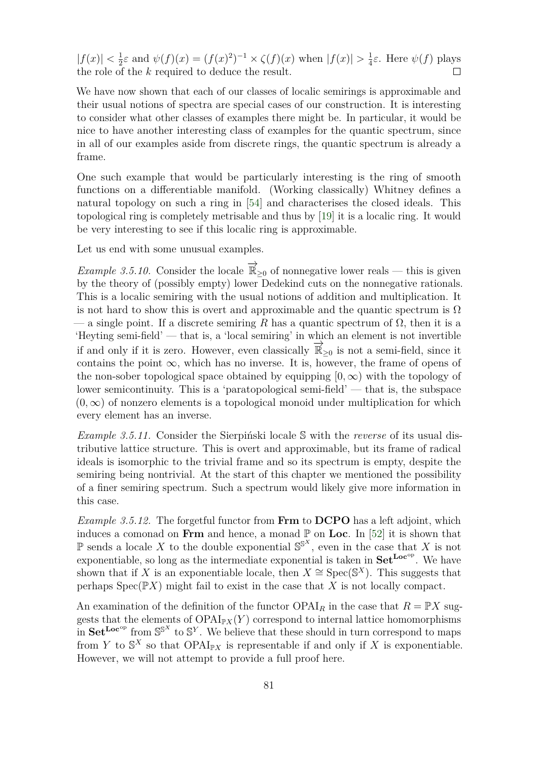$|f(x)| < \frac{1}{2}\varepsilon$ and $\psi(f)(x) = (f(x)^2)^{-1} \times \zeta(f)(x)$ when $|f(x)| > \frac{1}{4}\varepsilon$. Here $\psi(f)$ plays the role of the $k$ required to deduce the result. $\square$

We have now shown that each of our classes of localic semirings is approximable and their usual notions of spectra are special cases of our construction. It is interesting to consider what other classes of examples there might be. In particular, it would be nice to have another interesting class of examples for the quantic spectrum, since in all of our examples aside from discrete rings, the quantic spectrum is already a frame.

One such example that would be particularly interesting is the ring of smooth functions on a differentiable manifold. (Working classically) Whitney defines a natural topology on such a ring in [54] and characterises the closed ideals. This topological ring is completely metrisable and thus by [19] it is a localic ring. It would be very interesting to see if this localic ring is approximable.

Let us end with some unusual examples.

*Example 3.5.10.* Consider the locale $\overrightarrow{\mathbb{R}}_{\geq 0}$ of nonnegative lower reals — this is given by the theory of (possibly empty) lower Dedekind cuts on the nonnegative rationals. This is a localic semiring with the usual notions of addition and multiplication. It is not hard to show this is overt and approximable and the quantic spectrum is $\Omega$ — a single point. If a discrete semiring $R$ has a quantic spectrum of $\Omega$, then it is a 'Heyting semi-field' — that is, a 'local semiring' in which an element is not invertible if and only if it is zero. However, even classically $\overrightarrow{\mathbb{R}}_{\geq 0}$ is not a semi-field, since it contains the point $\infty$, which has no inverse. It is, however, the frame of opens of the non-sober topological space obtained by equipping $[0, \infty)$ with the topology of lower semicontinuity. This is a 'paratopological semi-field' — that is, the subspace $(0, \infty)$ of nonzero elements is a topological monoid under multiplication for which every element has an inverse.

*Example 3.5.11.* Consider the Sierpiński locale $\mathbb{S}$ with the *reverse* of its usual distributive lattice structure. This is overt and approximable, but its frame of radical ideals is isomorphic to the trivial frame and so its spectrum is empty, despite the semiring being nontrivial. At the start of this chapter we mentioned the possibility of a finer semiring spectrum. Such a spectrum would likely give more information in this case.

*Example 3.5.12.* The forgetful functor from **Frm** to **DCPO** has a left adjoint, which induces a comonad on **Frm** and hence, a monad $\mathbb{P}$ on **Loc**. In [52] it is shown that $\mathbb{P}$ sends a locale $X$ to the double exponential $\mathbb{S}^{\mathbb{S}^X}$, even in the case that $X$ is not exponentiable, so long as the intermediate exponential is taken in $\mathbf{Set}^{\mathbf{Loc}^{\mathrm{op}}}$. We have shown that if $X$ is an exponentiable locale, then $X \cong \mathrm{Spec}(\mathbb{S}^X)$. This suggests that perhaps $\mathrm{Spec}(\mathbb{P}X)$ might fail to exist in the case that $X$ is not locally compact.

An examination of the definition of the functor $\mathrm{OPAI}_R$ in the case that $R = \mathbb{P}X$ suggests that the elements of $\mathrm{OPAI}_{\mathbb{P}X}(Y)$ correspond to internal lattice homomorphisms in $\mathbf{Set}^{\mathbf{Loc}^{\mathrm{op}}}$ from $\mathbb{S}^{\mathbb{S}^X}$ to $\mathbb{S}^Y$. We believe that these should in turn correspond to maps from $Y$ to $\mathbb{S}^X$ so that $\mathrm{OPAI}_{\mathbb{P}X}$ is representable if and only if $X$ is exponentiable. However, we will not attempt to provide a full proof here.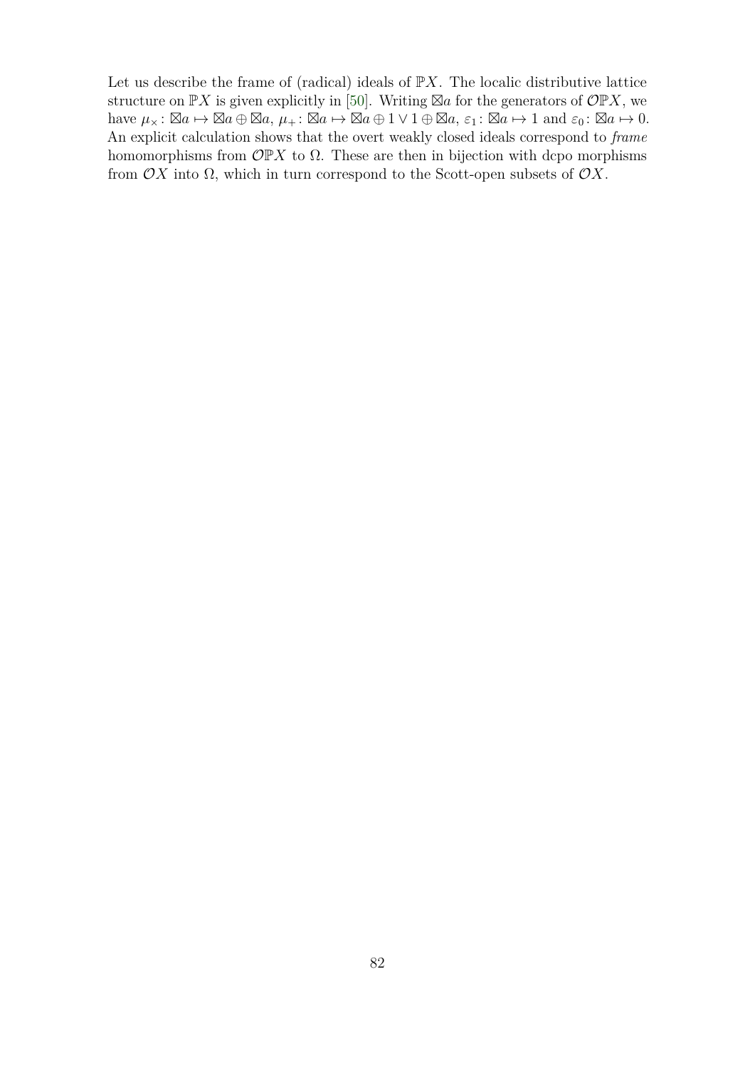Let us describe the frame of (radical) ideals of $\mathbb{P}X$. The localic distributive lattice structure on $\mathbb{P}X$ is given explicitly in [50]. Writing $\boxtimes a$ for the generators of $\mathcal{O}\mathbb{P}X$, we have $\mu_\times \colon \boxtimes a \mapsto \boxtimes a \oplus \boxtimes a$, $\mu_+ \colon \boxtimes a \mapsto \boxtimes a \oplus 1 \vee 1 \oplus \boxtimes a$, $\varepsilon_1 \colon \boxtimes a \mapsto 1$ and $\varepsilon_0 \colon \boxtimes a \mapsto 0$. An explicit calculation shows that the overt weakly closed ideals correspond to *frame* homomorphisms from $\mathcal{O}\mathbb{P}X$ to $\Omega$. These are then in bijection with dcpo morphisms from $\mathcal{O}X$ into $\Omega$, which in turn correspond to the Scott-open subsets of $\mathcal{O}X$.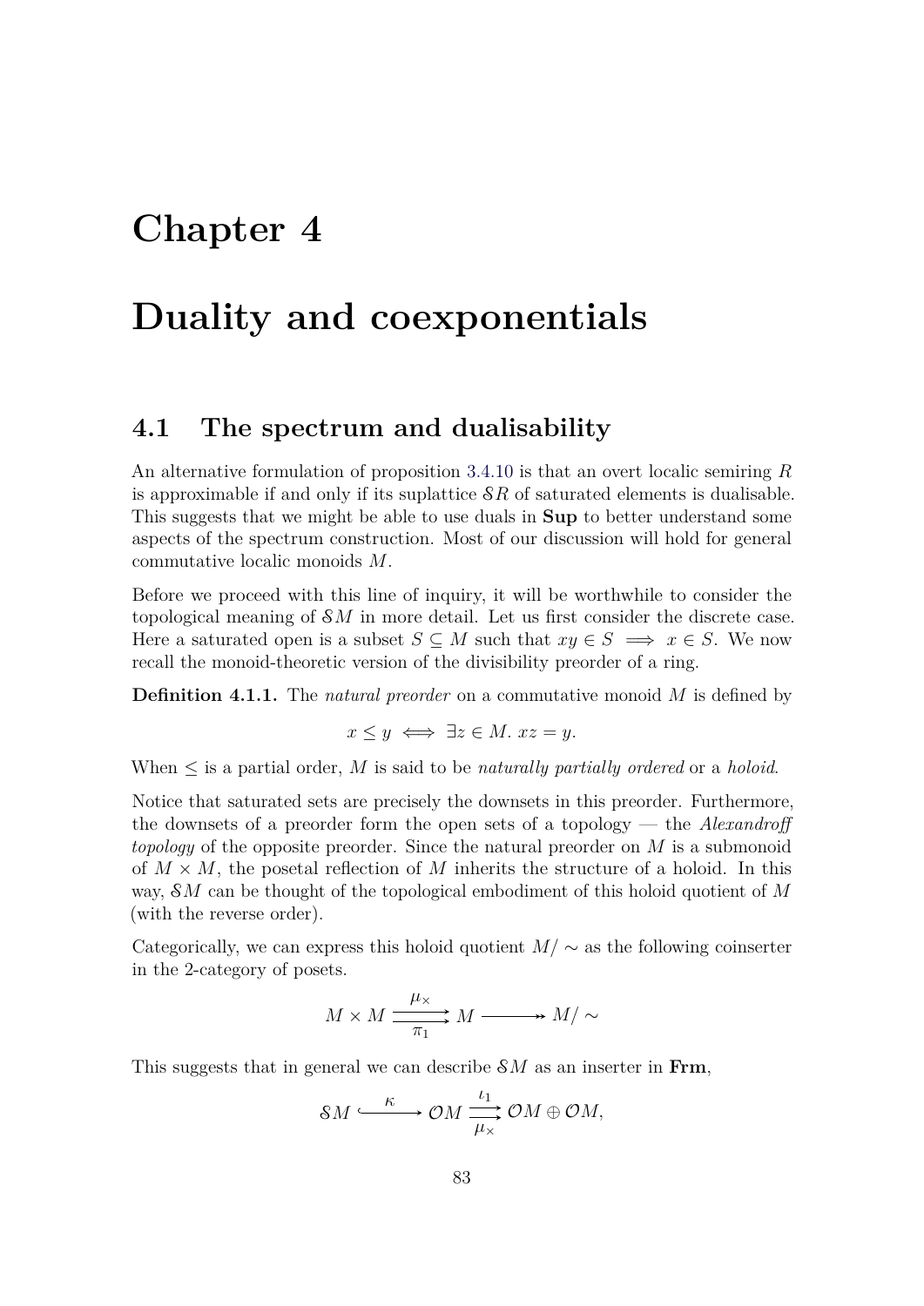# Chapter 4

# Duality and coexponentials

## 4.1 The spectrum and dualisability

An alternative formulation of proposition 3.4.10 is that an overt localic semiring $R$ is approximable if and only if its suplattice $\mathcal{S}R$ of saturated elements is dualisable. This suggests that we might be able to use duals in **Sup** to better understand some aspects of the spectrum construction. Most of our discussion will hold for general commutative localic monoids $M$.

Before we proceed with this line of inquiry, it will be worthwhile to consider the topological meaning of $\mathcal{S}M$ in more detail. Let us first consider the discrete case. Here a saturated open is a subset $S \subseteq M$ such that $xy \in S \implies x \in S$. We now recall the monoid-theoretic version of the divisibility preorder of a ring.

**Definition 4.1.1.** The *natural preorder* on a commutative monoid $M$ is defined by

$$x \leq y \iff \exists z \in M.\ xz = y.$$

When $\leq$ is a partial order, $M$ is said to be *naturally partially ordered* or a *holoid*.

Notice that saturated sets are precisely the downsets in this preorder. Furthermore, the downsets of a preorder form the open sets of a topology — the *Alexandroff topology* of the opposite preorder. Since the natural preorder on $M$ is a submonoid of $M \times M$, the posetal reflection of $M$ inherits the structure of a holoid. In this way, $\mathcal{S}M$ can be thought of the topological embodiment of this holoid quotient of $M$ (with the reverse order).

Categorically, we can express this holoid quotient $M/\sim$ as the following coinserter in the 2-category of posets.

$$M \times M \underset{\pi_1}{\overset{\mu_\times}{\rightrightarrows}} M \twoheadrightarrow M/\sim$$

This suggests that in general we can describe $\mathcal{S}M$ as an inserter in **Frm**,

$$\mathcal{S}M \overset{\kappa}{\hookrightarrow} \mathcal{O}M \underset{\mu_\times}{\overset{\iota_1}{\rightrightarrows}} \mathcal{O}M \oplus \mathcal{O}M,$$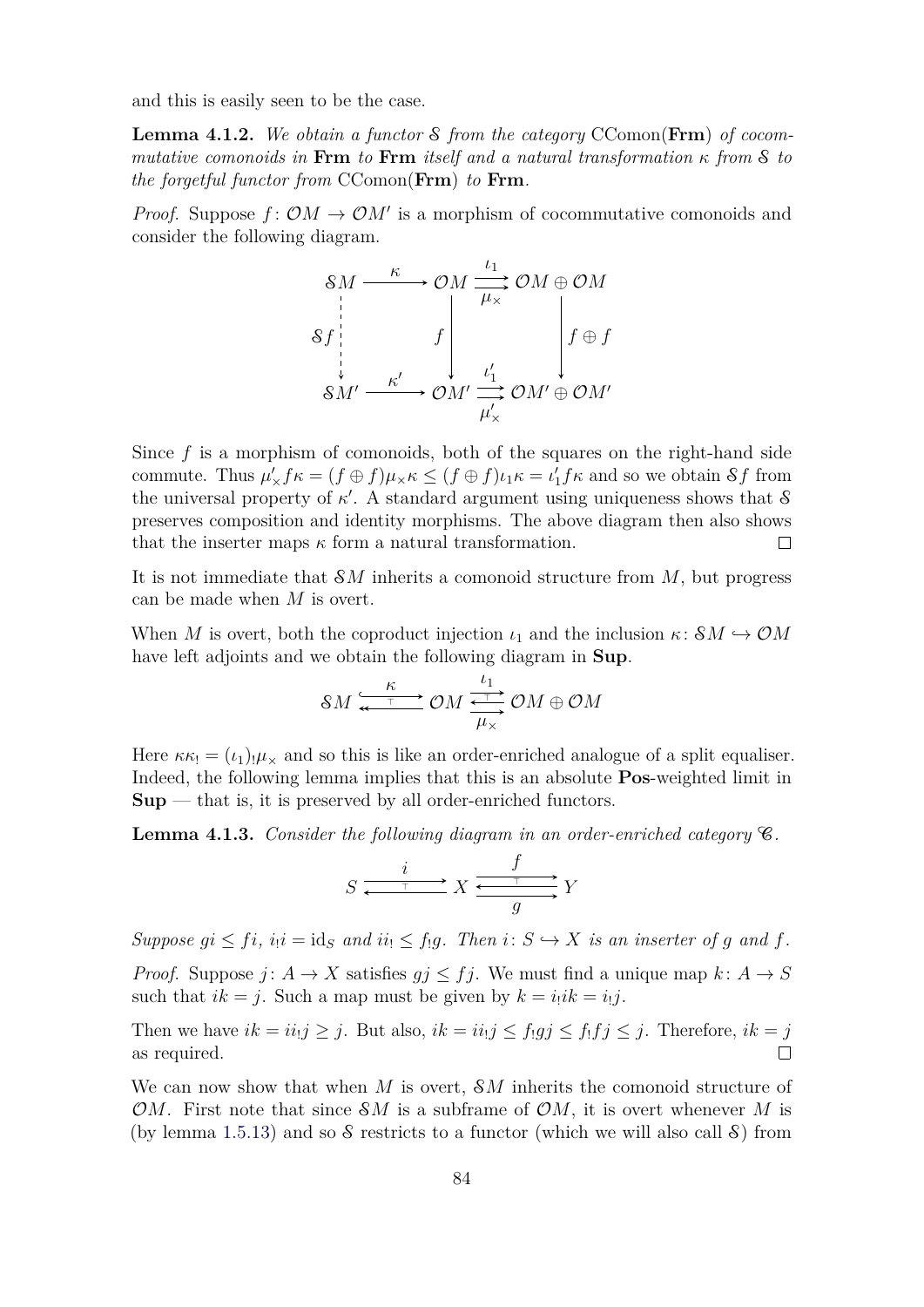and this is easily seen to be the case.

**Lemma 4.1.2.** *We obtain a functor $\mathcal{S}$ from the category* CComon(**Frm**) *of cocommutative comonoids in* **Frm** *to* **Frm** *itself and a natural transformation $\kappa$ from $\mathcal{S}$ to the forgetful functor from* CComon(**Frm**) *to* **Frm**.

*Proof.* Suppose $f\colon \mathcal{O}M \to \mathcal{O}M'$ is a morphism of cocommutative comonoids and consider the following diagram.

$$\begin{array}{ccccc}
\mathcal{S}M & \xrightarrow{\kappa} & \mathcal{O}M & \overset{\iota_1}{\underset{\mu_\times}{\rightrightarrows}} & \mathcal{O}M \oplus \mathcal{O}M \\
{\scriptstyle \mathcal{S}f}\,\vdots & & \downarrow {\scriptstyle f} & & \downarrow {\scriptstyle f \oplus f} \\
\mathcal{S}M' & \xrightarrow{\kappa'} & \mathcal{O}M' & \overset{\iota_1'}{\underset{\mu_\times'}{\rightrightarrows}} & \mathcal{O}M' \oplus \mathcal{O}M'
\end{array}$$

Since $f$ is a morphism of comonoids, both of the squares on the right-hand side commute. Thus $\mu_\times' f\kappa = (f \oplus f)\mu_\times \kappa \le (f \oplus f)\iota_1 \kappa = \iota_1' f\kappa$ and so we obtain $\mathcal{S}f$ from the universal property of $\kappa'$. A standard argument using uniqueness shows that $\mathcal{S}$ preserves composition and identity morphisms. The above diagram then also shows that the inserter maps $\kappa$ form a natural transformation. $\square$

It is not immediate that $\mathcal{S}M$ inherits a comonoid structure from $M$, but progress can be made when $M$ is overt.

When $M$ is overt, both the coproduct injection $\iota_1$ and the inclusion $\kappa\colon \mathcal{S}M \hookrightarrow \mathcal{O}M$ have left adjoints and we obtain the following diagram in **Sup**.

$$\mathcal{S}M \underset{\longleftarrow}{\overset{\kappa}{\hookrightarrow}} \mathcal{O}M \underset{\mu_\times}{\overset{\iota_1}{\rightleftarrows}} \mathcal{O}M \oplus \mathcal{O}M$$

Here $\kappa\kappa_! = (\iota_1)_!\mu_\times$ and so this is like an order-enriched analogue of a split equaliser. Indeed, the following lemma implies that this is an absolute **Pos**-weighted limit in **Sup** — that is, it is preserved by all order-enriched functors.

**Lemma 4.1.3.** *Consider the following diagram in an order-enriched category $\mathscr{C}$.*

$$S \underset{\longleftarrow}{\overset{i}{\longrightarrow}} X \underset{g}{\overset{f}{\rightleftarrows}} Y$$

*Suppose $gi \le fi$, $i_! i = \mathrm{id}_S$ and $ii_! \le f_! g$. Then $i\colon S \hookrightarrow X$ is an inserter of $g$ and $f$.*

*Proof.* Suppose $j\colon A \to X$ satisfies $gj \le fj$. We must find a unique map $k\colon A \to S$ such that $ik = j$. Such a map must be given by $k = i_! ik = i_! j$.

Then we have $ik = ii_! j \ge j$. But also, $ik = ii_! j \le f_! gj \le f_! fj \le j$. Therefore, $ik = j$ as required. $\square$

We can now show that when $M$ is overt, $\mathcal{S}M$ inherits the comonoid structure of $\mathcal{O}M$. First note that since $\mathcal{S}M$ is a subframe of $\mathcal{O}M$, it is overt whenever $M$ is (by lemma 1.5.13) and so $\mathcal{S}$ restricts to a functor (which we will also call $\mathcal{S}$) from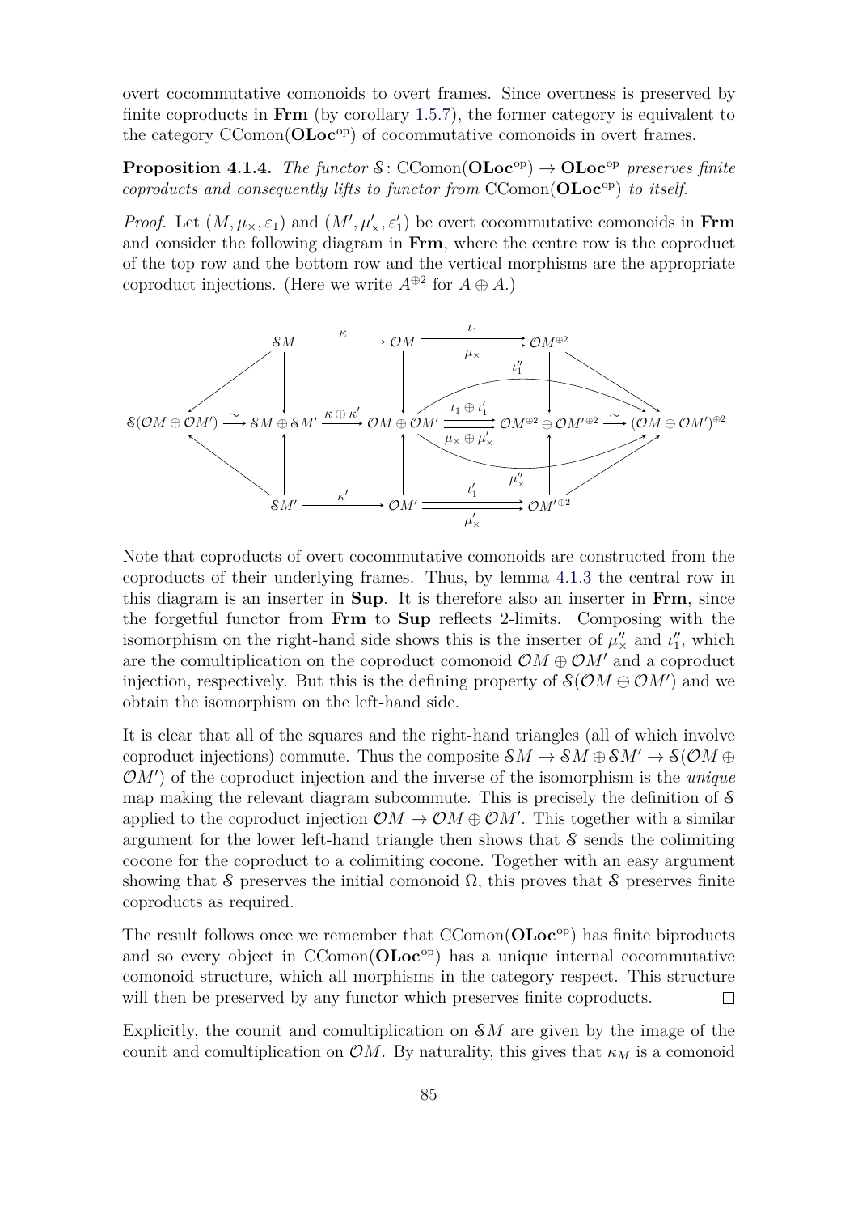overt cocommutative comonoids to overt frames. Since overtness is preserved by finite coproducts in **Frm** (by corollary 1.5.7), the former category is equivalent to the category $\mathrm{CComon}(\mathbf{OLoc}^{\mathrm{op}})$ of cocommutative comonoids in overt frames.

**Proposition 4.1.4.** *The functor $\mathcal{S}\colon \mathrm{CComon}(\mathbf{OLoc}^{\mathrm{op}}) \to \mathbf{OLoc}^{\mathrm{op}}$ preserves finite coproducts and consequently lifts to functor from $\mathrm{CComon}(\mathbf{OLoc}^{\mathrm{op}})$ to itself.*

*Proof.* Let $(M, \mu_\times, \varepsilon_1)$ and $(M', \mu'_\times, \varepsilon'_1)$ be overt cocommutative comonoids in **Frm** and consider the following diagram in **Frm**, where the centre row is the coproduct of the top row and the bottom row and the vertical morphisms are the appropriate coproduct injections. (Here we write $A^{\oplus 2}$ for $A \oplus A$.)

$$\begin{array}{ccccccccc}
 & & \mathcal{S}M & \xrightarrow{\kappa} & \mathcal{O}M & \underset{\mu_\times}{\overset{\iota_1}{\rightrightarrows}} & \mathcal{O}M^{\oplus 2} & & \\
 & \swarrow & \downarrow & & \downarrow & & \downarrow & \searrow & \\
\mathcal{S}(\mathcal{O}M \oplus \mathcal{O}M') & \xrightarrow{\sim} & \mathcal{S}M \oplus \mathcal{S}M' & \xrightarrow{\kappa \oplus \kappa'} & \mathcal{O}M \oplus \mathcal{O}M' & \underset{\mu_\times \oplus \mu'_\times}{\overset{\iota_1 \oplus \iota'_1}{\rightrightarrows}} & \mathcal{O}M^{\oplus 2} \oplus \mathcal{O}M'^{\oplus 2} & \xrightarrow{\sim} & (\mathcal{O}M \oplus \mathcal{O}M')^{\oplus 2} \\
 & \nwarrow & \uparrow & & \uparrow & & \uparrow & \nearrow & \\
 & & \mathcal{S}M' & \xrightarrow{\kappa'} & \mathcal{O}M' & \underset{\mu'_\times}{\overset{\iota'_1}{\rightrightarrows}} & \mathcal{O}M'^{\oplus 2} & &
\end{array}$$

(with curved arrows $\iota''_1$ and $\mu''_\times$ from $\mathcal{O}M \oplus \mathcal{O}M'$ to $(\mathcal{O}M \oplus \mathcal{O}M')^{\oplus 2}$)

Note that coproducts of overt cocommutative comonoids are constructed from the coproducts of their underlying frames. Thus, by lemma 4.1.3 the central row in this diagram is an inserter in **Sup**. It is therefore also an inserter in **Frm**, since the forgetful functor from **Frm** to **Sup** reflects 2-limits. Composing with the isomorphism on the right-hand side shows this is the inserter of $\mu''_\times$ and $\iota''_1$, which are the comultiplication on the coproduct comonoid $\mathcal{O}M \oplus \mathcal{O}M'$ and a coproduct injection, respectively. But this is the defining property of $\mathcal{S}(\mathcal{O}M \oplus \mathcal{O}M')$ and we obtain the isomorphism on the left-hand side.

It is clear that all of the squares and the right-hand triangles (all of which involve coproduct injections) commute. Thus the composite $\mathcal{S}M \to \mathcal{S}M \oplus \mathcal{S}M' \to \mathcal{S}(\mathcal{O}M \oplus \mathcal{O}M')$ of the coproduct injection and the inverse of the isomorphism is the *unique* map making the relevant diagram subcommute. This is precisely the definition of $\mathcal{S}$ applied to the coproduct injection $\mathcal{O}M \to \mathcal{O}M \oplus \mathcal{O}M'$. This together with a similar argument for the lower left-hand triangle then shows that $\mathcal{S}$ sends the colimiting cocone for the coproduct to a colimiting cocone. Together with an easy argument showing that $\mathcal{S}$ preserves the initial comonoid $\Omega$, this proves that $\mathcal{S}$ preserves finite coproducts as required.

The result follows once we remember that $\mathrm{CComon}(\mathbf{OLoc}^{\mathrm{op}})$ has finite biproducts and so every object in $\mathrm{CComon}(\mathbf{OLoc}^{\mathrm{op}})$ has a unique internal cocommutative comonoid structure, which all morphisms in the category respect. This structure will then be preserved by any functor which preserves finite coproducts. ∎

Explicitly, the counit and comultiplication on $\mathcal{S}M$ are given by the image of the counit and comultiplication on $\mathcal{O}M$. By naturality, this gives that $\kappa_M$ is a comonoid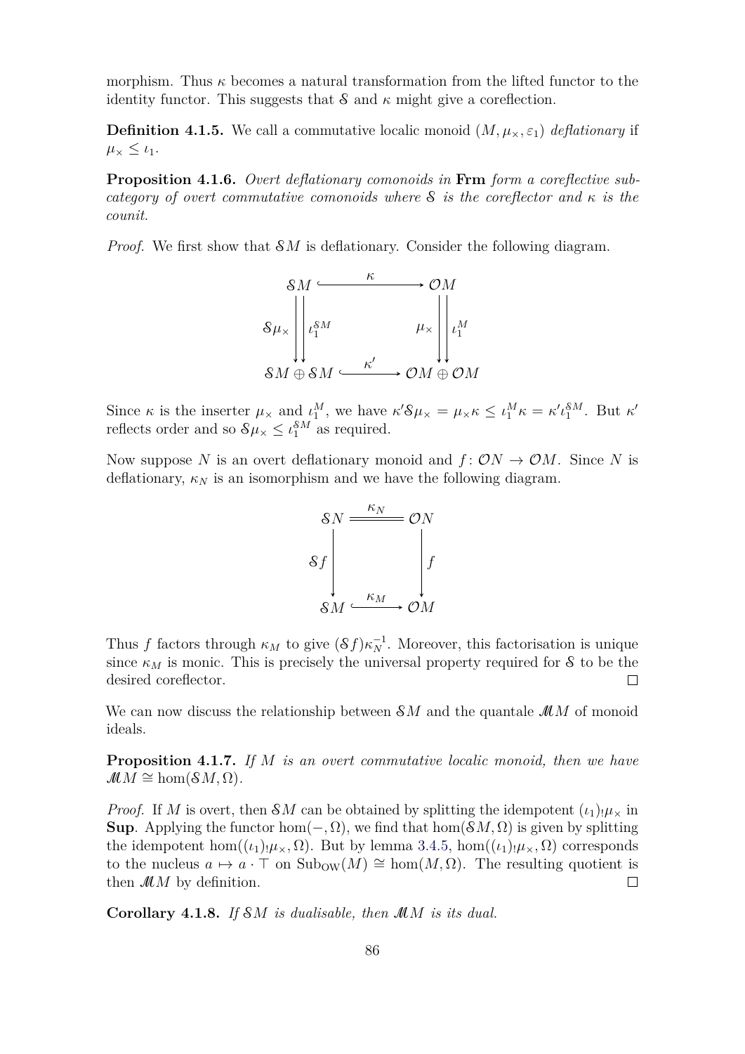morphism. Thus $\kappa$ becomes a natural transformation from the lifted functor to the identity functor. This suggests that $\mathcal{S}$ and $\kappa$ might give a coreflection.

**Definition 4.1.5.** We call a commutative localic monoid $(M, \mu_\times, \varepsilon_1)$ *deflationary* if $\mu_\times \leq \iota_1$.

**Proposition 4.1.6.** *Overt deflationary comonoids in* **Frm** *form a coreflective subcategory of overt commutative comonoids where $\mathcal{S}$ is the coreflector and $\kappa$ is the counit.*

*Proof.* We first show that $\mathcal{S}M$ is deflationary. Consider the following diagram.

$$\begin{array}{ccc}
\mathcal{S}M & \xhookrightarrow{\quad\kappa\quad} & \mathcal{O}M \\
\mathcal{S}\mu_\times \Big\downarrow\Big\downarrow \iota_1^{\mathcal{S}M} & & \mu_\times \Big\downarrow\Big\downarrow \iota_1^M \\
\mathcal{S}M \oplus \mathcal{S}M & \xhookrightarrow{\quad\kappa'\quad} & \mathcal{O}M \oplus \mathcal{O}M
\end{array}$$

Since $\kappa$ is the inserter $\mu_\times$ and $\iota_1^M$, we have $\kappa' \mathcal{S}\mu_\times = \mu_\times \kappa \leq \iota_1^M \kappa = \kappa' \iota_1^{\mathcal{S}M}$. But $\kappa'$ reflects order and so $\mathcal{S}\mu_\times \leq \iota_1^{\mathcal{S}M}$ as required.

Now suppose $N$ is an overt deflationary monoid and $f \colon \mathcal{O}N \to \mathcal{O}M$. Since $N$ is deflationary, $\kappa_N$ is an isomorphism and we have the following diagram.

$$\begin{array}{ccc}
\mathcal{S}N & \xlongequal{\quad\kappa_N\quad} & \mathcal{O}N \\
\mathcal{S}f \Big\downarrow & & \Big\downarrow f \\
\mathcal{S}M & \xhookrightarrow{\quad\kappa_M\quad} & \mathcal{O}M
\end{array}$$

Thus $f$ factors through $\kappa_M$ to give $(\mathcal{S}f)\kappa_N^{-1}$. Moreover, this factorisation is unique since $\kappa_M$ is monic. This is precisely the universal property required for $\mathcal{S}$ to be the desired coreflector. $\square$

We can now discuss the relationship between $\mathcal{S}M$ and the quantale $\mathscr{M}M$ of monoid ideals.

**Proposition 4.1.7.** *If $M$ is an overt commutative localic monoid, then we have $\mathscr{M}M \cong \hom(\mathcal{S}M, \Omega)$.*

*Proof.* If $M$ is overt, then $\mathcal{S}M$ can be obtained by splitting the idempotent $(\iota_1)_! \mu_\times$ in **Sup**. Applying the functor $\hom(-, \Omega)$, we find that $\hom(\mathcal{S}M, \Omega)$ is given by splitting the idempotent $\hom((\iota_1)_! \mu_\times, \Omega)$. But by lemma 3.4.5, $\hom((\iota_1)_! \mu_\times, \Omega)$ corresponds to the nucleus $a \mapsto a \cdot \top$ on $\mathrm{Sub}_{\mathrm{OW}}(M) \cong \hom(M, \Omega)$. The resulting quotient is then $\mathscr{M}M$ by definition. $\square$

**Corollary 4.1.8.** *If $\mathcal{S}M$ is dualisable, then $\mathscr{M}M$ is its dual.*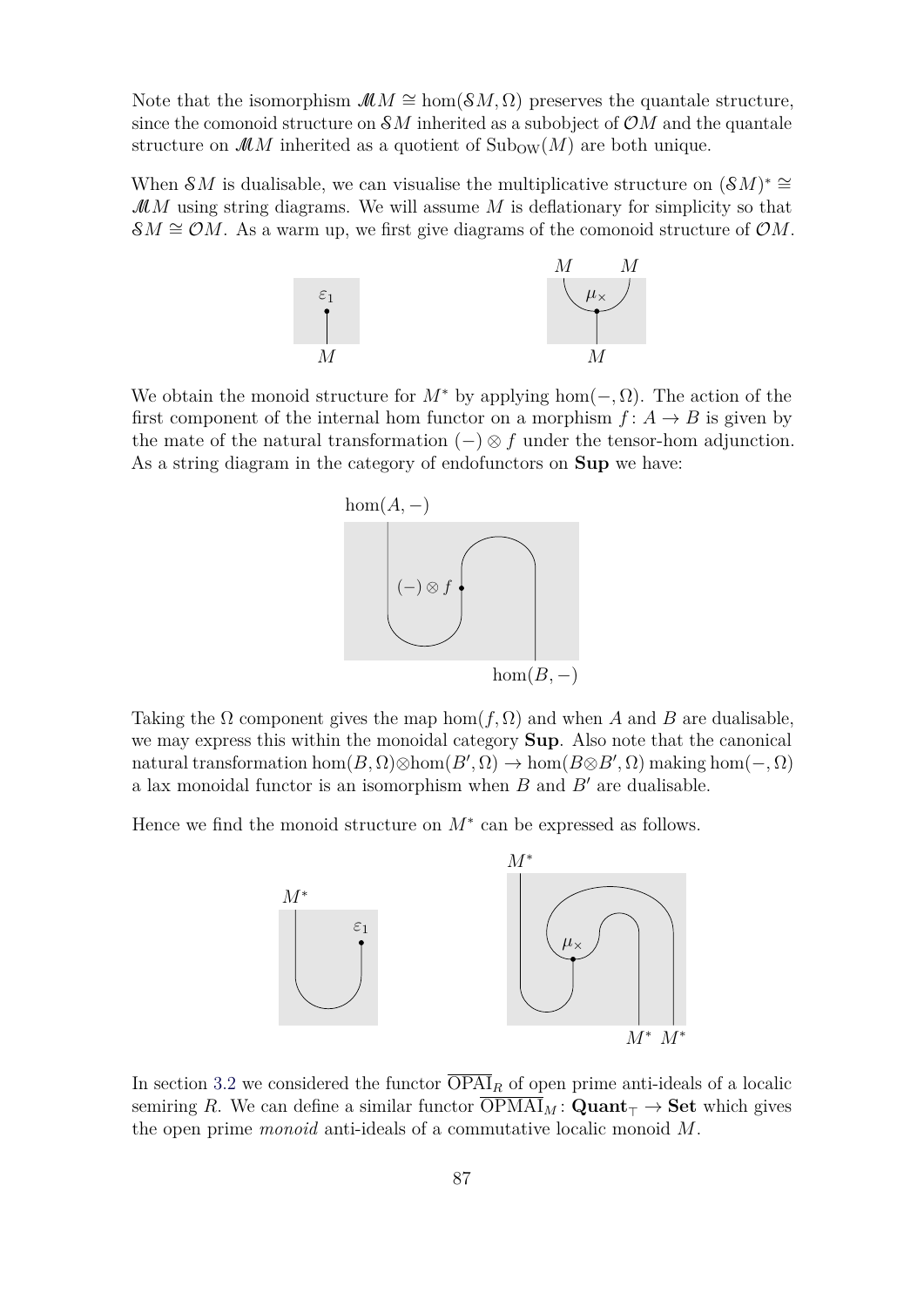Note that the isomorphism $\mathcal{M}M \cong \hom(\mathcal{S}M, \Omega)$ preserves the quantale structure, since the comonoid structure on $\mathcal{S}M$ inherited as a subobject of $\mathcal{O}M$ and the quantale structure on $\mathcal{M}M$ inherited as a quotient of $\mathrm{Sub}_{\mathrm{OW}}(M)$ are both unique.

When $\mathcal{S}M$ is dualisable, we can visualise the multiplicative structure on $(\mathcal{S}M)^* \cong \mathcal{M}M$ using string diagrams. We will assume $M$ is deflationary for simplicity so that $\mathcal{S}M \cong \mathcal{O}M$. As a warm up, we first give diagrams of the comonoid structure of $\mathcal{O}M$.

We obtain the monoid structure for $M^*$ by applying $\hom(-, \Omega)$. The action of the first component of the internal hom functor on a morphism $f\colon A \to B$ is given by the mate of the natural transformation $(-) \otimes f$ under the tensor-hom adjunction. As a string diagram in the category of endofunctors on **Sup** we have:

Taking the $\Omega$ component gives the map $\hom(f, \Omega)$ and when $A$ and $B$ are dualisable, we may express this within the monoidal category **Sup**. Also note that the canonical natural transformation $\hom(B, \Omega) \otimes \hom(B', \Omega) \to \hom(B \otimes B', \Omega)$ making $\hom(-, \Omega)$ a lax monoidal functor is an isomorphism when $B$ and $B'$ are dualisable.

Hence we find the monoid structure on $M^*$ can be expressed as follows.

In section 3.2 we considered the functor $\overline{\mathrm{OPAI}}_R$ of open prime anti-ideals of a localic semiring $R$. We can define a similar functor $\overline{\mathrm{OPMAI}}_M \colon \mathbf{Quant}_\top \to \mathbf{Set}$ which gives the open prime *monoid* anti-ideals of a commutative localic monoid $M$.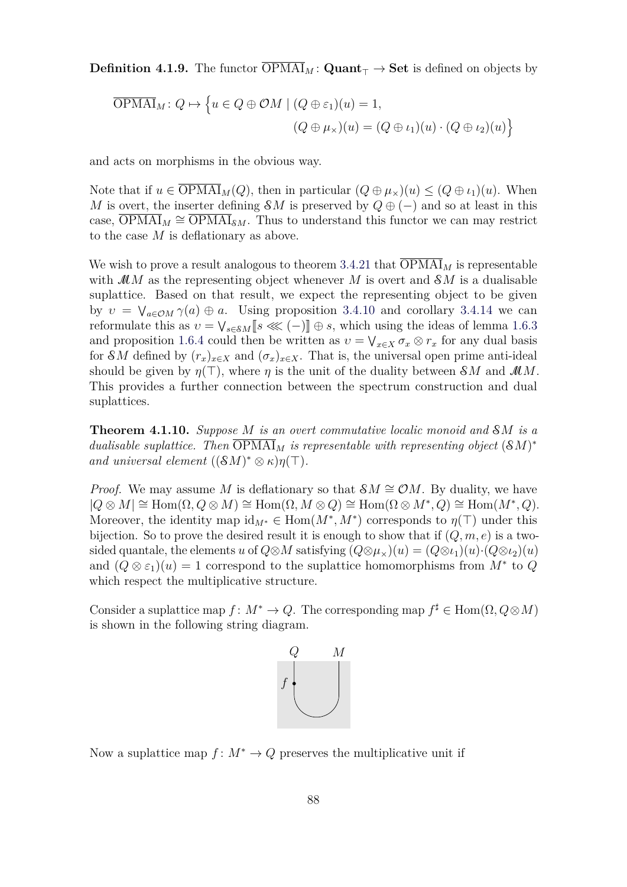**Definition 4.1.9.** The functor $\overline{\mathrm{OPMAI}}_M \colon \mathbf{Quant}_\top \to \mathbf{Set}$ is defined on objects by

$$\overline{\mathrm{OPMAI}}_M \colon Q \mapsto \Big\{ u \in Q \oplus \mathcal{O}M \mid (Q \oplus \varepsilon_1)(u) = 1, \\ (Q \oplus \mu_\times)(u) = (Q \oplus \iota_1)(u) \cdot (Q \oplus \iota_2)(u) \Big\}$$

and acts on morphisms in the obvious way.

Note that if $u \in \overline{\mathrm{OPMAI}}_M(Q)$, then in particular $(Q \oplus \mu_\times)(u) \leq (Q \oplus \iota_1)(u)$. When $M$ is overt, the inserter defining $\mathcal{S}M$ is preserved by $Q \oplus (-)$ and so at least in this case, $\overline{\mathrm{OPMAI}}_M \cong \overline{\mathrm{OPMAI}}_{\mathcal{S}M}$. Thus to understand this functor we can may restrict to the case $M$ is deflationary as above.

We wish to prove a result analogous to theorem 3.4.21 that $\overline{\mathrm{OPMAI}}_M$ is representable with $\mathscr{M}M$ as the representing object whenever $M$ is overt and $\mathcal{S}M$ is a dualisable suplattice. Based on that result, we expect the representing object to be given by $\upsilon = \bigvee_{a \in \mathcal{O}M} \gamma(a) \oplus a$. Using proposition 3.4.10 and corollary 3.4.14 we can reformulate this as $\upsilon = \bigvee_{s \in \mathcal{S}M} [\![ s \lll (-) ]\!] \oplus s$, which using the ideas of lemma 1.6.3 and proposition 1.6.4 could then be written as $\upsilon = \bigvee_{x \in X} \sigma_x \otimes r_x$ for any dual basis for $\mathcal{S}M$ defined by $(r_x)_{x \in X}$ and $(\sigma_x)_{x \in X}$. That is, the universal open prime anti-ideal should be given by $\eta(\top)$, where $\eta$ is the unit of the duality between $\mathcal{S}M$ and $\mathscr{M}M$. This provides a further connection between the spectrum construction and dual suplattices.

**Theorem 4.1.10.** *Suppose $M$ is an overt commutative localic monoid and $\mathcal{S}M$ is a dualisable suplattice. Then $\overline{\mathrm{OPMAI}}_M$ is representable with representing object $(\mathcal{S}M)^*$ and universal element $((\mathcal{S}M)^* \otimes \kappa)\eta(\top)$.*

*Proof.* We may assume $M$ is deflationary so that $\mathcal{S}M \cong \mathcal{O}M$. By duality, we have $|Q \otimes M| \cong \mathrm{Hom}(\Omega, Q \otimes M) \cong \mathrm{Hom}(\Omega, M \otimes Q) \cong \mathrm{Hom}(\Omega \otimes M^*, Q) \cong \mathrm{Hom}(M^*, Q)$. Moreover, the identity map $\mathrm{id}_{M^*} \in \mathrm{Hom}(M^*, M^*)$ corresponds to $\eta(\top)$ under this bijection. So to prove the desired result it is enough to show that if $(Q, m, e)$ is a two-sided quantale, the elements $u$ of $Q \otimes M$ satisfying $(Q \otimes \mu_\times)(u) = (Q \otimes \iota_1)(u) \cdot (Q \otimes \iota_2)(u)$ and $(Q \otimes \varepsilon_1)(u) = 1$ correspond to the suplattice homomorphisms from $M^*$ to $Q$ which respect the multiplicative structure.

Consider a suplattice map $f \colon M^* \to Q$. The corresponding map $f^\sharp \in \mathrm{Hom}(\Omega, Q \otimes M)$ is shown in the following string diagram.

Now a suplattice map $f \colon M^* \to Q$ preserves the multiplicative unit if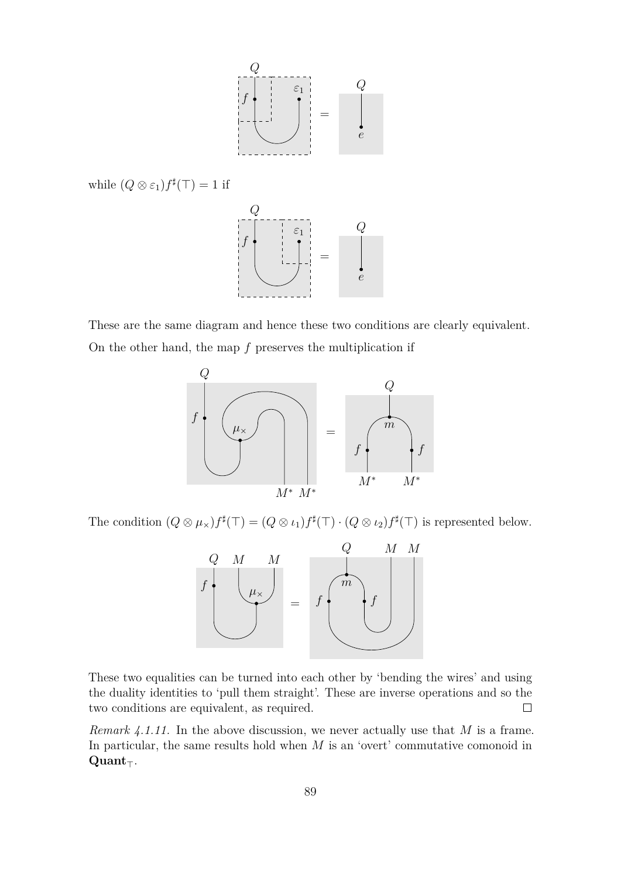while $(Q \otimes \varepsilon_1)f^\sharp(\top) = 1$ if

These are the same diagram and hence these two conditions are clearly equivalent.

On the other hand, the map $f$ preserves the multiplication if

The condition $(Q \otimes \mu_\times)f^\sharp(\top) = (Q \otimes \iota_1)f^\sharp(\top) \cdot (Q \otimes \iota_2)f^\sharp(\top)$ is represented below.

These two equalities can be turned into each other by 'bending the wires' and using the duality identities to 'pull them straight'. These are inverse operations and so the two conditions are equivalent, as required. □

*Remark 4.1.11.* In the above discussion, we never actually use that $M$ is a frame. In particular, the same results hold when $M$ is an 'overt' commutative comonoid in $\mathbf{Quant}_\top$.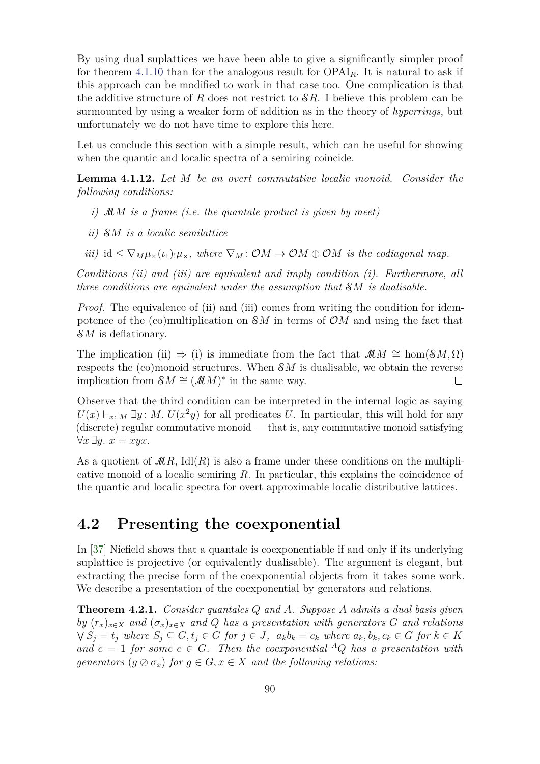By using dual suplattices we have been able to give a significantly simpler proof for theorem 4.1.10 than for the analogous result for $\mathrm{OPAI}_R$. It is natural to ask if this approach can be modified to work in that case too. One complication is that the additive structure of $R$ does not restrict to $\mathcal{S}R$. I believe this problem can be surmounted by using a weaker form of addition as in the theory of *hyperrings*, but unfortunately we do not have time to explore this here.

Let us conclude this section with a simple result, which can be useful for showing when the quantic and localic spectra of a semiring coincide.

**Lemma 4.1.12.** *Let $M$ be an overt commutative localic monoid. Consider the following conditions:*

*i) $\mathcal{M}M$ is a frame (i.e. the quantale product is given by meet)*

*ii) $\mathcal{S}M$ is a localic semilattice*

*iii) $\mathrm{id} \leq \nabla_M \mu_\times (\iota_1)_! \mu_\times$, where $\nabla_M \colon \mathcal{O}M \to \mathcal{O}M \oplus \mathcal{O}M$ is the codiagonal map.*

*Conditions (ii) and (iii) are equivalent and imply condition (i). Furthermore, all three conditions are equivalent under the assumption that $\mathcal{S}M$ is dualisable.*

*Proof.* The equivalence of (ii) and (iii) comes from writing the condition for idempotence of the (co)multiplication on $\mathcal{S}M$ in terms of $\mathcal{O}M$ and using the fact that $\mathcal{S}M$ is deflationary.

The implication (ii) $\Rightarrow$ (i) is immediate from the fact that $\mathcal{M}M \cong \hom(\mathcal{S}M, \Omega)$ respects the (co)monoid structures. When $\mathcal{S}M$ is dualisable, we obtain the reverse implication from $\mathcal{S}M \cong (\mathcal{M}M)^*$ in the same way. $\square$

Observe that the third condition can be interpreted in the internal logic as saying $U(x) \vdash_{x\colon M} \exists y \colon M.\ U(x^2 y)$ for all predicates $U$. In particular, this will hold for any (discrete) regular commutative monoid — that is, any commutative monoid satisfying $\forall x\, \exists y.\ x = xyx$.

As a quotient of $\mathcal{M}R$, $\mathrm{Idl}(R)$ is also a frame under these conditions on the multiplicative monoid of a localic semiring $R$. In particular, this explains the coincidence of the quantic and localic spectra for overt approximable localic distributive lattices.

## 4.2 Presenting the coexponential

In [37] Niefield shows that a quantale is coexponentiable if and only if its underlying suplattice is projective (or equivalently dualisable). The argument is elegant, but extracting the precise form of the coexponential objects from it takes some work. We describe a presentation of the coexponential by generators and relations.

**Theorem 4.2.1.** *Consider quantales $Q$ and $A$. Suppose $A$ admits a dual basis given by $(r_x)_{x \in X}$ and $(\sigma_x)_{x \in X}$ and $Q$ has a presentation with generators $G$ and relations $\bigvee S_j = t_j$ where $S_j \subseteq G, t_j \in G$ for $j \in J$, $a_k b_k = c_k$ where $a_k, b_k, c_k \in G$ for $k \in K$ and $e = 1$ for some $e \in G$. Then the coexponential ${}^A Q$ has a presentation with generators $(g \oslash \sigma_x)$ for $g \in G, x \in X$ and the following relations:*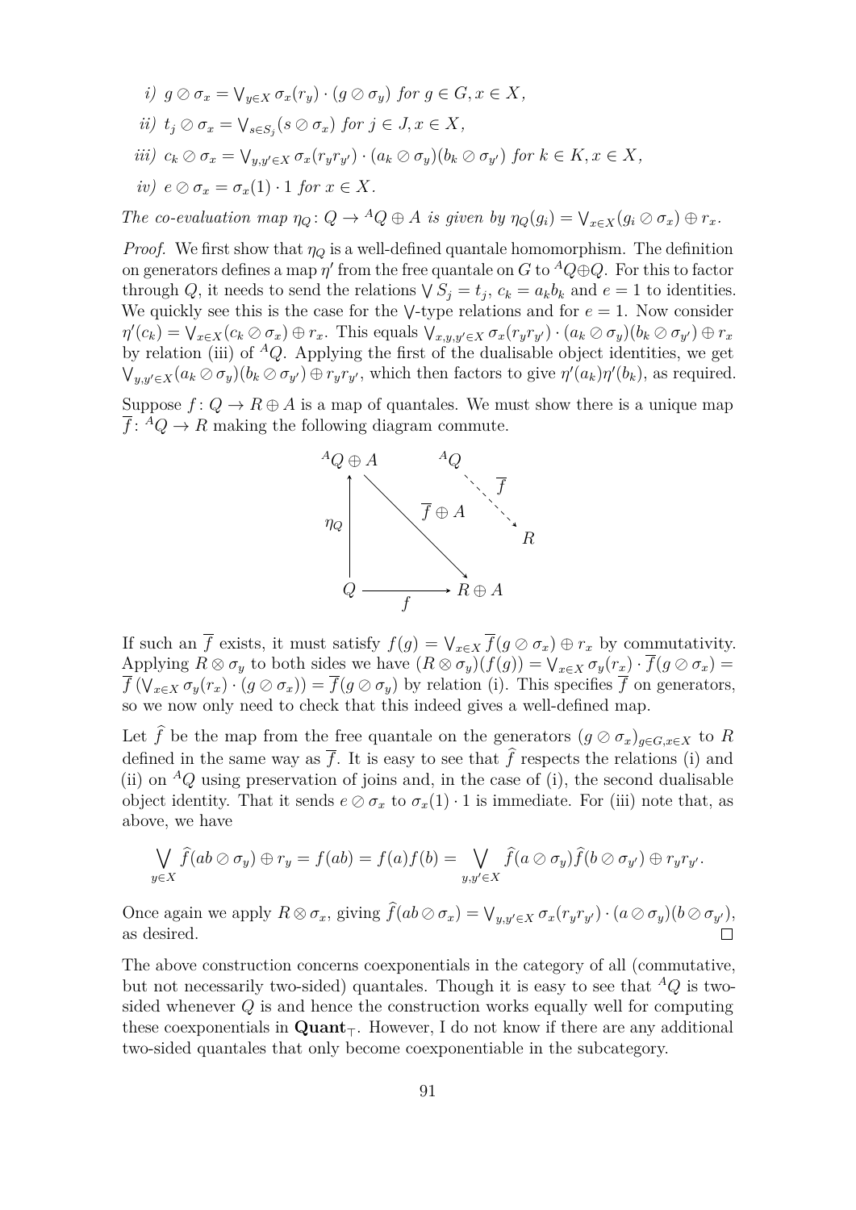*i)* $g \oslash \sigma_x = \bigvee_{y \in X} \sigma_x(r_y) \cdot (g \oslash \sigma_y)$ *for* $g \in G, x \in X$,

*ii)* $t_j \oslash \sigma_x = \bigvee_{s \in S_j} (s \oslash \sigma_x)$ *for* $j \in J, x \in X$,

*iii)* $c_k \oslash \sigma_x = \bigvee_{y,y' \in X} \sigma_x(r_y r_{y'}) \cdot (a_k \oslash \sigma_y)(b_k \oslash \sigma_{y'})$ *for* $k \in K, x \in X$,

*iv)* $e \oslash \sigma_x = \sigma_x(1) \cdot 1$ *for* $x \in X$.

*The co-evaluation map* $\eta_Q \colon Q \to {}^A Q \oplus A$ *is given by* $\eta_Q(g_i) = \bigvee_{x \in X} (g_i \oslash \sigma_x) \oplus r_x$.

*Proof.* We first show that $\eta_Q$ is a well-defined quantale homomorphism. The definition on generators defines a map $\eta'$ from the free quantale on $G$ to ${}^A Q \oplus Q$. For this to factor through $Q$, it needs to send the relations $\bigvee S_j = t_j$, $c_k = a_k b_k$ and $e = 1$ to identities. We quickly see this is the case for the $\bigvee$-type relations and for $e = 1$. Now consider $\eta'(c_k) = \bigvee_{x \in X} (c_k \oslash \sigma_x) \oplus r_x$. This equals $\bigvee_{x,y,y' \in X} \sigma_x(r_y r_{y'}) \cdot (a_k \oslash \sigma_y)(b_k \oslash \sigma_{y'}) \oplus r_x$ by relation (iii) of ${}^A Q$. Applying the first of the dualisable object identities, we get $\bigvee_{y,y' \in X} (a_k \oslash \sigma_y)(b_k \oslash \sigma_{y'}) \oplus r_y r_{y'}$, which then factors to give $\eta'(a_k)\eta'(b_k)$, as required.

Suppose $f \colon Q \to R \oplus A$ is a map of quantales. We must show there is a unique map $\overline{f} \colon {}^A Q \to R$ making the following diagram commute.

$$
\begin{array}{ccc}
{}^A Q \oplus A & & {}^A Q \\
\uparrow \eta_Q & \searrow \overline{f} \oplus A & \quad \searrow \overline{f} \\
Q & \xrightarrow{\quad f \quad} & R \oplus A \qquad R
\end{array}
$$

If such an $\overline{f}$ exists, it must satisfy $f(g) = \bigvee_{x \in X} \overline{f}(g \oslash \sigma_x) \oplus r_x$ by commutativity. Applying $R \otimes \sigma_y$ to both sides we have $(R \otimes \sigma_y)(f(g)) = \bigvee_{x \in X} \sigma_y(r_x) \cdot \overline{f}(g \oslash \sigma_x) = \overline{f}\left(\bigvee_{x \in X} \sigma_y(r_x) \cdot (g \oslash \sigma_x)\right) = \overline{f}(g \oslash \sigma_y)$ by relation (i). This specifies $\overline{f}$ on generators, so we now only need to check that this indeed gives a well-defined map.

Let $\widehat{f}$ be the map from the free quantale on the generators $(g \oslash \sigma_x)_{g \in G, x \in X}$ to $R$ defined in the same way as $\overline{f}$. It is easy to see that $\widehat{f}$ respects the relations (i) and (ii) on ${}^A Q$ using preservation of joins and, in the case of (i), the second dualisable object identity. That it sends $e \oslash \sigma_x$ to $\sigma_x(1) \cdot 1$ is immediate. For (iii) note that, as above, we have

$$\bigvee_{y \in X} \widehat{f}(ab \oslash \sigma_y) \oplus r_y = f(ab) = f(a)f(b) = \bigvee_{y,y' \in X} \widehat{f}(a \oslash \sigma_y)\widehat{f}(b \oslash \sigma_{y'}) \oplus r_y r_{y'}.$$

Once again we apply $R \otimes \sigma_x$, giving $\widehat{f}(ab \oslash \sigma_x) = \bigvee_{y,y' \in X} \sigma_x(r_y r_{y'}) \cdot (a \oslash \sigma_y)(b \oslash \sigma_{y'})$, as desired. ∎

The above construction concerns coexponentials in the category of all (commutative, but not necessarily two-sided) quantales. Though it is easy to see that ${}^A Q$ is two-sided whenever $Q$ is and hence the construction works equally well for computing these coexponentials in $\mathbf{Quant}_\top$. However, I do not know if there are any additional two-sided quantales that only become coexponentiable in the subcategory.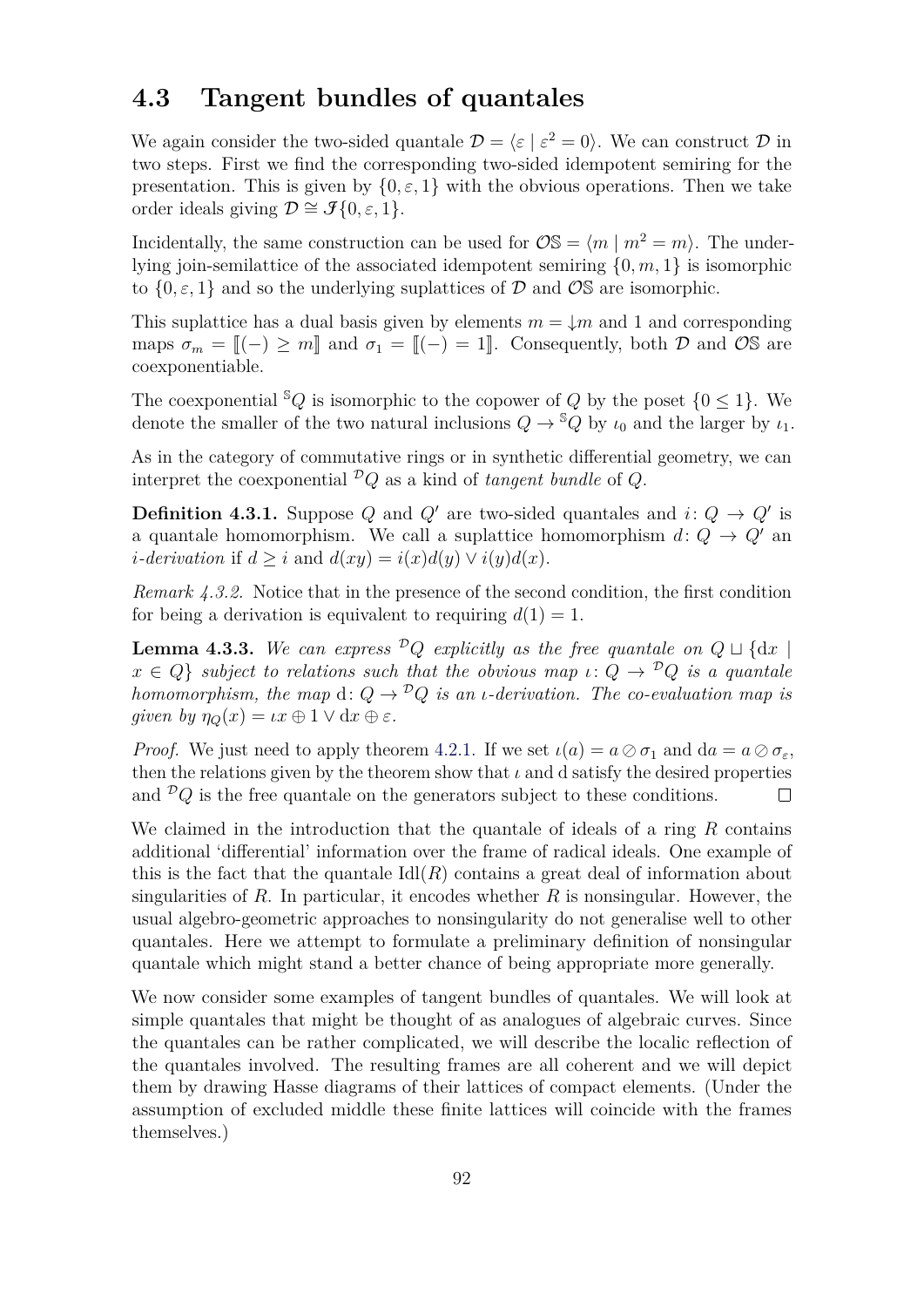## 4.3 Tangent bundles of quantales

We again consider the two-sided quantale $\mathcal{D} = \langle \varepsilon \mid \varepsilon^2 = 0 \rangle$. We can construct $\mathcal{D}$ in two steps. First we find the corresponding two-sided idempotent semiring for the presentation. This is given by $\{0, \varepsilon, 1\}$ with the obvious operations. Then we take order ideals giving $\mathcal{D} \cong \mathcal{I}\{0, \varepsilon, 1\}$.

Incidentally, the same construction can be used for $\mathcal{O}\mathbb{S} = \langle m \mid m^2 = m \rangle$. The underlying join-semilattice of the associated idempotent semiring $\{0, m, 1\}$ is isomorphic to $\{0, \varepsilon, 1\}$ and so the underlying suplattices of $\mathcal{D}$ and $\mathcal{O}\mathbb{S}$ are isomorphic.

This suplattice has a dual basis given by elements $m = {\downarrow} m$ and 1 and corresponding maps $\sigma_m = [\![(-) \geq m]\!]$ and $\sigma_1 = [\![(-) = 1]\!]$. Consequently, both $\mathcal{D}$ and $\mathcal{O}\mathbb{S}$ are coexponentiable.

The coexponential ${}^{\mathbb{S}}Q$ is isomorphic to the copower of $Q$ by the poset $\{0 \leq 1\}$. We denote the smaller of the two natural inclusions $Q \to {}^{\mathbb{S}}Q$ by $\iota_0$ and the larger by $\iota_1$.

As in the category of commutative rings or in synthetic differential geometry, we can interpret the coexponential ${}^{\mathcal{D}}Q$ as a kind of *tangent bundle* of $Q$.

**Definition 4.3.1.** Suppose $Q$ and $Q'$ are two-sided quantales and $i \colon Q \to Q'$ is a quantale homomorphism. We call a suplattice homomorphism $d \colon Q \to Q'$ an *$i$-derivation* if $d \geq i$ and $d(xy) = i(x)d(y) \vee i(y)d(x)$.

*Remark 4.3.2.* Notice that in the presence of the second condition, the first condition for being a derivation is equivalent to requiring $d(1) = 1$.

**Lemma 4.3.3.** *We can express ${}^{\mathcal{D}}Q$ explicitly as the free quantale on $Q \sqcup \{\mathrm{d}x \mid x \in Q\}$ subject to relations such that the obvious map $\iota \colon Q \to {}^{\mathcal{D}}Q$ is a quantale homomorphism, the map $\mathrm{d} \colon Q \to {}^{\mathcal{D}}Q$ is an $\iota$-derivation. The co-evaluation map is given by $\eta_Q(x) = \iota x \oplus 1 \vee \mathrm{d}x \oplus \varepsilon$.*

*Proof.* We just need to apply theorem 4.2.1. If we set $\iota(a) = a \oslash \sigma_1$ and $\mathrm{d}a = a \oslash \sigma_\varepsilon$, then the relations given by the theorem show that $\iota$ and $\mathrm{d}$ satisfy the desired properties and ${}^{\mathcal{D}}Q$ is the free quantale on the generators subject to these conditions. $\square$

We claimed in the introduction that the quantale of ideals of a ring $R$ contains additional 'differential' information over the frame of radical ideals. One example of this is the fact that the quantale $\mathrm{Idl}(R)$ contains a great deal of information about singularities of $R$. In particular, it encodes whether $R$ is nonsingular. However, the usual algebro-geometric approaches to nonsingularity do not generalise well to other quantales. Here we attempt to formulate a preliminary definition of nonsingular quantale which might stand a better chance of being appropriate more generally.

We now consider some examples of tangent bundles of quantales. We will look at simple quantales that might be thought of as analogues of algebraic curves. Since the quantales can be rather complicated, we will describe the localic reflection of the quantales involved. The resulting frames are all coherent and we will depict them by drawing Hasse diagrams of their lattices of compact elements. (Under the assumption of excluded middle these finite lattices will coincide with the frames themselves.)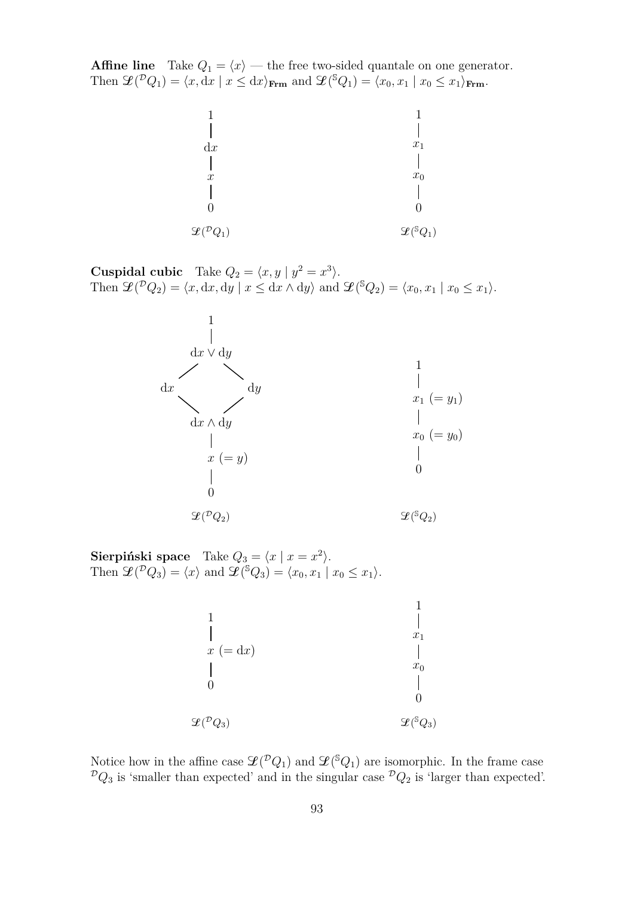**Affine line** Take $Q_1 = \langle x \rangle$ — the free two-sided quantale on one generator. Then $\mathscr{L}({}^{\mathcal{D}}Q_1) = \langle x, \mathrm{d}x \mid x \leq \mathrm{d}x \rangle_{\mathbf{Frm}}$ and $\mathscr{L}({}^{\mathbb{S}}Q_1) = \langle x_0, x_1 \mid x_0 \leq x_1 \rangle_{\mathbf{Frm}}$.

$$0 \leq x \leq \mathrm{d}x \leq 1 \qquad\qquad 0 \leq x_0 \leq x_1 \leq 1$$

$\mathscr{L}({}^{\mathcal{D}}Q_1)$ $\qquad\qquad$ $\mathscr{L}({}^{\mathbb{S}}Q_1)$

**Cuspidal cubic** Take $Q_2 = \langle x, y \mid y^2 = x^3 \rangle$.
Then $\mathscr{L}({}^{\mathcal{D}}Q_2) = \langle x, \mathrm{d}x, \mathrm{d}y \mid x \leq \mathrm{d}x \wedge \mathrm{d}y \rangle$ and $\mathscr{L}({}^{\mathbb{S}}Q_2) = \langle x_0, x_1 \mid x_0 \leq x_1 \rangle$.

$$0 \leq x\ (= y) \leq \mathrm{d}x \wedge \mathrm{d}y \leq \mathrm{d}x,\ \mathrm{d}y \leq \mathrm{d}x \vee \mathrm{d}y \leq 1 \qquad\qquad 0 \leq x_0\ (= y_0) \leq x_1\ (= y_1) \leq 1$$

$\mathscr{L}({}^{\mathcal{D}}Q_2)$ $\qquad\qquad$ $\mathscr{L}({}^{\mathbb{S}}Q_2)$

**Sierpiński space** Take $Q_3 = \langle x \mid x = x^2 \rangle$.
Then $\mathscr{L}({}^{\mathcal{D}}Q_3) = \langle x \rangle$ and $\mathscr{L}({}^{\mathbb{S}}Q_3) = \langle x_0, x_1 \mid x_0 \leq x_1 \rangle$.

$$0 \leq x\ (= \mathrm{d}x) \leq 1 \qquad\qquad 0 \leq x_0 \leq x_1 \leq 1$$

$\mathscr{L}({}^{\mathcal{D}}Q_3)$ $\qquad\qquad$ $\mathscr{L}({}^{\mathbb{S}}Q_3)$

Notice how in the affine case $\mathscr{L}({}^{\mathcal{D}}Q_1)$ and $\mathscr{L}({}^{\mathbb{S}}Q_1)$ are isomorphic. In the frame case ${}^{\mathcal{D}}Q_3$ is 'smaller than expected' and in the singular case ${}^{\mathcal{D}}Q_2$ is 'larger than expected'.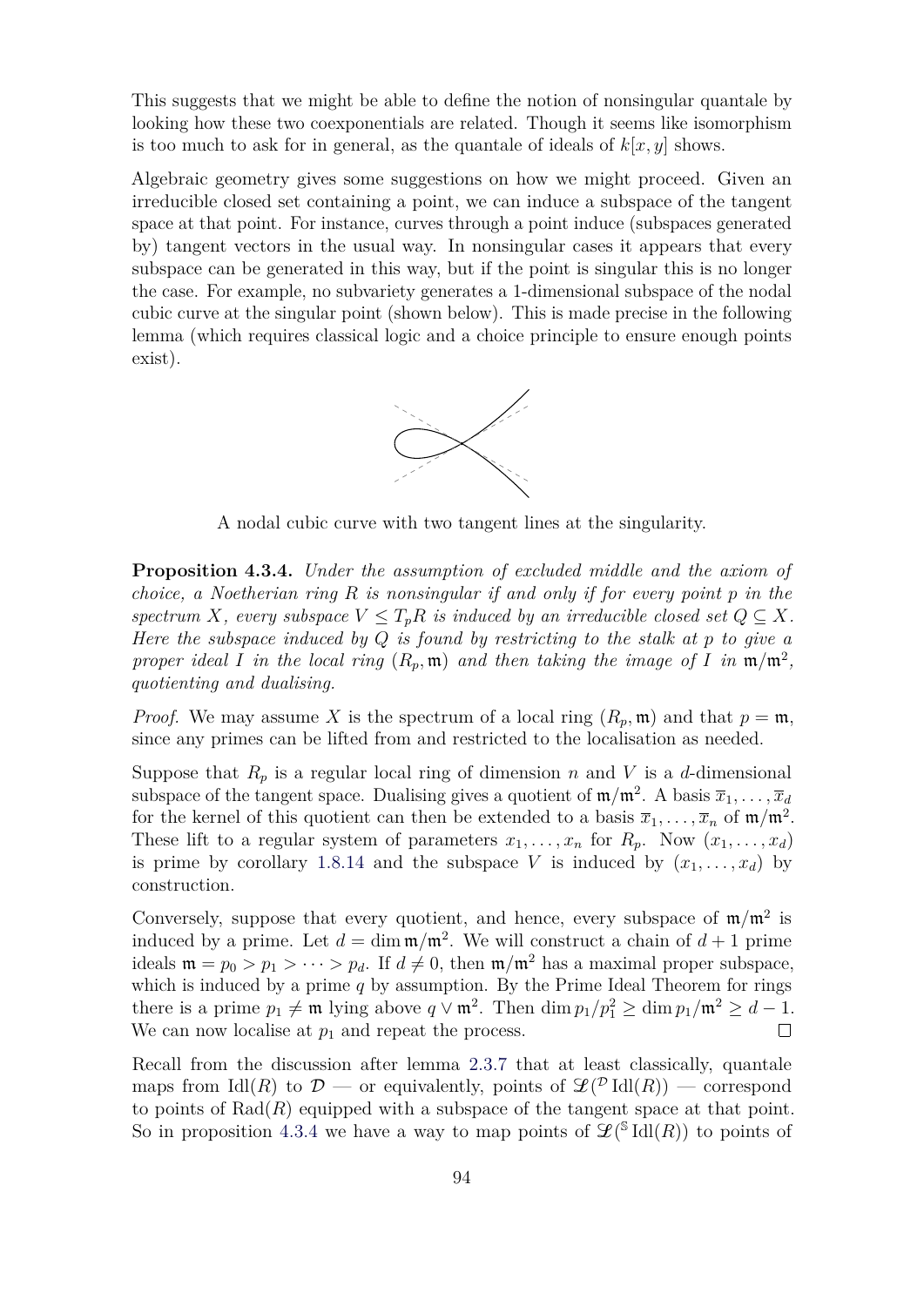This suggests that we might be able to define the notion of nonsingular quantale by looking how these two coexponentials are related. Though it seems like isomorphism is too much to ask for in general, as the quantale of ideals of $k[x, y]$ shows.

Algebraic geometry gives some suggestions on how we might proceed. Given an irreducible closed set containing a point, we can induce a subspace of the tangent space at that point. For instance, curves through a point induce (subspaces generated by) tangent vectors in the usual way. In nonsingular cases it appears that every subspace can be generated in this way, but if the point is singular this is no longer the case. For example, no subvariety generates a 1-dimensional subspace of the nodal cubic curve at the singular point (shown below). This is made precise in the following lemma (which requires classical logic and a choice principle to ensure enough points exist).

A nodal cubic curve with two tangent lines at the singularity.

**Proposition 4.3.4.** *Under the assumption of excluded middle and the axiom of choice, a Noetherian ring $R$ is nonsingular if and only if for every point $p$ in the spectrum $X$, every subspace $V \leq T_p R$ is induced by an irreducible closed set $Q \subseteq X$. Here the subspace induced by $Q$ is found by restricting to the stalk at $p$ to give a proper ideal $I$ in the local ring $(R_p, \mathfrak{m})$ and then taking the image of $I$ in $\mathfrak{m}/\mathfrak{m}^2$, quotienting and dualising.*

*Proof.* We may assume $X$ is the spectrum of a local ring $(R_p, \mathfrak{m})$ and that $p = \mathfrak{m}$, since any primes can be lifted from and restricted to the localisation as needed.

Suppose that $R_p$ is a regular local ring of dimension $n$ and $V$ is a $d$-dimensional subspace of the tangent space. Dualising gives a quotient of $\mathfrak{m}/\mathfrak{m}^2$. A basis $\overline{x}_1, \ldots, \overline{x}_d$ for the kernel of this quotient can then be extended to a basis $\overline{x}_1, \ldots, \overline{x}_n$ of $\mathfrak{m}/\mathfrak{m}^2$. These lift to a regular system of parameters $x_1, \ldots, x_n$ for $R_p$. Now $(x_1, \ldots, x_d)$ is prime by corollary 1.8.14 and the subspace $V$ is induced by $(x_1, \ldots, x_d)$ by construction.

Conversely, suppose that every quotient, and hence, every subspace of $\mathfrak{m}/\mathfrak{m}^2$ is induced by a prime. Let $d = \dim \mathfrak{m}/\mathfrak{m}^2$. We will construct a chain of $d + 1$ prime ideals $\mathfrak{m} = p_0 > p_1 > \cdots > p_d$. If $d \neq 0$, then $\mathfrak{m}/\mathfrak{m}^2$ has a maximal proper subspace, which is induced by a prime $q$ by assumption. By the Prime Ideal Theorem for rings there is a prime $p_1 \neq \mathfrak{m}$ lying above $q \vee \mathfrak{m}^2$. Then $\dim p_1/p_1^2 \geq \dim p_1/\mathfrak{m}^2 \geq d - 1$. We can now localise at $p_1$ and repeat the process. $\square$

Recall from the discussion after lemma 2.3.7 that at least classically, quantale maps from $\mathrm{Idl}(R)$ to $\mathcal{D}$ — or equivalently, points of $\mathscr{L}({}^{\mathcal{D}}\,\mathrm{Idl}(R))$ — correspond to points of $\mathrm{Rad}(R)$ equipped with a subspace of the tangent space at that point. So in proposition 4.3.4 we have a way to map points of $\mathscr{L}({}^{\mathbb{S}}\,\mathrm{Idl}(R))$ to points of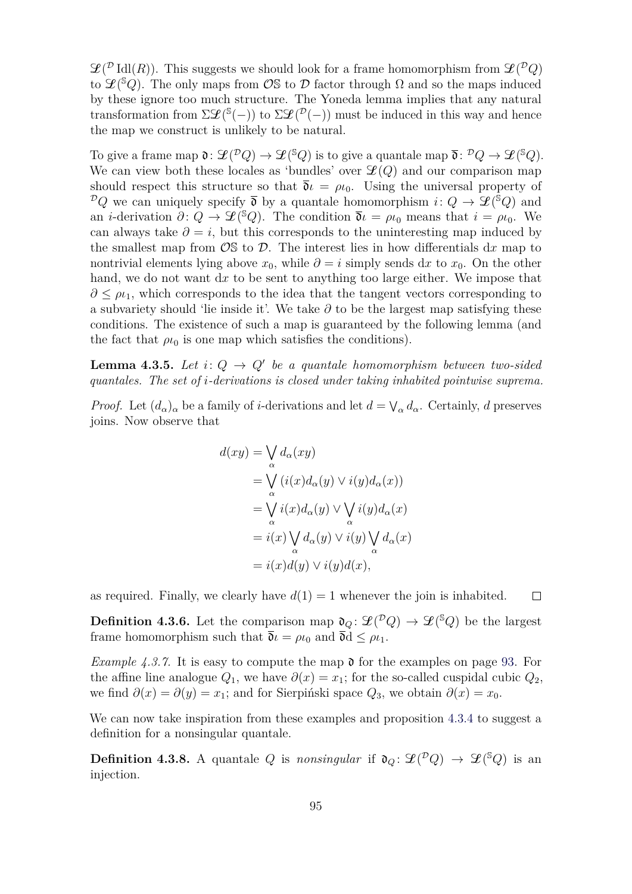$\mathcal{L}({}^{\mathcal{D}}\,\mathrm{Idl}(R))$. This suggests we should look for a frame homomorphism from $\mathcal{L}({}^{\mathcal{D}}Q)$ to $\mathcal{L}({}^{\mathbb{S}}Q)$. The only maps from $\mathcal{O}\mathbb{S}$ to $\mathcal{D}$ factor through $\Omega$ and so the maps induced by these ignore too much structure. The Yoneda lemma implies that any natural transformation from $\Sigma\mathcal{L}({}^{\mathbb{S}}(-))$ to $\Sigma\mathcal{L}({}^{\mathcal{D}}(-))$ must be induced in this way and hence the map we construct is unlikely to be natural.

To give a frame map $\mathfrak{d}\colon \mathcal{L}({}^{\mathcal{D}}Q) \to \mathcal{L}({}^{\mathbb{S}}Q)$ is to give a quantale map $\overline{\mathfrak{d}}\colon {}^{\mathcal{D}}Q \to \mathcal{L}({}^{\mathbb{S}}Q)$. We can view both these locales as 'bundles' over $\mathcal{L}(Q)$ and our comparison map should respect this structure so that $\overline{\mathfrak{d}}\iota = \rho\iota_0$. Using the universal property of ${}^{\mathcal{D}}Q$ we can uniquely specify $\overline{\mathfrak{d}}$ by a quantale homomorphism $i\colon Q \to \mathcal{L}({}^{\mathbb{S}}Q)$ and an $i$-derivation $\partial\colon Q \to \mathcal{L}({}^{\mathbb{S}}Q)$. The condition $\overline{\mathfrak{d}}\iota = \rho\iota_0$ means that $i = \rho\iota_0$. We can always take $\partial = i$, but this corresponds to the uninteresting map induced by the smallest map from $\mathcal{O}\mathbb{S}$ to $\mathcal{D}$. The interest lies in how differentials $\mathrm{d}x$ map to nontrivial elements lying above $x_0$, while $\partial = i$ simply sends $\mathrm{d}x$ to $x_0$. On the other hand, we do not want $\mathrm{d}x$ to be sent to anything too large either. We impose that $\partial \le \rho\iota_1$, which corresponds to the idea that the tangent vectors corresponding to a subvariety should 'lie inside it'. We take $\partial$ to be the largest map satisfying these conditions. The existence of such a map is guaranteed by the following lemma (and the fact that $\rho\iota_0$ is one map which satisfies the conditions).

**Lemma 4.3.5.** *Let $i\colon Q \to Q'$ be a quantale homomorphism between two-sided quantales. The set of $i$-derivations is closed under taking inhabited pointwise suprema.*

*Proof.* Let $(d_\alpha)_\alpha$ be a family of $i$-derivations and let $d = \bigvee_\alpha d_\alpha$. Certainly, $d$ preserves joins. Now observe that

$$
\begin{aligned}
d(xy) &= \bigvee_\alpha d_\alpha(xy) \\
&= \bigvee_\alpha \left(i(x)d_\alpha(y) \vee i(y)d_\alpha(x)\right) \\
&= \bigvee_\alpha i(x)d_\alpha(y) \vee \bigvee_\alpha i(y)d_\alpha(x) \\
&= i(x)\bigvee_\alpha d_\alpha(y) \vee i(y)\bigvee_\alpha d_\alpha(x) \\
&= i(x)d(y) \vee i(y)d(x),
\end{aligned}
$$

as required. Finally, we clearly have $d(1) = 1$ whenever the join is inhabited. ◻

**Definition 4.3.6.** Let the comparison map $\mathfrak{d}_Q\colon \mathcal{L}({}^{\mathcal{D}}Q) \to \mathcal{L}({}^{\mathbb{S}}Q)$ be the largest frame homomorphism such that $\overline{\mathfrak{d}}\iota = \rho\iota_0$ and $\overline{\mathfrak{d}}\mathrm{d} \le \rho\iota_1$.

*Example 4.3.7.* It is easy to compute the map $\mathfrak{d}$ for the examples on page 93. For the affine line analogue $Q_1$, we have $\partial(x) = x_1$; for the so-called cuspidal cubic $Q_2$, we find $\partial(x) = \partial(y) = x_1$; and for Sierpiński space $Q_3$, we obtain $\partial(x) = x_0$.

We can now take inspiration from these examples and proposition 4.3.4 to suggest a definition for a nonsingular quantale.

**Definition 4.3.8.** A quantale $Q$ is *nonsingular* if $\mathfrak{d}_Q\colon \mathcal{L}({}^{\mathcal{D}}Q) \to \mathcal{L}({}^{\mathbb{S}}Q)$ is an injection.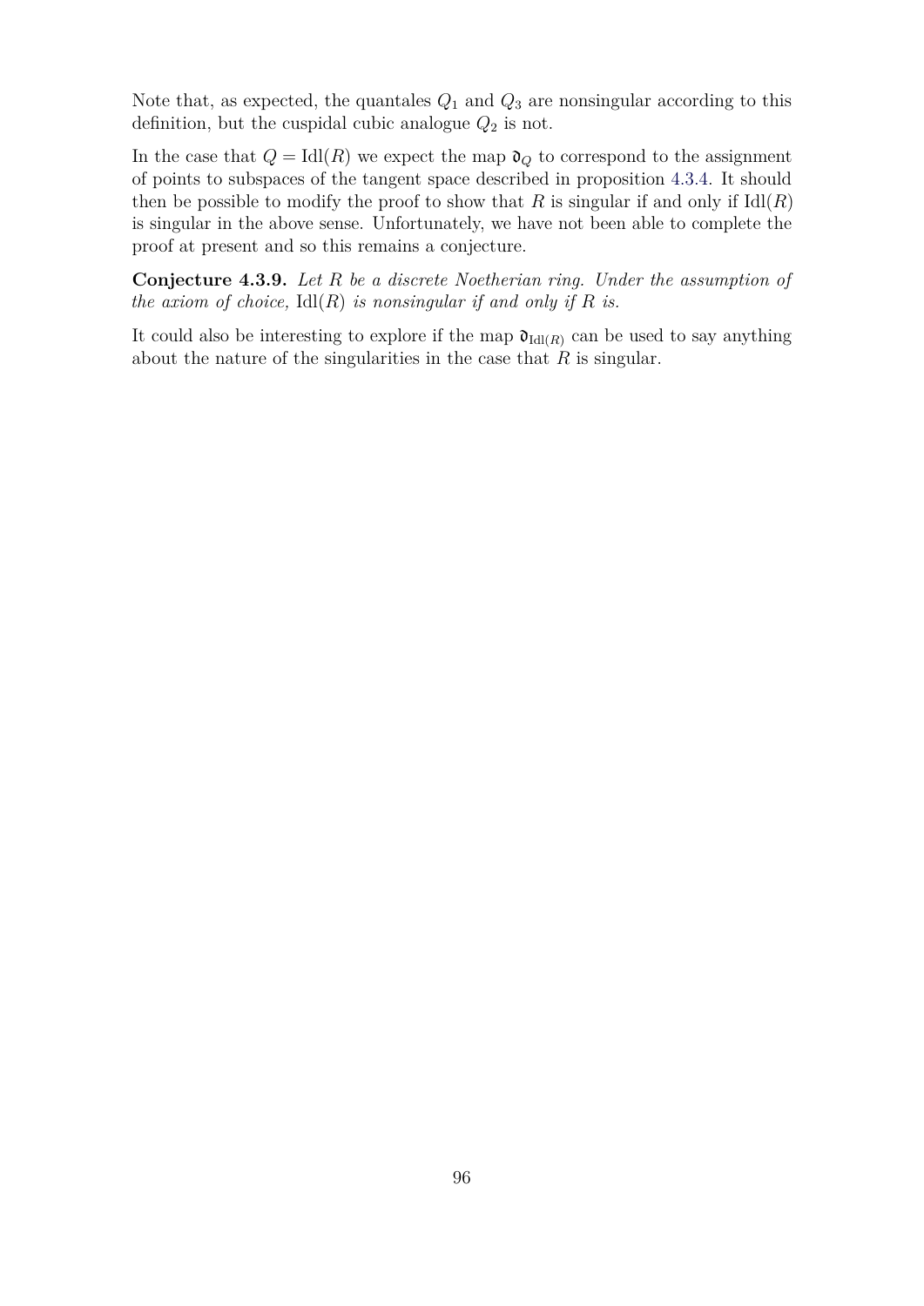Note that, as expected, the quantales $Q_1$ and $Q_3$ are nonsingular according to this definition, but the cuspidal cubic analogue $Q_2$ is not.

In the case that $Q = \mathrm{Idl}(R)$ we expect the map $\mathfrak{d}_Q$ to correspond to the assignment of points to subspaces of the tangent space described in proposition 4.3.4. It should then be possible to modify the proof to show that $R$ is singular if and only if $\mathrm{Idl}(R)$ is singular in the above sense. Unfortunately, we have not been able to complete the proof at present and so this remains a conjecture.

**Conjecture 4.3.9.** *Let $R$ be a discrete Noetherian ring. Under the assumption of the axiom of choice,* $\mathrm{Idl}(R)$ *is nonsingular if and only if $R$ is.*

It could also be interesting to explore if the map $\mathfrak{d}_{\mathrm{Idl}(R)}$ can be used to say anything about the nature of the singularities in the case that $R$ is singular.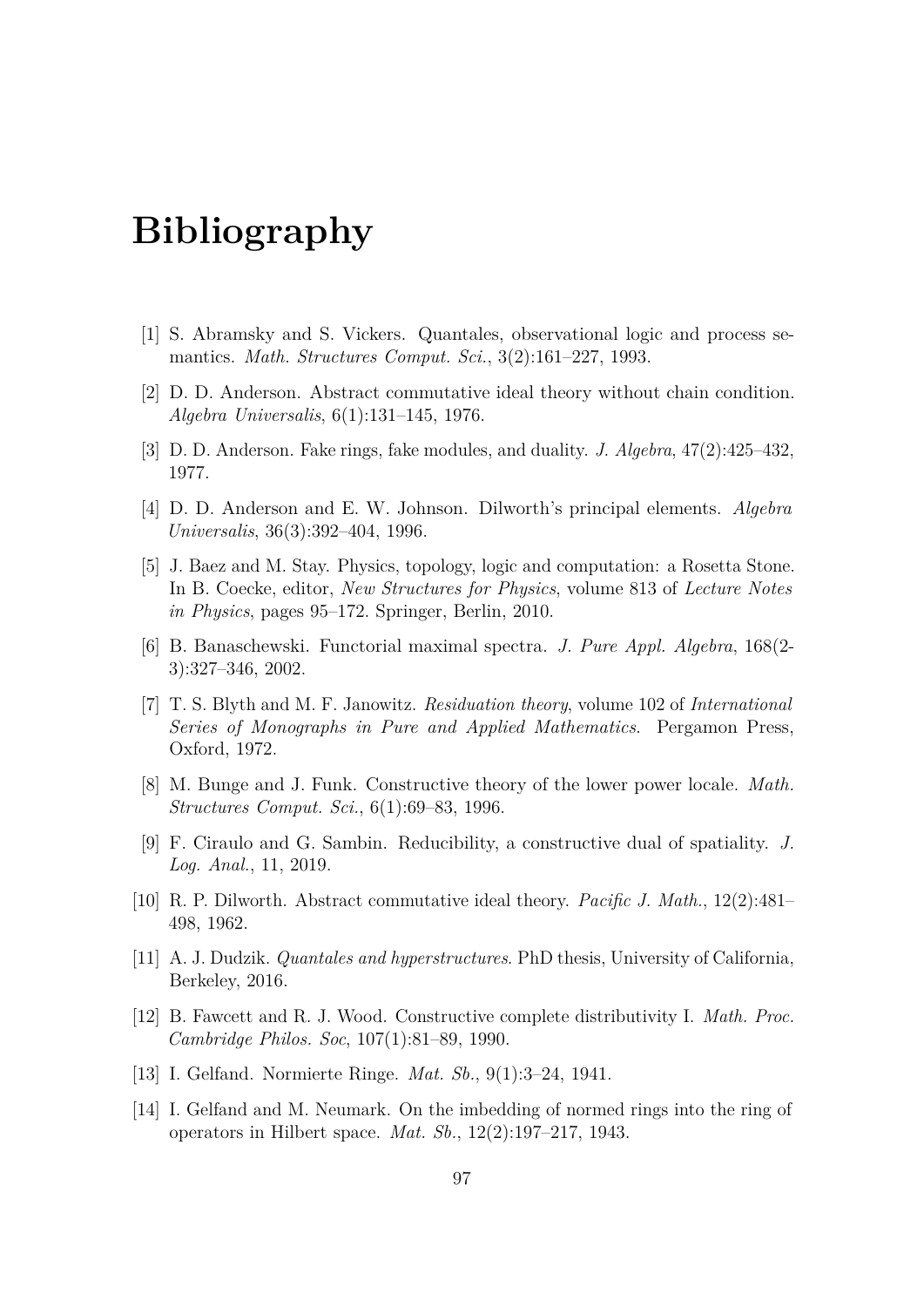# Bibliography

[1] S. Abramsky and S. Vickers. Quantales, observational logic and process semantics. *Math. Structures Comput. Sci.*, 3(2):161–227, 1993.

[2] D. D. Anderson. Abstract commutative ideal theory without chain condition. *Algebra Universalis*, 6(1):131–145, 1976.

[3] D. D. Anderson. Fake rings, fake modules, and duality. *J. Algebra*, 47(2):425–432, 1977.

[4] D. D. Anderson and E. W. Johnson. Dilworth's principal elements. *Algebra Universalis*, 36(3):392–404, 1996.

[5] J. Baez and M. Stay. Physics, topology, logic and computation: a Rosetta Stone. In B. Coecke, editor, *New Structures for Physics*, volume 813 of *Lecture Notes in Physics*, pages 95–172. Springer, Berlin, 2010.

[6] B. Banaschewski. Functorial maximal spectra. *J. Pure Appl. Algebra*, 168(2-3):327–346, 2002.

[7] T. S. Blyth and M. F. Janowitz. *Residuation theory*, volume 102 of *International Series of Monographs in Pure and Applied Mathematics*. Pergamon Press, Oxford, 1972.

[8] M. Bunge and J. Funk. Constructive theory of the lower power locale. *Math. Structures Comput. Sci.*, 6(1):69–83, 1996.

[9] F. Ciraulo and G. Sambin. Reducibility, a constructive dual of spatiality. *J. Log. Anal.*, 11, 2019.

[10] R. P. Dilworth. Abstract commutative ideal theory. *Pacific J. Math.*, 12(2):481–498, 1962.

[11] A. J. Dudzik. *Quantales and hyperstructures*. PhD thesis, University of California, Berkeley, 2016.

[12] B. Fawcett and R. J. Wood. Constructive complete distributivity I. *Math. Proc. Cambridge Philos. Soc*, 107(1):81–89, 1990.

[13] I. Gelfand. Normierte Ringe. *Mat. Sb.*, 9(1):3–24, 1941.

[14] I. Gelfand and M. Neumark. On the imbedding of normed rings into the ring of operators in Hilbert space. *Mat. Sb.*, 12(2):197–217, 1943.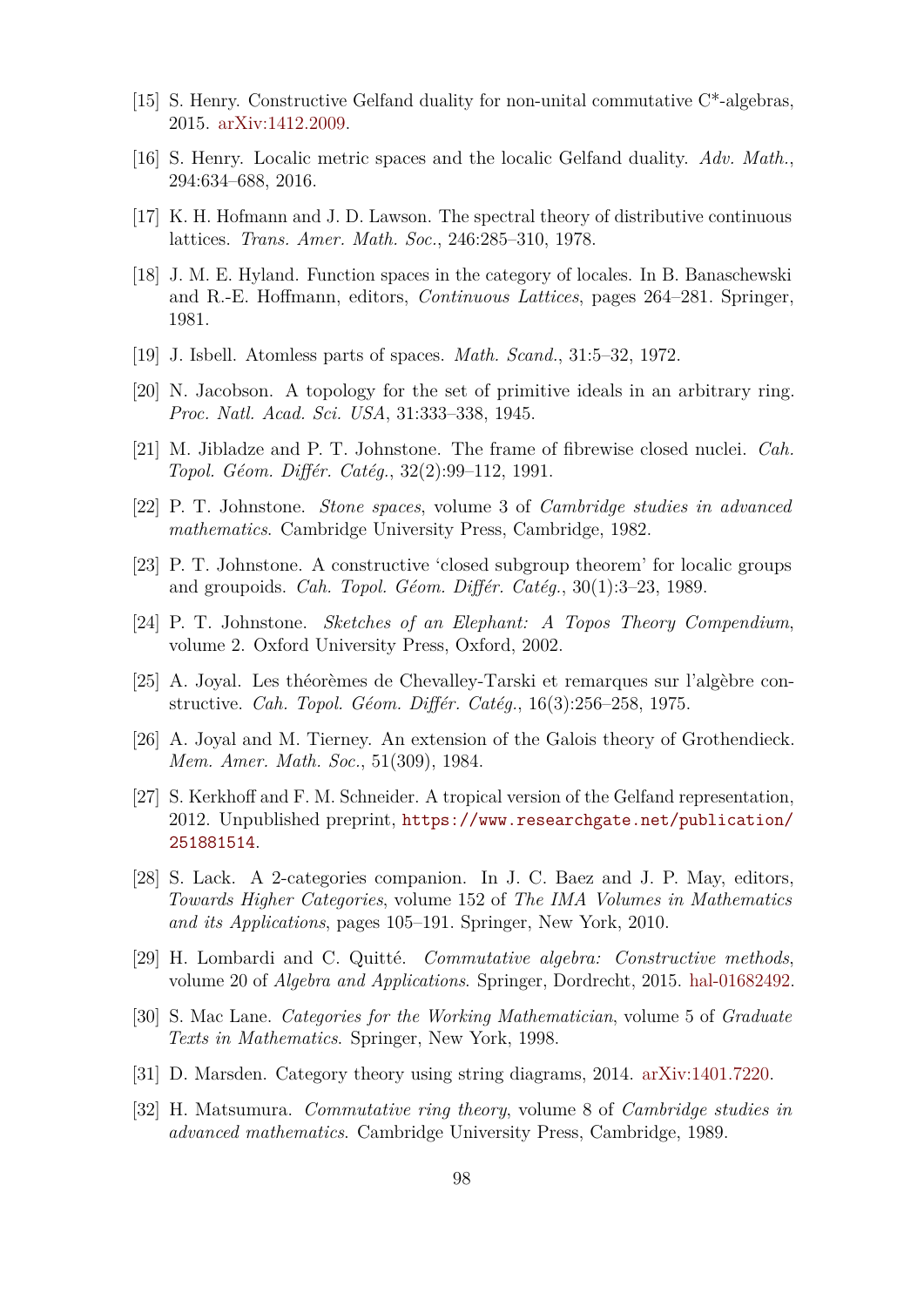[15] S. Henry. Constructive Gelfand duality for non-unital commutative C*-algebras, 2015. arXiv:1412.2009.

[16] S. Henry. Localic metric spaces and the localic Gelfand duality. *Adv. Math.*, 294:634–688, 2016.

[17] K. H. Hofmann and J. D. Lawson. The spectral theory of distributive continuous lattices. *Trans. Amer. Math. Soc.*, 246:285–310, 1978.

[18] J. M. E. Hyland. Function spaces in the category of locales. In B. Banaschewski and R.-E. Hoffmann, editors, *Continuous Lattices*, pages 264–281. Springer, 1981.

[19] J. Isbell. Atomless parts of spaces. *Math. Scand.*, 31:5–32, 1972.

[20] N. Jacobson. A topology for the set of primitive ideals in an arbitrary ring. *Proc. Natl. Acad. Sci. USA*, 31:333–338, 1945.

[21] M. Jibladze and P. T. Johnstone. The frame of fibrewise closed nuclei. *Cah. Topol. Géom. Différ. Catég.*, 32(2):99–112, 1991.

[22] P. T. Johnstone. *Stone spaces*, volume 3 of *Cambridge studies in advanced mathematics*. Cambridge University Press, Cambridge, 1982.

[23] P. T. Johnstone. A constructive 'closed subgroup theorem' for localic groups and groupoids. *Cah. Topol. Géom. Différ. Catég.*, 30(1):3–23, 1989.

[24] P. T. Johnstone. *Sketches of an Elephant: A Topos Theory Compendium*, volume 2. Oxford University Press, Oxford, 2002.

[25] A. Joyal. Les théorèmes de Chevalley-Tarski et remarques sur l'algèbre constructive. *Cah. Topol. Géom. Différ. Catég.*, 16(3):256–258, 1975.

[26] A. Joyal and M. Tierney. An extension of the Galois theory of Grothendieck. *Mem. Amer. Math. Soc.*, 51(309), 1984.

[27] S. Kerkhoff and F. M. Schneider. A tropical version of the Gelfand representation, 2012. Unpublished preprint, `https://www.researchgate.net/publication/251881514`.

[28] S. Lack. A 2-categories companion. In J. C. Baez and J. P. May, editors, *Towards Higher Categories*, volume 152 of *The IMA Volumes in Mathematics and its Applications*, pages 105–191. Springer, New York, 2010.

[29] H. Lombardi and C. Quitté. *Commutative algebra: Constructive methods*, volume 20 of *Algebra and Applications*. Springer, Dordrecht, 2015. hal-01682492.

[30] S. Mac Lane. *Categories for the Working Mathematician*, volume 5 of *Graduate Texts in Mathematics*. Springer, New York, 1998.

[31] D. Marsden. Category theory using string diagrams, 2014. arXiv:1401.7220.

[32] H. Matsumura. *Commutative ring theory*, volume 8 of *Cambridge studies in advanced mathematics*. Cambridge University Press, Cambridge, 1989.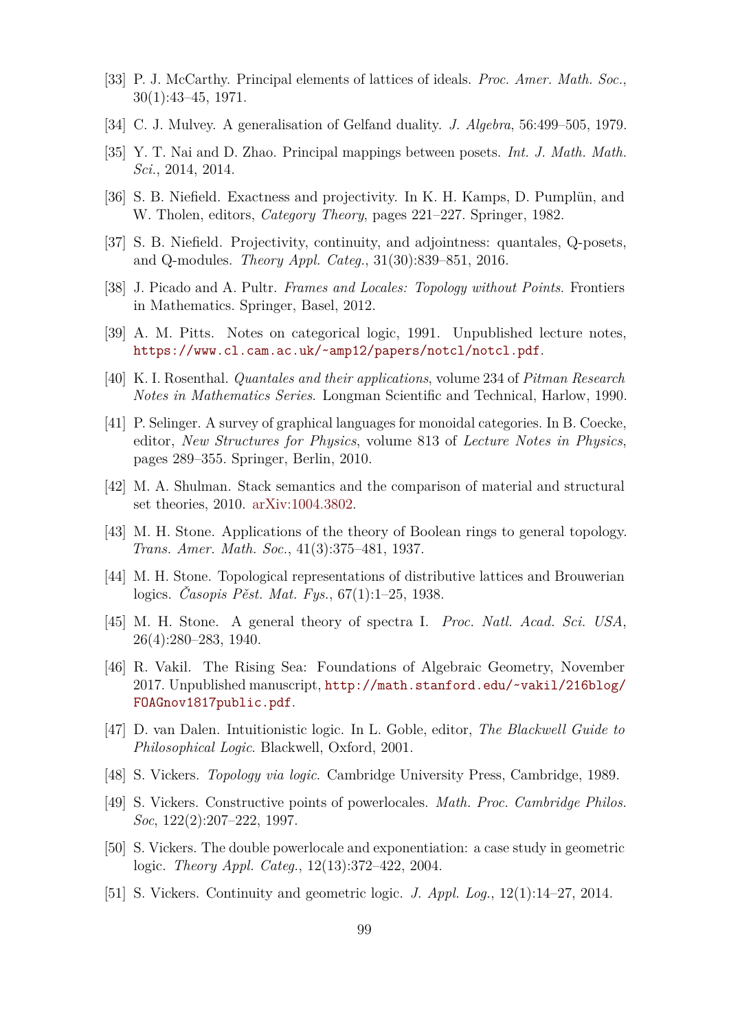[33] P. J. McCarthy. Principal elements of lattices of ideals. *Proc. Amer. Math. Soc.*, 30(1):43–45, 1971.

[34] C. J. Mulvey. A generalisation of Gelfand duality. *J. Algebra*, 56:499–505, 1979.

[35] Y. T. Nai and D. Zhao. Principal mappings between posets. *Int. J. Math. Math. Sci.*, 2014, 2014.

[36] S. B. Niefield. Exactness and projectivity. In K. H. Kamps, D. Pumplün, and W. Tholen, editors, *Category Theory*, pages 221–227. Springer, 1982.

[37] S. B. Niefield. Projectivity, continuity, and adjointness: quantales, Q-posets, and Q-modules. *Theory Appl. Categ.*, 31(30):839–851, 2016.

[38] J. Picado and A. Pultr. *Frames and Locales: Topology without Points*. Frontiers in Mathematics. Springer, Basel, 2012.

[39] A. M. Pitts. Notes on categorical logic, 1991. Unpublished lecture notes, https://www.cl.cam.ac.uk/~amp12/papers/notcl/notcl.pdf.

[40] K. I. Rosenthal. *Quantales and their applications*, volume 234 of *Pitman Research Notes in Mathematics Series*. Longman Scientific and Technical, Harlow, 1990.

[41] P. Selinger. A survey of graphical languages for monoidal categories. In B. Coecke, editor, *New Structures for Physics*, volume 813 of *Lecture Notes in Physics*, pages 289–355. Springer, Berlin, 2010.

[42] M. A. Shulman. Stack semantics and the comparison of material and structural set theories, 2010. arXiv:1004.3802.

[43] M. H. Stone. Applications of the theory of Boolean rings to general topology. *Trans. Amer. Math. Soc.*, 41(3):375–481, 1937.

[44] M. H. Stone. Topological representations of distributive lattices and Brouwerian logics. *Časopis Pěst. Mat. Fys.*, 67(1):1–25, 1938.

[45] M. H. Stone. A general theory of spectra I. *Proc. Natl. Acad. Sci. USA*, 26(4):280–283, 1940.

[46] R. Vakil. The Rising Sea: Foundations of Algebraic Geometry, November 2017. Unpublished manuscript, http://math.stanford.edu/~vakil/216blog/FOAGnov1817public.pdf.

[47] D. van Dalen. Intuitionistic logic. In L. Goble, editor, *The Blackwell Guide to Philosophical Logic*. Blackwell, Oxford, 2001.

[48] S. Vickers. *Topology via logic*. Cambridge University Press, Cambridge, 1989.

[49] S. Vickers. Constructive points of powerlocales. *Math. Proc. Cambridge Philos. Soc*, 122(2):207–222, 1997.

[50] S. Vickers. The double powerlocale and exponentiation: a case study in geometric logic. *Theory Appl. Categ.*, 12(13):372–422, 2004.

[51] S. Vickers. Continuity and geometric logic. *J. Appl. Log.*, 12(1):14–27, 2014.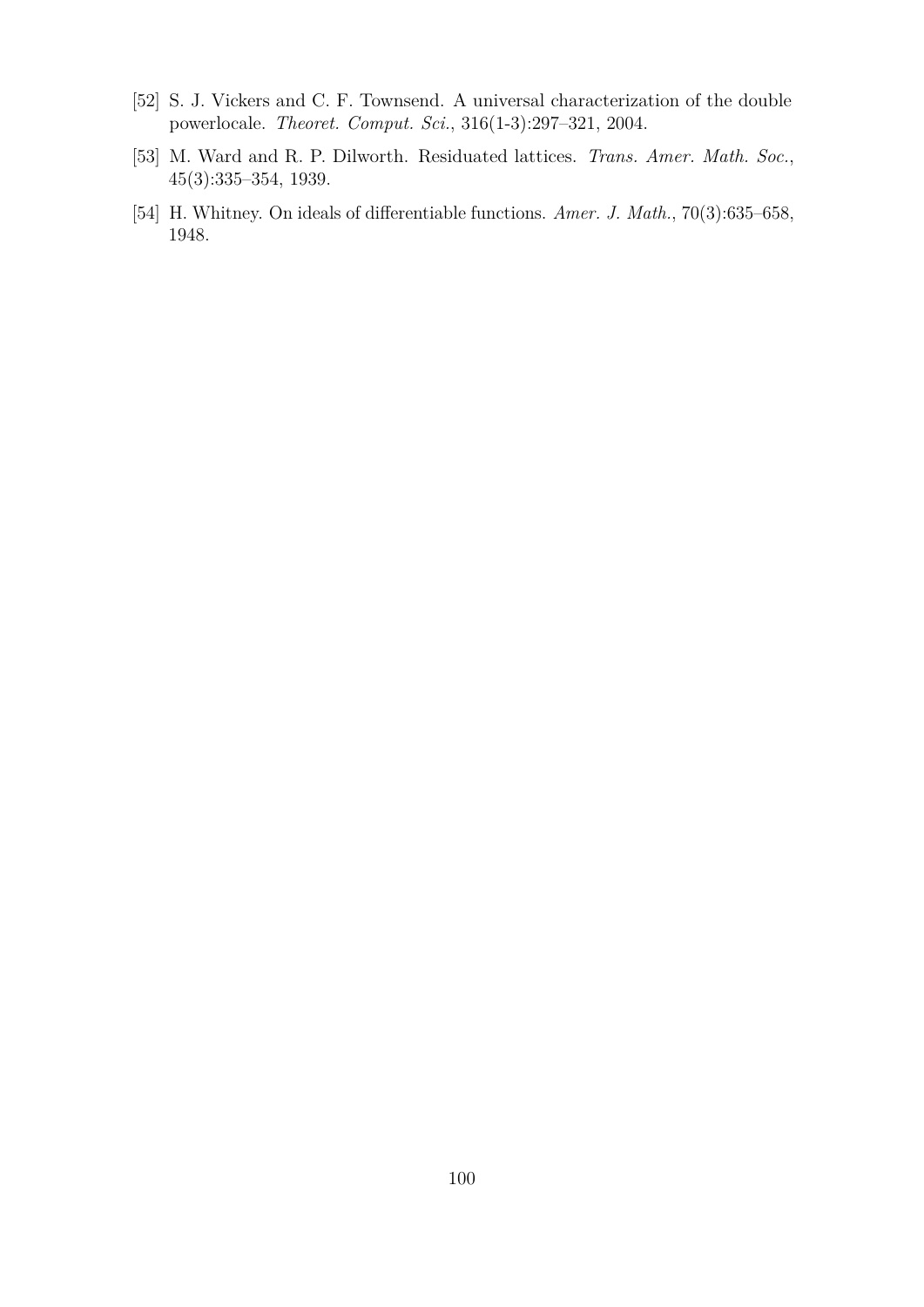[52] S. J. Vickers and C. F. Townsend. A universal characterization of the double powerlocale. *Theoret. Comput. Sci.*, 316(1-3):297–321, 2004.

[53] M. Ward and R. P. Dilworth. Residuated lattices. *Trans. Amer. Math. Soc.*, 45(3):335–354, 1939.

[54] H. Whitney. On ideals of differentiable functions. *Amer. J. Math.*, 70(3):635–658, 1948.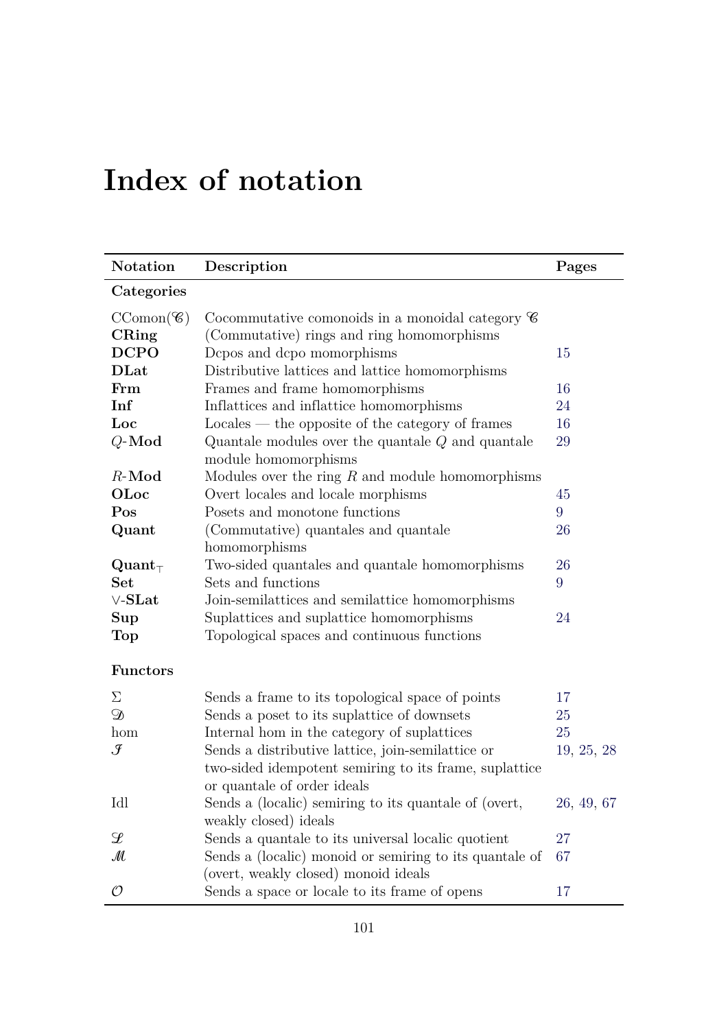# Index of notation

| Notation | Description | Pages |
|---|---|---|
| **Categories** | | |
| $\mathrm{CComon}(\mathscr{C})$ | Cocommutative comonoids in a monoidal category $\mathscr{C}$ | |
| **CRing** | (Commutative) rings and ring homomorphisms | |
| **DCPO** | Dcpos and dcpo momorphisms | 15 |
| **DLat** | Distributive lattices and lattice homomorphisms | |
| **Frm** | Frames and frame homomorphisms | 16 |
| **Inf** | Inflattices and inflattice homomorphisms | 24 |
| **Loc** | Locales — the opposite of the category of frames | 16 |
| $Q$-**Mod** | Quantale modules over the quantale $Q$ and quantale module homomorphisms | 29 |
| $R$-**Mod** | Modules over the ring $R$ and module homomorphisms | |
| **OLoc** | Overt locales and locale morphisms | 45 |
| **Pos** | Posets and monotone functions | 9 |
| **Quant** | (Commutative) quantales and quantale homomorphisms | 26 |
| $\mathbf{Quant}_\top$ | Two-sided quantales and quantale homomorphisms | 26 |
| **Set** | Sets and functions | 9 |
| $\vee$-**SLat** | Join-semilattices and semilattice homomorphisms | |
| **Sup** | Suplattices and suplattice homomorphisms | 24 |
| **Top** | Topological spaces and continuous functions | |
| **Functors** | | |
| $\Sigma$ | Sends a frame to its topological space of points | 17 |
| $\mathscr{D}$ | Sends a poset to its suplattice of downsets | 25 |
| hom | Internal hom in the category of suplattices | 25 |
| $\mathscr{I}$ | Sends a distributive lattice, join-semilattice or two-sided idempotent semiring to its frame, suplattice or quantale of order ideals | 19, 25, 28 |
| Idl | Sends a (localic) semiring to its quantale of (overt, weakly closed) ideals | 26, 49, 67 |
| $\mathscr{L}$ | Sends a quantale to its universal localic quotient | 27 |
| $\mathscr{M}$ | Sends a (localic) monoid or semiring to its quantale of (overt, weakly closed) monoid ideals | 67 |
| $\mathcal{O}$ | Sends a space or locale to its frame of opens | 17 |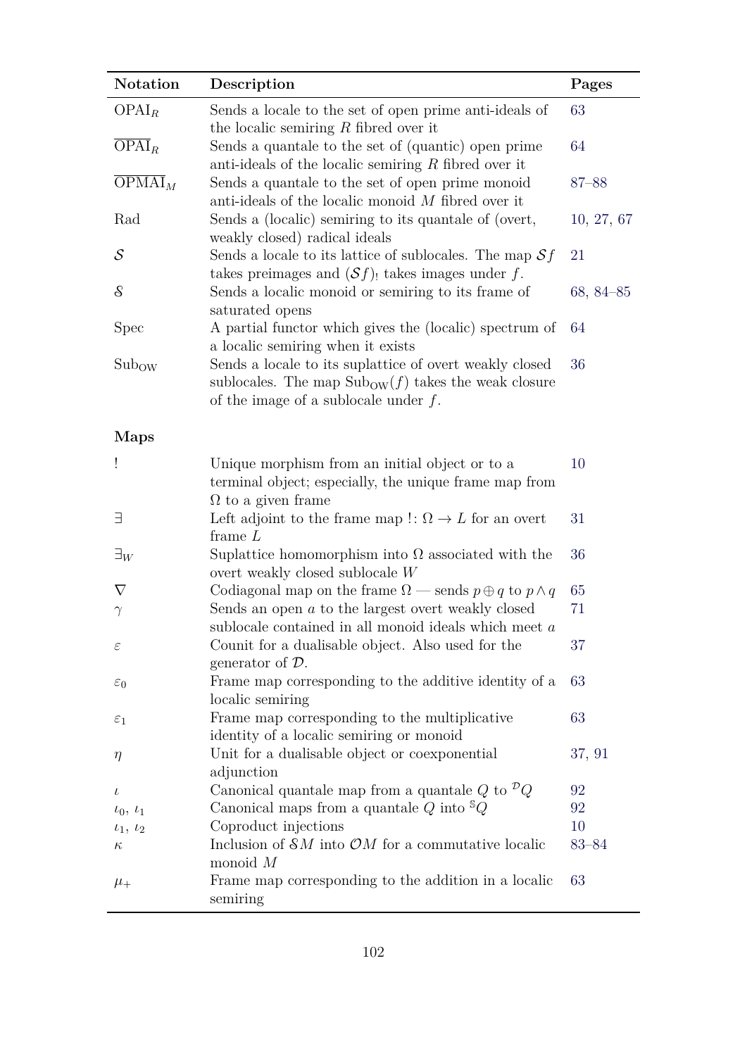| Notation | Description | Pages |
|---|---|---|
| $\mathrm{OPAI}_R$ | Sends a locale to the set of open prime anti-ideals of the localic semiring $R$ fibred over it | 63 |
| $\overline{\mathrm{OPAI}}_R$ | Sends a quantale to the set of (quantic) open prime anti-ideals of the localic semiring $R$ fibred over it | 64 |
| $\overline{\mathrm{OPMAI}}_M$ | Sends a quantale to the set of open prime monoid anti-ideals of the localic monoid $M$ fibred over it | 87–88 |
| Rad | Sends a (localic) semiring to its quantale of (overt, weakly closed) radical ideals | 10, 27, 67 |
| $\mathcal{S}$ | Sends a locale to its lattice of sublocales. The map $\mathcal{S}f$ takes preimages and $(\mathcal{S}f)_!$ takes images under $f$. | 21 |
| $\mathcal{S}$ | Sends a localic monoid or semiring to its frame of saturated opens | 68, 84–85 |
| Spec | A partial functor which gives the (localic) spectrum of a localic semiring when it exists | 64 |
| $\mathrm{Sub}_{\mathrm{OW}}$ | Sends a locale to its suplattice of overt weakly closed sublocales. The map $\mathrm{Sub}_{\mathrm{OW}}(f)$ takes the weak closure of the image of a sublocale under $f$. | 36 |
| **Maps** | | |
| ! | Unique morphism from an initial object or to a terminal object; especially, the unique frame map from $\Omega$ to a given frame | 10 |
| $\exists$ | Left adjoint to the frame map $!\colon \Omega \to L$ for an overt frame $L$ | 31 |
| $\exists_W$ | Suplattice homomorphism into $\Omega$ associated with the overt weakly closed sublocale $W$ | 36 |
| $\nabla$ | Codiagonal map on the frame $\Omega$ — sends $p \oplus q$ to $p \wedge q$ | 65 |
| $\gamma$ | Sends an open $a$ to the largest overt weakly closed sublocale contained in all monoid ideals which meet $a$ | 71 |
| $\varepsilon$ | Counit for a dualisable object. Also used for the generator of $\mathcal{D}$. | 37 |
| $\varepsilon_0$ | Frame map corresponding to the additive identity of a localic semiring | 63 |
| $\varepsilon_1$ | Frame map corresponding to the multiplicative identity of a localic semiring or monoid | 63 |
| $\eta$ | Unit for a dualisable object or coexponential adjunction | 37, 91 |
| $\iota$ | Canonical quantale map from a quantale $Q$ to ${}^{\mathcal{D}}Q$ | 92 |
| $\iota_0$, $\iota_1$ | Canonical maps from a quantale $Q$ into ${}^{\mathbb{S}}Q$ | 92 |
| $\iota_1$, $\iota_2$ | Coproduct injections | 10 |
| $\kappa$ | Inclusion of $\mathcal{S}M$ into $\mathcal{O}M$ for a commutative localic monoid $M$ | 83–84 |
| $\mu_+$ | Frame map corresponding to the addition in a localic semiring | 63 |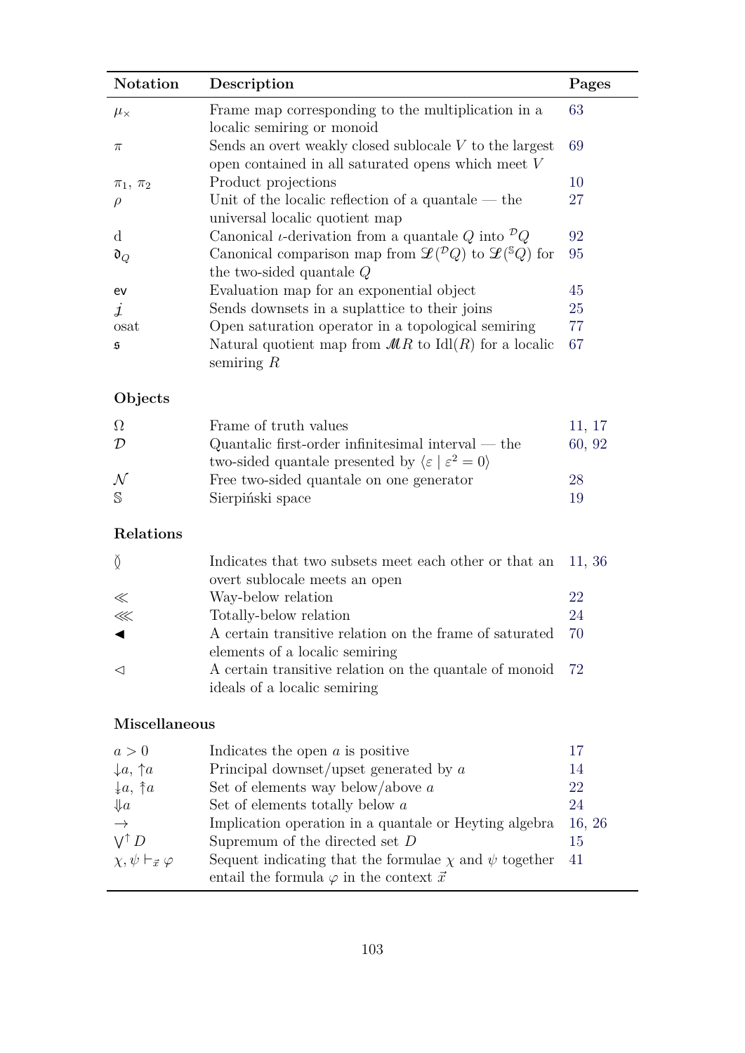| Notation | Description | Pages |
| --- | --- | --- |
| $\mu_\times$ | Frame map corresponding to the multiplication in a localic semiring or monoid | 63 |
| $\pi$ | Sends an overt weakly closed sublocale $V$ to the largest open contained in all saturated opens which meet $V$ | 69 |
| $\pi_1$, $\pi_2$ | Product projections | 10 |
| $\rho$ | Unit of the localic reflection of a quantale — the universal localic quotient map | 27 |
| $\mathrm{d}$ | Canonical $\iota$-derivation from a quantale $Q$ into ${}^{\mathcal{D}}Q$ | 92 |
| $\mathfrak{d}_Q$ | Canonical comparison map from $\mathscr{L}({}^{\mathcal{D}}Q)$ to $\mathscr{L}({}^{\mathbb{S}}Q)$ for the two-sided quantale $Q$ | 95 |
| $\mathsf{ev}$ | Evaluation map for an exponential object | 45 |
| $\jmath$ | Sends downsets in a suplattice to their joins | 25 |
| osat | Open saturation operator in a topological semiring | 77 |
| $\mathfrak{s}$ | Natural quotient map from $\mathscr{M}R$ to $\mathrm{Idl}(R)$ for a localic semiring $R$ | 67 |

**Objects**

| Notation | Description | Pages |
| --- | --- | --- |
| $\Omega$ | Frame of truth values | 11, 17 |
| $\mathcal{D}$ | Quantalic first-order infinitesimal interval — the two-sided quantale presented by $\langle \varepsilon \mid \varepsilon^2 = 0 \rangle$ | 60, 92 |
| $\mathcal{N}$ | Free two-sided quantale on one generator | 28 |
| $\mathbb{S}$ | Sierpiński space | 19 |

**Relations**

| Notation | Description | Pages |
| --- | --- | --- |
| $\between$ | Indicates that two subsets meet each other or that an overt sublocale meets an open | 11, 36 |
| $\ll$ | Way-below relation | 22 |
| $\lll$ | Totally-below relation | 24 |
| $\blacktriangleleft$ | A certain transitive relation on the frame of saturated elements of a localic semiring | 70 |
| $\lhd$ | A certain transitive relation on the quantale of monoid ideals of a localic semiring | 72 |

**Miscellaneous**

| Notation | Description | Pages |
| --- | --- | --- |
| $a > 0$ | Indicates the open $a$ is positive | 17 |
| $\downarrow a$, $\uparrow a$ | Principal downset/upset generated by $a$ | 14 |
| $\twoheaddownarrow a$, $\twoheaduparrow a$ | Set of elements way below/above $a$ | 22 |
| $\Downarrow a$ | Set of elements totally below $a$ | 24 |
| $\to$ | Implication operation in a quantale or Heyting algebra | 16, 26 |
| $\bigvee^{\uparrow} D$ | Supremum of the directed set $D$ | 15 |
| $\chi, \psi \vdash_{\vec{x}} \varphi$ | Sequent indicating that the formulae $\chi$ and $\psi$ together entail the formula $\varphi$ in the context $\vec{x}$ | 41 |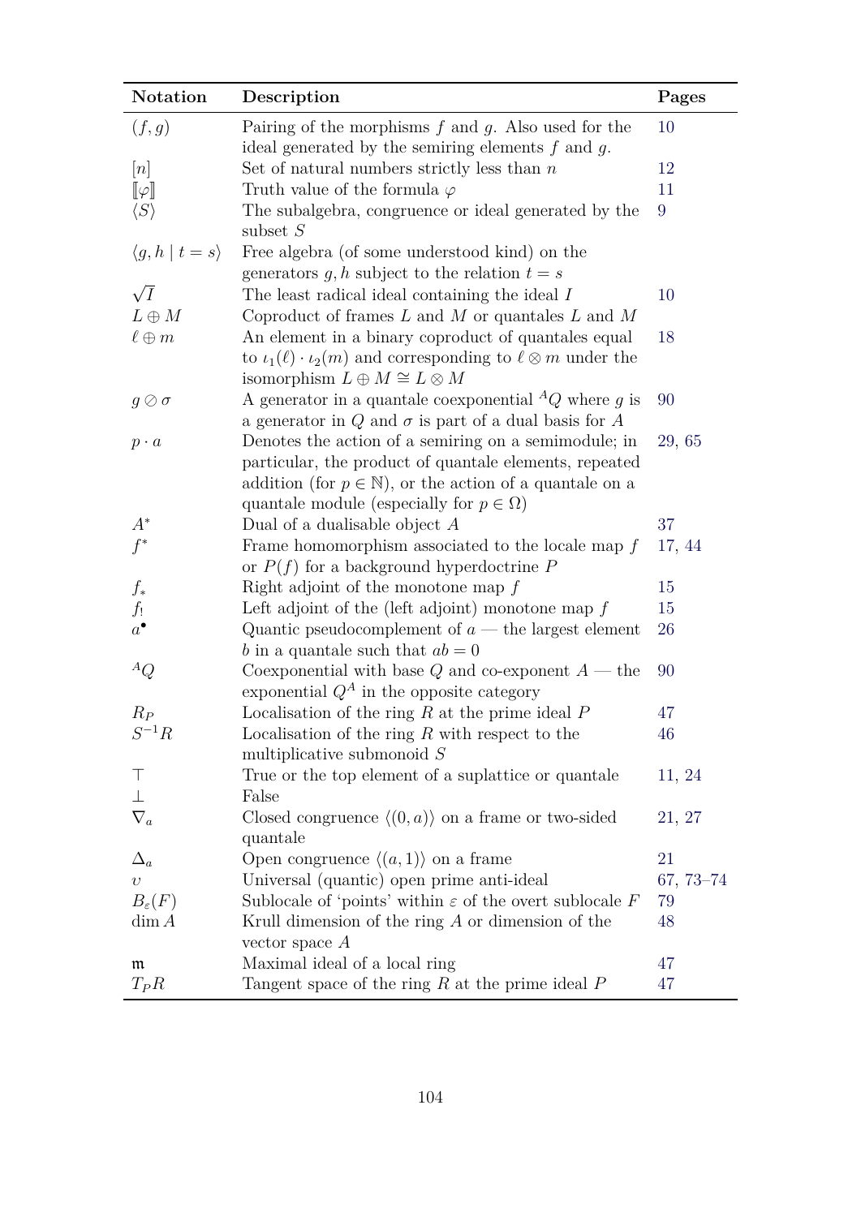| Notation | Description | Pages |
|---|---|---|
| $(f, g)$ | Pairing of the morphisms $f$ and $g$. Also used for the ideal generated by the semiring elements $f$ and $g$. | 10 |
| $[n]$ | Set of natural numbers strictly less than $n$ | 12 |
| $[\![\varphi]\!]$ | Truth value of the formula $\varphi$ | 11 |
| $\langle S \rangle$ | The subalgebra, congruence or ideal generated by the subset $S$ | 9 |
| $\langle g, h \mid t = s \rangle$ | Free algebra (of some understood kind) on the generators $g, h$ subject to the relation $t = s$ | |
| $\sqrt{I}$ | The least radical ideal containing the ideal $I$ | 10 |
| $L \oplus M$ | Coproduct of frames $L$ and $M$ or quantales $L$ and $M$ | |
| $\ell \oplus m$ | An element in a binary coproduct of quantales equal to $\iota_1(\ell) \cdot \iota_2(m)$ and corresponding to $\ell \otimes m$ under the isomorphism $L \oplus M \cong L \otimes M$ | 18 |
| $g \oslash \sigma$ | A generator in a quantale coexponential ${}^{A}Q$ where $g$ is a generator in $Q$ and $\sigma$ is part of a dual basis for $A$ | 90 |
| $p \cdot a$ | Denotes the action of a semiring on a semimodule; in particular, the product of quantale elements, repeated addition (for $p \in \mathbb{N}$), or the action of a quantale on a quantale module (especially for $p \in \Omega$) | 29, 65 |
| $A^*$ | Dual of a dualisable object $A$ | 37 |
| $f^*$ | Frame homomorphism associated to the locale map $f$ or $P(f)$ for a background hyperdoctrine $P$ | 17, 44 |
| $f_*$ | Right adjoint of the monotone map $f$ | 15 |
| $f_!$ | Left adjoint of the (left adjoint) monotone map $f$ | 15 |
| $a^\bullet$ | Quantic pseudocomplement of $a$ — the largest element $b$ in a quantale such that $ab = 0$ | 26 |
| ${}^{A}Q$ | Coexponential with base $Q$ and co-exponent $A$ — the exponential $Q^A$ in the opposite category | 90 |
| $R_P$ | Localisation of the ring $R$ at the prime ideal $P$ | 47 |
| $S^{-1}R$ | Localisation of the ring $R$ with respect to the multiplicative submonoid $S$ | 46 |
| $\top$ | True or the top element of a suplattice or quantale | 11, 24 |
| $\bot$ | False | |
| $\nabla_a$ | Closed congruence $\langle (0, a) \rangle$ on a frame or two-sided quantale | 21, 27 |
| $\Delta_a$ | Open congruence $\langle (a, 1) \rangle$ on a frame | 21 |
| $\upsilon$ | Universal (quantic) open prime anti-ideal | 67, 73–74 |
| $B_\varepsilon(F)$ | Sublocale of 'points' within $\varepsilon$ of the overt sublocale $F$ | 79 |
| $\dim A$ | Krull dimension of the ring $A$ or dimension of the vector space $A$ | 48 |
| $\mathfrak{m}$ | Maximal ideal of a local ring | 47 |
| $T_P R$ | Tangent space of the ring $R$ at the prime ideal $P$ | 47 |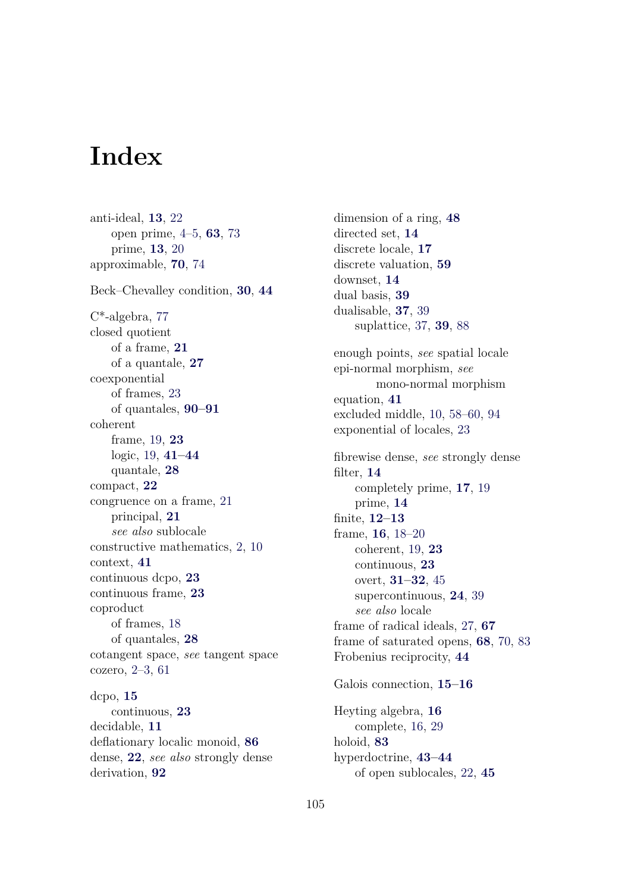# Index

anti-ideal, **13**, 22
  open prime, 4–5, **63**, 73
  prime, **13**, 20
approximable, **70**, 74

Beck–Chevalley condition, **30**, **44**

C*-algebra, 77
closed quotient
  of a frame, **21**
  of a quantale, **27**
coexponential
  of frames, 23
  of quantales, **90–91**
coherent
  frame, 19, **23**
  logic, 19, **41–44**
  quantale, **28**
compact, **22**
congruence on a frame, 21
  principal, **21**
  *see also* sublocale
constructive mathematics, 2, 10
context, **41**
continuous dcpo, **23**
continuous frame, **23**
coproduct
  of frames, 18
  of quantales, **28**
cotangent space, *see* tangent space
cozero, 2–3, 61

dcpo, **15**
  continuous, **23**
decidable, **11**
deflationary localic monoid, **86**
dense, **22**, *see also* strongly dense
derivation, **92**

dimension of a ring, **48**
directed set, **14**
discrete locale, **17**
discrete valuation, **59**
downset, **14**
dual basis, **39**
dualisable, **37**, 39
  suplattice, 37, **39**, 88

enough points, *see* spatial locale
epi-normal morphism, *see*
  mono-normal morphism
equation, **41**
excluded middle, 10, 58–60, 94
exponential of locales, 23

fibrewise dense, *see* strongly dense
filter, **14**
  completely prime, **17**, 19
  prime, **14**
finite, **12–13**
frame, **16**, 18–20
  coherent, 19, **23**
  continuous, **23**
  overt, **31–32**, 45
  supercontinuous, **24**, 39
  *see also* locale
frame of radical ideals, 27, **67**
frame of saturated opens, **68**, 70, 83
Frobenius reciprocity, **44**

Galois connection, **15–16**

Heyting algebra, **16**
  complete, 16, 29
holoid, **83**
hyperdoctrine, **43–44**
  of open sublocales, 22, **45**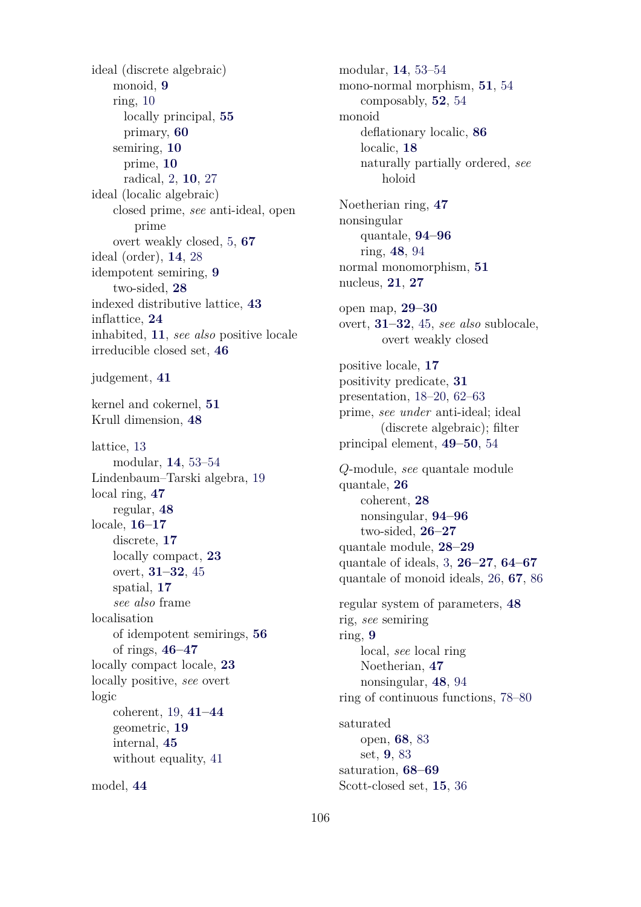ideal (discrete algebraic)
- monoid, **9**
- ring, 10
  - locally principal, **55**
  - primary, **60**
- semiring, **10**
  - prime, **10**
  - radical, 2, **10**, 27

ideal (localic algebraic)
- closed prime, *see* anti-ideal, open prime
- overt weakly closed, 5, **67**

ideal (order), **14**, 28

idempotent semiring, **9**
- two-sided, **28**

indexed distributive lattice, **43**

inflattice, **24**

inhabited, **11**, *see also* positive locale

irreducible closed set, **46**

judgement, **41**

kernel and cokernel, **51**

Krull dimension, **48**

lattice, 13
- modular, **14**, 53–54

Lindenbaum–Tarski algebra, 19

local ring, **47**
- regular, **48**

locale, **16–17**
- discrete, **17**
- locally compact, **23**
- overt, **31–32**, 45
- spatial, **17**
- *see also* frame

localisation
- of idempotent semirings, **56**
- of rings, **46–47**

locally compact locale, **23**

locally positive, *see* overt

logic
- coherent, 19, **41–44**
- geometric, **19**
- internal, **45**
- without equality, 41

model, **44**

modular, **14**, 53–54

mono-normal morphism, **51**, 54
- composably, **52**, 54

monoid
- deflationary localic, **86**
- localic, **18**
- naturally partially ordered, *see* holoid

Noetherian ring, **47**

nonsingular
- quantale, **94–96**
- ring, **48**, 94

normal monomorphism, **51**

nucleus, **21**, **27**

open map, **29–30**

overt, **31–32**, 45, *see also* sublocale, overt weakly closed

positive locale, **17**

positivity predicate, **31**

presentation, 18–20, 62–63

prime, *see under* anti-ideal; ideal (discrete algebraic); filter

principal element, **49–50**, 54

$Q$-module, *see* quantale module

quantale, **26**
- coherent, **28**
- nonsingular, **94–96**
- two-sided, **26–27**

quantale module, **28–29**

quantale of ideals, 3, **26–27**, **64–67**

quantale of monoid ideals, 26, **67**, 86

regular system of parameters, **48**

rig, *see* semiring

ring, **9**
- local, *see* local ring
- Noetherian, **47**
- nonsingular, **48**, 94

ring of continuous functions, 78–80

saturated
- open, **68**, 83
- set, **9**, 83

saturation, **68–69**

Scott-closed set, **15**, 36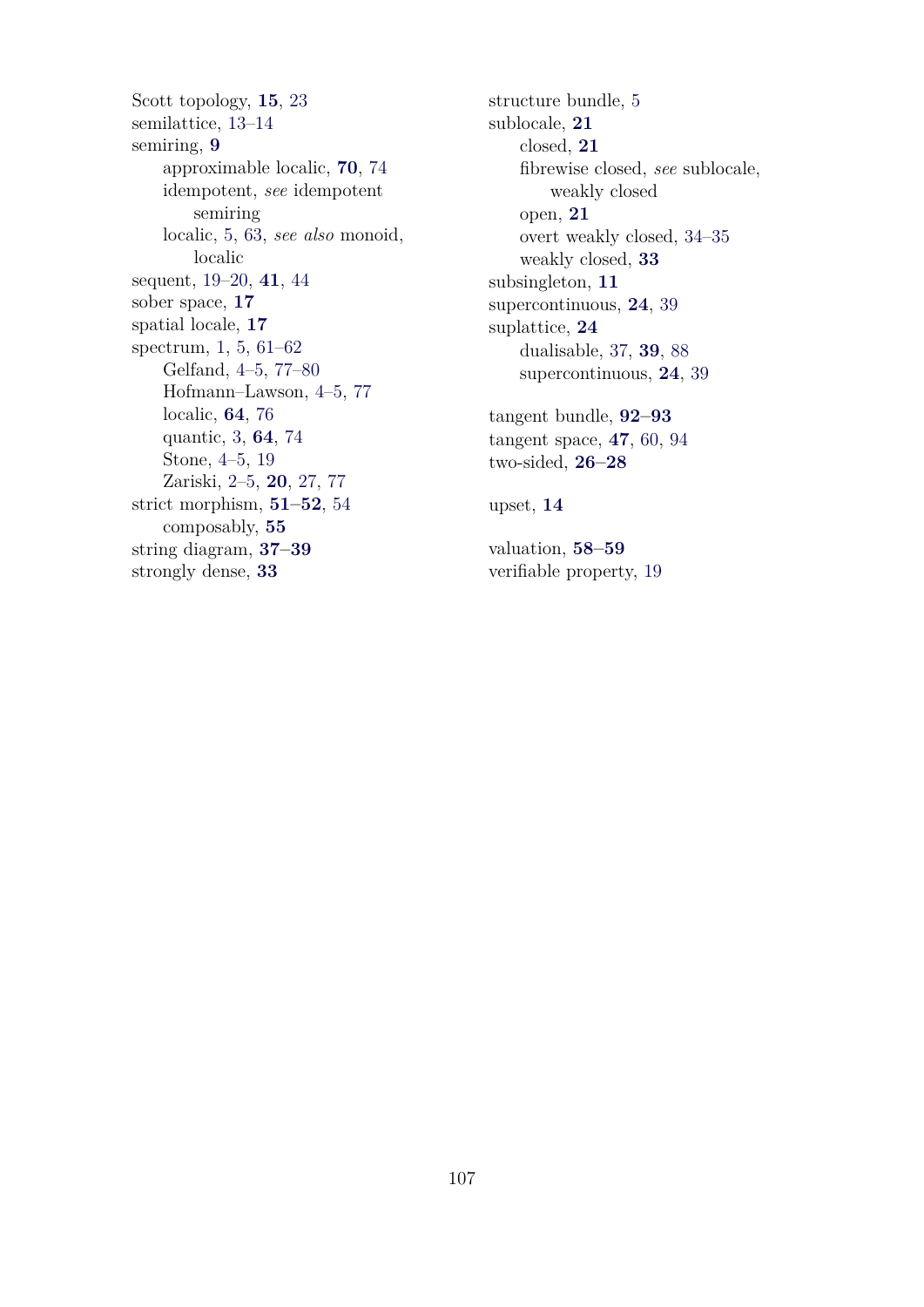Scott topology, **15**, 23
semilattice, 13–14
semiring, **9**
  approximable localic, **70**, 74
  idempotent, *see* idempotent semiring
  localic, 5, 63, *see also* monoid, localic
sequent, 19–20, **41**, 44
sober space, **17**
spatial locale, **17**
spectrum, 1, 5, 61–62
  Gelfand, 4–5, 77–80
  Hofmann–Lawson, 4–5, 77
  localic, **64**, 76
  quantic, 3, **64**, 74
  Stone, 4–5, 19
  Zariski, 2–5, **20**, 27, 77
strict morphism, **51–52**, 54
  composably, **55**
string diagram, **37–39**
strongly dense, **33**
structure bundle, 5
sublocale, **21**
  closed, **21**
  fibrewise closed, *see* sublocale, weakly closed
  open, **21**
  overt weakly closed, 34–35
  weakly closed, **33**
subsingleton, **11**
supercontinuous, **24**, 39
suplattice, **24**
  dualisable, 37, **39**, 88
  supercontinuous, **24**, 39

tangent bundle, **92–93**
tangent space, **47**, 60, 94
two-sided, **26–28**

upset, **14**

valuation, **58–59**
verifiable property, 19